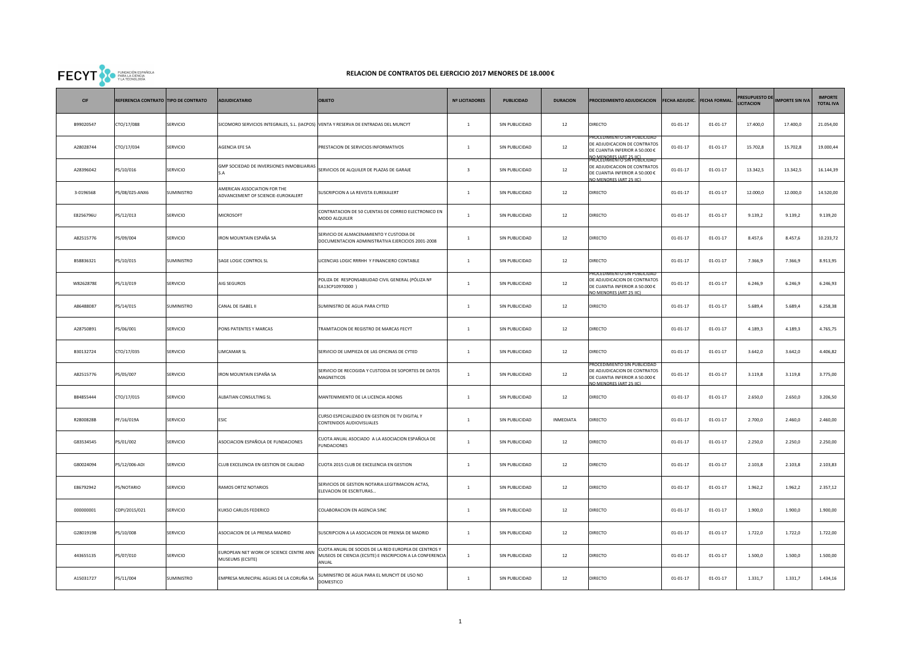FECYT FUNDACIÓN ESPAÑOLA PARA LA CIENCIA Y LA TECNOLOGÍA

# RELACION DE CONTRATOS DEL EJERCICIO 2017 MENORES DE 18.000 €

| CIF | REFERENCIA CONTRATO | TIPO DE CONTRATO | ADJUDICATARIO | OBJETO | Nº LICITADORES | PUBLICIDAD | DURACION | PROCEDIMIENTO ADJUDICACION | FECHA ADJUDIC. | FECHA FORMAL. | PRESUPUESTO DE LICITACION | IMPORTE SIN IVA | IMPORTE TOTAL IVA |
|---|---|---|---|---|---|---|---|---|---|---|---|---|---|
| B99020547 | CTO/17/088 | SERVICIO | SICOMORO SERVICIOS INTEGRALES, S.L. (IACPOS) | VENTA Y RESERVA DE ENTRADAS DEL MUNCYT | 1 | SIN PUBLICIDAD | 12 | DIRECTO | 01-01-17 | 01-01-17 | 17.400,0 | 17.400,0 | 21.054,00 |
| A28028744 | CTO/17/034 | SERVICIO | AGENCIA EFE SA | PRESTACION DE SERVICIOS INFORMATIVOS | 1 | SIN PUBLICIDAD | 12 | PROCEDIMIENTO SIN PUBLICIDAD DE ADJUDICACION DE CONTRATOS DE CUANTIA INFERIOR A 50.000 € NO MENORES (ART 25 IIC) | 01-01-17 | 01-01-17 | 15.702,8 | 15.702,8 | 19.000,44 |
| A28396042 | PS/10/016 | SERVICIO | GMP SOCIEDAD DE INVERSIONES INMOBILIARIAS S.A | SERVICIOS DE ALQUILER DE PLAZAS DE GARAJE | 3 | SIN PUBLICIDAD | 12 | PROCEDIMIENTO SIN PUBLICIDAD DE ADJUDICACION DE CONTRATOS DE CUANTIA INFERIOR A 50.000 € NO MENORES (ART 25 IIC) | 01-01-17 | 01-01-17 | 13.342,5 | 13.342,5 | 16.144,39 |
| 3-0196568 | PS/08/025-ANX6 | SUMINISTRO | AMERICAN ASSOCIATION FOR THE ADVANCEMENT OF SCIENCIE-EUROKALERT | SUSCRIPCION A LA REVISTA EUREKALERT | 1 | SIN PUBLICIDAD | 12 | DIRECTO | 01-01-17 | 01-01-17 | 12.000,0 | 12.000,0 | 14.520,00 |
| E8256796U | PS/12/013 | SERVICIO | MICROSOFT | CONTRATACION DE 50 CUENTAS DE CORREO ELECTRONICO EN MODO ALQUILER | 1 | SIN PUBLICIDAD | 12 | DIRECTO | 01-01-17 | 01-01-17 | 9.139,2 | 9.139,2 | 9.139,20 |
| A82515776 | PS/09/004 | SERVICIO | IRON MOUNTAIN ESPAÑA SA | SERVICIO DE ALMACENAMIENTO Y CUSTODIA DE DOCUMENTACION ADMINISTRATIVA EJERCICIOS 2001-2008 | 1 | SIN PUBLICIDAD | 12 | DIRECTO | 01-01-17 | 01-01-17 | 8.457,6 | 8.457,6 | 10.233,72 |
| B58836321 | PS/10/015 | SUMINISTRO | SAGE LOGIC CONTROL SL | LICENCIAS LOGIC RRHH Y FINANCIERO CONTABLE | 1 | SIN PUBLICIDAD | 12 | DIRECTO | 01-01-17 | 01-01-17 | 7.366,9 | 7.366,9 | 8.913,95 |
| W8262878E | PS/13/019 | SERVICIO | AIG SEGUROS | POLIZA DE RESPONSABILIDAD CIVIL GENERAL (PÓLIZA Nº EA13CP10970000 ) | 1 | SIN PUBLICIDAD | 12 | PROCEDIMIENTO SIN PUBLICIDAD DE ADJUDICACION DE CONTRATOS DE CUANTIA INFERIOR A 50.000 € NO MENORES (ART 25 IIC) | 01-01-17 | 01-01-17 | 6.246,9 | 6.246,9 | 6.246,93 |
| A86488087 | PS/14/015 | SUMINISTRO | CANAL DE ISABEL II | SUMINISTRO DE AGUA PARA CYTED | 1 | SIN PUBLICIDAD | 12 | DIRECTO | 01-01-17 | 01-01-17 | 5.689,4 | 5.689,4 | 6.258,38 |
| A28750891 | PS/06/001 | SERVICIO | PONS PATENTES Y MARCAS | TRAMITACION DE REGISTRO DE MARCAS FECYT | 1 | SIN PUBLICIDAD | 12 | DIRECTO | 01-01-17 | 01-01-17 | 4.189,3 | 4.189,3 | 4.765,75 |
| B30132724 | CTO/17/035 | SERVICIO | LIMCAMAR SL | SERVICIO DE LIMPIEZA DE LAS OFICINAS DE CYTED | 1 | SIN PUBLICIDAD | 12 | DIRECTO | 01-01-17 | 01-01-17 | 3.642,0 | 3.642,0 | 4.406,82 |
| A82515776 | PS/05/007 | SERVICIO | IRON MOUNTAIN ESPAÑA SA | SERVICIO DE RECOGIDA Y CUSTODIA DE SOPORTES DE DATOS MAGNETICOS | 1 | SIN PUBLICIDAD | 12 | PROCEDIMIENTO SIN PUBLICIDAD DE ADJUDICACION DE CONTRATOS DE CUANTIA INFERIOR A 50.000 € NO MENORES (ART 25 IIC) | 01-01-17 | 01-01-17 | 3.119,8 | 3.119,8 | 3.775,00 |
| B84855444 | CTO/17/015 | SERVICIO | ALBATIAN CONSULTING SL | MANTENIMIENTO DE LA LICENCIA ADONIS | 1 | SIN PUBLICIDAD | 12 | DIRECTO | 01-01-17 | 01-01-17 | 2.650,0 | 2.650,0 | 3.206,50 |
| R2800828B | PF/16/019A | SERVICIO | ESIC | CURSO ESPECIALIZADO EN GESTION DE TV DIGITAL Y CONTENIDOS AUDIOVISUALES | 1 | SIN PUBLICIDAD | INMEDIATA | DIRECTO | 01-01-17 | 01-01-17 | 2.700,0 | 2.460,0 | 2.460,00 |
| G83534545 | PS/01/002 | SERVICIO | ASOCIACION ESPAÑOLA DE FUNDACIONES | CUOTA ANUAL ASOCIADO A LA ASOCIACION ESPAÑOLA DE FUNDACIONES | 1 | SIN PUBLICIDAD | 12 | DIRECTO | 01-01-17 | 01-01-17 | 2.250,0 | 2.250,0 | 2.250,00 |
| G80024094 | PS/12/006-ADI | SERVICIO | CLUB EXCELENCIA EN GESTION DE CALIDAD | CUOTA 2015 CLUB DE EXCELENCIA EN GESTION | 1 | SIN PUBLICIDAD | 12 | DIRECTO | 01-01-17 | 01-01-17 | 2.103,8 | 2.103,8 | 2.103,83 |
| E86792942 | PS/NOTARIO | SERVICIO | RAMOS ORTIZ NOTARIOS | SERVICIOS DE GESTION NOTARIA:LEGITIMACION ACTAS, ELEVACION DE ESCRITURAS... | 1 | SIN PUBLICIDAD | 12 | DIRECTO | 01-01-17 | 01-01-17 | 1.962,2 | 1.962,2 | 2.357,12 |
| 000000001 | CDPI/2015/021 | SERVICIO | KUKSO CARLOS FEDERICO | COLABORACION EN AGENCIA SINC | 1 | SIN PUBLICIDAD | 12 | DIRECTO | 01-01-17 | 01-01-17 | 1.900,0 | 1.900,0 | 1.900,00 |
| G28019198 | PS/10/008 | SERVICIO | ASOCIACION DE LA PRENSA MADRID | SUSCRIPCION A LA ASOCIACION DE PRENSA DE MADRID | 1 | SIN PUBLICIDAD | 12 | DIRECTO | 01-01-17 | 01-01-17 | 1.722,0 | 1.722,0 | 1.722,00 |
| 443655135 | PS/07/010 | SERVICIO | EUROPEAN NET WORK OF SCIENCE CENTRE ANN MUSEUMS (ECSITE) | CUOTA ANUAL DE SOCIOS DE LA RED EUROPEA DE CENTROS Y MUSEOS DE CIENCIA (ECSITE) E INSCRIPCION A LA CONFERENCIA ANUAL | 1 | SIN PUBLICIDAD | 12 | DIRECTO | 01-01-17 | 01-01-17 | 1.500,0 | 1.500,0 | 1.500,00 |
| A15031727 | PS/11/004 | SUMINISTRO | EMPRESA MUNICIPAL AGUAS DE LA CORUÑA SA | SUMINISTRO DE AGUA PARA EL MUNCYT DE USO NO DOMESTICO | 1 | SIN PUBLICIDAD | 12 | DIRECTO | 01-01-17 | 01-01-17 | 1.331,7 | 1.331,7 | 1.434,16 |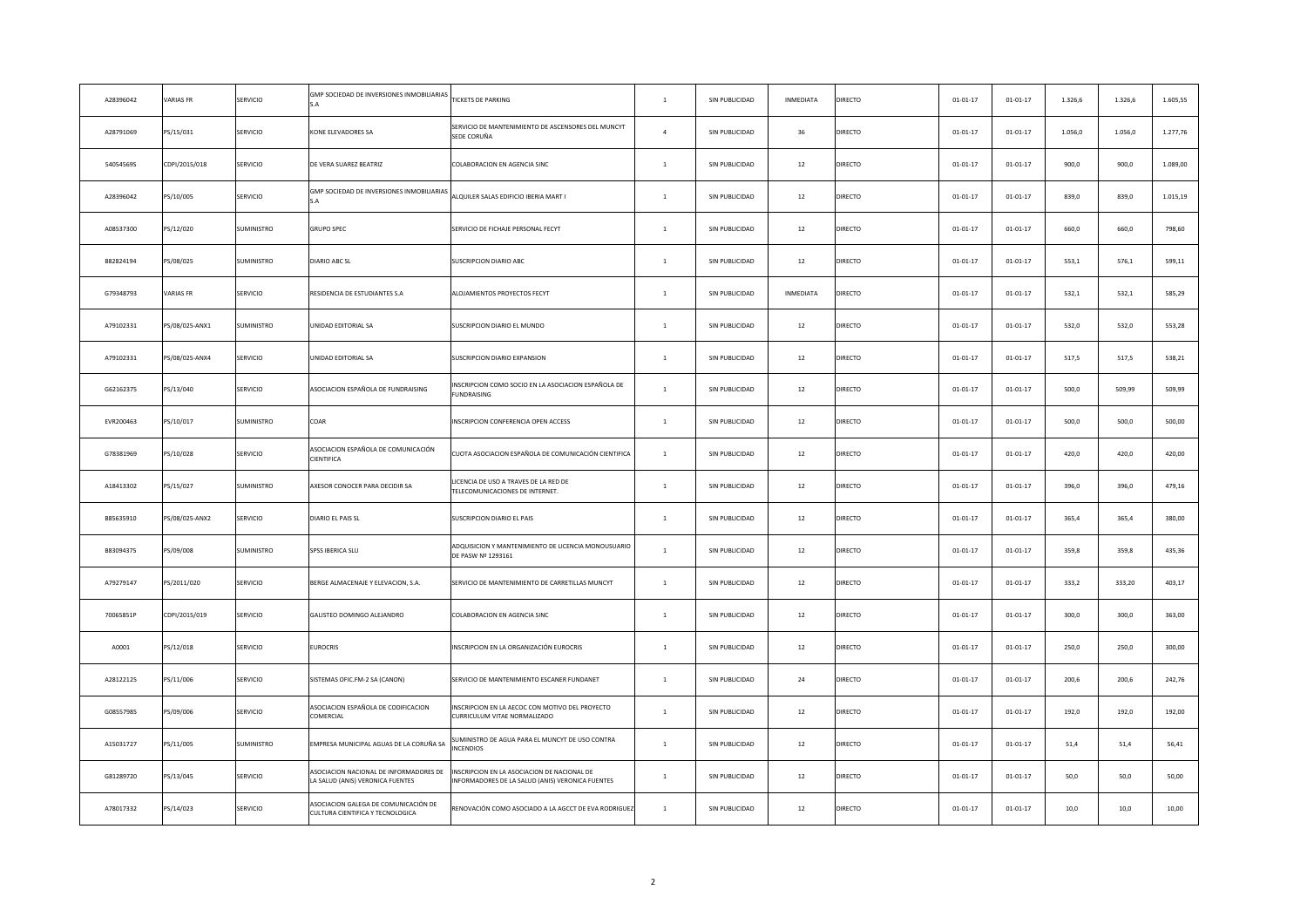| | | | | | | | | | | | | | |
|---|---|---|---|---|---|---|---|---|---|---|---|---|---|
| A28396042 | VARIAS FR | SERVICIO | GMP SOCIEDAD DE INVERSIONES INMOBILIARIAS S.A | TICKETS DE PARKING | 1 | SIN PUBLICIDAD | INMEDIATA | DIRECTO | 01-01-17 | 01-01-17 | 1.326,6 | 1.326,6 | 1.605,55 |
| A28791069 | PS/15/031 | SERVICIO | KONE ELEVADORES SA | SERVICIO DE MANTENIMIENTO DE ASCENSORES DEL MUNCYT SEDE CORUÑA | 4 | SIN PUBLICIDAD | 36 | DIRECTO | 01-01-17 | 01-01-17 | 1.056,0 | 1.056,0 | 1.277,76 |
| 54054569S | CDPI/2015/018 | SERVICIO | DE VERA SUAREZ BEATRIZ | COLABORACION EN AGENCIA SINC | 1 | SIN PUBLICIDAD | 12 | DIRECTO | 01-01-17 | 01-01-17 | 900,0 | 900,0 | 1.089,00 |
| A28396042 | PS/10/005 | SERVICIO | GMP SOCIEDAD DE INVERSIONES INMOBILIARIAS S.A | ALQUILER SALAS EDIFICIO IBERIA MART I | 1 | SIN PUBLICIDAD | 12 | DIRECTO | 01-01-17 | 01-01-17 | 839,0 | 839,0 | 1.015,19 |
| A08537300 | PS/12/020 | SUMINISTRO | GRUPO SPEC | SERVICIO DE FICHAJE PERSONAL FECYT | 1 | SIN PUBLICIDAD | 12 | DIRECTO | 01-01-17 | 01-01-17 | 660,0 | 660,0 | 798,60 |
| B82824194 | PS/08/025 | SUMINISTRO | DIARIO ABC SL | SUSCRIPCION DIARIO ABC | 1 | SIN PUBLICIDAD | 12 | DIRECTO | 01-01-17 | 01-01-17 | 553,1 | 576,1 | 599,11 |
| G79348793 | VARIAS FR | SERVICIO | RESIDENCIA DE ESTUDIANTES S.A | ALOJAMIENTOS PROYECTOS FECYT | 1 | SIN PUBLICIDAD | INMEDIATA | DIRECTO | 01-01-17 | 01-01-17 | 532,1 | 532,1 | 585,29 |
| A79102331 | PS/08/025-ANX1 | SUMINISTRO | UNIDAD EDITORIAL SA | SUSCRIPCION DIARIO EL MUNDO | 1 | SIN PUBLICIDAD | 12 | DIRECTO | 01-01-17 | 01-01-17 | 532,0 | 532,0 | 553,28 |
| A79102331 | PS/08/025-ANX4 | SERVICIO | UNIDAD EDITORIAL SA | SUSCRIPCION DIARIO EXPANSION | 1 | SIN PUBLICIDAD | 12 | DIRECTO | 01-01-17 | 01-01-17 | 517,5 | 517,5 | 538,21 |
| G62162375 | PS/13/040 | SERVICIO | ASOCIACION ESPAÑOLA DE FUNDRAISING | INSCRIPCION COMO SOCIO EN LA ASOCIACION ESPAÑOLA DE FUNDRAISING | 1 | SIN PUBLICIDAD | 12 | DIRECTO | 01-01-17 | 01-01-17 | 500,0 | 509,99 | 509,99 |
| EVR200463 | PS/10/017 | SUMINISTRO | COAR | INSCRIPCION CONFERENCIA OPEN ACCESS | 1 | SIN PUBLICIDAD | 12 | DIRECTO | 01-01-17 | 01-01-17 | 500,0 | 500,0 | 500,00 |
| G78381969 | PS/10/028 | SERVICIO | ASOCIACION ESPAÑOLA DE COMUNICACIÓN CIENTIFICA | CUOTA ASOCIACION ESPAÑOLA DE COMUNICACIÓN CIENTIFICA | 1 | SIN PUBLICIDAD | 12 | DIRECTO | 01-01-17 | 01-01-17 | 420,0 | 420,0 | 420,00 |
| A18413302 | PS/15/027 | SUMINISTRO | AXESOR CONOCER PARA DECIDIR SA | LICENCIA DE USO A TRAVES DE LA RED DE TELECOMUNICACIONES DE INTERNET. | 1 | SIN PUBLICIDAD | 12 | DIRECTO | 01-01-17 | 01-01-17 | 396,0 | 396,0 | 479,16 |
| B85635910 | PS/08/025-ANX2 | SERVICIO | DIARIO EL PAIS SL | SUSCRIPCION DIARIO EL PAIS | 1 | SIN PUBLICIDAD | 12 | DIRECTO | 01-01-17 | 01-01-17 | 365,4 | 365,4 | 380,00 |
| B83094375 | PS/09/008 | SUMINISTRO | SPSS IBERICA SLU | ADQUISICION Y MANTENIMIENTO DE LICENCIA MONOUSUARIO DE PASW Nº 1293161 | 1 | SIN PUBLICIDAD | 12 | DIRECTO | 01-01-17 | 01-01-17 | 359,8 | 359,8 | 435,36 |
| A79279147 | PS/2011/020 | SERVICIO | BERGE ALMACENAJE Y ELEVACION, S.A. | SERVICIO DE MANTENIMIENTO DE CARRETILLAS MUNCYT | 1 | SIN PUBLICIDAD | 12 | DIRECTO | 01-01-17 | 01-01-17 | 333,2 | 333,20 | 403,17 |
| 70065851P | CDPI/2015/019 | SERVICIO | GALISTEO DOMINGO ALEJANDRO | COLABORACION EN AGENCIA SINC | 1 | SIN PUBLICIDAD | 12 | DIRECTO | 01-01-17 | 01-01-17 | 300,0 | 300,0 | 363,00 |
| A0001 | PS/12/018 | SERVICIO | EUROCRIS | INSCRIPCION EN LA ORGANIZACIÓN EUROCRIS | 1 | SIN PUBLICIDAD | 12 | DIRECTO | 01-01-17 | 01-01-17 | 250,0 | 250,0 | 300,00 |
| A28122125 | PS/11/006 | SERVICIO | SISTEMAS OFIC.FM-2 SA (CANON) | SERVICIO DE MANTENIMIENTO ESCANER FUNDANET | 1 | SIN PUBLICIDAD | 24 | DIRECTO | 01-01-17 | 01-01-17 | 200,6 | 200,6 | 242,76 |
| G08557985 | PS/09/006 | SERVICIO | ASOCIACION ESPAÑOLA DE CODIFICACION COMERCIAL | INSCRIPCION EN LA AECOC CON MOTIVO DEL PROYECTO CURRICULUM VITAE NORMALIZADO | 1 | SIN PUBLICIDAD | 12 | DIRECTO | 01-01-17 | 01-01-17 | 192,0 | 192,0 | 192,00 |
| A15031727 | PS/11/005 | SUMINISTRO | EMPRESA MUNICIPAL AGUAS DE LA CORUÑA SA | SUMINISTRO DE AGUA PARA EL MUNCYT DE USO CONTRA INCENDIOS | 1 | SIN PUBLICIDAD | 12 | DIRECTO | 01-01-17 | 01-01-17 | 51,4 | 51,4 | 56,41 |
| G81289720 | PS/13/045 | SERVICIO | ASOCIACION NACIONAL DE INFORMADORES DE LA SALUD (ANIS) VERONICA FUENTES | INSCRIPCION EN LA ASOCIACION DE NACIONAL DE INFORMADORES DE LA SALUD (ANIS) VERONICA FUENTES | 1 | SIN PUBLICIDAD | 12 | DIRECTO | 01-01-17 | 01-01-17 | 50,0 | 50,0 | 50,00 |
| A78017332 | PS/14/023 | SERVICIO | ASOCIACION GALEGA DE COMUNICACIÓN DE CULTURA CIENTIFICA Y TECNOLOGICA | RENOVACIÓN COMO ASOCIADO A LA AGCCT DE EVA RODRIGUEZ | 1 | SIN PUBLICIDAD | 12 | DIRECTO | 01-01-17 | 01-01-17 | 10,0 | 10,0 | 10,00 |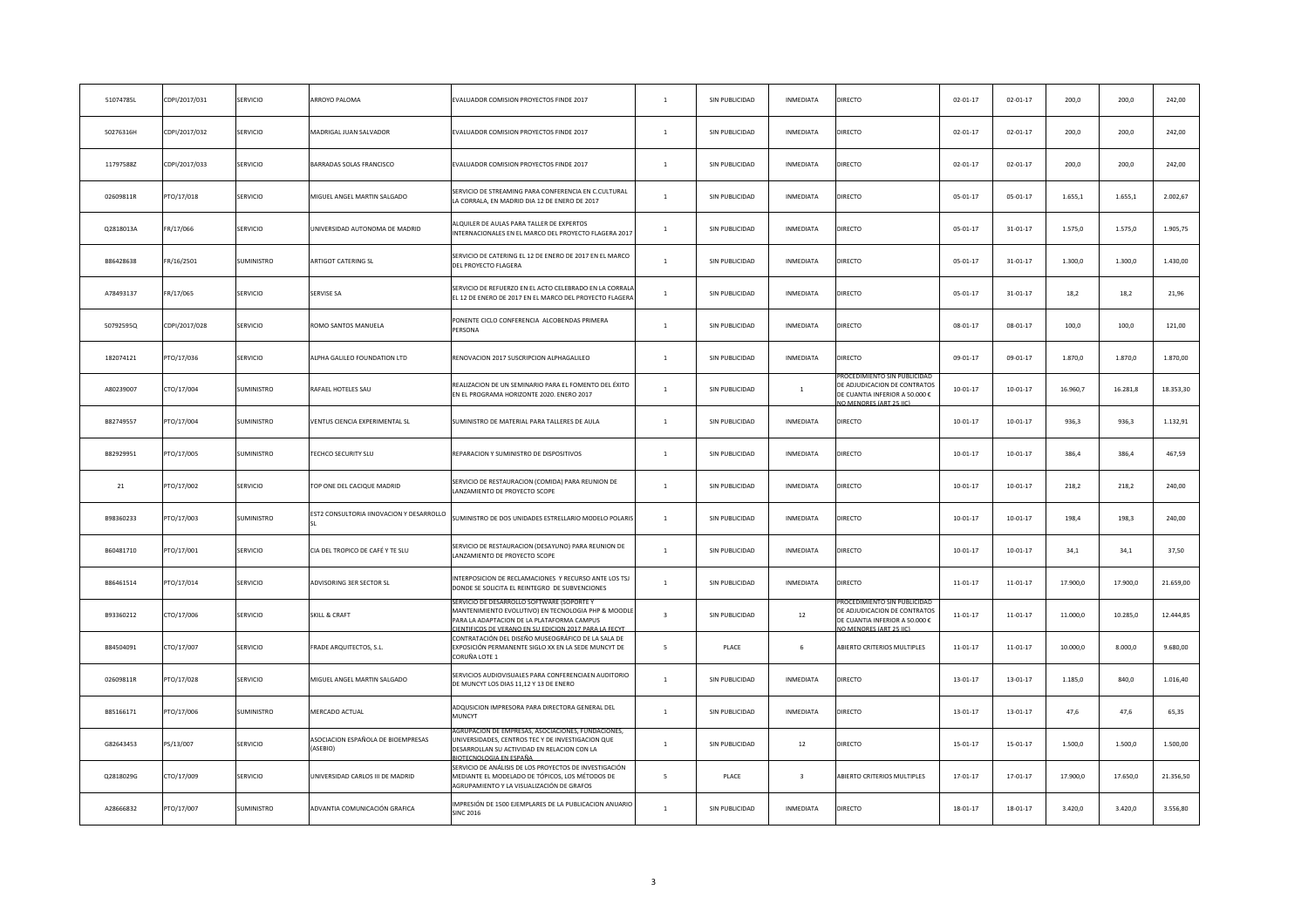| | | | | | | | | | | | | | | |
|---|---|---|---|---|---|---|---|---|---|---|---|---|---|---|
| 51074785L | CDPI/2017/031 | SERVICIO | ARROYO PALOMA | EVALUADOR COMISION PROYECTOS FINDE 2017 | 1 | SIN PUBLICIDAD | INMEDIATA | DIRECTO | 02-01-17 | 02-01-17 | 200,0 | 200,0 | 242,00 |
| 50276316H | CDPI/2017/032 | SERVICIO | MADRIGAL JUAN SALVADOR | EVALUADOR COMISION PROYECTOS FINDE 2017 | 1 | SIN PUBLICIDAD | INMEDIATA | DIRECTO | 02-01-17 | 02-01-17 | 200,0 | 200,0 | 242,00 |
| 11797588Z | CDPI/2017/033 | SERVICIO | BARRADAS SOLAS FRANCISCO | EVALUADOR COMISION PROYECTOS FINDE 2017 | 1 | SIN PUBLICIDAD | INMEDIATA | DIRECTO | 02-01-17 | 02-01-17 | 200,0 | 200,0 | 242,00 |
| 02609811R | PTO/17/018 | SERVICIO | MIGUEL ANGEL MARTIN SALGADO | SERVICIO DE STREAMING PARA CONFERENCIA EN C.CULTURAL LA CORRALA, EN MADRID DIA 12 DE ENERO DE 2017 | 1 | SIN PUBLICIDAD | INMEDIATA | DIRECTO | 05-01-17 | 05-01-17 | 1.655,1 | 1.655,1 | 2.002,67 |
| Q2818013A | FR/17/066 | SERVICIO | UNIVERSIDAD AUTONOMA DE MADRID | ALQUILER DE AULAS PARA TALLER DE EXPERTOS INTERNACIONALES EN EL MARCO DEL PROYECTO FLAGERA 2017 | 1 | SIN PUBLICIDAD | INMEDIATA | DIRECTO | 05-01-17 | 31-01-17 | 1.575,0 | 1.575,0 | 1.905,75 |
| B86428638 | FR/16/2501 | SUMINISTRO | ARTIGOT CATERING SL | SERVICIO DE CATERING EL 12 DE ENERO DE 2017 EN EL MARCO DEL PROYECTO FLAGERA | 1 | SIN PUBLICIDAD | INMEDIATA | DIRECTO | 05-01-17 | 31-01-17 | 1.300,0 | 1.300,0 | 1.430,00 |
| A78493137 | FR/17/065 | SERVICIO | SERVISE SA | SERVICIO DE REFUERZO EN EL ACTO CELEBRADO EN LA CORRALA EL 12 DE ENERO DE 2017 EN EL MARCO DEL PROYECTO FLAGERA | 1 | SIN PUBLICIDAD | INMEDIATA | DIRECTO | 05-01-17 | 31-01-17 | 18,2 | 18,2 | 21,96 |
| 50792595Q | CDPI/2017/028 | SERVICIO | ROMO SANTOS MANUELA | PONENTE CICLO CONFERENCIA ALCOBENDAS PRIMERA PERSONA | 1 | SIN PUBLICIDAD | INMEDIATA | DIRECTO | 08-01-17 | 08-01-17 | 100,0 | 100,0 | 121,00 |
| 182074121 | PTO/17/036 | SERVICIO | ALPHA GALILEO FOUNDATION LTD | RENOVACION 2017 SUSCRIPCION ALPHAGALILEO | 1 | SIN PUBLICIDAD | INMEDIATA | DIRECTO | 09-01-17 | 09-01-17 | 1.870,0 | 1.870,0 | 1.870,00 |
| A80239007 | CTO/17/004 | SUMINISTRO | RAFAEL HOTELES SAU | REALIZACION DE UN SEMINARIO PARA EL FOMENTO DEL ÉXITO EN EL PROGRAMA HORIZONTE 2020. ENERO 2017 | 1 | SIN PUBLICIDAD | 1 | PROCEDIMIENTO SIN PUBLICIDAD DE ADJUDICACION DE CONTRATOS DE CUANTIA INFERIOR A 50.000 € NO MENORES (ART 25 IIC) | 10-01-17 | 10-01-17 | 16.960,7 | 16.281,8 | 18.353,30 |
| B82749557 | PTO/17/004 | SUMINISTRO | VENTUS CIENCIA EXPERIMENTAL SL | SUMINISTRO DE MATERIAL PARA TALLERES DE AULA | 1 | SIN PUBLICIDAD | INMEDIATA | DIRECTO | 10-01-17 | 10-01-17 | 936,3 | 936,3 | 1.132,91 |
| B82929951 | PTO/17/005 | SUMINISTRO | TECHCO SECURITY SLU | REPARACION Y SUMINISTRO DE DISPOSITIVOS | 1 | SIN PUBLICIDAD | INMEDIATA | DIRECTO | 10-01-17 | 10-01-17 | 386,4 | 386,4 | 467,59 |
| 21 | PTO/17/002 | SERVICIO | TOP ONE DEL CACIQUE MADRID | SERVICIO DE RESTAURACION (COMIDA) PARA REUNION DE LANZAMIENTO DE PROYECTO SCOPE | 1 | SIN PUBLICIDAD | INMEDIATA | DIRECTO | 10-01-17 | 10-01-17 | 218,2 | 218,2 | 240,00 |
| B98360233 | PTO/17/003 | SUMINISTRO | EST2 CONSULTORIA IINOVACION Y DESARROLLO SL | SUMINISTRO DE DOS UNIDADES ESTRELLARIO MODELO POLARIS | 1 | SIN PUBLICIDAD | INMEDIATA | DIRECTO | 10-01-17 | 10-01-17 | 198,4 | 198,3 | 240,00 |
| B60481710 | PTO/17/001 | SERVICIO | CIA DEL TROPICO DE CAFÉ Y TE SLU | SERVICIO DE RESTAURACION (DESAYUNO) PARA REUNION DE LANZAMIENTO DE PROYECTO SCOPE | 1 | SIN PUBLICIDAD | INMEDIATA | DIRECTO | 10-01-17 | 10-01-17 | 34,1 | 34,1 | 37,50 |
| B86461514 | PTO/17/014 | SERVICIO | ADVISORING 3ER SECTOR SL | INTERPOSICION DE RECLAMACIONES Y RECURSO ANTE LOS TSJ DONDE SE SOLICITA EL REINTEGRO DE SUBVENCIONES | 1 | SIN PUBLICIDAD | INMEDIATA | DIRECTO | 11-01-17 | 11-01-17 | 17.900,0 | 17.900,0 | 21.659,00 |
| B93360212 | CTO/17/006 | SERVICIO | SKILL & CRAFT | SERVICIO DE DESARROLLO SOFTWARE (SOPORTE Y MANTENIMIENTO EVOLUTIVO) EN TECNOLOGIA PHP & MOODLE PARA LA ADAPTACION DE LA PLATAFORMA CAMPUS CIENTIFICOS DE VERANO EN SU EDICION 2017 PARA LA FECYT | 3 | SIN PUBLICIDAD | 12 | PROCEDIMIENTO SIN PUBLICIDAD DE ADJUDICACION DE CONTRATOS DE CUANTIA INFERIOR A 50.000 € NO MENORES (ART 25 IIC) | 11-01-17 | 11-01-17 | 11.000,0 | 10.285,0 | 12.444,85 |
| B84504091 | CTO/17/007 | SERVICIO | FRADE ARQUITECTOS, S.L. | CONTRATACIÓN DEL DISEÑO MUSEOGRÁFICO DE LA SALA DE EXPOSICIÓN PERMANENTE SIGLO XX EN LA SEDE MUNCYT DE CORUÑA LOTE 1 | 5 | PLACE | 6 | ABIERTO CRITERIOS MULTIPLES | 11-01-17 | 11-01-17 | 10.000,0 | 8.000,0 | 9.680,00 |
| 02609811R | PTO/17/028 | SERVICIO | MIGUEL ANGEL MARTIN SALGADO | SERVICIOS AUDIOVISUALES PARA CONFERENCIAEN AUDITORIO DE MUNCYT LOS DIAS 11,12 Y 13 DE ENERO | 1 | SIN PUBLICIDAD | INMEDIATA | DIRECTO | 13-01-17 | 13-01-17 | 1.185,0 | 840,0 | 1.016,40 |
| B85166171 | PTO/17/006 | SUMINISTRO | MERCADO ACTUAL | ADQUSICION IMPRESORA PARA DIRECTORA GENERAL DEL MUNCYT | 1 | SIN PUBLICIDAD | INMEDIATA | DIRECTO | 13-01-17 | 13-01-17 | 47,6 | 47,6 | 65,35 |
| G82643453 | PS/13/007 | SERVICIO | ASOCIACION ESPAÑOLA DE BIOEMPRESAS (ASEBIO) | AGRUPACION DE EMPRESAS, ASOCIACIONES, FUNDACIONES, UNIVERSIDADES, CENTROS TEC Y DE INVESTIGACION QUE DESARROLLAN SU ACTIVIDAD EN RELACION CON LA BIOTECNOLOGIA EN ESPAÑA | 1 | SIN PUBLICIDAD | 12 | DIRECTO | 15-01-17 | 15-01-17 | 1.500,0 | 1.500,0 | 1.500,00 |
| Q2818029G | CTO/17/009 | SERVICIO | UNIVERSIDAD CARLOS III DE MADRID | SERVICIO DE ANÁLISIS DE LOS PROYECTOS DE INVESTIGACIÓN MEDIANTE EL MODELADO DE TÓPICOS, LOS MÉTODOS DE AGRUPAMIENTO Y LA VISUALIZACIÓN DE GRAFOS | 5 | PLACE | 3 | ABIERTO CRITERIOS MULTIPLES | 17-01-17 | 17-01-17 | 17.900,0 | 17.650,0 | 21.356,50 |
| A28666832 | PTO/17/007 | SUMINISTRO | ADVANTIA COMUNICACIÓN GRAFICA | IMPRESIÓN DE 1500 EJEMPLARES DE LA PUBLICACION ANUARIO SINC 2016 | 1 | SIN PUBLICIDAD | INMEDIATA | DIRECTO | 18-01-17 | 18-01-17 | 3.420,0 | 3.420,0 | 3.556,80 |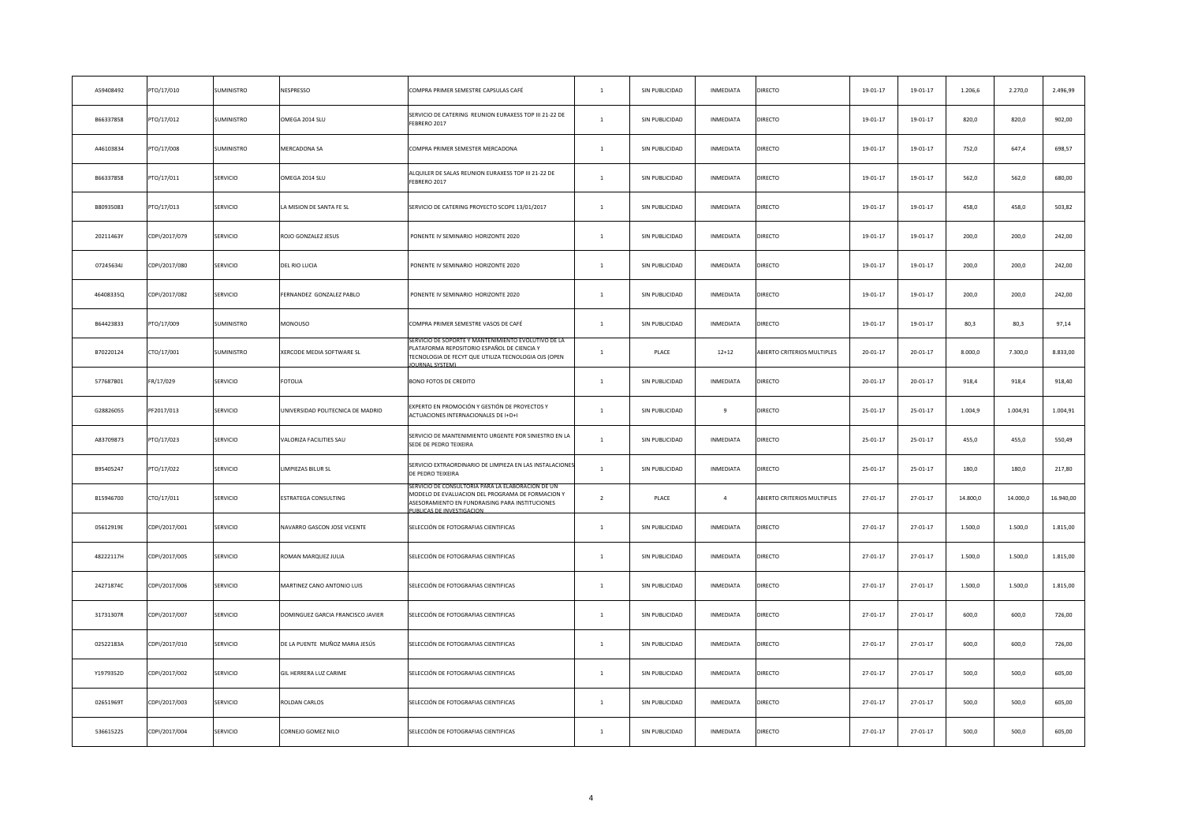| | | | | | | | | | | | | | |
|---|---|---|---|---|---|---|---|---|---|---|---|---|---|
| A59408492 | PTO/17/010 | SUMINISTRO | NESPRESSO | COMPRA PRIMER SEMESTRE CAPSULAS CAFÉ | 1 | SIN PUBLICIDAD | INMEDIATA | DIRECTO | 19-01-17 | 19-01-17 | 1.206,6 | 2.270,0 | 2.496,99 |
| B66337858 | PTO/17/012 | SUMINISTRO | OMEGA 2014 SLU | SERVICIO DE CATERING REUNION EURAXESS TOP III 21-22 DE FEBRERO 2017 | 1 | SIN PUBLICIDAD | INMEDIATA | DIRECTO | 19-01-17 | 19-01-17 | 820,0 | 820,0 | 902,00 |
| A46103834 | PTO/17/008 | SUMINISTRO | MERCADONA SA | COMPRA PRIMER SEMESTER MERCADONA | 1 | SIN PUBLICIDAD | INMEDIATA | DIRECTO | 19-01-17 | 19-01-17 | 752,0 | 647,4 | 698,57 |
| B66337858 | PTO/17/011 | SERVICIO | OMEGA 2014 SLU | ALQUILER DE SALAS REUNION EURAXESS TOP III 21-22 DE FEBRERO 2017 | 1 | SIN PUBLICIDAD | INMEDIATA | DIRECTO | 19-01-17 | 19-01-17 | 562,0 | 562,0 | 680,00 |
| B80935083 | PTO/17/013 | SERVICIO | LA MISION DE SANTA FE SL | SERVICIO DE CATERING PROYECTO SCOPE 13/01/2017 | 1 | SIN PUBLICIDAD | INMEDIATA | DIRECTO | 19-01-17 | 19-01-17 | 458,0 | 458,0 | 503,82 |
| 20211463Y | CDPI/2017/079 | SERVICIO | ROJO GONZALEZ JESUS | PONENTE IV SEMINARIO HORIZONTE 2020 | 1 | SIN PUBLICIDAD | INMEDIATA | DIRECTO | 19-01-17 | 19-01-17 | 200,0 | 200,0 | 242,00 |
| 07245634J | CDPI/2017/080 | SERVICIO | DEL RIO LUCIA | PONENTE IV SEMINARIO HORIZONTE 2020 | 1 | SIN PUBLICIDAD | INMEDIATA | DIRECTO | 19-01-17 | 19-01-17 | 200,0 | 200,0 | 242,00 |
| 46408335Q | CDPI/2017/082 | SERVICIO | FERNANDEZ GONZALEZ PABLO | PONENTE IV SEMINARIO HORIZONTE 2020 | 1 | SIN PUBLICIDAD | INMEDIATA | DIRECTO | 19-01-17 | 19-01-17 | 200,0 | 200,0 | 242,00 |
| B64423833 | PTO/17/009 | SUMINISTRO | MONOUSO | COMPRA PRIMER SEMESTRE VASOS DE CAFÉ | 1 | SIN PUBLICIDAD | INMEDIATA | DIRECTO | 19-01-17 | 19-01-17 | 80,3 | 80,3 | 97,14 |
| B70220124 | CTO/17/001 | SUMINISTRO | XERCODE MEDIA SOFTWARE SL | SERVICIO DE SOPORTE Y MANTENIMIENTO EVOLUTIVO DE LA PLATAFORMA REPOSITORIO ESPAÑOL DE CIENCIA Y TECNOLOGIA DE FECYT QUE UTILIZA TECNOLOGIA OJS (OPEN JOURNAL SYSTEM) | 1 | PLACE | 12+12 | ABIERTO CRITERIOS MULTIPLES | 20-01-17 | 20-01-17 | 8.000,0 | 7.300,0 | 8.833,00 |
| 577687B01 | FR/17/029 | SERVICIO | FOTOLIA | BONO FOTOS DE CREDITO | 1 | SIN PUBLICIDAD | INMEDIATA | DIRECTO | 20-01-17 | 20-01-17 | 918,4 | 918,4 | 918,40 |
| G28826055 | PF2017/013 | SERVICIO | UNIVERSIDAD POLITECNICA DE MADRID | EXPERTO EN PROMOCIÓN Y GESTIÓN DE PROYECTOS Y ACTUACIONES INTERNACIONALES DE I+D+I | 1 | SIN PUBLICIDAD | 9 | DIRECTO | 25-01-17 | 25-01-17 | 1.004,9 | 1.004,91 | 1.004,91 |
| A83709873 | PTO/17/023 | SERVICIO | VALORIZA FACILITIES SAU | SERVICIO DE MANTENIMIENTO URGENTE POR SINIESTRO EN LA SEDE DE PEDRO TEIXEIRA | 1 | SIN PUBLICIDAD | INMEDIATA | DIRECTO | 25-01-17 | 25-01-17 | 455,0 | 455,0 | 550,49 |
| B95405247 | PTO/17/022 | SERVICIO | LIMPIEZAS BILUR SL | SERVICIO EXTRAORDINARIO DE LIMPIEZA EN LAS INSTALACIONES DE PEDRO TEIXEIRA | 1 | SIN PUBLICIDAD | INMEDIATA | DIRECTO | 25-01-17 | 25-01-17 | 180,0 | 180,0 | 217,80 |
| B15946700 | CTO/17/011 | SERVICIO | ESTRATEGA CONSULTING | SERVICIO DE CONSULTORIA PARA LA ELABORACION DE UN MODELO DE EVALUACION DEL PROGRAMA DE FORMACION Y ASESORAMIENTO EN FUNDRAISING PARA INSTITUCIONES PUBLICAS DE INVESTIGACION | 2 | PLACE | 4 | ABIERTO CRITERIOS MULTIPLES | 27-01-17 | 27-01-17 | 14.800,0 | 14.000,0 | 16.940,00 |
| 05612919E | CDPI/2017/001 | SERVICIO | NAVARRO GASCON JOSE VICENTE | SELECCIÓN DE FOTOGRAFIAS CIENTIFICAS | 1 | SIN PUBLICIDAD | INMEDIATA | DIRECTO | 27-01-17 | 27-01-17 | 1.500,0 | 1.500,0 | 1.815,00 |
| 48222117H | CDPI/2017/005 | SERVICIO | ROMAN MARQUEZ JULIA | SELECCIÓN DE FOTOGRAFIAS CIENTIFICAS | 1 | SIN PUBLICIDAD | INMEDIATA | DIRECTO | 27-01-17 | 27-01-17 | 1.500,0 | 1.500,0 | 1.815,00 |
| 24271874C | CDPI/2017/006 | SERVICIO | MARTINEZ CANO ANTONIO LUIS | SELECCIÓN DE FOTOGRAFIAS CIENTIFICAS | 1 | SIN PUBLICIDAD | INMEDIATA | DIRECTO | 27-01-17 | 27-01-17 | 1.500,0 | 1.500,0 | 1.815,00 |
| 31731307R | CDPI/2017/007 | SERVICIO | DOMINGUEZ GARCIA FRANCISCO JAVIER | SELECCIÓN DE FOTOGRAFIAS CIENTIFICAS | 1 | SIN PUBLICIDAD | INMEDIATA | DIRECTO | 27-01-17 | 27-01-17 | 600,0 | 600,0 | 726,00 |
| 02522183A | CDPI/2017/010 | SERVICIO | DE LA PUENTE MUÑOZ MARIA JESÚS | SELECCIÓN DE FOTOGRAFIAS CIENTIFICAS | 1 | SIN PUBLICIDAD | INMEDIATA | DIRECTO | 27-01-17 | 27-01-17 | 600,0 | 600,0 | 726,00 |
| Y1979352D | CDPI/2017/002 | SERVICIO | GIL HERRERA LUZ CARIME | SELECCIÓN DE FOTOGRAFIAS CIENTIFICAS | 1 | SIN PUBLICIDAD | INMEDIATA | DIRECTO | 27-01-17 | 27-01-17 | 500,0 | 500,0 | 605,00 |
| 02651969T | CDPI/2017/003 | SERVICIO | ROLDAN CARLOS | SELECCIÓN DE FOTOGRAFIAS CIENTIFICAS | 1 | SIN PUBLICIDAD | INMEDIATA | DIRECTO | 27-01-17 | 27-01-17 | 500,0 | 500,0 | 605,00 |
| 53661522S | CDPI/2017/004 | SERVICIO | CORNEJO GOMEZ NILO | SELECCIÓN DE FOTOGRAFIAS CIENTIFICAS | 1 | SIN PUBLICIDAD | INMEDIATA | DIRECTO | 27-01-17 | 27-01-17 | 500,0 | 500,0 | 605,00 |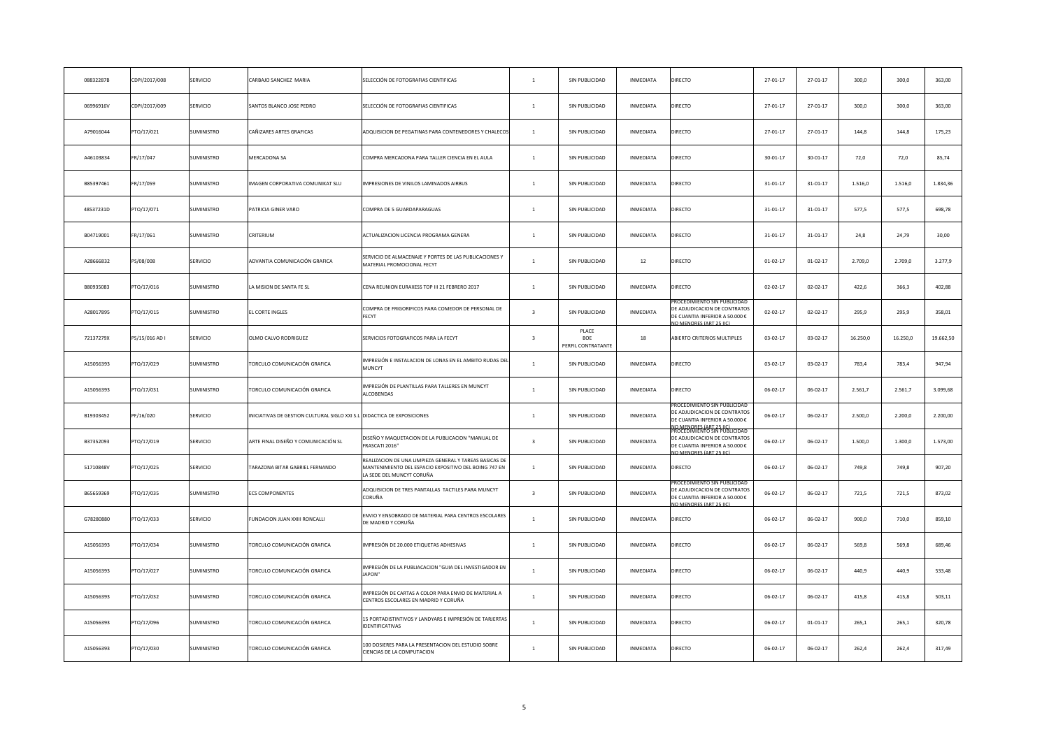| 08832287B | CDPI/2017/008 | SERVICIO | CARBAJO SANCHEZ MARIA | SELECCIÓN DE FOTOGRAFIAS CIENTIFICAS | 1 | SIN PUBLICIDAD | INMEDIATA | DIRECTO | 27-01-17 | 27-01-17 | 300,0 | 300,0 | 363,00 |
|---|---|---|---|---|---|---|---|---|---|---|---|---|---|
| 06996916V | CDPI/2017/009 | SERVICIO | SANTOS BLANCO JOSE PEDRO | SELECCIÓN DE FOTOGRAFIAS CIENTIFICAS | 1 | SIN PUBLICIDAD | INMEDIATA | DIRECTO | 27-01-17 | 27-01-17 | 300,0 | 300,0 | 363,00 |
| A79016044 | PTO/17/021 | SUMINISTRO | CAÑIZARES ARTES GRAFICAS | ADQUISICION DE PEGATINAS PARA CONTENEDORES Y CHALECOS | 1 | SIN PUBLICIDAD | INMEDIATA | DIRECTO | 27-01-17 | 27-01-17 | 144,8 | 144,8 | 175,23 |
| A46103834 | FR/17/047 | SUMINISTRO | MERCADONA SA | COMPRA MERCADONA PARA TALLER CIENCIA EN EL AULA | 1 | SIN PUBLICIDAD | INMEDIATA | DIRECTO | 30-01-17 | 30-01-17 | 72,0 | 72,0 | 85,74 |
| B85397461 | FR/17/059 | SUMINISTRO | IMAGEN CORPORATIVA COMUNIKAT SLU | IMPRESIONES DE VINILOS LAMINADOS AIRBUS | 1 | SIN PUBLICIDAD | INMEDIATA | DIRECTO | 31-01-17 | 31-01-17 | 1.516,0 | 1.516,0 | 1.834,36 |
| 48537231D | PTO/17/071 | SUMINISTRO | PATRICIA GINER VARO | COMPRA DE 5 GUARDAPARAGUAS | 1 | SIN PUBLICIDAD | INMEDIATA | DIRECTO | 31-01-17 | 31-01-17 | 577,5 | 577,5 | 698,78 |
| B04719001 | FR/17/061 | SUMINISTRO | CRITERIUM | ACTUALIZACION LICENCIA PROGRAMA GENERA | 1 | SIN PUBLICIDAD | INMEDIATA | DIRECTO | 31-01-17 | 31-01-17 | 24,8 | 24,79 | 30,00 |
| A28666832 | PS/08/008 | SERVICIO | ADVANTIA COMUNICACIÓN GRAFICA | SERVICIO DE ALMACENAJE Y PORTES DE LAS PUBLICACIONES Y MATERIAL PROMOCIONAL FECYT | 1 | SIN PUBLICIDAD | 12 | DIRECTO | 01-02-17 | 01-02-17 | 2.709,0 | 2.709,0 | 3.277,9 |
| B80935083 | PTO/17/016 | SUMINISTRO | LA MISION DE SANTA FE SL | CENA REUNION EURAXESS TOP III 21 FEBRERO 2017 | 1 | SIN PUBLICIDAD | INMEDIATA | DIRECTO | 02-02-17 | 02-02-17 | 422,6 | 366,3 | 402,88 |
| A28017895 | PTO/17/015 | SUMINISTRO | EL CORTE INGLES | COMPRA DE FRIGORIFICOS PARA COMEDOR DE PERSONAL DE FECYT | 3 | SIN PUBLICIDAD | INMEDIATA | PROCEDIMIENTO SIN PUBLICIDAD DE ADJUDICACION DE CONTRATOS DE CUANTIA INFERIOR A 50.000 € NO MENORES (ART 25 IIC) | 02-02-17 | 02-02-17 | 295,9 | 295,9 | 358,01 |
| 72137279X | PS/15/016 AD I | SERVICIO | OLMO CALVO RODRIGUEZ | SERVICIOS FOTOGRAFICOS PARA LA FECYT | 3 | PLACE BOE PERFIL CONTRATANTE | 18 | ABIERTO CRITERIOS MULTIPLES | 03-02-17 | 03-02-17 | 16.250,0 | 16.250,0 | 19.662,50 |
| A15056393 | PTO/17/029 | SUMINISTRO | TORCULO COMUNICACIÓN GRAFICA | IMPRESIÓN E INSTALACION DE LONAS EN EL AMBITO RUDAS DEL MUNCYT | 1 | SIN PUBLICIDAD | INMEDIATA | DIRECTO | 03-02-17 | 03-02-17 | 783,4 | 783,4 | 947,94 |
| A15056393 | PTO/17/031 | SUMINISTRO | TORCULO COMUNICACIÓN GRAFICA | IMPRESIÓN DE PLANTILLAS PARA TALLERES EN MUNCYT ALCOBENDAS | 1 | SIN PUBLICIDAD | INMEDIATA | DIRECTO | 06-02-17 | 06-02-17 | 2.561,7 | 2.561,7 | 3.099,68 |
| B19303452 | PF/16/020 | SERVICIO | INICIATIVAS DE GESTION CULTURAL SIGLO XXI S.L | DIDACTICA DE EXPOSICIONES | 1 | SIN PUBLICIDAD | INMEDIATA | PROCEDIMIENTO SIN PUBLICIDAD DE ADJUDICACION DE CONTRATOS DE CUANTIA INFERIOR A 50.000 € NO MENORES (ART 25 IIC) | 06-02-17 | 06-02-17 | 2.500,0 | 2.200,0 | 2.200,00 |
| B37352093 | PTO/17/019 | SERVICIO | ARTE FINAL DISEÑO Y COMUNICACIÓN SL | DISEÑO Y MAQUETACION DE LA PUBLICACION "MANUAL DE FRASCATI 2016" | 3 | SIN PUBLICIDAD | INMEDIATA | PROCEDIMIENTO SIN PUBLICIDAD DE ADJUDICACION DE CONTRATOS DE CUANTIA INFERIOR A 50.000 € NO MENORES (ART 25 IIC) | 06-02-17 | 06-02-17 | 1.500,0 | 1.300,0 | 1.573,00 |
| 51710848V | PTO/17/025 | SERVICIO | TARAZONA BITAR GABRIEL FERNANDO | REALIZACION DE UNA LIMPIEZA GENERAL Y TAREAS BASICAS DE MANTENIMIENTO DEL ESPACIO EXPOSITIVO DEL BOING 747 EN LA SEDE DEL MUNCYT CORUÑA | 1 | SIN PUBLICIDAD | INMEDIATA | DIRECTO | 06-02-17 | 06-02-17 | 749,8 | 749,8 | 907,20 |
| B65659369 | PTO/17/035 | SUMINISTRO | ECS COMPONENTES | ADQUISICION DE TRES PANTALLAS TACTILES PARA MUNCYT CORUÑA | 3 | SIN PUBLICIDAD | INMEDIATA | PROCEDIMIENTO SIN PUBLICIDAD DE ADJUDICACION DE CONTRATOS DE CUANTIA INFERIOR A 50.000 € NO MENORES (ART 25 IIC) | 06-02-17 | 06-02-17 | 721,5 | 721,5 | 873,02 |
| G78280880 | PTO/17/033 | SERVICIO | FUNDACION JUAN XXIII RONCALLI | ENVIO Y ENSOBRADO DE MATERIAL PARA CENTROS ESCOLARES DE MADRID Y CORUÑA | 1 | SIN PUBLICIDAD | INMEDIATA | DIRECTO | 06-02-17 | 06-02-17 | 900,0 | 710,0 | 859,10 |
| A15056393 | PTO/17/034 | SUMINISTRO | TORCULO COMUNICACIÓN GRAFICA | IMPRESIÓN DE 20.000 ETIQUETAS ADHESIVAS | 1 | SIN PUBLICIDAD | INMEDIATA | DIRECTO | 06-02-17 | 06-02-17 | 569,8 | 569,8 | 689,46 |
| A15056393 | PTO/17/027 | SUMINISTRO | TORCULO COMUNICACIÓN GRAFICA | IMPRESIÓN DE LA PUBLIACACION "GUIA DEL INVESTIGADOR EN JAPON" | 1 | SIN PUBLICIDAD | INMEDIATA | DIRECTO | 06-02-17 | 06-02-17 | 440,9 | 440,9 | 533,48 |
| A15056393 | PTO/17/032 | SUMINISTRO | TORCULO COMUNICACIÓN GRAFICA | IMPRESIÓN DE CARTAS A COLOR PARA ENVIO DE MATERIAL A CENTROS ESCOLARES EN MADRID Y CORUÑA | 1 | SIN PUBLICIDAD | INMEDIATA | DIRECTO | 06-02-17 | 06-02-17 | 415,8 | 415,8 | 503,11 |
| A15056393 | PTO/17/096 | SUMINISTRO | TORCULO COMUNICACIÓN GRAFICA | 15 PORTADISTINTIVOS Y LANDYARS E IMPRESIÓN DE TARJERTAS IDENTIFICATIVAS | 1 | SIN PUBLICIDAD | INMEDIATA | DIRECTO | 06-02-17 | 01-01-17 | 265,1 | 265,1 | 320,78 |
| A15056393 | PTO/17/030 | SUMINISTRO | TORCULO COMUNICACIÓN GRAFICA | 100 DOSIERES PARA LA PRESENTACION DEL ESTUDIO SOBRE CIENCIAS DE LA COMPUTACION | 1 | SIN PUBLICIDAD | INMEDIATA | DIRECTO | 06-02-17 | 06-02-17 | 262,4 | 262,4 | 317,49 |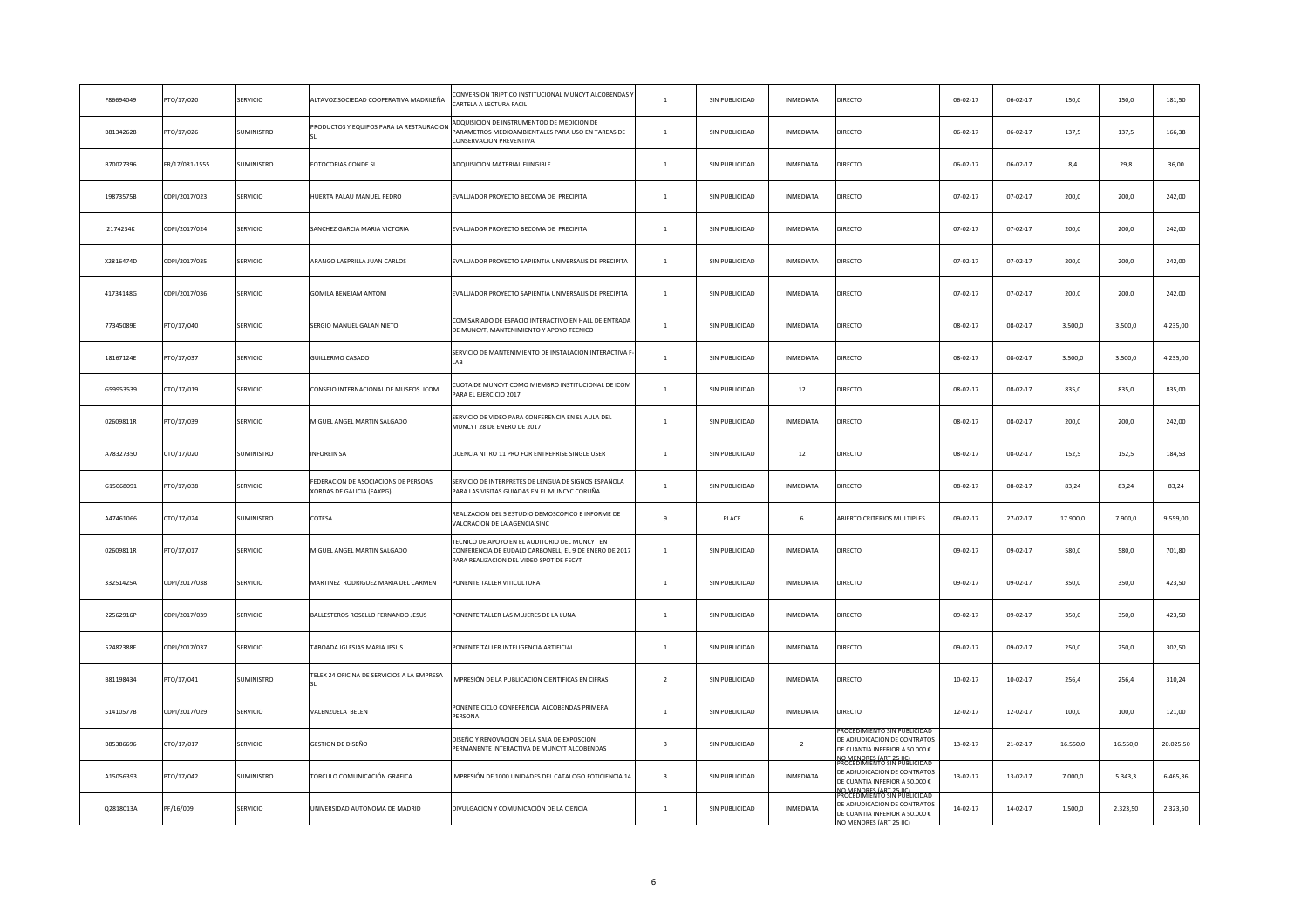| | | | | | | | | | | | | | |
|---|---|---|---|---|---|---|---|---|---|---|---|---|---|
| F86694049 | PTO/17/020 | SERVICIO | ALTAVOZ SOCIEDAD COOPERATIVA MADRILEÑA | CONVERSION TRIPTICO INSTITUCIONAL MUNCYT ALCOBENDAS Y CARTELA A LECTURA FACIL | 1 | SIN PUBLICIDAD | INMEDIATA | DIRECTO | 06-02-17 | 06-02-17 | 150,0 | 150,0 | 181,50 |
| B81342628 | PTO/17/026 | SUMINISTRO | PRODUCTOS Y EQUIPOS PARA LA RESTAURACION SL | ADQUISICION DE INSTRUMENTOD DE MEDICION DE PARAMETROS MEDIOAMBIENTALES PARA USO EN TAREAS DE CONSERVACION PREVENTIVA | 1 | SIN PUBLICIDAD | INMEDIATA | DIRECTO | 06-02-17 | 06-02-17 | 137,5 | 137,5 | 166,38 |
| B70027396 | FR/17/081-1555 | SUMINISTRO | FOTOCOPIAS CONDE SL | ADQUISICION MATERIAL FUNGIBLE | 1 | SIN PUBLICIDAD | INMEDIATA | DIRECTO | 06-02-17 | 06-02-17 | 8,4 | 29,8 | 36,00 |
| 19873575B | CDPI/2017/023 | SERVICIO | HUERTA PALAU MANUEL PEDRO | EVALUADOR PROYECTO BECOMA DE PRECIPITA | 1 | SIN PUBLICIDAD | INMEDIATA | DIRECTO | 07-02-17 | 07-02-17 | 200,0 | 200,0 | 242,00 |
| 2174234K | CDPI/2017/024 | SERVICIO | SANCHEZ GARCIA MARIA VICTORIA | EVALUADOR PROYECTO BECOMA DE PRECIPITA | 1 | SIN PUBLICIDAD | INMEDIATA | DIRECTO | 07-02-17 | 07-02-17 | 200,0 | 200,0 | 242,00 |
| X2816474D | CDPI/2017/035 | SERVICIO | ARANGO LASPRILLA JUAN CARLOS | EVALUADOR PROYECTO SAPIENTIA UNIVERSALIS DE PRECIPITA | 1 | SIN PUBLICIDAD | INMEDIATA | DIRECTO | 07-02-17 | 07-02-17 | 200,0 | 200,0 | 242,00 |
| 41734148G | CDPI/2017/036 | SERVICIO | GOMILA BENEJAM ANTONI | EVALUADOR PROYECTO SAPIENTIA UNIVERSALIS DE PRECIPITA | 1 | SIN PUBLICIDAD | INMEDIATA | DIRECTO | 07-02-17 | 07-02-17 | 200,0 | 200,0 | 242,00 |
| 77345089E | PTO/17/040 | SERVICIO | SERGIO MANUEL GALAN NIETO | COMISARIADO DE ESPACIO INTERACTIVO EN HALL DE ENTRADA DE MUNCYT, MANTENIMIENTO Y APOYO TECNICO | 1 | SIN PUBLICIDAD | INMEDIATA | DIRECTO | 08-02-17 | 08-02-17 | 3.500,0 | 3.500,0 | 4.235,00 |
| 18167124E | PTO/17/037 | SERVICIO | GUILLERMO CASADO | SERVICIO DE MANTENIMIENTO DE INSTALACION INTERACTIVA F-LAB | 1 | SIN PUBLICIDAD | INMEDIATA | DIRECTO | 08-02-17 | 08-02-17 | 3.500,0 | 3.500,0 | 4.235,00 |
| G59953539 | CTO/17/019 | SERVICIO | CONSEJO INTERNACIONAL DE MUSEOS. ICOM | CUOTA DE MUNCYT COMO MIEMBRO INSTITUCIONAL DE ICOM PARA EL EJERCICIO 2017 | 1 | SIN PUBLICIDAD | 12 | DIRECTO | 08-02-17 | 08-02-17 | 835,0 | 835,0 | 835,00 |
| 02609811R | PTO/17/039 | SERVICIO | MIGUEL ANGEL MARTIN SALGADO | SERVICIO DE VIDEO PARA CONFERENCIA EN EL AULA DEL MUNCYT 28 DE ENERO DE 2017 | 1 | SIN PUBLICIDAD | INMEDIATA | DIRECTO | 08-02-17 | 08-02-17 | 200,0 | 200,0 | 242,00 |
| A78327350 | CTO/17/020 | SUMINISTRO | INFOREIN SA | LICENCIA NITRO 11 PRO FOR ENTREPRISE SINGLE USER | 1 | SIN PUBLICIDAD | 12 | DIRECTO | 08-02-17 | 08-02-17 | 152,5 | 152,5 | 184,53 |
| G15068091 | PTO/17/038 | SERVICIO | FEDERACION DE ASOCIACIONS DE PERSOAS XORDAS DE GALICIA (FAXPG) | SERVICIO DE INTERPRETES DE LENGUA DE SIGNOS ESPAÑOLA PARA LAS VISITAS GUIADAS EN EL MUNCYC CORUÑA | 1 | SIN PUBLICIDAD | INMEDIATA | DIRECTO | 08-02-17 | 08-02-17 | 83,24 | 83,24 | 83,24 |
| A47461066 | CTO/17/024 | SUMINISTRO | COTESA | REALIZACION DEL 5 ESTUDIO DEMOSCOPICO E INFORME DE VALORACION DE LA AGENCIA SINC | 9 | PLACE | 6 | ABIERTO CRITERIOS MULTIPLES | 09-02-17 | 27-02-17 | 17.900,0 | 7.900,0 | 9.559,00 |
| 02609811R | PTO/17/017 | SERVICIO | MIGUEL ANGEL MARTIN SALGADO | TECNICO DE APOYO EN EL AUDITORIO DEL MUNCYT EN CONFERENCIA DE EUDALD CARBONELL, EL 9 DE ENERO DE 2017 PARA REALIZACION DEL VIDEO SPOT DE FECYT | 1 | SIN PUBLICIDAD | INMEDIATA | DIRECTO | 09-02-17 | 09-02-17 | 580,0 | 580,0 | 701,80 |
| 33251425A | CDPI/2017/038 | SERVICIO | MARTINEZ RODRIGUEZ MARIA DEL CARMEN | PONENTE TALLER VITICULTURA | 1 | SIN PUBLICIDAD | INMEDIATA | DIRECTO | 09-02-17 | 09-02-17 | 350,0 | 350,0 | 423,50 |
| 22562916P | CDPI/2017/039 | SERVICIO | BALLESTEROS ROSELLO FERNANDO JESUS | PONENTE TALLER LAS MUJERES DE LA LUNA | 1 | SIN PUBLICIDAD | INMEDIATA | DIRECTO | 09-02-17 | 09-02-17 | 350,0 | 350,0 | 423,50 |
| 52482388E | CDPI/2017/037 | SERVICIO | TABOADA IGLESIAS MARIA JESUS | PONENTE TALLER INTELIGENCIA ARTIFICIAL | 1 | SIN PUBLICIDAD | INMEDIATA | DIRECTO | 09-02-17 | 09-02-17 | 250,0 | 250,0 | 302,50 |
| B81198434 | PTO/17/041 | SUMINISTRO | TELEX 24 OFICINA DE SERVICIOS A LA EMPRESA SL | IMPRESIÓN DE LA PUBLICACION CIENTIFICAS EN CIFRAS | 2 | SIN PUBLICIDAD | INMEDIATA | DIRECTO | 10-02-17 | 10-02-17 | 256,4 | 256,4 | 310,24 |
| 51410577B | CDPI/2017/029 | SERVICIO | VALENZUELA BELEN | PONENTE CICLO CONFERENCIA ALCOBENDAS PRIMERA PERSONA | 1 | SIN PUBLICIDAD | INMEDIATA | DIRECTO | 12-02-17 | 12-02-17 | 100,0 | 100,0 | 121,00 |
| B85386696 | CTO/17/017 | SERVICIO | GESTION DE DISEÑO | DISEÑO Y RENOVACION DE LA SALA DE EXPOSCION PERMANENTE INTERACTIVA DE MUNCYT ALCOBENDAS | 3 | SIN PUBLICIDAD | 2 | PROCEDIMIENTO SIN PUBLICIDAD DE ADJUDICACION DE CONTRATOS DE CUANTIA INFERIOR A 50.000 € NO MENORES (ART 25 IIC) | 13-02-17 | 21-02-17 | 16.550,0 | 16.550,0 | 20.025,50 |
| A15056393 | PTO/17/042 | SUMINISTRO | TORCULO COMUNICACIÓN GRAFICA | IMPRESIÓN DE 1000 UNIDADES DEL CATALOGO FOTICIENCIA 14 | 3 | SIN PUBLICIDAD | INMEDIATA | PROCEDIMIENTO SIN PUBLICIDAD DE ADJUDICACION DE CONTRATOS DE CUANTIA INFERIOR A 50.000 € NO MENORES (ART 25 IIC) | 13-02-17 | 13-02-17 | 7.000,0 | 5.343,3 | 6.465,36 |
| Q2818013A | PF/16/009 | SERVICIO | UNIVERSIDAD AUTONOMA DE MADRID | DIVULGACION Y COMUNICACIÓN DE LA CIENCIA | 1 | SIN PUBLICIDAD | INMEDIATA | PROCEDIMIENTO SIN PUBLICIDAD DE ADJUDICACION DE CONTRATOS DE CUANTIA INFERIOR A 50.000 € NO MENORES (ART 25 IIC) | 14-02-17 | 14-02-17 | 1.500,0 | 2.323,50 | 2.323,50 |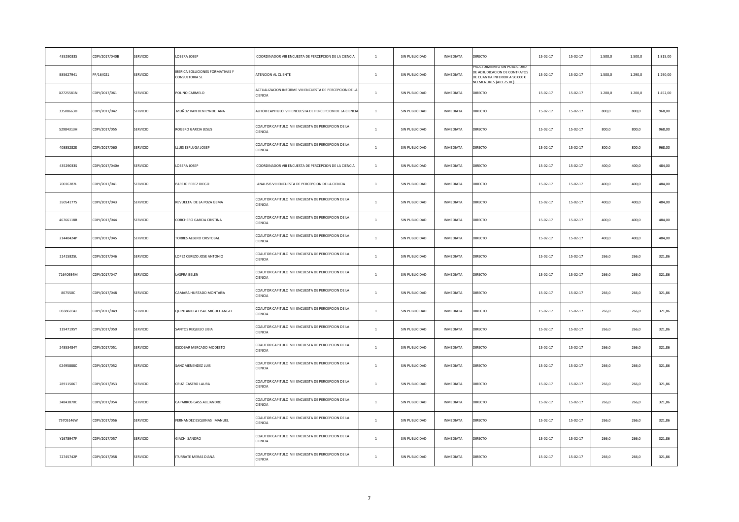| 43529033S | CDPI/2017/040B | SERVICIO | LOBERA JOSEP | COORDINADOR VIII ENCUESTA DE PERCEPCION DE LA CIENCIA | 1 | SIN PUBLICIDAD | INMEDIATA | DIRECTO | 15-02-17 | 15-02-17 | 1.500,0 | 1.500,0 | 1.815,00 |
|---|---|---|---|---|---|---|---|---|---|---|---|---|---|
| B85627941 | PF/16/021 | SERVICIO | IBERICA SOLUCIONES FORMATIVAS Y CONSULTORIA SL | ATENCION AL CLIENTE | 1 | SIN PUBLICIDAD | INMEDIATA | PROCEDIMIENTO SIN PUBLICIDAD DE ADJUDICACION DE CONTRATOS DE CUANTIA INFERIOR A 50.000 € NO MENORES (ART 25 IIC) | 15-02-17 | 15-02-17 | 1.500,0 | 1.290,0 | 1.290,00 |
| X2725581N | CDPI/2017/061 | SERVICIO | POLINO CARMELO | ACTUALIZACION INFORME VIII ENCUESTA DE PERCEPCION DE LA CIENCIA | 1 | SIN PUBLICIDAD | INMEDIATA | DIRECTO | 15-02-17 | 15-02-17 | 1.200,0 | 1.200,0 | 1.452,00 |
| 33508663D | CDPI/2017/042 | SERVICIO | MUÑOZ VAN DEN EYNDE ANA | AUTOR CAPITULO VIII ENCUESTA DE PERCEPCION DE LA CIENCIA | 1 | SIN PUBLICIDAD | INMEDIATA | DIRECTO | 15-02-17 | 15-02-17 | 800,0 | 800,0 | 968,00 |
| 52984313H | CDPI/2017/055 | SERVICIO | ROGERO GARCIA JESUS | COAUTOR CAPITULO VIII ENCUESTA DE PERCEPCION DE LA CIENCIA | 1 | SIN PUBLICIDAD | INMEDIATA | DIRECTO | 15-02-17 | 15-02-17 | 800,0 | 800,0 | 968,00 |
| 40885282E | CDPI/2017/060 | SERVICIO | LLUIS ESPLUGA JOSEP | COAUTOR CAPITULO VIII ENCUESTA DE PERCEPCION DE LA CIENCIA | 1 | SIN PUBLICIDAD | INMEDIATA | DIRECTO | 15-02-17 | 15-02-17 | 800,0 | 800,0 | 968,00 |
| 43529033S | CDPI/2017/040A | SERVICIO | LOBERA JOSEP | COORDINADOR VIII ENCUESTA DE PERCEPCION DE LA CIENCIA | 1 | SIN PUBLICIDAD | INMEDIATA | DIRECTO | 15-02-17 | 15-02-17 | 400,0 | 400,0 | 484,00 |
| 70076787L | CDPI/2017/041 | SERVICIO | PAREJO PEREZ DIEGO | ANALISIS VIII ENCUESTA DE PERCEPCION DE LA CIENCIA | 1 | SIN PUBLICIDAD | INMEDIATA | DIRECTO | 15-02-17 | 15-02-17 | 400,0 | 400,0 | 484,00 |
| 35054177S | CDPI/2017/043 | SERVICIO | REVUELTA DE LA POZA GEMA | COAUTOR CAPITULO VIII ENCUESTA DE PERCEPCION DE LA CIENCIA | 1 | SIN PUBLICIDAD | INMEDIATA | DIRECTO | 15-02-17 | 15-02-17 | 400,0 | 400,0 | 484,00 |
| 46766118B | CDPI/2017/044 | SERVICIO | CORCHERO GARCIA CRISTINA | COAUTOR CAPITULO VIII ENCUESTA DE PERCEPCION DE LA CIENCIA | 1 | SIN PUBLICIDAD | INMEDIATA | DIRECTO | 15-02-17 | 15-02-17 | 400,0 | 400,0 | 484,00 |
| 21440424P | CDPI/2017/045 | SERVICIO | TORRES ALBERO CRISTOBAL | COAUTOR CAPITULO VIII ENCUESTA DE PERCEPCION DE LA CIENCIA | 1 | SIN PUBLICIDAD | INMEDIATA | DIRECTO | 15-02-17 | 15-02-17 | 400,0 | 400,0 | 484,00 |
| 21415825L | CDPI/2017/046 | SERVICIO | LOPEZ CEREZO JOSE ANTONIO | COAUTOR CAPITULO VIII ENCUESTA DE PERCEPCION DE LA CIENCIA | 1 | SIN PUBLICIDAD | INMEDIATA | DIRECTO | 15-02-17 | 15-02-17 | 266,0 | 266,0 | 321,86 |
| 71640934M | CDPI/2017/047 | SERVICIO | LASPRA BELEN | COAUTOR CAPITULO VIII ENCUESTA DE PERCEPCION DE LA CIENCIA | 1 | SIN PUBLICIDAD | INMEDIATA | DIRECTO | 15-02-17 | 15-02-17 | 266,0 | 266,0 | 321,86 |
| 807550C | CDPI/2017/048 | SERVICIO | CAMARA HURTADO MONTAÑA | COAUTOR CAPITULO VIII ENCUESTA DE PERCEPCION DE LA CIENCIA | 1 | SIN PUBLICIDAD | INMEDIATA | DIRECTO | 15-02-17 | 15-02-17 | 266,0 | 266,0 | 321,86 |
| 03386694J | CDPI/2017/049 | SERVICIO | QUINTANILLA FISAC MIGUEL ANGEL | COAUTOR CAPITULO VIII ENCUESTA DE PERCEPCION DE LA CIENCIA | 1 | SIN PUBLICIDAD | INMEDIATA | DIRECTO | 15-02-17 | 15-02-17 | 266,0 | 266,0 | 321,86 |
| 11947195Y | CDPI/2017/050 | SERVICIO | SANTOS REQUEJO LIBIA | COAUTOR CAPITULO VIII ENCUESTA DE PERCEPCION DE LA CIENCIA | 1 | SIN PUBLICIDAD | INMEDIATA | DIRECTO | 15-02-17 | 15-02-17 | 266,0 | 266,0 | 321,86 |
| 24853484Y | CDPI/2017/051 | SERVICIO | ESCOBAR MERCADO MODESTO | COAUTOR CAPITULO VIII ENCUESTA DE PERCEPCION DE LA CIENCIA | 1 | SIN PUBLICIDAD | INMEDIATA | DIRECTO | 15-02-17 | 15-02-17 | 266,0 | 266,0 | 321,86 |
| 02495888C | CDPI/2017/052 | SERVICIO | SANZ MENENDEZ LUIS | COAUTOR CAPITULO VIII ENCUESTA DE PERCEPCION DE LA CIENCIA | 1 | SIN PUBLICIDAD | INMEDIATA | DIRECTO | 15-02-17 | 15-02-17 | 266,0 | 266,0 | 321,86 |
| 28911506T | CDPI/2017/053 | SERVICIO | CRUZ CASTRO LAURA | COAUTOR CAPITULO VIII ENCUESTA DE PERCEPCION DE LA CIENCIA | 1 | SIN PUBLICIDAD | INMEDIATA | DIRECTO | 15-02-17 | 15-02-17 | 266,0 | 266,0 | 321,86 |
| 34843870C | CDPI/2017/054 | SERVICIO | CAPARROS GASS ALEJANDRO | COAUTOR CAPITULO VIII ENCUESTA DE PERCEPCION DE LA CIENCIA | 1 | SIN PUBLICIDAD | INMEDIATA | DIRECTO | 15-02-17 | 15-02-17 | 266,0 | 266,0 | 321,86 |
| 75705146W | CDPI/2017/056 | SERVICIO | FERNANDEZ ESQUINAS MANUEL | COAUTOR CAPITULO VIII ENCUESTA DE PERCEPCION DE LA CIENCIA | 1 | SIN PUBLICIDAD | INMEDIATA | DIRECTO | 15-02-17 | 15-02-17 | 266,0 | 266,0 | 321,86 |
| Y1678947F | CDPI/2017/057 | SERVICIO | GIACHI SANDRO | COAUTOR CAPITULO VIII ENCUESTA DE PERCEPCION DE LA CIENCIA | 1 | SIN PUBLICIDAD | INMEDIATA | DIRECTO | 15-02-17 | 15-02-17 | 266,0 | 266,0 | 321,86 |
| 72745742P | CDPI/2017/058 | SERVICIO | ITURRATE MERAS DIANA | COAUTOR CAPITULO VIII ENCUESTA DE PERCEPCION DE LA CIENCIA | 1 | SIN PUBLICIDAD | INMEDIATA | DIRECTO | 15-02-17 | 15-02-17 | 266,0 | 266,0 | 321,86 |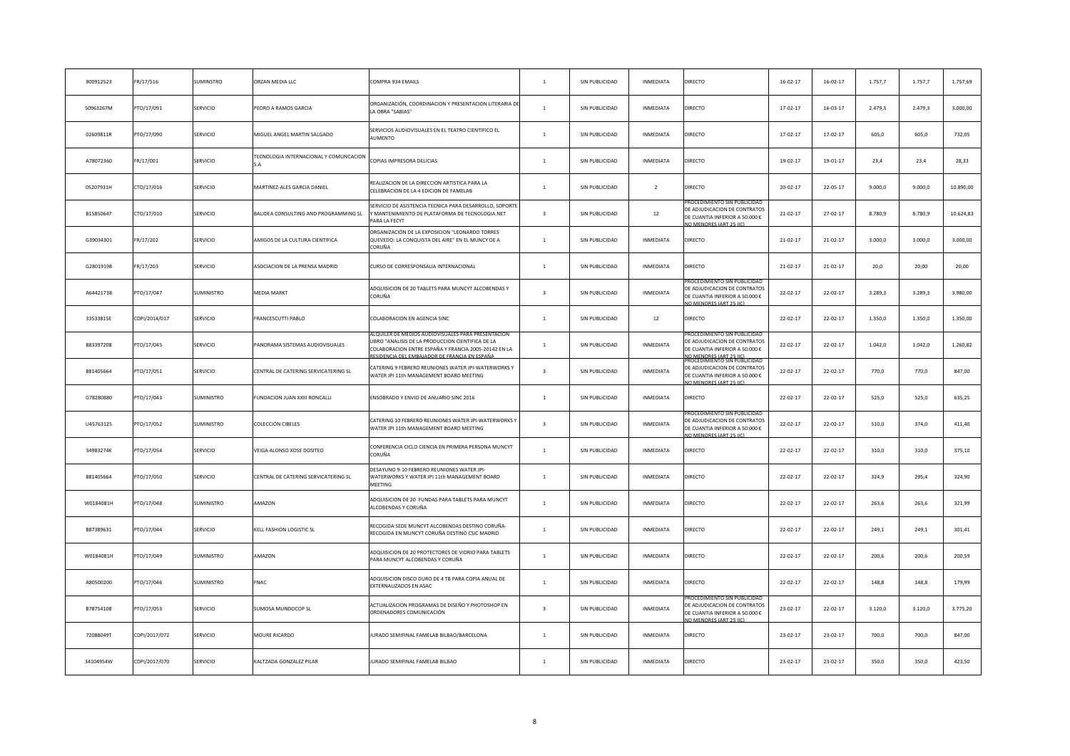| | | | | | | | | | | | | | |
|---|---|---|---|---|---|---|---|---|---|---|---|---|---|
| 900912523 | FR/17/516 | SUMINSTRO | ORZAN MEDIA LLC | COMPRA 934 EMAILS | 1 | SIN PUBLICIDAD | INMEDIATA | DIRECTO | 16-02-17 | 16-02-17 | 1.757,7 | 1.757,7 | 1.757,69 |
| 50963267M | PTO/17/091 | SERVICIO | PEDRO A RAMOS GARCIA | ORGANIZACIÓN, COORDINACION Y PRESENTACION LITERARIA DE LA OBRA "SABIAS" | 1 | SIN PUBLICIDAD | INMEDIATA | DIRECTO | 17-02-17 | 16-03-17 | 2.479,3 | 2.479,3 | 3.000,00 |
| 02609811R | PTO/17/090 | SERVICIO | MIGUEL ANGEL MARTIN SALGADO | SERVICIOS AUDIOVISUALES EN EL TEATRO CIENTIFICO EL AUMENTO | 1 | SIN PUBLICIDAD | INMEDIATA | DIRECTO | 17-02-17 | 17-02-17 | 605,0 | 605,0 | 732,05 |
| A78072360 | FR/17/001 | SERVICIO | TECNOLOGIA INTERNACIONAL Y COMUNCACION S.A | COPIAS IMPRESORA DELICIAS | 1 | SIN PUBLICIDAD | INMEDIATA | DIRECTO | 19-02-17 | 19-01-17 | 23,4 | 23,4 | 28,33 |
| 05207931H | CTO/17/016 | SERVICIO | MARTINEZ-ALES GARCIA DANIEL | REALIZACION DE LA DIRECCION ARTISTICA PARA LA CELEBRACION DE LA 4 EDICION DE FAMELAB | 1 | SIN PUBLICIDAD | 2 | DIRECTO | 20-02-17 | 22-05-17 | 9.000,0 | 9.000,0 | 10.890,00 |
| B15850647 | CTO/17/010 | SERVICIO | BALIDEA CONSULTING AND PROGRAMMING SL | SERVICIO DE ASISTENCIA TECNICA PARA DESARROLLO, SOPORTE Y MANTENIMIENTO DE PLATAFORMA DE TECNOLOGIA.NET PARA LA FECYT | 3 | SIN PUBLICIDAD | 12 | PROCEDIMIENTO SIN PUBLICIDAD DE ADJUDICACION DE CONTRATOS DE CUANTIA INFERIOR A 50.000 € NO MENORES (ART 25 IIC) | 21-02-17 | 27-02-17 | 8.780,9 | 8.780,9 | 10.624,83 |
| G39034301 | FR/17/202 | SERVICIO | AMIGOS DE LA CULTURA CIENTIFICA | ORGANIZACIÓN DE LA EXPOSICION "LEONARDO TORRES QUEVEDO: LA CONQUISTA DEL AIRE" EN EL MUNCY DE A CORUÑA | 1 | SIN PUBLICIDAD | INMEDIATA | DIRECTO | 21-02-17 | 21-02-17 | 3.000,0 | 3.000,0 | 3.000,00 |
| G28019198 | FR/17/203 | SERVICIO | ASOCIACION DE LA PRENSA MADRID | CURSO DE CORRESPONSALIA INTERNACIONAL | 1 | SIN PUBLICIDAD | INMEDIATA | DIRECTO | 21-02-17 | 21-02-17 | 20,0 | 20,00 | 20,00 |
| A64421738 | PTO/17/047 | SUMINISTRO | MEDIA MARKT | ADQUISICION DE 20 TABLETS PARA MUNCYT ALCOBENDAS Y CORUÑA | 3 | SIN PUBLICIDAD | INMEDIATA | PROCEDIMIENTO SIN PUBLICIDAD DE ADJUDICACION DE CONTRATOS DE CUANTIA INFERIOR A 50.000 € NO MENORES (ART 25 IIC) | 22-02-17 | 22-02-17 | 3.289,3 | 3.289,3 | 3.980,00 |
| 33533815E | CDPI/2014/017 | SERVICIO | FRANCESCUTTI PABLO | COLABORACION EN AGENCIA SINC | 1 | SIN PUBLICIDAD | 12 | DIRECTO | 22-02-17 | 22-02-17 | 1.350,0 | 1.350,0 | 1.350,00 |
| B83397208 | PTO/17/045 | SERVICIO | PANORAMA SISTEMAS AUDIOVISUALES | ALQUILER DE MEDIOS AUDIOVISUALES PARA PRESENTACION LIBRO "ANALISIS DE LA PRODUCCION CIENTIFICA DE LA COLABORACION ENTRE ESPAÑA Y FRANCIA 2005-20142 EN LA RESIDENCIA DEL EMBAJADOR DE FRANCIA EN ESPAÑA | 1 | SIN PUBLICIDAD | INMEDIATA | PROCEDIMIENTO SIN PUBLICIDAD DE ADJUDICACION DE CONTRATOS DE CUANTIA INFERIOR A 50.000 € NO MENORES (ART 25 IIC) | 22-02-17 | 22-02-17 | 1.042,0 | 1.042,0 | 1.260,82 |
| B81405664 | PTO/17/051 | SERVICIO | CENTRAL DE CATERING SERVICATERING SL | CATERING 9 FEBRERO REUNIONES WATER JPI-WATERWORKS Y WATER JPI 11th MANAGEMENT BOARD MEETING | 3 | SIN PUBLICIDAD | INMEDIATA | PROCEDIMIENTO SIN PUBLICIDAD DE ADJUDICACION DE CONTRATOS DE CUANTIA INFERIOR A 50.000 € NO MENORES (ART 25 IIC) | 22-02-17 | 22-02-17 | 770,0 | 770,0 | 847,00 |
| G78280880 | PTO/17/043 | SUMINISTRO | FUNDACION JUAN XXIII RONCALLI | ENSOBRADO Y ENVIO DE ANUARIO SINC 2016 | 1 | SIN PUBLICIDAD | INMEDIATA | DIRECTO | 22-02-17 | 22-02-17 | 525,0 | 525,0 | 635,25 |
| U45763125 | PTO/17/052 | SUMINISTRO | COLECCIÓN CIBELES | CATERING 10 FEBRERO REUNIONES WATER JPI-WATERWORKS Y WATER JPI 11th MANAGEMENT BOARD MEETING | 3 | SIN PUBLICIDAD | INMEDIATA | PROCEDIMIENTO SIN PUBLICIDAD DE ADJUDICACION DE CONTRATOS DE CUANTIA INFERIOR A 50.000 € NO MENORES (ART 25 IIC) | 22-02-17 | 22-02-17 | 510,0 | 374,0 | 411,40 |
| 34983274K | PTO/17/054 | SERVICIO | VEIGA ALONSO XOSE DOSITEO | CONFERENCIA CICLO CIENCIA EN PRIMERA PERSONA MUNCYT CORUÑA | 1 | SIN PUBLICIDAD | INMEDIATA | DIRECTO | 22-02-17 | 22-02-17 | 310,0 | 310,0 | 375,10 |
| B81405664 | PTO/17/050 | SERVICIO | CENTRAL DE CATERING SERVICATERING SL | DESAYUNO 9-10 FEBRERO REUNIONES WATER JPI-WATERWORKS Y WATER JPI 11th MANAGEMENT BOARD MEETING | 1 | SIN PUBLICIDAD | INMEDIATA | DIRECTO | 22-02-17 | 22-02-17 | 324,9 | 295,4 | 324,90 |
| W0184081H | PTO/17/048 | SUMINISTRO | AMAZON | ADQUISICION DE 20 FUNDAS PARA TABLETS PARA MUNCYT ALCOBENDAS Y CORUÑA | 1 | SIN PUBLICIDAD | INMEDIATA | DIRECTO | 22-02-17 | 22-02-17 | 263,6 | 263,6 | 321,99 |
| B87389631 | PTO/17/044 | SERVICIO | KELL FASHION LOGISTIC SL | RECOGIDA SEDE MUNCYT ALCOBENDAS DESTINO CORUÑA-RECOGIDA EN MUNCYT CORUÑA DESTINO CSIC MADRID | 1 | SIN PUBLICIDAD | INMEDIATA | DIRECTO | 22-02-17 | 22-02-17 | 249,1 | 249,1 | 301,41 |
| W0184081H | PTO/17/049 | SUMINISTRO | AMAZON | ADQUISICION DE 20 PROTECTORES DE VIDRIO PARA TABLETS PARA MUNCYT ALCOBENDAS Y CORUÑA | 1 | SIN PUBLICIDAD | INMEDIATA | DIRECTO | 22-02-17 | 22-02-17 | 200,6 | 200,6 | 200,59 |
| A80500200 | PTO/17/046 | SUMINISTRO | FNAC | ADQUISICION DISCO DURO DE 4 TB PARA COPIA ANUAL DE EXTERNALIZADOS EN ASAC | 1 | SIN PUBLICIDAD | INMEDIATA | DIRECTO | 22-02-17 | 22-02-17 | 148,8 | 148,8 | 179,99 |
| B78754108 | PTO/17/053 | SERVICIO | SUMOSA MUNDOCOP SL | ACTUALIZACION PROGRAMAS DE DISEÑO Y PHOTOSHOP EN ORDENADORES COMUNICACIÓN | 3 | SIN PUBLICIDAD | INMEDIATA | PROCEDIMIENTO SIN PUBLICIDAD DE ADJUDICACION DE CONTRATOS DE CUANTIA INFERIOR A 50.000 € NO MENORES (ART 25 IIC) | 23-02-17 | 22-02-17 | 3.120,0 | 3.120,0 | 3.775,20 |
| 72088049T | CDPI/2017/072 | SERVICIO | MOURE RICARDO | JURADO SEMIFINAL FAMELAB BILBAO/BARCELONA | 1 | SIN PUBLICIDAD | INMEDIATA | DIRECTO | 23-02-17 | 23-02-17 | 700,0 | 700,0 | 847,00 |
| 34104954W | CDPI/2017/070 | SERVICIO | KALTZADA GONZALEZ PILAR | JURADO SEMIFINAL FAMELAB BILBAO | 1 | SIN PUBLICIDAD | INMEDIATA | DIRECTO | 23-02-17 | 23-02-17 | 350,0 | 350,0 | 423,50 |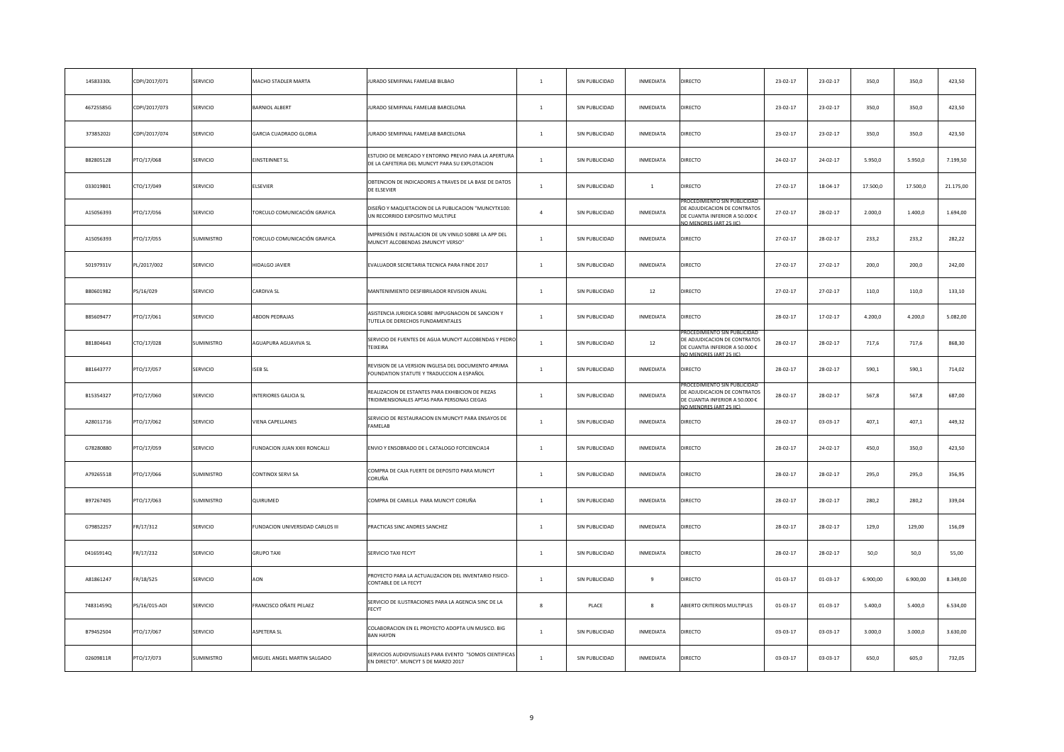| | | | | | | | | | | | | | |
|---|---|---|---|---|---|---|---|---|---|---|---|---|---|
| 14583330L | CDPI/2017/071 | SERVICIO | MACHO STADLER MARTA | JURADO SEMIFINAL FAMELAB BILBAO | 1 | SIN PUBLICIDAD | INMEDIATA | DIRECTO | 23-02-17 | 23-02-17 | 350,0 | 350,0 | 423,50 |
| 46725585G | CDPI/2017/073 | SERVICIO | BARNIOL ALBERT | JURADO SEMIFINAL FAMELAB BARCELONA | 1 | SIN PUBLICIDAD | INMEDIATA | DIRECTO | 23-02-17 | 23-02-17 | 350,0 | 350,0 | 423,50 |
| 37385202J | CDPI/2017/074 | SERVICIO | GARCIA CUADRADO GLORIA | JURADO SEMIFINAL FAMELAB BARCELONA | 1 | SIN PUBLICIDAD | INMEDIATA | DIRECTO | 23-02-17 | 23-02-17 | 350,0 | 350,0 | 423,50 |
| B82805128 | PTO/17/068 | SERVICIO | EINSTEINNET SL | ESTUDIO DE MERCADO Y ENTORNO PREVIO PARA LA APERTURA DE LA CAFETERIA DEL MUNCYT PARA SU EXPLOTACION | 1 | SIN PUBLICIDAD | INMEDIATA | DIRECTO | 24-02-17 | 24-02-17 | 5.950,0 | 5.950,0 | 7.199,50 |
| 033019B01 | CTO/17/049 | SERVICIO | ELSEVIER | OBTENCION DE INDICADORES A TRAVES DE LA BASE DE DATOS DE ELSEVIER | 1 | SIN PUBLICIDAD | 1 | DIRECTO | 27-02-17 | 18-04-17 | 17.500,0 | 17.500,0 | 21.175,00 |
| A15056393 | PTO/17/056 | SERVICIO | TORCULO COMUNICACIÓN GRAFICA | DISEÑO Y MAQUETACION DE LA PUBLICACION "MUNCYTX100: UN RECORRIDO EXPOSITIVO MULTIPLE | 4 | SIN PUBLICIDAD | INMEDIATA | PROCEDIMIENTO SIN PUBLICIDAD DE ADJUDICACION DE CONTRATOS DE CUANTIA INFERIOR A 50.000 € NO MENORES (ART 25 IC) | 27-02-17 | 28-02-17 | 2.000,0 | 1.400,0 | 1.694,00 |
| A15056393 | PTO/17/055 | SUMINISTRO | TORCULO COMUNICACIÓN GRAFICA | IMPRESIÓN E INSTALACION DE UN VINILO SOBRE LA APP DEL MUNCYT ALCOBENDAS 2MUNCYT VERSO" | 1 | SIN PUBLICIDAD | INMEDIATA | DIRECTO | 27-02-17 | 28-02-17 | 233,2 | 233,2 | 282,22 |
| 50197931V | PL/2017/002 | SERVICIO | HIDALGO JAVIER | EVALUADOR SECRETARIA TECNICA PARA FINDE 2017 | 1 | SIN PUBLICIDAD | INMEDIATA | DIRECTO | 27-02-17 | 27-02-17 | 200,0 | 200,0 | 242,00 |
| B80601982 | PS/16/029 | SERVICIO | CARDIVA SL | MANTENIMIENTO DESFIBRILADOR REVISION ANUAL | 1 | SIN PUBLICIDAD | 12 | DIRECTO | 27-02-17 | 27-02-17 | 110,0 | 110,0 | 133,10 |
| B85609477 | PTO/17/061 | SERVICIO | ABDON PEDRAJAS | ASISTENCIA JURIDICA SOBRE IMPUGNACION DE SANCION Y TUTELA DE DERECHOS FUNDAMENTALES | 1 | SIN PUBLICIDAD | INMEDIATA | DIRECTO | 28-02-17 | 17-02-17 | 4.200,0 | 4.200,0 | 5.082,00 |
| B81804643 | CTO/17/028 | SUMINISTRO | AGUAPURA AGUAVIVA SL | SERVICIO DE FUENTES DE AGUA MUNCYT ALCOBENDAS Y PEDRO TEIXEIRA | 1 | SIN PUBLICIDAD | 12 | PROCEDIMIENTO SIN PUBLICIDAD DE ADJUDICACION DE CONTRATOS DE CUANTIA INFERIOR A 50.000 € NO MENORES (ART 25 IC) | 28-02-17 | 28-02-17 | 717,6 | 717,6 | 868,30 |
| B81643777 | PTO/17/057 | SERVICIO | ISEB SL | REVISION DE LA VERSION INGLESA DEL DOCUMENTO 4PRIMA FOUNDATION STATUTE Y TRADUCCION A ESPAÑOL | 1 | SIN PUBLICIDAD | INMEDIATA | DIRECTO | 28-02-17 | 28-02-17 | 590,1 | 590,1 | 714,02 |
| B15354327 | PTO/17/060 | SERVICIO | INTERIORES GALICIA SL | REALIZACION DE ESTANTES PARA EXHIBICION DE PIEZAS TRIDIMENSIONALES APTAS PARA PERSONAS CIEGAS | 1 | SIN PUBLICIDAD | INMEDIATA | PROCEDIMIENTO SIN PUBLICIDAD DE ADJUDICACION DE CONTRATOS DE CUANTIA INFERIOR A 50.000 € NO MENORES (ART 25 IC) | 28-02-17 | 28-02-17 | 567,8 | 567,8 | 687,00 |
| A28011716 | PTO/17/062 | SERVICIO | VIENA CAPELLANES | SERVICIO DE RESTAURACION EN MUNCYT PARA ENSAYOS DE FAMELAB | 1 | SIN PUBLICIDAD | INMEDIATA | DIRECTO | 28-02-17 | 03-03-17 | 407,1 | 407,1 | 449,32 |
| G78280880 | PTO/17/059 | SERVICIO | FUNDACION JUAN XXIII RONCALLI | ENVIO Y ENSOBRADO DE L CATALOGO FOTCIENCIA14 | 1 | SIN PUBLICIDAD | INMEDIATA | DIRECTO | 28-02-17 | 24-02-17 | 450,0 | 350,0 | 423,50 |
| A79265518 | PTO/17/066 | SUMINISTRO | CONTINOX SERVI SA | COMPRA DE CAJA FUERTE DE DEPOSITO PARA MUNCYT CORUÑA | 1 | SIN PUBLICIDAD | INMEDIATA | DIRECTO | 28-02-17 | 28-02-17 | 295,0 | 295,0 | 356,95 |
| B97267405 | PTO/17/063 | SUMINISTRO | QUIRUMED | COMPRA DE CAMILLA PARA MUNCYT CORUÑA | 1 | SIN PUBLICIDAD | INMEDIATA | DIRECTO | 28-02-17 | 28-02-17 | 280,2 | 280,2 | 339,04 |
| G79852257 | FR/17/312 | SERVICIO | FUNDACION UNIVERSIDAD CARLOS III | PRACTICAS SINC ANDRES SANCHEZ | 1 | SIN PUBLICIDAD | INMEDIATA | DIRECTO | 28-02-17 | 28-02-17 | 129,0 | 129,00 | 156,09 |
| 04165914Q | FR/17/232 | SERVICIO | GRUPO TAXI | SERVICIO TAXI FECYT | 1 | SIN PUBLICIDAD | INMEDIATA | DIRECTO | 28-02-17 | 28-02-17 | 50,0 | 50,0 | 55,00 |
| A81861247 | FR/18/525 | SERVICIO | AON | PROYECTO PARA LA ACTUALIZACION DEL INVENTARIO FISICO-CONTABLE DE LA FECYT | 1 | SIN PUBLICIDAD | 9 | DIRECTO | 01-03-17 | 01-03-17 | 6.900,00 | 6.900,00 | 8.349,00 |
| 74831459Q | PS/16/015-ADI | SERVICIO | FRANCISCO OÑATE PELAEZ | SERVICIO DE ILUSTRACIONES PARA LA AGENCIA SINC DE LA FECYT | 8 | PLACE | 8 | ABIERTO CRITERIOS MULTIPLES | 01-03-17 | 01-03-17 | 5.400,0 | 5.400,0 | 6.534,00 |
| B79452504 | PTO/17/067 | SERVICIO | ASPETERA SL | COLABORACION EN EL PROYECTO ADOPTA UN MUSICO. BIG BAN HAYON | 1 | SIN PUBLICIDAD | INMEDIATA | DIRECTO | 03-03-17 | 03-03-17 | 3.000,0 | 3.000,0 | 3.630,00 |
| 02609811R | PTO/17/073 | SUMINISTRO | MIGUEL ANGEL MARTIN SALGADO | SERVICIOS AUDIOVISUALES PARA EVENTO "SOMOS CIENTIFICAS EN DIRECTO". MUNCYT 5 DE MARZO 2017 | 1 | SIN PUBLICIDAD | INMEDIATA | DIRECTO | 03-03-17 | 03-03-17 | 650,0 | 605,0 | 732,05 |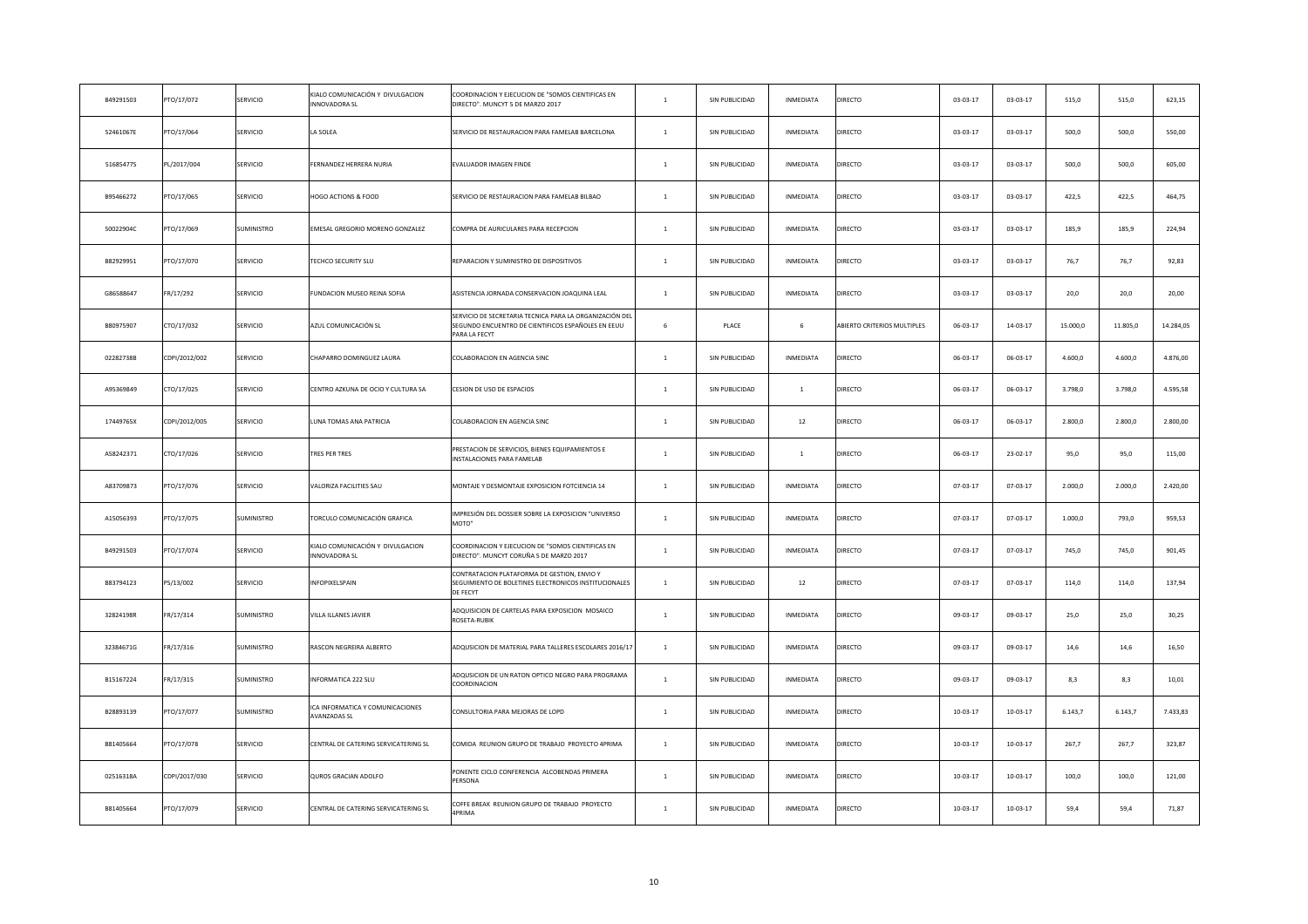| | | | | | | | | | | | | | |
|---|---|---|---|---|---|---|---|---|---|---|---|---|---|
| B49291503 | PTO/17/072 | SERVICIO | KIALO COMUNICACIÓN Y DIVULGACION INNOVADORA SL | COORDINACION Y EJECUCION DE "SOMOS CIENTIFICAS EN DIRECTO". MUNCYT 5 DE MARZO 2017 | 1 | SIN PUBLICIDAD | INMEDIATA | DIRECTO | 03-03-17 | 03-03-17 | 515,0 | 515,0 | 623,15 |
| 52461067E | PTO/17/064 | SERVICIO | LA SOLEA | SERVICIO DE RESTAURACION PARA FAMELAB BARCELONA | 1 | SIN PUBLICIDAD | INMEDIATA | DIRECTO | 03-03-17 | 03-03-17 | 500,0 | 500,0 | 550,00 |
| 51685477S | PL/2017/004 | SERVICIO | FERNANDEZ HERRERA NURIA | EVALUADOR IMAGEN FINDE | 1 | SIN PUBLICIDAD | INMEDIATA | DIRECTO | 03-03-17 | 03-03-17 | 500,0 | 500,0 | 605,00 |
| B95466272 | PTO/17/065 | SERVICIO | HOGO ACTIONS & FOOD | SERVICIO DE RESTAURACION PARA FAMELAB BILBAO | 1 | SIN PUBLICIDAD | INMEDIATA | DIRECTO | 03-03-17 | 03-03-17 | 422,5 | 422,5 | 464,75 |
| 50022904C | PTO/17/069 | SUMINISTRO | EMESAL GREGORIO MORENO GONZALEZ | COMPRA DE AURICULARES PARA RECEPCION | 1 | SIN PUBLICIDAD | INMEDIATA | DIRECTO | 03-03-17 | 03-03-17 | 185,9 | 185,9 | 224,94 |
| B82929951 | PTO/17/070 | SERVICIO | TECHCO SECURITY SLU | REPARACION Y SUMINISTRO DE DISPOSITIVOS | 1 | SIN PUBLICIDAD | INMEDIATA | DIRECTO | 03-03-17 | 03-03-17 | 76,7 | 76,7 | 92,83 |
| G86588647 | FR/17/292 | SERVICIO | FUNDACION MUSEO REINA SOFIA | ASISTENCIA JORNADA CONSERVACION JOAQUINA LEAL | 1 | SIN PUBLICIDAD | INMEDIATA | DIRECTO | 03-03-17 | 03-03-17 | 20,0 | 20,0 | 20,00 |
| B80975907 | CTO/17/032 | SERVICIO | AZUL COMUNICACIÓN SL | SERVICIO DE SECRETARIA TECNICA PARA LA ORGANIZACIÓN DEL SEGUNDO ENCUENTRO DE CIENTIFICOS ESPAÑOLES EN EEUU PARA LA FECYT | 6 | PLACE | 6 | ABIERTO CRITERIOS MULTIPLES | 06-03-17 | 14-03-17 | 15.000,0 | 11.805,0 | 14.284,05 |
| 02282738B | CDPI/2012/002 | SERVICIO | CHAPARRO DOMINGUEZ LAURA | COLABORACION EN AGENCIA SINC | 1 | SIN PUBLICIDAD | INMEDIATA | DIRECTO | 06-03-17 | 06-03-17 | 4.600,0 | 4.600,0 | 4.876,00 |
| A95369849 | CTO/17/025 | SERVICIO | CENTRO AZKUNA DE OCIO Y CULTURA SA | CESION DE USO DE ESPACIOS | 1 | SIN PUBLICIDAD | 1 | DIRECTO | 06-03-17 | 06-03-17 | 3.798,0 | 3.798,0 | 4.595,58 |
| 17449765X | CDPI/2012/005 | SERVICIO | LUNA TOMAS ANA PATRICIA | COLABORACION EN AGENCIA SINC | 1 | SIN PUBLICIDAD | 12 | DIRECTO | 06-03-17 | 06-03-17 | 2.800,0 | 2.800,0 | 2.800,00 |
| A58242371 | CTO/17/026 | SERVICIO | TRES PER TRES | PRESTACION DE SERVICIOS, BIENES EQUIPAMIENTOS E INSTALACIONES PARA FAMELAB | 1 | SIN PUBLICIDAD | 1 | DIRECTO | 06-03-17 | 23-02-17 | 95,0 | 95,0 | 115,00 |
| A83709873 | PTO/17/076 | SERVICIO | VALORIZA FACILITIES SAU | MONTAJE Y DESMONTAJE EXPOSICION FOTCIENCIA 14 | 1 | SIN PUBLICIDAD | INMEDIATA | DIRECTO | 07-03-17 | 07-03-17 | 2.000,0 | 2.000,0 | 2.420,00 |
| A15056393 | PTO/17/075 | SUMINISTRO | TORCULO COMUNICACIÓN GRAFICA | IMPRESIÓN DEL DOSSIER SOBRE LA EXPOSICION "UNIVERSO MOTO" | 1 | SIN PUBLICIDAD | INMEDIATA | DIRECTO | 07-03-17 | 07-03-17 | 1.000,0 | 793,0 | 959,53 |
| B49291503 | PTO/17/074 | SERVICIO | KIALO COMUNICACIÓN Y DIVULGACION INNOVADORA SL | COORDINACION Y EJECUCION DE "SOMOS CIENTIFICAS EN DIRECTO". MUNCYT CORUÑA 5 DE MARZO 2017 | 1 | SIN PUBLICIDAD | INMEDIATA | DIRECTO | 07-03-17 | 07-03-17 | 745,0 | 745,0 | 901,45 |
| B83794123 | PS/13/002 | SERVICIO | INFOPIXELSPAIN | CONTRATACION PLATAFORMA DE GESTION, ENVIO Y SEGUIMIENTO DE BOLETINES ELECTRONICOS INSTITUCIONALES DE FECYT | 1 | SIN PUBLICIDAD | 12 | DIRECTO | 07-03-17 | 07-03-17 | 114,0 | 114,0 | 137,94 |
| 32824198R | FR/17/314 | SUMINISTRO | VILLA ILLANES JAVIER | ADQUISICION DE CARTELAS PARA EXPOSICION MOSAICO ROSETA-RUBIK | 1 | SIN PUBLICIDAD | INMEDIATA | DIRECTO | 09-03-17 | 09-03-17 | 25,0 | 25,0 | 30,25 |
| 32384671G | FR/17/316 | SUMINISTRO | RASCON NEGREIRA ALBERTO | ADQUSICION DE MATERIAL PARA TALLERES ESCOLARES 2016/17 | 1 | SIN PUBLICIDAD | INMEDIATA | DIRECTO | 09-03-17 | 09-03-17 | 14,6 | 14,6 | 16,50 |
| B15167224 | FR/17/315 | SUMINISTRO | INFORMATICA 222 SLU | ADQUSICION DE UN RATON OPTICO NEGRO PARA PROGRAMA COORDINACION | 1 | SIN PUBLICIDAD | INMEDIATA | DIRECTO | 09-03-17 | 09-03-17 | 8,3 | 8,3 | 10,01 |
| B28893139 | PTO/17/077 | SUMINISTRO | ICA INFORMATICA Y COMUNICACIONES AVANZADAS SL | CONSULTORIA PARA MEJORAS DE LOPD | 1 | SIN PUBLICIDAD | INMEDIATA | DIRECTO | 10-03-17 | 10-03-17 | 6.143,7 | 6.143,7 | 7.433,83 |
| B81405664 | PTO/17/078 | SERVICIO | CENTRAL DE CATERING SERVICATERING SL | COMIDA REUNION GRUPO DE TRABAJO PROYECTO 4PRIMA | 1 | SIN PUBLICIDAD | INMEDIATA | DIRECTO | 10-03-17 | 10-03-17 | 267,7 | 267,7 | 323,87 |
| 02516318A | CDPI/2017/030 | SERVICIO | QUROS GRACIAN ADOLFO | PONENTE CICLO CONFERENCIA ALCOBENDAS PRIMERA PERSONA | 1 | SIN PUBLICIDAD | INMEDIATA | DIRECTO | 10-03-17 | 10-03-17 | 100,0 | 100,0 | 121,00 |
| B81405664 | PTO/17/079 | SERVICIO | CENTRAL DE CATERING SERVICATERING SL | COFFE BREAK REUNION GRUPO DE TRABAJO PROYECTO 4PRIMA | 1 | SIN PUBLICIDAD | INMEDIATA | DIRECTO | 10-03-17 | 10-03-17 | 59,4 | 59,4 | 71,87 |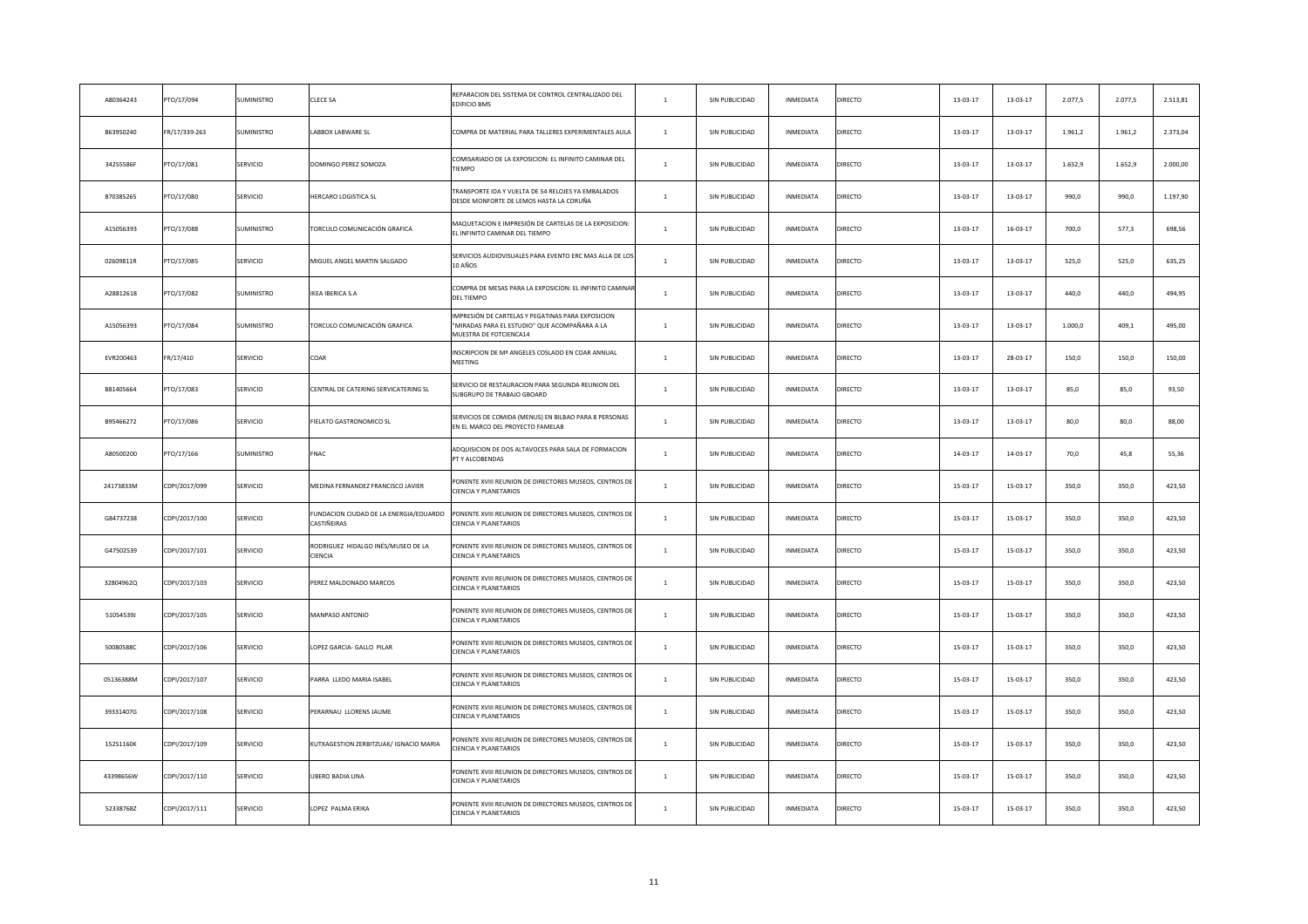| | | | | | | | | | | | | | |
|---|---|---|---|---|---|---|---|---|---|---|---|---|---|
| A80364243 | PTO/17/094 | SUMINISTRO | CLECE SA | REPARACION DEL SISTEMA DE CONTROL CENTRALIZADO DEL EDIFICIO BMS | 1 | SIN PUBLICIDAD | INMEDIATA | DIRECTO | 13-03-17 | 13-03-17 | 2.077,5 | 2.077,5 | 2.513,81 |
| B63950240 | FR/17/339-263 | SUMINISTRO | LABBOX LABWARE SL | COMPRA DE MATERIAL PARA TALLERES EXPERIMENTALES AULA | 1 | SIN PUBLICIDAD | INMEDIATA | DIRECTO | 13-03-17 | 13-03-17 | 1.961,2 | 1.961,2 | 2.373,04 |
| 34255586F | PTO/17/081 | SERVICIO | DOMINGO PEREZ SOMOZA | COMISARIADO DE LA EXPOSICION: EL INFINITO CAMINAR DEL TIEMPO | 1 | SIN PUBLICIDAD | INMEDIATA | DIRECTO | 13-03-17 | 13-03-17 | 1.652,9 | 1.652,9 | 2.000,00 |
| B70385265 | PTO/17/080 | SERVICIO | HERCARO LOGISTICA SL | TRANSPORTE IDA Y VUELTA DE 54 RELOJES YA EMBALADOS DESDE MONFORTE DE LEMOS HASTA LA CORUÑA | 1 | SIN PUBLICIDAD | INMEDIATA | DIRECTO | 13-03-17 | 13-03-17 | 990,0 | 990,0 | 1.197,90 |
| A15056393 | PTO/17/088 | SUMINISTRO | TORCULO COMUNICACIÓN GRAFICA | MAQUETACION E IMPRESIÓN DE CARTELAS DE LA EXPOSICION: EL INFINITO CAMINAR DEL TIEMPO | 1 | SIN PUBLICIDAD | INMEDIATA | DIRECTO | 13-03-17 | 16-03-17 | 700,0 | 577,3 | 698,56 |
| 02609811R | PTO/17/085 | SERVICIO | MIGUEL ANGEL MARTIN SALGADO | SERVICIOS AUDIOVISUALES PARA EVENTO ERC MAS ALLA DE LOS 10 AÑOS | 1 | SIN PUBLICIDAD | INMEDIATA | DIRECTO | 13-03-17 | 13-03-17 | 525,0 | 525,0 | 635,25 |
| A28812618 | PTO/17/082 | SUMINISTRO | IKEA IBERICA S.A | COMPRA DE MESAS PARA LA EXPOSICION: EL INFINITO CAMINAR DEL TIEMPO | 1 | SIN PUBLICIDAD | INMEDIATA | DIRECTO | 13-03-17 | 13-03-17 | 440,0 | 440,0 | 494,95 |
| A15056393 | PTO/17/084 | SUMINISTRO | TORCULO COMUNICACIÓN GRAFICA | IMPRESIÓN DE CARTELAS Y PEGATINAS PARA EXPOSICION "MIRADAS PARA EL ESTUDIO" QUE ACOMPAÑARA A LA MUESTRA DE FOTCIENCA14 | 1 | SIN PUBLICIDAD | INMEDIATA | DIRECTO | 13-03-17 | 13-03-17 | 1.000,0 | 409,1 | 495,00 |
| EVR200463 | FR/17/410 | SERVICIO | COAR | INSCRIPCION DE Mª ANGELES COSLADO EN COAR ANNUAL MEETING | 1 | SIN PUBLICIDAD | INMEDIATA | DIRECTO | 13-03-17 | 28-03-17 | 150,0 | 150,0 | 150,00 |
| B81405664 | PTO/17/083 | SERVICIO | CENTRAL DE CATERING SERVICATERING SL | SERVICIO DE RESTAURACION PARA SEGUNDA REUNION DEL SUBGRUPO DE TRABAJO GBOARD | 1 | SIN PUBLICIDAD | INMEDIATA | DIRECTO | 13-03-17 | 13-03-17 | 85,0 | 85,0 | 93,50 |
| B95466272 | PTO/17/086 | SERVICIO | FIELATO GASTRONOMICO SL | SERVICIOS DE COMIDA (MENUS) EN BILBAO PARA 8 PERSONAS EN EL MARCO DEL PROYECTO FAMELAB | 1 | SIN PUBLICIDAD | INMEDIATA | DIRECTO | 13-03-17 | 13-03-17 | 80,0 | 80,0 | 88,00 |
| A80500200 | PTO/17/166 | SUMINISTRO | FNAC | ADQUISICION DE DOS ALTAVOCES PARA SALA DE FORMACION PT Y ALCOBENDAS | 1 | SIN PUBLICIDAD | INMEDIATA | DIRECTO | 14-03-17 | 14-03-17 | 70,0 | 45,8 | 55,36 |
| 24173833M | CDPI/2017/099 | SERVICIO | MEDINA FERNANDEZ FRANCISCO JAVIER | PONENTE XVIII REUNION DE DIRECTORES MUSEOS, CENTROS DE CIENCIA Y PLANETARIOS | 1 | SIN PUBLICIDAD | INMEDIATA | DIRECTO | 15-03-17 | 15-03-17 | 350,0 | 350,0 | 423,50 |
| G84737238 | CDPI/2017/100 | SERVICIO | FUNDACION CIUDAD DE LA ENERGIA/EDUARDO CASTIÑEIRAS | PONENTE XVIII REUNION DE DIRECTORES MUSEOS, CENTROS DE CIENCIA Y PLANETARIOS | 1 | SIN PUBLICIDAD | INMEDIATA | DIRECTO | 15-03-17 | 15-03-17 | 350,0 | 350,0 | 423,50 |
| G47502539 | CDPI/2017/101 | SERVICIO | RODRIGUEZ HIDALGO INÉS/MUSEO DE LA CIENCIA | PONENTE XVIII REUNION DE DIRECTORES MUSEOS, CENTROS DE CIENCIA Y PLANETARIOS | 1 | SIN PUBLICIDAD | INMEDIATA | DIRECTO | 15-03-17 | 15-03-17 | 350,0 | 350,0 | 423,50 |
| 32804962Q | CDPI/2017/103 | SERVICIO | PEREZ MALDONADO MARCOS | PONENTE XVIII REUNION DE DIRECTORES MUSEOS, CENTROS DE CIENCIA Y PLANETARIOS | 1 | SIN PUBLICIDAD | INMEDIATA | DIRECTO | 15-03-17 | 15-03-17 | 350,0 | 350,0 | 423,50 |
| 51054539J | CDPI/2017/105 | SERVICIO | MANPASO ANTONIO | PONENTE XVIII REUNION DE DIRECTORES MUSEOS, CENTROS DE CIENCIA Y PLANETARIOS | 1 | SIN PUBLICIDAD | INMEDIATA | DIRECTO | 15-03-17 | 15-03-17 | 350,0 | 350,0 | 423,50 |
| 50080588C | CDPI/2017/106 | SERVICIO | LOPEZ GARCIA- GALLO PILAR | PONENTE XVIII REUNION DE DIRECTORES MUSEOS, CENTROS DE CIENCIA Y PLANETARIOS | 1 | SIN PUBLICIDAD | INMEDIATA | DIRECTO | 15-03-17 | 15-03-17 | 350,0 | 350,0 | 423,50 |
| 05136388M | CDPI/2017/107 | SERVICIO | PARRA LLEDO MARIA ISABEL | PONENTE XVIII REUNION DE DIRECTORES MUSEOS, CENTROS DE CIENCIA Y PLANETARIOS | 1 | SIN PUBLICIDAD | INMEDIATA | DIRECTO | 15-03-17 | 15-03-17 | 350,0 | 350,0 | 423,50 |
| 39331407G | CDPI/2017/108 | SERVICIO | PERARNAU LLORENS JAUME | PONENTE XVIII REUNION DE DIRECTORES MUSEOS, CENTROS DE CIENCIA Y PLANETARIOS | 1 | SIN PUBLICIDAD | INMEDIATA | DIRECTO | 15-03-17 | 15-03-17 | 350,0 | 350,0 | 423,50 |
| 15251160K | CDPI/2017/109 | SERVICIO | KUTXAGESTION ZERBITZUAK/ IGNACIO MARIA | PONENTE XVIII REUNION DE DIRECTORES MUSEOS, CENTROS DE CIENCIA Y PLANETARIOS | 1 | SIN PUBLICIDAD | INMEDIATA | DIRECTO | 15-03-17 | 15-03-17 | 350,0 | 350,0 | 423,50 |
| 43398656W | CDPI/2017/110 | SERVICIO | UBERO BADIA LINA | PONENTE XVIII REUNION DE DIRECTORES MUSEOS, CENTROS DE CIENCIA Y PLANETARIOS | 1 | SIN PUBLICIDAD | INMEDIATA | DIRECTO | 15-03-17 | 15-03-17 | 350,0 | 350,0 | 423,50 |
| 52338768Z | CDPI/2017/111 | SERVICIO | LOPEZ PALMA ERIKA | PONENTE XVIII REUNION DE DIRECTORES MUSEOS, CENTROS DE CIENCIA Y PLANETARIOS | 1 | SIN PUBLICIDAD | INMEDIATA | DIRECTO | 15-03-17 | 15-03-17 | 350,0 | 350,0 | 423,50 |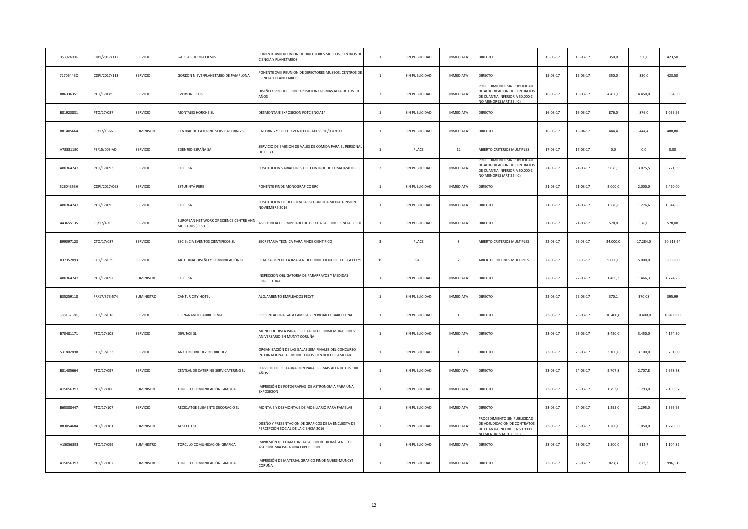| 05392400G | CDPI/2017/112 | SERVICIO | GARCIA RODRIGO JESUS | PONENTE XVIII REUNION DE DIRECTORES MUSEOS, CENTROS DE CIENCIA Y PLANETARIOS | 1 | SIN PUBLICIDAD | INMEDIATA | DIRECTO | 15-03-17 | 15-03-17 | 350,0 | 350,0 | 423,50 |
|---|---|---|---|---|---|---|---|---|---|---|---|---|---|
| 72706443Q | CDPI/2017/113 | SERVICIO | GORDON NIEVE/PLANETARIO DE PAMPLONA | PONENTE XVIII REUNION DE DIRECTORES MUSEOS, CENTROS DE CIENCIA Y PLANETARIOS | 1 | SIN PUBLICIDAD | INMEDIATA | DIRECTO | 15-03-17 | 15-03-17 | 350,0 | 350,0 | 423,50 |
| B86336351 | PTO/17/089 | SERVICIO | EVERYONEPLUS | DISEÑO Y PRODUCCION EXPOSICION ERC MAS ALLA DE LOS 10 AÑOS | 3 | SIN PUBLICIDAD | INMEDIATA | PROCEDIMIENTO SIN PUBLICIDAD DE ADJUDICACION DE CONTRATOS DE CUANTIA INFERIOR A 50.000 € NO MENORES (ART 25 IIC) | 16-03-17 | 15-03-17 | 4.450,0 | 4.450,0 | 5.384,50 |
| B81923831 | PTO/17/087 | SERVICIO | MONTAJES HORCHE SL | DESMONTAJE EXPOSICION FOTCIENCIA14 | 1 | SIN PUBLICIDAD | INMEDIATA | DIRECTO | 16-03-17 | 16-03-17 | 876,0 | 876,0 | 1.059,96 |
| B81405664 | FR/17/1366 | SUMINISTRO | CENTRAL DE CATERING SERVICATERING SL | CATERING Y COFFE EVENTO EURAXESS 16/03/2017 | 1 | SIN PUBLICIDAD | INMEDIATA | DIRECTO | 16-03-17 | 16-04-17 | 444,4 | 444,4 | 488,80 |
| A78881190 | PS/15/003-ADII | SERVICIO | EDENRED ESPAÑA SA | SERVICIO DE EMISION DE VALES DE COMIDA PARA EL PERSONAL DE FECYT | 1 | PLACE | 12 | ABIERTO CRITERIOS MULTIPLES | 17-03-17 | 17-03-17 | 0,0 | 0,0 | 0,00 |
| A80364243 | PTO/17/093 | SERVICIO | CLECE SA | SUSTITUCION VARIADORES DEL CONTROL DE CLIMATIZADORES | 2 | SIN PUBLICIDAD | INMEDIATA | PROCEDIMIENTO SIN PUBLICIDAD DE ADJUDICACION DE CONTRATOS DE CUANTIA INFERIOR A 50.000 € NO MENORES (ART 25 IIC) | 21-03-17 | 21-03-17 | 3.075,5 | 3.075,5 | 3.721,39 |
| 52604353H | CDPI/2017/068 | SERVICIO | ESTUPINYÁ PERE | PONENTE FINDE MONOGRAFICO ERC | 1 | SIN PUBLICIDAD | INMEDIATA | DIRECTO | 21-03-17 | 21-03-17 | 2.000,0 | 2.000,0 | 2.420,00 |
| A80364243 | PTO/17/095 | SERVICIO | CLECE SA | SUSTITUCION DE DEFICIENCIAS SEGÚN OCA MEDIA TENSION NOVIEMBRE 2016 | 1 | SIN PUBLICIDAD | INMEDIATA | DIRECTO | 21-03-17 | 21-03-17 | 1.276,6 | 1.276,6 | 1.544,63 |
| 443655135 | FR/17/401 | SERVICIO | EUROPEAN NET WORK OF SCIENCE CENTRE ANN MUSEUMS (ECSITE) | ASISITENCIA DE EMPLEADO DE FECYT A LA CONFERENCIA ECSITE | 1 | SIN PUBLICIDAD | INMEDIATA | DIRECTO | 21-03-17 | 21-03-17 | 578,0 | 578,0 | 578,00 |
| B99097123 | CTO/17/037 | SERVICIO | ESCIENCIA EVENTOS CIENTIFICOS SL | SECRETARIA TECNICA PARA FINDE CIENTIFICO | 3 | PLACE | 3 | ABIERTO CRITERIOS MULTIPLES | 22-03-17 | 29-03-17 | 24.000,0 | 17.284,0 | 20.913,64 |
| B37352093 | CTO/17/039 | SERVICIO | ARTE FINAL DISEÑO Y COMUNICACIÓN SL | REALIZACION DE LA IMAGEN DEL FINDE CIENTIFICO DE LA FECYT | 19 | PLACE | 2 | ABIERTO CRITERIOS MULTIPLES | 22-03-17 | 30-03-17 | 5.000,0 | 5.000,0 | 6.050,00 |
| A80364243 | PTO/17/092 | SUMINISTRO | CLECE SA | INSPECCION OBLIGATORIA DE PARARRAYOS Y MEDIDAS CORRECTORAS | 1 | SIN PUBLICIDAD | INMEDIATA | DIRECTO | 22-03-17 | 22-03-17 | 1.466,3 | 1.466,3 | 1.774,26 |
| B35259118 | FR/17/573-574 | SUMINISTRO | CANTUR CITY HOTEL | ALOJAMIENTO EMPLEADOS FECYT | 1 | SIN PUBLICIDAD | INMEDIATA | DIRECTO | 22-03-17 | 22-03-17 | 370,1 | 370,08 | 395,99 |
| 38813758Q | CTO/17/018 | SERVICIO | FERNANANDEZ ABRIL SILVIA | PRESENTADORA GALA FAMELAB EN BILBAO Y BARCELONA | 1 | SIN PUBLICIDAD | 1 | DIRECTO | 23-03-17 | 23-03-17 | 10.400,0 | 10.400,0 | 10.400,00 |
| B70481171 | PTO/17/105 | SERVICIO | DIFUTAXI SL | MONOLOGUISTA PARA ESPECTACULO CONMEMORACION 5 ANIVERSARIO EN MUNYT CORUÑA | 1 | SIN PUBLICIDAD | INMEDIATA | DIRECTO | 23-03-17 | 23-03-17 | 3.450,0 | 3.450,0 | 4.174,50 |
| 53180289B | CTO/17/033 | SERVICIO | ANXO RODRIGUEZ RODRIGUEZ | ORGANIZACIÓN DE LAS GALAS SEMIFINALES DEL CONCURSO INTERNACIONAL DE MONOLOGOS CIENTIFICOS FAMELAB | 1 | SIN PUBLICIDAD | 1 | DIRECTO | 23-03-17 | 23-03-17 | 3.100,0 | 3.100,0 | 3.751,00 |
| B81405664 | PTO/17/097 | SERVICIO | CENTRAL DE CATERING SERVICATERING SL | SERVICIO DE RESTAURACION PARA ERC MAS ALLA DE LOS 100 AÑOS | 1 | SIN PUBLICIDAD | INMEDIATA | DIRECTO | 23-03-17 | 24-03-17 | 2.707,8 | 2.707,8 | 2.978,58 |
| A15056393 | PTO/17/100 | SUMINISTRO | TORCULO COMUNICACIÓN GRAFICA | IMPRESIÓN DE FOTOGRAFIAS DE ASTRONOMIA PARA UNA EXPOSICION | 1 | SIN PUBLICIDAD | INMEDIATA | DIRECTO | 23-03-17 | 23-03-17 | 1.793,0 | 1.793,0 | 2.169,57 |
| B65308447 | PTO/17/107 | SERVICIO | RECICLATGE ELEMENTS DECORACIO SL | MONTAJE Y DESMONTAJE DE MOBILIARIO PARA FAMELAB | 1 | SIN PUBLICIDAD | INMEDIATA | DIRECTO | 23-03-17 | 24-03-17 | 1.295,0 | 1.295,0 | 1.566,95 |
| B83054684 | PTO/17/101 | SUMINISTRO | ADSOLUT SL | DISEÑO Y PRESENTACION DE GRAFICOS DE LA ENCUESTA DE PERCEPCION SOCIAL DE LA CIENCIA 2016 | 3 | SIN PUBLICIDAD | INMEDIATA | PROCEDIMIENTO SIN PUBLICIDAD DE ADJUDICACION DE CONTRATOS DE CUANTIA INFERIOR A 50.000 € NO MENORES (ART 25 IIC) | 23-03-17 | 23-03-17 | 1.200,0 | 1.050,0 | 1.270,50 |
| A15056393 | PTO/17/099 | SUMINISTRO | TORCULO COMUNICACIÓN GRAFICA | IMPRESIÓN DE FOAM E INSTALACION DE 30 IMÁGENES DE ASTRONOMIA PARA UNA EXPOSICION | 1 | SIN PUBLICIDAD | INMEDIATA | DIRECTO | 23-03-17 | 23-03-17 | 1.500,0 | 912,7 | 1.104,32 |
| A15056393 | PTO/17/102 | SUMINISTRO | TORCULO COMUNICACIÓN GRAFICA | IMPRESIÓN DE MATERIAL GRAFICO FINDE NUBES-MUNCYT CORUÑA | 1 | SIN PUBLICIDAD | INMEDIATA | DIRECTO | 23-03-17 | 23-03-17 | 823,3 | 823,3 | 996,13 |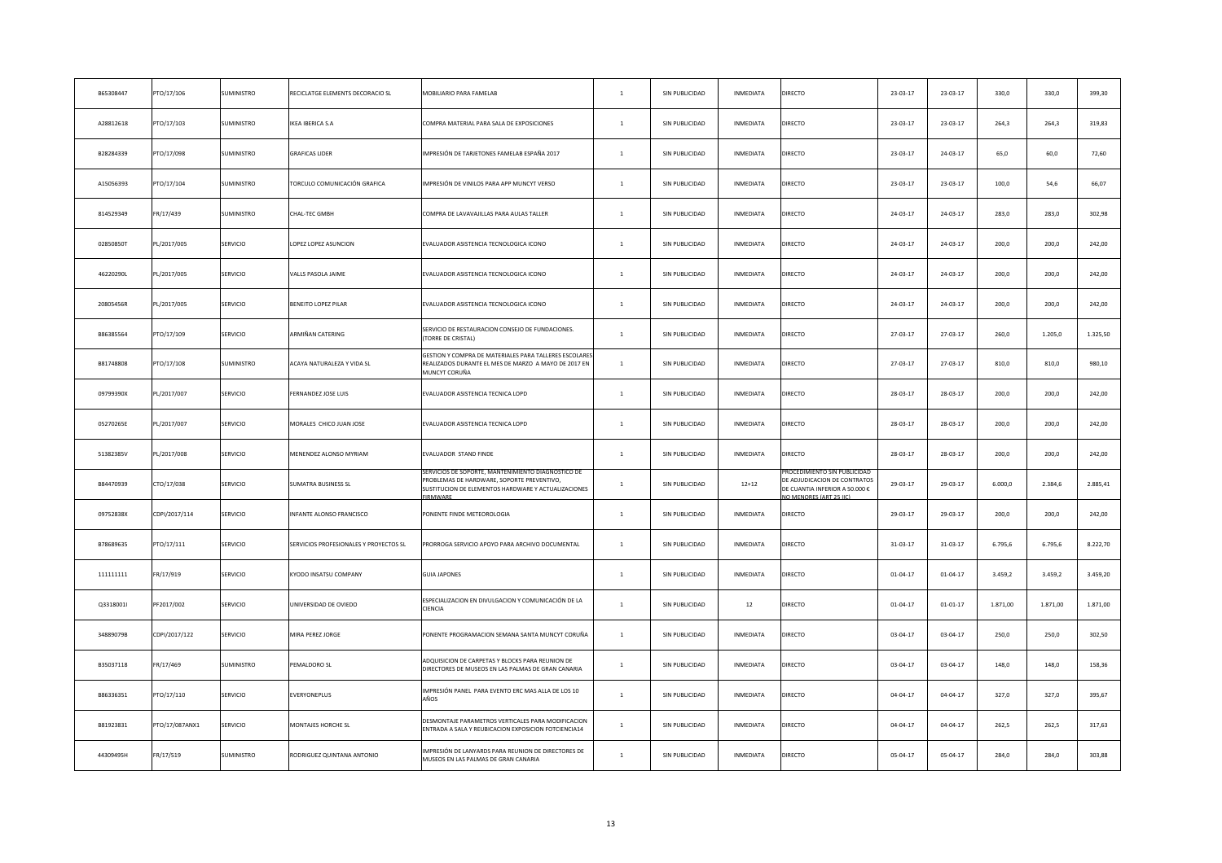| | | | | | | | | | | | | | |
|---|---|---|---|---|---|---|---|---|---|---|---|---|---|
| B65308447 | PTO/17/106 | SUMINISTRO | RECICLATGE ELEMENTS DECORACIO SL | MOBILIARIO PARA FAMELAB | 1 | SIN PUBLICIDAD | INMEDIATA | DIRECTO | 23-03-17 | 23-03-17 | 330,0 | 330,0 | 399,30 |
| A28812618 | PTO/17/103 | SUMINISTRO | IKEA IBERICA S.A | COMPRA MATERIAL PARA SALA DE EXPOSICIONES | 1 | SIN PUBLICIDAD | INMEDIATA | DIRECTO | 23-03-17 | 23-03-17 | 264,3 | 264,3 | 319,83 |
| B28284339 | PTO/17/098 | SUMINISTRO | GRAFICAS LIDER | IMPRESIÓN DE TARJETONES FAMELAB ESPAÑA 2017 | 1 | SIN PUBLICIDAD | INMEDIATA | DIRECTO | 23-03-17 | 24-03-17 | 65,0 | 60,0 | 72,60 |
| A15056393 | PTO/17/104 | SUMINISTRO | TORCULO COMUNICACIÓN GRAFICA | IMPRESIÓN DE VINILOS PARA APP MUNCYT VERSO | 1 | SIN PUBLICIDAD | INMEDIATA | DIRECTO | 23-03-17 | 23-03-17 | 100,0 | 54,6 | 66,07 |
| 814529349 | FR/17/439 | SUMINISTRO | CHAL-TEC GMBH | COMPRA DE LAVAVAJILLAS PARA AULAS TALLER | 1 | SIN PUBLICIDAD | INMEDIATA | DIRECTO | 24-03-17 | 24-03-17 | 283,0 | 283,0 | 302,98 |
| 02850850T | PL/2017/005 | SERVICIO | LOPEZ LOPEZ ASUNCION | EVALUADOR ASISTENCIA TECNOLOGICA ICONO | 1 | SIN PUBLICIDAD | INMEDIATA | DIRECTO | 24-03-17 | 24-03-17 | 200,0 | 200,0 | 242,00 |
| 46220290L | PL/2017/005 | SERVICIO | VALLS PASOLA JAIME | EVALUADOR ASISTENCIA TECNOLOGICA ICONO | 1 | SIN PUBLICIDAD | INMEDIATA | DIRECTO | 24-03-17 | 24-03-17 | 200,0 | 200,0 | 242,00 |
| 20805456R | PL/2017/005 | SERVICIO | BENEITO LOPEZ PILAR | EVALUADOR ASISTENCIA TECNOLOGICA ICONO | 1 | SIN PUBLICIDAD | INMEDIATA | DIRECTO | 24-03-17 | 24-03-17 | 200,0 | 200,0 | 242,00 |
| B86385564 | PTO/17/109 | SERVICIO | ARMIÑAN CATERING | SERVICIO DE RESTAURACION CONSEJO DE FUNDACIONES. (TORRE DE CRISTAL) | 1 | SIN PUBLICIDAD | INMEDIATA | DIRECTO | 27-03-17 | 27-03-17 | 260,0 | 1.205,0 | 1.325,50 |
| B81748808 | PTO/17/108 | SUMINISTRO | ACAYA NATURALEZA Y VIDA SL | GESTION Y COMPRA DE MATERIALES PARA TALLERES ESCOLARES REALIZADOS DURANTE EL MES DE MARZO A MAYO DE 2017 EN MUNCYT CORUÑA | 1 | SIN PUBLICIDAD | INMEDIATA | DIRECTO | 27-03-17 | 27-03-17 | 810,0 | 810,0 | 980,10 |
| 09799390X | PL/2017/007 | SERVICIO | FERNANDEZ JOSE LUIS | EVALUADOR ASISTENCIA TECNICA LOPD | 1 | SIN PUBLICIDAD | INMEDIATA | DIRECTO | 28-03-17 | 28-03-17 | 200,0 | 200,0 | 242,00 |
| 05270265E | PL/2017/007 | SERVICIO | MORALES CHICO JUAN JOSE | EVALUADOR ASISTENCIA TECNICA LOPD | 1 | SIN PUBLICIDAD | INMEDIATA | DIRECTO | 28-03-17 | 28-03-17 | 200,0 | 200,0 | 242,00 |
| 51382385V | PL/2017/008 | SERVICIO | MENENDEZ ALONSO MYRIAM | EVALUADOR STAND FINDE | 1 | SIN PUBLICIDAD | INMEDIATA | DIRECTO | 28-03-17 | 28-03-17 | 200,0 | 200,0 | 242,00 |
| B84470939 | CTO/17/038 | SERVICIO | SUMATRA BUSINESS SL | SERVICIOS DE SOPORTE, MANTENIMIENTO DIAGNOSTICO DE PROBLEMAS DE HARDWARE, SOPORTE PREVENTIVO, SUSTITUCION DE ELEMENTOS HARDWARE Y ACTUALIZACIONES FIRMWARE | 1 | SIN PUBLICIDAD | 12+12 | PROCEDIMIENTO SIN PUBLICIDAD DE ADJUDICACION DE CONTRATOS DE CUANTIA INFERIOR A 50.000 € NO MENORES (ART 25 IIC) | 29-03-17 | 29-03-17 | 6.000,0 | 2.384,6 | 2.885,41 |
| 09752838X | CDPI/2017/114 | SERVICIO | INFANTE ALONSO FRANCISCO | PONENTE FINDE METEOROLOGIA | 1 | SIN PUBLICIDAD | INMEDIATA | DIRECTO | 29-03-17 | 29-03-17 | 200,0 | 200,0 | 242,00 |
| B78689635 | PTO/17/111 | SERVICIO | SERVICIOS PROFESIONALES Y PROYECTOS SL | PRORROGA SERVICIO APOYO PARA ARCHIVO DOCUMENTAL | 1 | SIN PUBLICIDAD | INMEDIATA | DIRECTO | 31-03-17 | 31-03-17 | 6.795,6 | 6.795,6 | 8.222,70 |
| 111111111 | FR/17/919 | SERVICIO | KYODO INSATSU COMPANY | GUIA JAPONES | 1 | SIN PUBLICIDAD | INMEDIATA | DIRECTO | 01-04-17 | 01-04-17 | 3.459,2 | 3.459,2 | 3.459,20 |
| Q3318001I | PF2017/002 | SERVICIO | UNIVERSIDAD DE OVIEDO | ESPECIALIZACION EN DIVULGACION Y COMUNICACIÓN DE LA CIENCIA | 1 | SIN PUBLICIDAD | 12 | DIRECTO | 01-04-17 | 01-01-17 | 1.871,00 | 1.871,00 | 1.871,00 |
| 34889079B | CDPI/2017/122 | SERVICIO | MIRA PEREZ JORGE | PONENTE PROGRAMACION SEMANA SANTA MUNCYT CORUÑA | 1 | SIN PUBLICIDAD | INMEDIATA | DIRECTO | 03-04-17 | 03-04-17 | 250,0 | 250,0 | 302,50 |
| B35037118 | FR/17/469 | SUMINISTRO | PEMALDORO SL | ADQUISICION DE CARPETAS Y BLOCKS PARA REUNION DE DIRECTORES DE MUSEOS EN LAS PALMAS DE GRAN CANARIA | 1 | SIN PUBLICIDAD | INMEDIATA | DIRECTO | 03-04-17 | 03-04-17 | 148,0 | 148,0 | 158,36 |
| B86336351 | PTO/17/110 | SERVICIO | EVERYONEPLUS | IMPRESIÓN PANEL PARA EVENTO ERC MAS ALLA DE LOS 10 AÑOS | 1 | SIN PUBLICIDAD | INMEDIATA | DIRECTO | 04-04-17 | 04-04-17 | 327,0 | 327,0 | 395,67 |
| B81923831 | PTO/17/087ANX1 | SERVICIO | MONTAJES HORCHE SL | DESMONTAJE PARAMETROS VERTICALES PARA MODIFICACION ENTRADA A SALA Y REUBICACION EXPOSICION FOTCIENCIA14 | 1 | SIN PUBLICIDAD | INMEDIATA | DIRECTO | 04-04-17 | 04-04-17 | 262,5 | 262,5 | 317,63 |
| 44309495H | FR/17/519 | SUMINISTRO | RODRIGUEZ QUINTANA ANTONIO | IMPRESIÓN DE LANYARDS PARA REUNION DE DIRECTORES DE MUSEOS EN LAS PALMAS DE GRAN CANARIA | 1 | SIN PUBLICIDAD | INMEDIATA | DIRECTO | 05-04-17 | 05-04-17 | 284,0 | 284,0 | 303,88 |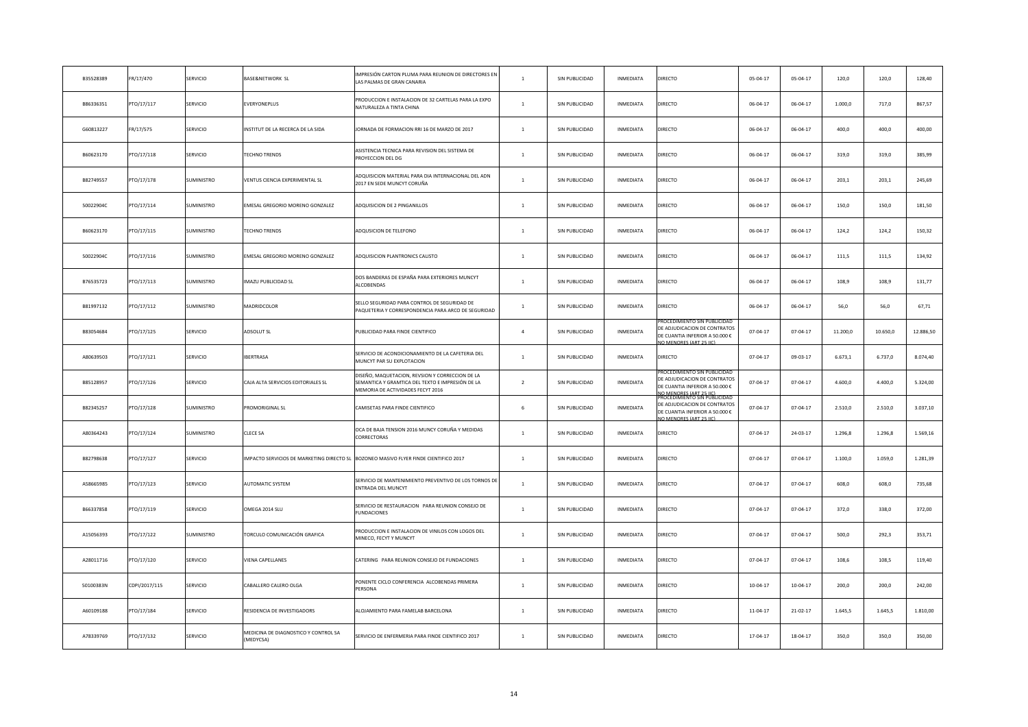| | | | | | | | | | | | | | |
|---|---|---|---|---|---|---|---|---|---|---|---|---|---|
| B35528389 | FR/17/470 | SERVICIO | BASE&NETWORK SL | IMPRESIÓN CARTON PLUMA PARA REUNION DE DIRECTORES EN LAS PALMAS DE GRAN CANARIA | 1 | SIN PUBLICIDAD | INMEDIATA | DIRECTO | 05-04-17 | 05-04-17 | 120,0 | 120,0 | 128,40 |
| B86336351 | PTO/17/117 | SERVICIO | EVERYONEPLUS | PRODUCCION E INSTALACION DE 32 CARTELAS PARA LA EXPO NATURALEZA A TINTA CHINA | 1 | SIN PUBLICIDAD | INMEDIATA | DIRECTO | 06-04-17 | 06-04-17 | 1.000,0 | 717,0 | 867,57 |
| G60813227 | FR/17/575 | SERVICIO | INSTITUT DE LA RECERCA DE LA SIDA | JORNADA DE FORMACION RRI 16 DE MARZO DE 2017 | 1 | SIN PUBLICIDAD | INMEDIATA | DIRECTO | 06-04-17 | 06-04-17 | 400,0 | 400,0 | 400,00 |
| B60623170 | PTO/17/118 | SERVICIO | TECHNO TRENDS | ASISTENCIA TECNICA PARA REVISION DEL SISTEMA DE PROYECCION DEL DG | 1 | SIN PUBLICIDAD | INMEDIATA | DIRECTO | 06-04-17 | 06-04-17 | 319,0 | 319,0 | 385,99 |
| B82749557 | PTO/17/178 | SUMINISTRO | VENTUS CIENCIA EXPERIMENTAL SL | ADQUISICION MATERIAL PARA DIA INTERNACIONAL DEL ADN 2017 EN SEDE MUNCYT CORUÑA | 1 | SIN PUBLICIDAD | INMEDIATA | DIRECTO | 06-04-17 | 06-04-17 | 203,1 | 203,1 | 245,69 |
| 50022904C | PTO/17/114 | SUMINISTRO | EMESAL GREGORIO MORENO GONZALEZ | ADQUISICION DE 2 PINGANILLOS | 1 | SIN PUBLICIDAD | INMEDIATA | DIRECTO | 06-04-17 | 06-04-17 | 150,0 | 150,0 | 181,50 |
| B60623170 | PTO/17/115 | SUMINISTRO | TECHNO TRENDS | ADQUSICION DE TELEFONO | 1 | SIN PUBLICIDAD | INMEDIATA | DIRECTO | 06-04-17 | 06-04-17 | 124,2 | 124,2 | 150,32 |
| 50022904C | PTO/17/116 | SUMINISTRO | EMESAL GREGORIO MORENO GONZALEZ | ADQUISICION PLANTRONICS CALISTO | 1 | SIN PUBLICIDAD | INMEDIATA | DIRECTO | 06-04-17 | 06-04-17 | 111,5 | 111,5 | 134,92 |
| B76535723 | PTO/17/113 | SUMINISTRO | IMAZU PUBLICIDAD SL | DOS BANDERAS DE ESPAÑA PARA EXTERIORES MUNCYT ALCOBENDAS | 1 | SIN PUBLICIDAD | INMEDIATA | DIRECTO | 06-04-17 | 06-04-17 | 108,9 | 108,9 | 131,77 |
| B81997132 | PTO/17/112 | SUMINISTRO | MADRIDCOLOR | SELLO SEGURIDAD PARA CONTROL DE SEGURIDAD DE PAQUETERIA Y CORRESPONDENCIA PARA ARCO DE SEGURIDAD | 1 | SIN PUBLICIDAD | INMEDIATA | DIRECTO | 06-04-17 | 06-04-17 | 56,0 | 56,0 | 67,71 |
| B83054684 | PTO/17/125 | SERVICIO | ADSOLUT SL | PUBLICIDAD PARA FINDE CIENTIFICO | 4 | SIN PUBLICIDAD | INMEDIATA | PROCEDIMIENTO SIN PUBLICIDAD DE ADJUDICACION DE CONTRATOS DE CUANTIA INFERIOR A 50.000 € NO MENORES (ART 25 IIC) | 07-04-17 | 07-04-17 | 11.200,0 | 10.650,0 | 12.886,50 |
| A80639503 | PTO/17/121 | SERVICIO | IBERTRASA | SERVICIO DE ACONDICIONAMIENTO DE LA CAFETERIA DEL MUNCYT PAR SU EXPLOTACION | 1 | SIN PUBLICIDAD | INMEDIATA | DIRECTO | 07-04-17 | 09-03-17 | 6.673,1 | 6.737,0 | 8.074,40 |
| B85128957 | PTO/17/126 | SERVICIO | CAJA ALTA SERVICIOS EDITORIALES SL | DISEÑO, MAQUETACION, REVSION Y CORRECCION DE LA SEMANTICA Y GRAMTICA DEL TEXTO E IMPRESIÓN DE LA MEMORIA DE ACTIVIDADES FECYT 2016 | 2 | SIN PUBLICIDAD | INMEDIATA | PROCEDIMIENTO SIN PUBLICIDAD DE ADJUDICACION DE CONTRATOS DE CUANTIA INFERIOR A 50.000 € NO MENORES (ART 25 IIC) | 07-04-17 | 07-04-17 | 4.600,0 | 4.400,0 | 5.324,00 |
| B82345257 | PTO/17/128 | SUMINISTRO | PROMORIGINAL SL | CAMISETAS PARA FINDE CIENTIFICO | 6 | SIN PUBLICIDAD | INMEDIATA | PROCEDIMIENTO SIN PUBLICIDAD DE ADJUDICACION DE CONTRATOS DE CUANTIA INFERIOR A 50.000 € NO MENORES (ART 25 IIC) | 07-04-17 | 07-04-17 | 2.510,0 | 2.510,0 | 3.037,10 |
| A80364243 | PTO/17/124 | SUMINISTRO | CLECE SA | OCA DE BAJA TENSION 2016 MUNCY CORUÑA Y MEDIDAS CORRECTORAS | 1 | SIN PUBLICIDAD | INMEDIATA | DIRECTO | 07-04-17 | 24-03-17 | 1.296,8 | 1.296,8 | 1.569,16 |
| B82798638 | PTO/17/127 | SERVICIO | IMPACTO SERVICIOS DE MARKETING DIRECTO SL | BOZONEO MASIVO FLYER FINDE CIENTIFICO 2017 | 1 | SIN PUBLICIDAD | INMEDIATA | DIRECTO | 07-04-17 | 07-04-17 | 1.100,0 | 1.059,0 | 1.281,39 |
| A58665985 | PTO/17/123 | SERVICIO | AUTOMATIC SYSTEM | SERVICIO DE MANTENIMIENTO PREVENTIVO DE LOS TORNOS DE ENTRADA DEL MUNCYT | 1 | SIN PUBLICIDAD | INMEDIATA | DIRECTO | 07-04-17 | 07-04-17 | 608,0 | 608,0 | 735,68 |
| B66337858 | PTO/17/119 | SERVICIO | OMEGA 2014 SLU | SERVICIO DE RESTAURACION PARA REUNION CONSEJO DE FUNDACIONES | 1 | SIN PUBLICIDAD | INMEDIATA | DIRECTO | 07-04-17 | 07-04-17 | 372,0 | 338,0 | 372,00 |
| A15056393 | PTO/17/122 | SUMINISTRO | TORCULO COMUNICACIÓN GRAFICA | PRODUCCION E INSTALACION DE VINILOS CON LOGOS DEL MINECO, FECYT Y MUNCYT | 1 | SIN PUBLICIDAD | INMEDIATA | DIRECTO | 07-04-17 | 07-04-17 | 500,0 | 292,3 | 353,71 |
| A28011716 | PTO/17/120 | SERVICIO | VIENA CAPELLANES | CATERING PARA REUNION CONSEJO DE FUNDACIONES | 1 | SIN PUBLICIDAD | INMEDIATA | DIRECTO | 07-04-17 | 07-04-17 | 108,6 | 108,5 | 119,40 |
| 50100383N | CDPI/2017/115 | SERVICIO | CABALLERO CALERO OLGA | PONENTE CICLO CONFERENCIA ALCOBENDAS PRIMERA PERSONA | 1 | SIN PUBLICIDAD | INMEDIATA | DIRECTO | 10-04-17 | 10-04-17 | 200,0 | 200,0 | 242,00 |
| A60109188 | PTO/17/184 | SERVICIO | RESIDENCIA DE INVESTIGADORS | ALOJAMIENTO PARA FAMELAB BARCELONA | 1 | SIN PUBLICIDAD | INMEDIATA | DIRECTO | 11-04-17 | 21-02-17 | 1.645,5 | 1.645,5 | 1.810,00 |
| A78339769 | PTO/17/132 | SERVICIO | MEDICINA DE DIAGNOSTICO Y CONTROL SA (MEDYCSA) | SERVICIO DE ENFERMERIA PARA FINDE CIENTIFICO 2017 | 1 | SIN PUBLICIDAD | INMEDIATA | DIRECTO | 17-04-17 | 18-04-17 | 350,0 | 350,0 | 350,00 |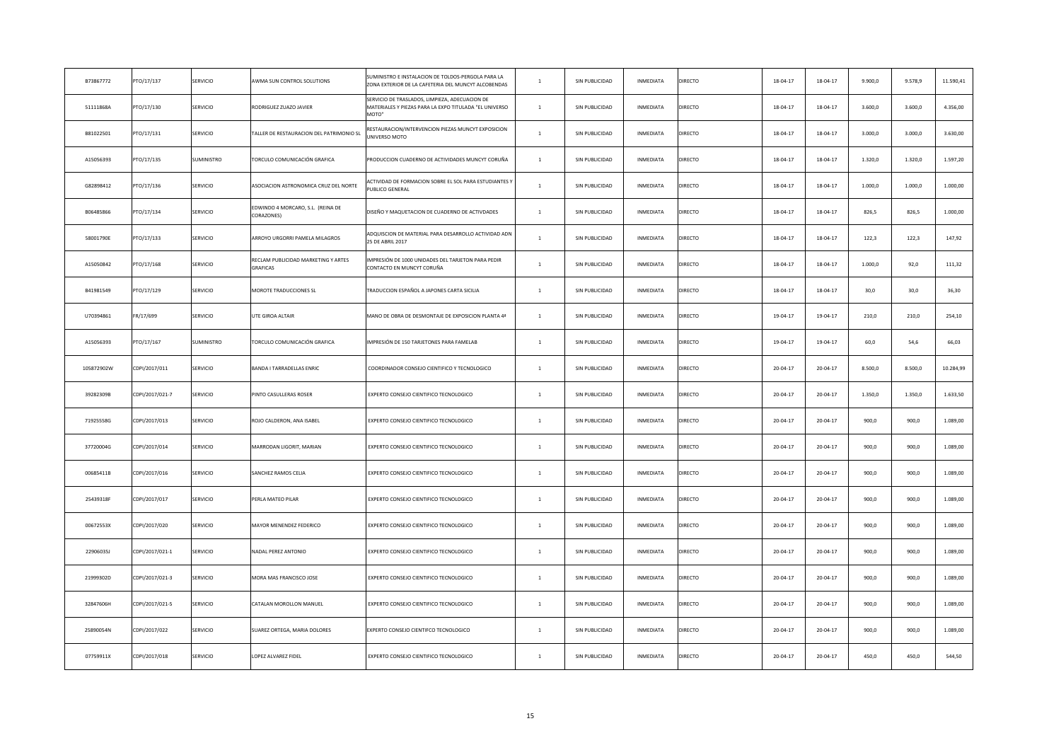| | | | | | | | | | | | | | |
|---|---|---|---|---|---|---|---|---|---|---|---|---|---|
| B73867772 | PTO/17/137 | SERVICIO | AWMA SUN CONTROL SOLUTIONS | SUMINISTRO E INSTALACION DE TOLDOS-PERGOLA PARA LA ZONA EXTERIOR DE LA CAFETERIA DEL MUNCYT ALCOBENDAS | 1 | SIN PUBLICIDAD | INMEDIATA | DIRECTO | 18-04-17 | 18-04-17 | 9.900,0 | 9.578,9 | 11.590,41 |
| 51111868A | PTO/17/130 | SERVICIO | RODRIGUEZ ZUAZO JAVIER | SERVICIO DE TRASLADOS, LIMPIEZA, ADECUACION DE MATERIALES Y PIEZAS PARA LA EXPO TITULADA "EL UNIVERSO MOTO" | 1 | SIN PUBLICIDAD | INMEDIATA | DIRECTO | 18-04-17 | 18-04-17 | 3.600,0 | 3.600,0 | 4.356,00 |
| B81022501 | PTO/17/131 | SERVICIO | TALLER DE RESTAURACION DEL PATRIMONIO SL | RESTAURACION/INTERVENCION PIEZAS MUNCYT EXPOSICION UNIVERSO MOTO | 1 | SIN PUBLICIDAD | INMEDIATA | DIRECTO | 18-04-17 | 18-04-17 | 3.000,0 | 3.000,0 | 3.630,00 |
| A15056393 | PTO/17/135 | SUMINISTRO | TORCULO COMUNICACIÓN GRAFICA | PRODUCCION CUADERNO DE ACTIVIDADES MUNCYT CORUÑA | 1 | SIN PUBLICIDAD | INMEDIATA | DIRECTO | 18-04-17 | 18-04-17 | 1.320,0 | 1.320,0 | 1.597,20 |
| G82898412 | PTO/17/136 | SERVICIO | ASOCIACION ASTRONOMICA CRUZ DEL NORTE | ACTIVIDAD DE FORMACION SOBRE EL SOL PARA ESTUDIANTES Y PUBLICO GENERAL | 1 | SIN PUBLICIDAD | INMEDIATA | DIRECTO | 18-04-17 | 18-04-17 | 1.000,0 | 1.000,0 | 1.000,00 |
| B06485866 | PTO/17/134 | SERVICIO | EDWINDO 4 MORCARO, S.L. (REINA DE CORAZONES) | DISEÑO Y MAQUETACION DE CUADERNO DE ACTIVDADES | 1 | SIN PUBLICIDAD | INMEDIATA | DIRECTO | 18-04-17 | 18-04-17 | 826,5 | 826,5 | 1.000,00 |
| 58001790E | PTO/17/133 | SERVICIO | ARROYO URGORRI PAMELA MILAGROS | ADQUISCION DE MATERIAL PARA DESARROLLO ACTIVIDAD ADN 25 DE ABRIL 2017 | 1 | SIN PUBLICIDAD | INMEDIATA | DIRECTO | 18-04-17 | 18-04-17 | 122,3 | 122,3 | 147,92 |
| A15050842 | PTO/17/168 | SERVICIO | RECLAM PUBLICIDAD MARKETING Y ARTES GRAFICAS | IMPRESIÓN DE 1000 UNIDADES DEL TARJETON PARA PEDIR CONTACTO EN MUNCYT CORUÑA | 1 | SIN PUBLICIDAD | INMEDIATA | DIRECTO | 18-04-17 | 18-04-17 | 1.000,0 | 92,0 | 111,32 |
| B41981549 | PTO/17/129 | SERVICIO | MOROTE TRADUCCIONES SL | TRADUCCION ESPAÑOL A JAPONES CARTA SICILIA | 1 | SIN PUBLICIDAD | INMEDIATA | DIRECTO | 18-04-17 | 18-04-17 | 30,0 | 30,0 | 36,30 |
| U70394861 | FR/17/699 | SERVICIO | UTE GIROA ALTAIR | MANO DE OBRA DE DESMONTAJE DE EXPOSICION PLANTA 4ª | 1 | SIN PUBLICIDAD | INMEDIATA | DIRECTO | 19-04-17 | 19-04-17 | 210,0 | 210,0 | 254,10 |
| A15056393 | PTO/17/167 | SUMINISTRO | TORCULO COMUNICACIÓN GRAFICA | IMPRESIÓN DE 150 TARJETONES PARA FAMELAB | 1 | SIN PUBLICIDAD | INMEDIATA | DIRECTO | 19-04-17 | 19-04-17 | 60,0 | 54,6 | 66,03 |
| 105872902W | CDPI/2017/011 | SERVICIO | BANDA I TARRADELLAS ENRIC | COORDINADOR CONSEJO CIENTIFICO Y TECNOLOGICO | 1 | SIN PUBLICIDAD | INMEDIATA | DIRECTO | 20-04-17 | 20-04-17 | 8.500,0 | 8.500,0 | 10.284,99 |
| 39282309B | CDPI/2017/021-7 | SERVICIO | PINTO CASULLERAS ROSER | EXPERTO CONSEJO CIENTIFICO TECNOLOGICO | 1 | SIN PUBLICIDAD | INMEDIATA | DIRECTO | 20-04-17 | 20-04-17 | 1.350,0 | 1.350,0 | 1.633,50 |
| 71925558G | CDPI/2017/013 | SERVICIO | ROJO CALDERON, ANA ISABEL | EXPERTO CONSEJO CIENTIFICO TECNOLOGICO | 1 | SIN PUBLICIDAD | INMEDIATA | DIRECTO | 20-04-17 | 20-04-17 | 900,0 | 900,0 | 1.089,00 |
| 37720004G | CDPI/2017/014 | SERVICIO | MARRODAN LIGORIT, MARIAN | EXPERTO CONSEJO CIENTIFICO TECNOLOGICO | 1 | SIN PUBLICIDAD | INMEDIATA | DIRECTO | 20-04-17 | 20-04-17 | 900,0 | 900,0 | 1.089,00 |
| 00685411B | CDPI/2017/016 | SERVICIO | SANCHEZ RAMOS CELIA | EXPERTO CONSEJO CIENTIFICO TECNOLOGICO | 1 | SIN PUBLICIDAD | INMEDIATA | DIRECTO | 20-04-17 | 20-04-17 | 900,0 | 900,0 | 1.089,00 |
| 25439318F | CDPI/2017/017 | SERVICIO | PERLA MATEO PILAR | EXPERTO CONSEJO CIENTIFICO TECNOLOGICO | 1 | SIN PUBLICIDAD | INMEDIATA | DIRECTO | 20-04-17 | 20-04-17 | 900,0 | 900,0 | 1.089,00 |
| 00672553X | CDPI/2017/020 | SERVICIO | MAYOR MENENDEZ FEDERICO | EXPERTO CONSEJO CIENTIFICO TECNOLOGICO | 1 | SIN PUBLICIDAD | INMEDIATA | DIRECTO | 20-04-17 | 20-04-17 | 900,0 | 900,0 | 1.089,00 |
| 22906035J | CDPI/2017/021-1 | SERVICIO | NADAL PEREZ ANTONIO | EXPERTO CONSEJO CIENTIFICO TECNOLOGICO | 1 | SIN PUBLICIDAD | INMEDIATA | DIRECTO | 20-04-17 | 20-04-17 | 900,0 | 900,0 | 1.089,00 |
| 21999302D | CDPI/2017/021-3 | SERVICIO | MORA MAS FRANCISCO JOSE | EXPERTO CONSEJO CIENTIFICO TECNOLOGICO | 1 | SIN PUBLICIDAD | INMEDIATA | DIRECTO | 20-04-17 | 20-04-17 | 900,0 | 900,0 | 1.089,00 |
| 32847606H | CDPI/2017/021-5 | SERVICIO | CATALAN MOROLLON MANUEL | EXPERTO CONSEJO CIENTIFICO TECNOLOGICO | 1 | SIN PUBLICIDAD | INMEDIATA | DIRECTO | 20-04-17 | 20-04-17 | 900,0 | 900,0 | 1.089,00 |
| 25890054N | CDPI/2017/022 | SERVICIO | SUAREZ ORTEGA, MARIA DOLORES | EXPERTO CONSEJO CIENTIFCO TECNOLOGICO | 1 | SIN PUBLICIDAD | INMEDIATA | DIRECTO | 20-04-17 | 20-04-17 | 900,0 | 900,0 | 1.089,00 |
| 07759911X | CDPI/2017/018 | SERVICIO | LOPEZ ALVAREZ FIDEL | EXPERTO CONSEJO CIENTIFICO TECNOLOGICO | 1 | SIN PUBLICIDAD | INMEDIATA | DIRECTO | 20-04-17 | 20-04-17 | 450,0 | 450,0 | 544,50 |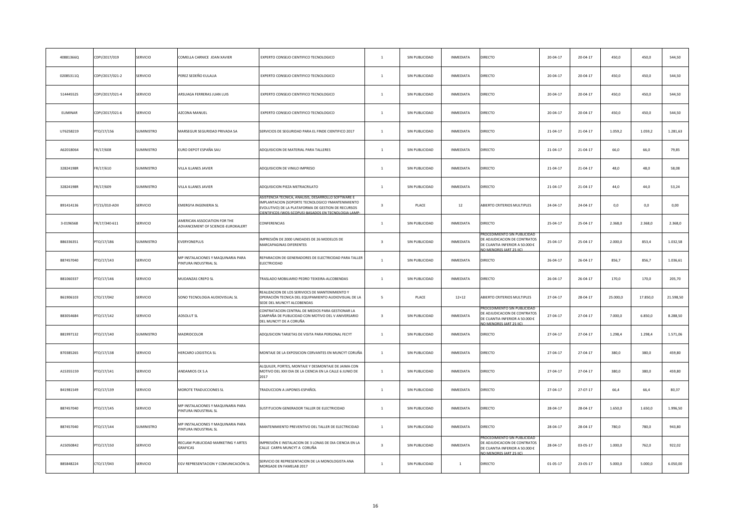| | | | | | | | | | | | | | |
|---|---|---|---|---|---|---|---|---|---|---|---|---|---|
| 40881366Q | CDPI/2017/019 | SERVICIO | COMELLA CARNICE JOAN XAVIER | EXPERTO CONSEJO CIENTIFICO TECNOLOGICO | 1 | SIN PUBLICIDAD | INMEDIATA | DIRECTO | 20-04-17 | 20-04-17 | 450,0 | 450,0 | 544,50 |
| 02085311Q | CDPI/2017/021-2 | SERVICIO | PEREZ SEDEÑO EULALIA | EXPERTO CONSEJO CIENTIFICO TECNOLOGICO | 1 | SIN PUBLICIDAD | INMEDIATA | DIRECTO | 20-04-17 | 20-04-17 | 450,0 | 450,0 | 544,50 |
| 51444552S | CDPI/2017/021-4 | SERVICIO | ARSUAGA FERRERAS JUAN LUIS | EXPERTO CONSEJO CIENTIFICO TECNOLOGICO | 1 | SIN PUBLICIDAD | INMEDIATA | DIRECTO | 20-04-17 | 20-04-17 | 450,0 | 450,0 | 544,50 |
| ELIMINAR | CDPI/2017/021-6 | SERVICIO | AZCONA MANUEL | EXPERTO CONSEJO CIENTIFICO TECNOLOGICO | 1 | SIN PUBLICIDAD | INMEDIATA | DIRECTO | 20-04-17 | 20-04-17 | 450,0 | 450,0 | 544,50 |
| U76258219 | PTO/17/156 | SUMINISTRO | MARSEGUR SEGURIDAD PRIVADA SA | SERVICIOS DE SEGURIDAD PARA EL FINDE CIENTIFICO 2017 | 1 | SIN PUBLICIDAD | INMEDIATA | DIRECTO | 21-04-17 | 21-04-17 | 1.059,2 | 1.059,2 | 1.281,63 |
| A62018064 | FR/17/608 | SUMINISTRO | EURO DEPOT ESPAÑA SAU | ADQUISICION DE MATERIAL PARA TALLERES | 1 | SIN PUBLICIDAD | INMEDIATA | DIRECTO | 21-04-17 | 21-04-17 | 66,0 | 66,0 | 79,85 |
| 32824198R | FR/17/610 | SUMINISTRO | VILLA ILLANES JAVIER | ADQUISICION DE VINILO IMPRESO | 1 | SIN PUBLICIDAD | INMEDIATA | DIRECTO | 21-04-17 | 21-04-17 | 48,0 | 48,0 | 58,08 |
| 32824198R | FR/17/609 | SUMINISTRO | VILLA ILLANES JAVIER | ADQUISICION PIEZA METRACRILATO | 1 | SIN PUBLICIDAD | INMEDIATA | DIRECTO | 21-04-17 | 21-04-17 | 44,0 | 44,0 | 53,24 |
| B91414136 | FT/15/010-ADII | SERVICIO | EMERGYA INGENIERIA SL | ASISTENCIA TECNICA, ANALISIS, DESARROLLO SOFTWARE E IMPLANTACION (SOPORTE TECNOLOGICO YMANTENIMIENTO EVOLUTIVO) DE LA PLATAFORMA DE GESTION DE RECURSOS CIENTIFICOS (WOS-SCOPUS) BASADOS EN TECNOLOGIA LAMP- | 3 | PLACE | 12 | ABIERTO CRITERIOS MULTIPLES | 24-04-17 | 24-04-17 | 0,0 | 0,0 | 0,00 |
| 3-0196568 | FR/17/340-611 | SERVICIO | AMERICAN ASSOCIATION FOR THE ADVANCEMENT OF SCIENCIE-EUROKALERT | CONFERENCIAS | 1 | SIN PUBLICIDAD | INMEDIATA | DIRECTO | 25-04-17 | 25-04-17 | 2.368,0 | 2.368,0 | 2.368,0 |
| B86336351 | PTO/17/186 | SUMINISTRO | EVERYONEPLUS | IMPRESIÓN DE 2000 UNIDADES DE 26 MODELOS DE MARCAPAGINAS DIFERENTES | 3 | SIN PUBLICIDAD | INMEDIATA | PROCEDIMIENTO SIN PUBLICIDAD DE ADJUDICACION DE CONTRATOS DE CUANTIA INFERIOR A 50.000 € NO MENORES (ART 25 IIC) | 25-04-17 | 25-04-17 | 2.000,0 | 853,4 | 1.032,58 |
| B87457040 | PTO/17/143 | SERVICIO | MP INSTALACIONES Y MAQUINARIA PARA PINTURA INDUSTRIAL SL | REPARACION DE GENERADORES DE ELECTRICIDAD PARA TALLER ELECTRICIDAD | 1 | SIN PUBLICIDAD | INMEDIATA | DIRECTO | 26-04-17 | 26-04-17 | 856,7 | 856,7 | 1.036,61 |
| B81060337 | PTO/17/146 | SERVICIO | MUDANZAS CREPO SL | TRASLADO MOBILIARIO PEDRO TEIXEIRA-ALCOBENDAS | 1 | SIN PUBLICIDAD | INMEDIATA | DIRECTO | 26-04-17 | 26-04-17 | 170,0 | 170,0 | 205,70 |
| B61906103 | CTO/17/042 | SERVICIO | SONO TECNOLOGIA AUDIOVISUAL SL | REALIZACION DE LOS SERIVIOCS DE MANTENIMIENTO Y OPERACIÓN TECNICA DEL EQUIPAMIENTO AUDIOVISUAL DE LA SEDE DEL MUNCYT ALCOBENDAS | 5 | PLACE | 12+12 | ABIERTO CRITERIOS MULTIPLES | 27-04-17 | 28-04-17 | 25.000,0 | 17.850,0 | 21.598,50 |
| B83054684 | PTO/17/142 | SERVICIO | ADSOLUT SL | CONTRATACION CENTRAL DE MEDIOS PARA GESTIONAR LA CAMPAÑA DE PUBLICIDAD CON MOTIVO DEL V ANIVERSARIO DEL MUNCYT DE LA CORUÑA | 3 | SIN PUBLICIDAD | INMEDIATA | PROCEDIMIENTO SIN PUBLICIDAD DE ADJUDICACION DE CONTRATOS DE CUANTIA INFERIOR A 50.000 € NO MENORES (ART 25 IIC) | 27-04-17 | 27-04-17 | 7.000,0 | 6.850,0 | 8.288,50 |
| B81997132 | PTO/17/140 | SUMINISTRO | MADRIDCOLOR | ADQUSICION TARJETAS DE VISITA PARA PERSONAL FECYT | 1 | SIN PUBLICIDAD | INMEDIATA | DIRECTO | 27-04-17 | 27-04-17 | 1.298,4 | 1.298,4 | 1.571,06 |
| B70385265 | PTO/17/138 | SERVICIO | HERCARO LOGISTICA SL | MONTAJE DE LA EXPOSICION CERVANTES EN MUNCYT CORUÑA | 1 | SIN PUBLICIDAD | INMEDIATA | DIRECTO | 27-04-17 | 27-04-17 | 380,0 | 380,0 | 459,80 |
| A15355159 | PTO/17/141 | SERVICIO | ANDAMIOS CK S.A | ALQUILER, PORTES, MONTAJE Y DESMONTAJE DE JAIMA CON MOTIVO DEL XXII DIA DE LA CIENCIA EN LA CALLE 6 JUNIO DE 2017 | 1 | SIN PUBLICIDAD | INMEDIATA | DIRECTO | 27-04-17 | 27-04-17 | 380,0 | 380,0 | 459,80 |
| B41981549 | PTO/17/139 | SERVICIO | MOROTE TRADUCCIONES SL | TRADUCCION A JAPONES-ESPAÑOL | 1 | SIN PUBLICIDAD | INMEDIATA | DIRECTO | 27-04-17 | 27-07-17 | 66,4 | 66,4 | 80,37 |
| B87457040 | PTO/17/145 | SERVICIO | MP INSTALACIONES Y MAQUINARIA PARA PINTURA INDUSTRIAL SL | SUSTITUCION GENERADOR TALLER DE ELECTRICIDAD | 1 | SIN PUBLICIDAD | INMEDIATA | DIRECTO | 28-04-17 | 28-04-17 | 1.650,0 | 1.650,0 | 1.996,50 |
| B87457040 | PTO/17/144 | SUMINISTRO | MP INSTALACIONES Y MAQUINARIA PARA PINTURA INDUSTRIAL SL | MANTENIMIENTO PREVENTIVO DEL TALLER DE ELECTRICIDAD | 1 | SIN PUBLICIDAD | INMEDIATA | DIRECTO | 28-04-17 | 28-04-17 | 780,0 | 780,0 | 943,80 |
| A15050842 | PTO/17/150 | SERVICIO | RECLAM PUBLICIDAD MARKETING Y ARTES GRAFICAS | IMPRESIÓN E INSTALACION DE 3 LONAS DE DIA CIENCIA EN LA CALLE CARPA MUNCYT A CORUÑA | 3 | SIN PUBLICIDAD | INMEDIATA | PROCEDIMIENTO SIN PUBLICIDAD DE ADJUDICACION DE CONTRATOS DE CUANTIA INFERIOR A 50.000 € NO MENORES (ART 25 IIC) | 28-04-17 | 03-05-17 | 1.000,0 | 762,0 | 922,02 |
| B85848224 | CTO/17/043 | SERVICIO | EGV REPRESENTACION Y COMUNICACIÓN SL | SERVICIO DE REPRESENTACION DE LA MONOLOGISTA ANA MORGADE EN FAMELAB 2017 | 1 | SIN PUBLICIDAD | 1 | DIRECTO | 01-05-17 | 23-05-17 | 5.000,0 | 5.000,0 | 6.050,00 |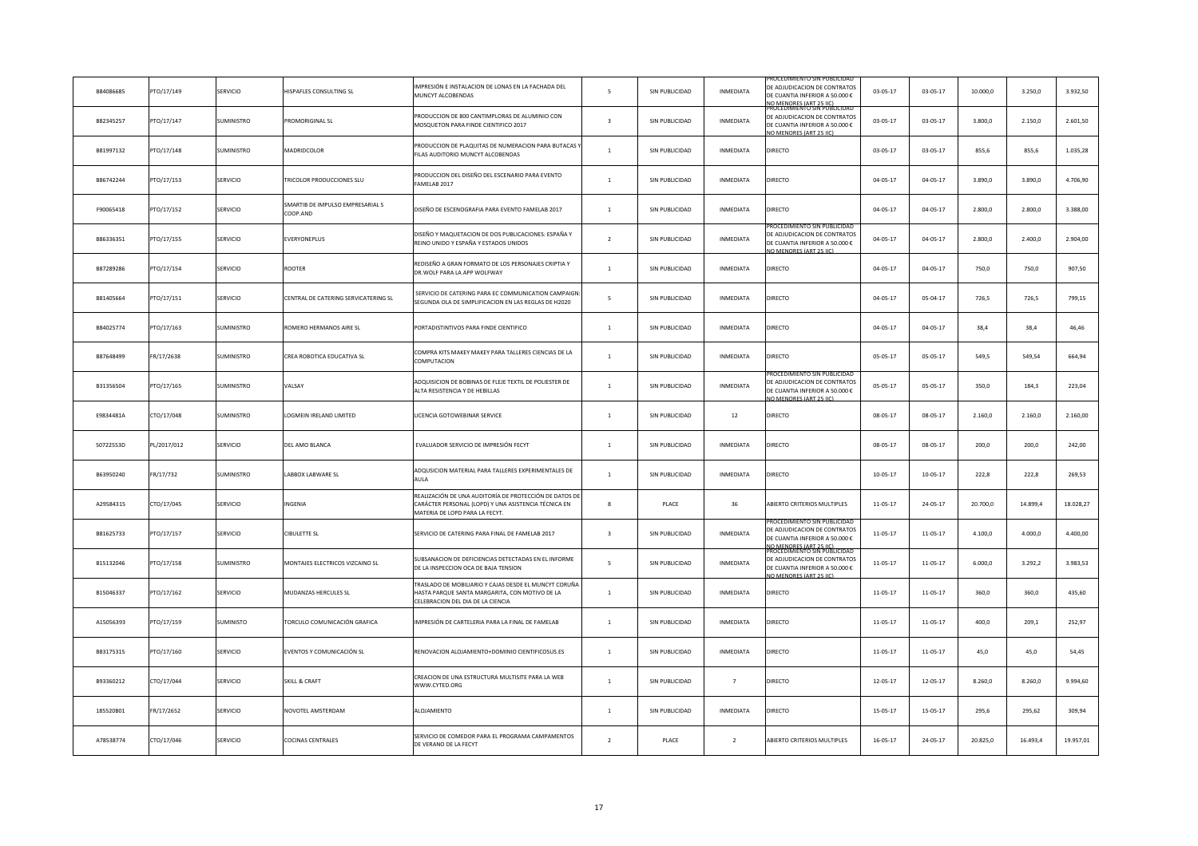| | | | | | | | | | | | | | |
|---|---|---|---|---|---|---|---|---|---|---|---|---|---|
| B84086685 | PTO/17/149 | SERVICIO | HISPAFLES CONSULTING SL | IMPRESIÓN E INSTALACION DE LONAS EN LA FACHADA DEL MUNCYT ALCOBENDAS | 5 | SIN PUBLICIDAD | INMEDIATA | PROCEDIMIENTO SIN PUBLICIDAD DE ADJUDICACION DE CONTRATOS DE CUANTIA INFERIOR A 50.000 € NO MENORES (ART 25 IIC) | 03-05-17 | 03-05-17 | 10.000,0 | 3.250,0 | 3.932,50 |
| B82345257 | PTO/17/147 | SUMINISTRO | PROMORIGINAL SL | PRODUCCION DE 800 CANTIMPLORAS DE ALUMINIO CON MOSQUETON PARA FINDE CIENTIFICO 2017 | 3 | SIN PUBLICIDAD | INMEDIATA | PROCEDIMIENTO SIN PUBLICIDAD DE ADJUDICACION DE CONTRATOS DE CUANTIA INFERIOR A 50.000 € NO MENORES (ART 25 IIC) | 03-05-17 | 03-05-17 | 3.800,0 | 2.150,0 | 2.601,50 |
| B81997132 | PTO/17/148 | SUMINISTRO | MADRIDCOLOR | PRODUCCION DE PLAQUITAS DE NUMERACION PARA BUTACAS Y FILAS AUDITORIO MUNCYT ALCOBENDAS | 1 | SIN PUBLICIDAD | INMEDIATA | DIRECTO | 03-05-17 | 03-05-17 | 855,6 | 855,6 | 1.035,28 |
| B86742244 | PTO/17/153 | SERVICIO | TRICOLOR PRODUCCIONES SLU | PRODUCCION DEL DISEÑO DEL ESCENARIO PARA EVENTO FAMELAB 2017 | 1 | SIN PUBLICIDAD | INMEDIATA | DIRECTO | 04-05-17 | 04-05-17 | 3.890,0 | 3.890,0 | 4.706,90 |
| F90065418 | PTO/17/152 | SERVICIO | SMARTIB DE IMPULSO EMPRESARIAL S COOP.AND | DISEÑO DE ESCENOGRAFIA PARA EVENTO FAMELAB 2017 | 1 | SIN PUBLICIDAD | INMEDIATA | DIRECTO | 04-05-17 | 04-05-17 | 2.800,0 | 2.800,0 | 3.388,00 |
| B86336351 | PTO/17/155 | SERVICIO | EVERYONEPLUS | DISEÑO Y MAQUETACION DE DOS PUBLICACIONES: ESPAÑA Y REINO UNIDO Y ESPAÑA Y ESTADOS UNIDOS | 2 | SIN PUBLICIDAD | INMEDIATA | PROCEDIMIENTO SIN PUBLICIDAD DE ADJUDICACION DE CONTRATOS DE CUANTIA INFERIOR A 50.000 € NO MENORES (ART 25 IIC) | 04-05-17 | 04-05-17 | 2.800,0 | 2.400,0 | 2.904,00 |
| B87289286 | PTO/17/154 | SERVICIO | ROOTER | REDISEÑO A GRAN FORMATO DE LOS PERSONAJES CRIPTIA Y DR.WOLF PARA LA APP WOLFWAY | 1 | SIN PUBLICIDAD | INMEDIATA | DIRECTO | 04-05-17 | 04-05-17 | 750,0 | 750,0 | 907,50 |
| B81405664 | PTO/17/151 | SERVICIO | CENTRAL DE CATERING SERVICATERING SL | SERVICIO DE CATERING PARA EC COMMUNICATION CAMPAIGN: SEGUNDA OLA DE SIMPLIFICACION EN LAS REGLAS DE H2020 | 5 | SIN PUBLICIDAD | INMEDIATA | DIRECTO | 04-05-17 | 05-04-17 | 726,5 | 726,5 | 799,15 |
| B84025774 | PTO/17/163 | SUMINISTRO | ROMERO HERMANOS AIRE SL | PORTADISTINTIVOS PARA FINDE CIENTIFICO | 1 | SIN PUBLICIDAD | INMEDIATA | DIRECTO | 04-05-17 | 04-05-17 | 38,4 | 38,4 | 46,46 |
| B87648499 | FR/17/2638 | SUMINISTRO | CREA ROBOTICA EDUCATIVA SL | COMPRA KITS MAKEY MAKEY PARA TALLERES CIENCIAS DE LA COMPUTACION | 1 | SIN PUBLICIDAD | INMEDIATA | DIRECTO | 05-05-17 | 05-05-17 | 549,5 | 549,54 | 664,94 |
| B31356504 | PTO/17/165 | SUMINISTRO | VALSAY | ADQUISICION DE BOBINAS DE FLEJE TEXTIL DE POLIESTER DE ALTA RESISTENCIA Y DE HEBILLAS | 1 | SIN PUBLICIDAD | INMEDIATA | PROCEDIMIENTO SIN PUBLICIDAD DE ADJUDICACION DE CONTRATOS DE CUANTIA INFERIOR A 50.000 € NO MENORES (ART 25 IIC) | 05-05-17 | 05-05-17 | 350,0 | 184,3 | 223,04 |
| E9834481A | CTO/17/048 | SUMINISTRO | LOGMEIN IRELAND LIMITED | LICENCIA GOTOWEBINAR SERVICE | 1 | SIN PUBLICIDAD | 12 | DIRECTO | 08-05-17 | 08-05-17 | 2.160,0 | 2.160,0 | 2.160,00 |
| 50722553D | PL/2017/012 | SERVICIO | DEL AMO BLANCA | EVALUADOR SERVICIO DE IMPRESIÓN FECYT | 1 | SIN PUBLICIDAD | INMEDIATA | DIRECTO | 08-05-17 | 08-05-17 | 200,0 | 200,0 | 242,00 |
| B63950240 | FR/17/732 | SUMINISTRO | LABBOX LABWARE SL | ADQUSICION MATERIAL PARA TALLERES EXPERIMENTALES DE AULA | 1 | SIN PUBLICIDAD | INMEDIATA | DIRECTO | 10-05-17 | 10-05-17 | 222,8 | 222,8 | 269,53 |
| A29584315 | CTO/17/045 | SERVICIO | INGENIA | REALIZACIÓN DE UNA AUDITORÍA DE PROTECCIÓN DE DATOS DE CARÁCTER PERSONAL (LOPD) Y UNA ASISTENCIA TÉCNICA EN MATERIA DE LOPD PARA LA FECYT. | 8 | PLACE | 36 | ABIERTO CRITERIOS MULTIPLES | 11-05-17 | 24-05-17 | 20.700,0 | 14.899,4 | 18.028,27 |
| B81625733 | PTO/17/157 | SERVICIO | CIBULETTE SL | SERVICIO DE CATERING PARA FINAL DE FAMELAB 2017 | 3 | SIN PUBLICIDAD | INMEDIATA | PROCEDIMIENTO SIN PUBLICIDAD DE ADJUDICACION DE CONTRATOS DE CUANTIA INFERIOR A 50.000 € NO MENORES (ART 25 IIC) | 11-05-17 | 11-05-17 | 4.100,0 | 4.000,0 | 4.400,00 |
| B15132046 | PTO/17/158 | SUMINISTRO | MONTAJES ELECTRICOS VIZCAINO SL | SUBSANACION DE DEFICIENCIAS DETECTADAS EN EL INFORME DE LA INSPECCION OCA DE BAJA TENSION | 5 | SIN PUBLICIDAD | INMEDIATA | PROCEDIMIENTO SIN PUBLICIDAD DE ADJUDICACION DE CONTRATOS DE CUANTIA INFERIOR A 50.000 € NO MENORES (ART 25 IIC) | 11-05-17 | 11-05-17 | 6.000,0 | 3.292,2 | 3.983,53 |
| B15046337 | PTO/17/162 | SERVICIO | MUDANZAS HERCULES SL | TRASLADO DE MOBILIARIO Y CAJAS DESDE EL MUNCYT CORUÑA HASTA PARQUE SANTA MARGARITA, CON MOTIVO DE LA CELEBRACION DEL DIA DE LA CIENCIA | 1 | SIN PUBLICIDAD | INMEDIATA | DIRECTO | 11-05-17 | 11-05-17 | 360,0 | 360,0 | 435,60 |
| A15056393 | PTO/17/159 | SUMINISTO | TORCULO COMUNICACIÓN GRAFICA | IMPRESIÓN DE CARTELERIA PARA LA FINAL DE FAMELAB | 1 | SIN PUBLICIDAD | INMEDIATA | DIRECTO | 11-05-17 | 11-05-17 | 400,0 | 209,1 | 252,97 |
| B83175315 | PTO/17/160 | SERVICIO | EVENTOS Y COMUNICACIÓN SL | RENOVACION ALOJAMIENTO+DOMINIO CIENTIFICOSUS.ES | 1 | SIN PUBLICIDAD | INMEDIATA | DIRECTO | 11-05-17 | 11-05-17 | 45,0 | 45,0 | 54,45 |
| B93360212 | CTO/17/044 | SERVICIO | SKILL & CRAFT | CREACION DE UNA ESTRUCTURA MULTISITE PARA LA WEB WWW.CYTED.ORG | 1 | SIN PUBLICIDAD | 7 | DIRECTO | 12-05-17 | 12-05-17 | 8.260,0 | 8.260,0 | 9.994,60 |
| 185520B01 | FR/17/2652 | SERVICIO | NOVOTEL AMSTERDAM | ALOJAMIENTO | 1 | SIN PUBLICIDAD | INMEDIATA | DIRECTO | 15-05-17 | 15-05-17 | 295,6 | 295,62 | 309,94 |
| A78538774 | CTO/17/046 | SERVICIO | COCINAS CENTRALES | SERVICIO DE COMEDOR PARA EL PROGRAMA CAMPAMENTOS DE VERANO DE LA FECYT | 2 | PLACE | 2 | ABIERTO CRITERIOS MULTIPLES | 16-05-17 | 24-05-17 | 20.825,0 | 16.493,4 | 19.957,01 |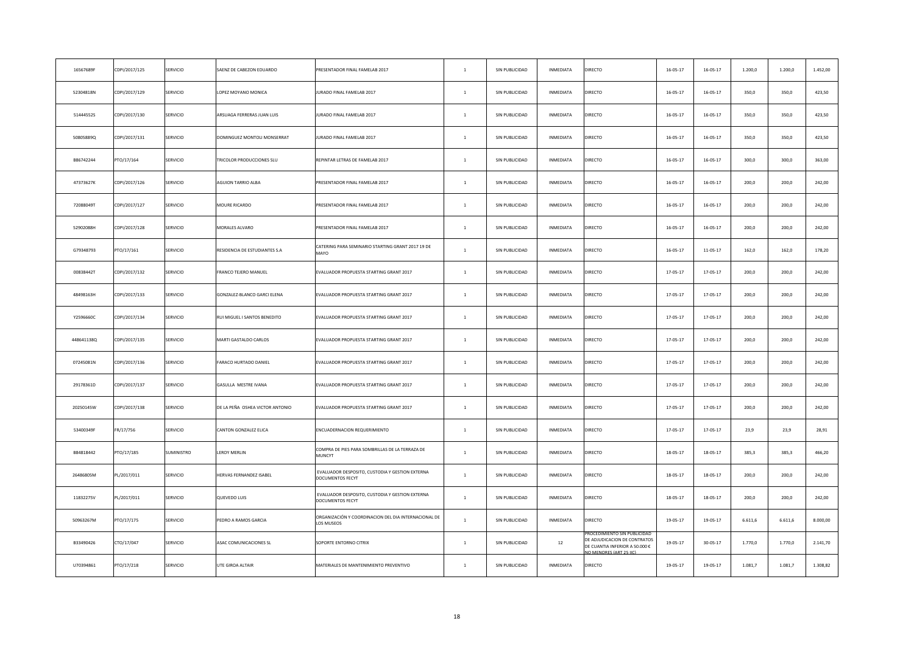| | | | | | | | | | | | | | |
|---|---|---|---|---|---|---|---|---|---|---|---|---|---|
| 16567689F | CDPI/2017/125 | SERVICIO | SAENZ DE CABEZON EDUARDO | PRESENTADOR FINAL FAMELAB 2017 | 1 | SIN PUBLICIDAD | INMEDIATA | DIRECTO | 16-05-17 | 16-05-17 | 1.200,0 | 1.200,0 | 1.452,00 |
| 52304818N | CDPI/2017/129 | SERVICIO | LOPEZ MOYANO MONICA | JURADO FINAL FAMELAB 2017 | 1 | SIN PUBLICIDAD | INMEDIATA | DIRECTO | 16-05-17 | 16-05-17 | 350,0 | 350,0 | 423,50 |
| 51444552S | CDPI/2017/130 | SERVICIO | ARSUAGA FERRERAS JUAN LUIS | JURADO FINAL FAMELAB 2017 | 1 | SIN PUBLICIDAD | INMEDIATA | DIRECTO | 16-05-17 | 16-05-17 | 350,0 | 350,0 | 423,50 |
| 50805889Q | CDPI/2017/131 | SERVICIO | DOMINGUEZ MONTOLI MONSERRAT | JURADO FINAL FAMELAB 2017 | 1 | SIN PUBLICIDAD | INMEDIATA | DIRECTO | 16-05-17 | 16-05-17 | 350,0 | 350,0 | 423,50 |
| B86742244 | PTO/17/164 | SERVICIO | TRICOLOR PRODUCCIONES SLU | REPINTAR LETRAS DE FAMELAB 2017 | 1 | SIN PUBLICIDAD | INMEDIATA | DIRECTO | 16-05-17 | 16-05-17 | 300,0 | 300,0 | 363,00 |
| 47373627K | CDPI/2017/126 | SERVICIO | AGUION TARRIO ALBA | PRESENTADOR FINAL FAMELAB 2017 | 1 | SIN PUBLICIDAD | INMEDIATA | DIRECTO | 16-05-17 | 16-05-17 | 200,0 | 200,0 | 242,00 |
| 72088049T | CDPI/2017/127 | SERVICIO | MOURE RICARDO | PRESENTADOR FINAL FAMELAB 2017 | 1 | SIN PUBLICIDAD | INMEDIATA | DIRECTO | 16-05-17 | 16-05-17 | 200,0 | 200,0 | 242,00 |
| 52902088H | CDPI/2017/128 | SERVICIO | MORALES ALVARO | PRESENTADOR FINAL FAMELAB 2017 | 1 | SIN PUBLICIDAD | INMEDIATA | DIRECTO | 16-05-17 | 16-05-17 | 200,0 | 200,0 | 242,00 |
| G79348793 | PTO/17/161 | SERVICIO | RESIDENCIA DE ESTUDIANTES S.A | CATERING PARA SEMINARIO STARTING GRANT 2017 19 DE MAYO | 1 | SIN PUBLICIDAD | INMEDIATA | DIRECTO | 16-05-17 | 11-05-17 | 162,0 | 162,0 | 178,20 |
| 00838442T | CDPI/2017/132 | SERVICIO | FRANCO TEJERO MANUEL | EVALUADOR PROPUESTA STARTING GRANT 2017 | 1 | SIN PUBLICIDAD | INMEDIATA | DIRECTO | 17-05-17 | 17-05-17 | 200,0 | 200,0 | 242,00 |
| 48498163H | CDPI/2017/133 | SERVICIO | GONZALEZ-BLANCO GARCI ELENA | EVALUADOR PROPUESTA STARTING GRANT 2017 | 1 | SIN PUBLICIDAD | INMEDIATA | DIRECTO | 17-05-17 | 17-05-17 | 200,0 | 200,0 | 242,00 |
| Y2596660C | CDPI/2017/134 | SERVICIO | RUI MIGUEL I SANTOS BENEDITO | EVALUADOR PROPUESTA STARTING GRANT 2017 | 1 | SIN PUBLICIDAD | INMEDIATA | DIRECTO | 17-05-17 | 17-05-17 | 200,0 | 200,0 | 242,00 |
| 448641138Q | CDPI/2017/135 | SERVICIO | MARTI GASTALDO CARLOS | EVALUADOR PROPUESTA STARTING GRANT 2017 | 1 | SIN PUBLICIDAD | INMEDIATA | DIRECTO | 17-05-17 | 17-05-17 | 200,0 | 200,0 | 242,00 |
| 07245081N | CDPI/2017/136 | SERVICIO | FARACO HURTADO DANIEL | EVALUADOR PROPUESTA STARTING GRANT 2017 | 1 | SIN PUBLICIDAD | INMEDIATA | DIRECTO | 17-05-17 | 17-05-17 | 200,0 | 200,0 | 242,00 |
| 29178361D | CDPI/2017/137 | SERVICIO | GASULLA MESTRE IVANA | EVALUADOR PROPUESTA STARTING GRANT 2017 | 1 | SIN PUBLICIDAD | INMEDIATA | DIRECTO | 17-05-17 | 17-05-17 | 200,0 | 200,0 | 242,00 |
| 20250145W | CDPI/2017/138 | SERVICIO | DE LA PEÑA OSHEA VICTOR ANTONIO | EVALUADOR PROPUESTA STARTING GRANT 2017 | 1 | SIN PUBLICIDAD | INMEDIATA | DIRECTO | 17-05-17 | 17-05-17 | 200,0 | 200,0 | 242,00 |
| 53400349F | FR/17/756 | SERVICIO | CANTON GONZALEZ ELICA | ENCUADERNACION REQUERIMIENTO | 1 | SIN PUBLICIDAD | INMEDIATA | DIRECTO | 17-05-17 | 17-05-17 | 23,9 | 23,9 | 28,91 |
| B84818442 | PTO/17/185 | SUMINISTRO | LEROY MERLIN | COMPRA DE PIES PARA SOMBRILLAS DE LA TERRAZA DE MUNCYT | 1 | SIN PUBLICIDAD | INMEDIATA | DIRECTO | 18-05-17 | 18-05-17 | 385,3 | 385,3 | 466,20 |
| 26486805M | PL/2017/011 | SERVICIO | HERVAS FERNANDEZ ISABEL | EVALUADOR DESPOSITO, CUSTODIA Y GESTION EXTERNA DOCUMENTOS FECYT | 1 | SIN PUBLICIDAD | INMEDIATA | DIRECTO | 18-05-17 | 18-05-17 | 200,0 | 200,0 | 242,00 |
| 11832275V | PL/2017/011 | SERVICIO | QUEVEDO LUIS | EVALUADOR DESPOSITO, CUSTODIA Y GESTION EXTERNA DOCUMENTOS FECYT | 1 | SIN PUBLICIDAD | INMEDIATA | DIRECTO | 18-05-17 | 18-05-17 | 200,0 | 200,0 | 242,00 |
| 50963267M | PTO/17/175 | SERVICIO | PEDRO A RAMOS GARCIA | ORGANIZACIÓN Y COORDINACION DEL DIA INTERNACIONAL DE LOS MUSEOS | 1 | SIN PUBLICIDAD | INMEDIATA | DIRECTO | 19-05-17 | 19-05-17 | 6.611,6 | 6.611,6 | 8.000,00 |
| B33490426 | CTO/17/047 | SERVICIO | ASAC COMUNICACIONES SL | SOPORTE ENTORNO CITRIX | 1 | SIN PUBLICIDAD | 12 | PROCEDIMIENTO SIN PUBLICIDAD DE ADJUDICACION DE CONTRATOS DE CUANTIA INFERIOR A 50.000 € NO MENORES (ART 25 IIC) | 19-05-17 | 30-05-17 | 1.770,0 | 1.770,0 | 2.141,70 |
| U70394861 | PTO/17/218 | SERVICIO | UTE GIROA ALTAIR | MATERIALES DE MANTENIMIENTO PREVENTIVO | 1 | SIN PUBLICIDAD | INMEDIATA | DIRECTO | 19-05-17 | 19-05-17 | 1.081,7 | 1.081,7 | 1.308,82 |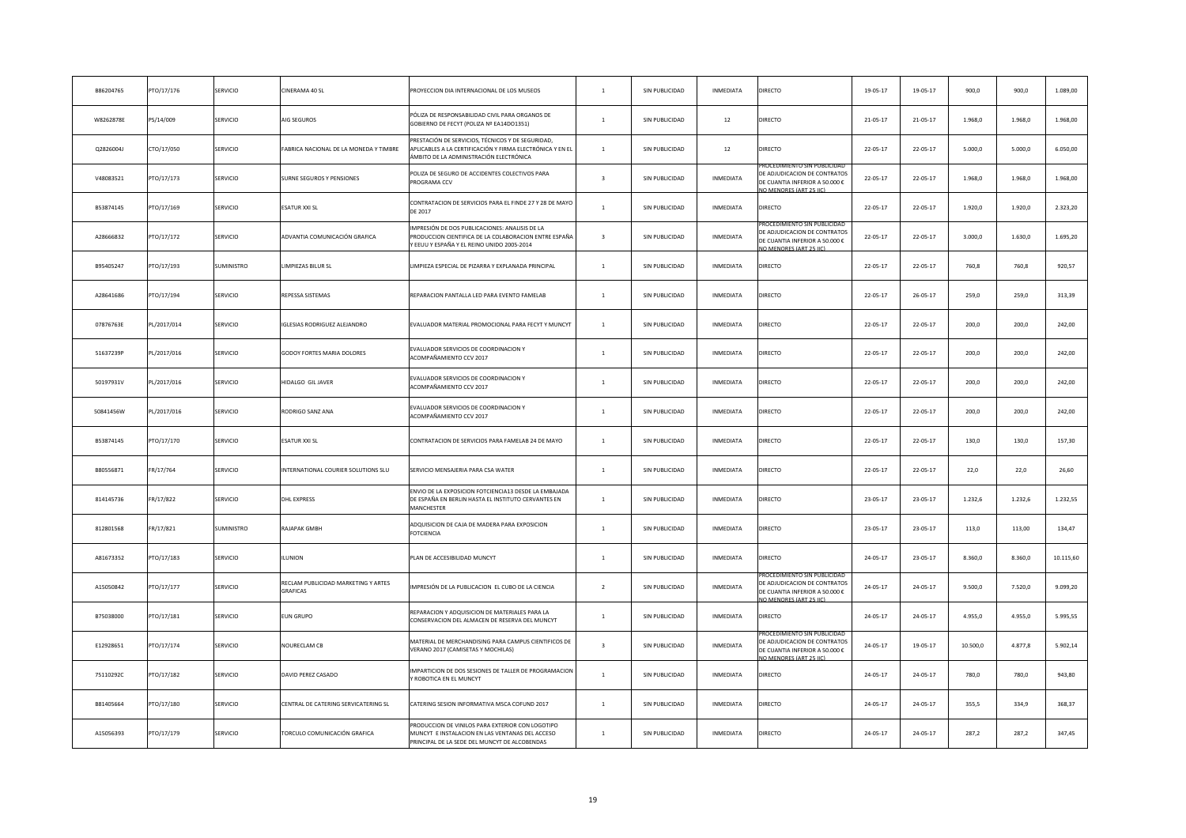| | | | | | | | | | | | | | |
|---|---|---|---|---|---|---|---|---|---|---|---|---|---|
| B86204765 | PTO/17/176 | SERVICIO | CINERAMA 40 SL | PROYECCION DIA INTERNACIONAL DE LOS MUSEOS | 1 | SIN PUBLICIDAD | INMEDIATA | DIRECTO | 19-05-17 | 19-05-17 | 900,0 | 900,0 | 1.089,00 |
| W8262878E | PS/14/009 | SERVICIO | AIG SEGUROS | PÓLIZA DE RESPONSABILIDAD CIVIL PARA ORGANOS DE GOBIERNO DE FECYT (POLIZA Nº EA14DO1351) | 1 | SIN PUBLICIDAD | 12 | DIRECTO | 21-05-17 | 21-05-17 | 1.968,0 | 1.968,0 | 1.968,00 |
| Q2826004J | CTO/17/050 | SERVICIO | FABRICA NACIONAL DE LA MONEDA Y TIMBRE | PRESTACIÓN DE SERVICIOS, TÉCNICOS Y DE SEGURIDAD, APLICABLES A LA CERTIFICACIÓN Y FIRMA ELECTRÓNICA Y EN EL ÁMBITO DE LA ADMINISTRACIÓN ELECTRÓNICA | 1 | SIN PUBLICIDAD | 12 | DIRECTO | 22-05-17 | 22-05-17 | 5.000,0 | 5.000,0 | 6.050,00 |
| V48083521 | PTO/17/173 | SERVICIO | SURNE SEGUROS Y PENSIONES | POLIZA DE SEGURO DE ACCIDENTES COLECTIVOS PARA PROGRAMA CCV | 3 | SIN PUBLICIDAD | INMEDIATA | PROCEDIMIENTO SIN PUBLICIDAD DE ADJUDICACION DE CONTRATOS DE CUANTIA INFERIOR A 50.000 € NO MENORES (ART 25 IIC) | 22-05-17 | 22-05-17 | 1.968,0 | 1.968,0 | 1.968,00 |
| B53874145 | PTO/17/169 | SERVICIO | ESATUR XXI SL | CONTRATACION DE SERVICIOS PARA EL FINDE 27 Y 28 DE MAYO DE 2017 | 1 | SIN PUBLICIDAD | INMEDIATA | DIRECTO | 22-05-17 | 22-05-17 | 1.920,0 | 1.920,0 | 2.323,20 |
| A28666832 | PTO/17/172 | SERVICIO | ADVANTIA COMUNICACIÓN GRAFICA | IMPRESIÓN DE DOS PUBLICACIONES: ANALISIS DE LA PRODUCCION CIENTIFICA DE LA COLABORACION ENTRE ESPAÑA Y EEUU Y ESPAÑA Y EL REINO UNIDO 2005-2014 | 3 | SIN PUBLICIDAD | INMEDIATA | PROCEDIMIENTO SIN PUBLICIDAD DE ADJUDICACION DE CONTRATOS DE CUANTIA INFERIOR A 50.000 € NO MENORES (ART 25 IIC) | 22-05-17 | 22-05-17 | 3.000,0 | 1.630,0 | 1.695,20 |
| B95405247 | PTO/17/193 | SUMINISTRO | LIMPIEZAS BILUR SL | LIMPIEZA ESPECIAL DE PIZARRA Y EXPLANADA PRINCIPAL | 1 | SIN PUBLICIDAD | INMEDIATA | DIRECTO | 22-05-17 | 22-05-17 | 760,8 | 760,8 | 920,57 |
| A28641686 | PTO/17/194 | SERVICIO | REPESSA SISTEMAS | REPARACION PANTALLA LED PARA EVENTO FAMELAB | 1 | SIN PUBLICIDAD | INMEDIATA | DIRECTO | 22-05-17 | 26-05-17 | 259,0 | 259,0 | 313,39 |
| 07876763E | PL/2017/014 | SERVICIO | IGLESIAS RODRIGUEZ ALEJANDRO | EVALUADOR MATERIAL PROMOCIONAL PARA FECYT Y MUNCYT | 1 | SIN PUBLICIDAD | INMEDIATA | DIRECTO | 22-05-17 | 22-05-17 | 200,0 | 200,0 | 242,00 |
| 51637239P | PL/2017/016 | SERVICIO | GODOY FORTES MARIA DOLORES | EVALUADOR SERVICIOS DE COORDINACION Y ACOMPAÑAMIENTO CCV 2017 | 1 | SIN PUBLICIDAD | INMEDIATA | DIRECTO | 22-05-17 | 22-05-17 | 200,0 | 200,0 | 242,00 |
| 50197931V | PL/2017/016 | SERVICIO | HIDALGO GIL JAVER | EVALUADOR SERVICIOS DE COORDINACION Y ACOMPAÑAMIENTO CCV 2017 | 1 | SIN PUBLICIDAD | INMEDIATA | DIRECTO | 22-05-17 | 22-05-17 | 200,0 | 200,0 | 242,00 |
| 50841456W | PL/2017/016 | SERVICIO | RODRIGO SANZ ANA | EVALUADOR SERVICIOS DE COORDINACION Y ACOMPAÑAMIENTO CCV 2017 | 1 | SIN PUBLICIDAD | INMEDIATA | DIRECTO | 22-05-17 | 22-05-17 | 200,0 | 200,0 | 242,00 |
| B53874145 | PTO/17/170 | SERVICIO | ESATUR XXI SL | CONTRATACION DE SERVICIOS PARA FAMELAB 24 DE MAYO | 1 | SIN PUBLICIDAD | INMEDIATA | DIRECTO | 22-05-17 | 22-05-17 | 130,0 | 130,0 | 157,30 |
| B80556871 | FR/17/764 | SERVICIO | INTERNATIONAL COURIER SOLUTIONS SLU | SERVICIO MENSAJERIA PARA CSA WATER | 1 | SIN PUBLICIDAD | INMEDIATA | DIRECTO | 22-05-17 | 22-05-17 | 22,0 | 22,0 | 26,60 |
| 814145736 | FR/17/822 | SERVICIO | DHL EXPRESS | ENVIO DE LA EXPOSICION FOTCIENCIA13 DESDE LA EMBAJADA DE ESPAÑA EN BERLIN HASTA EL INSTITUTO CERVANTES EN MANCHESTER | 1 | SIN PUBLICIDAD | INMEDIATA | DIRECTO | 23-05-17 | 23-05-17 | 1.232,6 | 1.232,6 | 1.232,55 |
| 812801568 | FR/17/821 | SUMINISTRO | RAJAPAK GMBH | ADQUISICION DE CAJA DE MADERA PARA EXPOSICION FOTCIENCIA | 1 | SIN PUBLICIDAD | INMEDIATA | DIRECTO | 23-05-17 | 23-05-17 | 113,0 | 113,00 | 134,47 |
| A81673352 | PTO/17/183 | SERVICIO | ILUNION | PLAN DE ACCESIBILIDAD MUNCYT | 1 | SIN PUBLICIDAD | INMEDIATA | DIRECTO | 24-05-17 | 23-05-17 | 8.360,0 | 8.360,0 | 10.115,60 |
| A15050842 | PTO/17/177 | SERVICIO | RECLAM PUBLICIDAD MARKETING Y ARTES GRAFICAS | IMPRESIÓN DE LA PUBLICACION EL CUBO DE LA CIENCIA | 2 | SIN PUBLICIDAD | INMEDIATA | PROCEDIMIENTO SIN PUBLICIDAD DE ADJUDICACION DE CONTRATOS DE CUANTIA INFERIOR A 50.000 € NO MENORES (ART 25 IIC) | 24-05-17 | 24-05-17 | 9.500,0 | 7.520,0 | 9.099,20 |
| B75038000 | PTO/17/181 | SERVICIO | EUN GRUPO | REPARACION Y ADQUISICION DE MATERIALES PARA LA CONSERVACION DEL ALMACEN DE RESERVA DEL MUNCYT | 1 | SIN PUBLICIDAD | INMEDIATA | DIRECTO | 24-05-17 | 24-05-17 | 4.955,0 | 4.955,0 | 5.995,55 |
| E12928651 | PTO/17/174 | SERVICIO | NOURECLAM CB | MATERIAL DE MERCHANDISING PARA CAMPUS CIENTIFICOS DE VERANO 2017 (CAMISETAS Y MOCHILAS) | 3 | SIN PUBLICIDAD | INMEDIATA | PROCEDIMIENTO SIN PUBLICIDAD DE ADJUDICACION DE CONTRATOS DE CUANTIA INFERIOR A 50.000 € NO MENORES (ART 25 IIC) | 24-05-17 | 19-05-17 | 10.500,0 | 4.877,8 | 5.902,14 |
| 75110292C | PTO/17/182 | SERVICIO | DAVID PEREZ CASADO | IMPARTICION DE DOS SESIONES DE TALLER DE PROGRAMACION Y ROBOTICA EN EL MUNCYT | 1 | SIN PUBLICIDAD | INMEDIATA | DIRECTO | 24-05-17 | 24-05-17 | 780,0 | 780,0 | 943,80 |
| B81405664 | PTO/17/180 | SERVICIO | CENTRAL DE CATERING SERVICATERING SL | CATERING SESION INFORMATIVA MSCA COFUND 2017 | 1 | SIN PUBLICIDAD | INMEDIATA | DIRECTO | 24-05-17 | 24-05-17 | 355,5 | 334,9 | 368,37 |
| A15056393 | PTO/17/179 | SERVICIO | TORCULO COMUNICACIÓN GRAFICA | PRODUCCION DE VINILOS PARA EXTERIOR CON LOGOTIPO MUNCYT E INSTALACION EN LAS VENTANAS DEL ACCESO PRINCIPAL DE LA SEDE DEL MUNCYT DE ALCOBENDAS | 1 | SIN PUBLICIDAD | INMEDIATA | DIRECTO | 24-05-17 | 24-05-17 | 287,2 | 287,2 | 347,45 |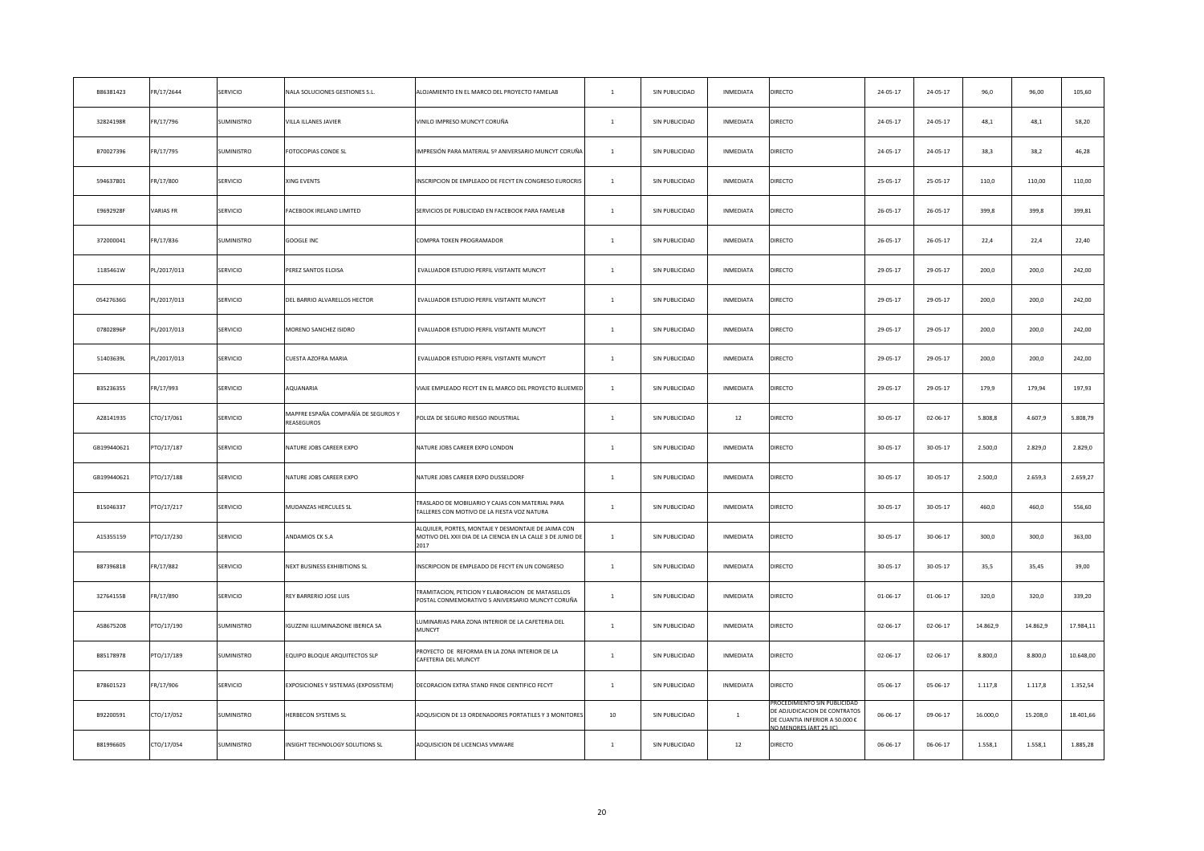| | | | | | | | | | | | | | |
|---|---|---|---|---|---|---|---|---|---|---|---|---|---|
| B86381423 | FR/17/2644 | SERVICIO | NALA SOLUCIONES GESTIONES S.L. | ALOJAMIENTO EN EL MARCO DEL PROYECTO FAMELAB | 1 | SIN PUBLICIDAD | INMEDIATA | DIRECTO | 24-05-17 | 24-05-17 | 96,0 | 96,00 | 105,60 |
| 32824198R | FR/17/796 | SUMINISTRO | VILLA ILLANES JAVIER | VINILO IMPRESO MUNCYT CORUÑA | 1 | SIN PUBLICIDAD | INMEDIATA | DIRECTO | 24-05-17 | 24-05-17 | 48,1 | 48,1 | 58,20 |
| B70027396 | FR/17/795 | SUMINISTRO | FOTOCOPIAS CONDE SL | IMPRESIÓN PARA MATERIAL 5º ANIVERSARIO MUNCYT CORUÑA | 1 | SIN PUBLICIDAD | INMEDIATA | DIRECTO | 24-05-17 | 24-05-17 | 38,3 | 38,2 | 46,28 |
| 594637801 | FR/17/800 | SERVICIO | XING EVENTS | INSCRIPCION DE EMPLEADO DE FECYT EN CONGRESO EUROCRIS | 1 | SIN PUBLICIDAD | INMEDIATA | DIRECTO | 25-05-17 | 25-05-17 | 110,0 | 110,00 | 110,00 |
| E9692928F | VARIAS FR | SERVICIO | FACEBOOK IRELAND LIMITED | SERVICIOS DE PUBLICIDAD EN FACEBOOK PARA FAMELAB | 1 | SIN PUBLICIDAD | INMEDIATA | DIRECTO | 26-05-17 | 26-05-17 | 399,8 | 399,8 | 399,81 |
| 372000041 | FR/17/836 | SUMINISTRO | GOOGLE INC | COMPRA TOKEN PROGRAMADOR | 1 | SIN PUBLICIDAD | INMEDIATA | DIRECTO | 26-05-17 | 26-05-17 | 22,4 | 22,4 | 22,40 |
| 1185461W | PL/2017/013 | SERVICIO | PEREZ SANTOS ELOISA | EVALUADOR ESTUDIO PERFIL VISITANTE MUNCYT | 1 | SIN PUBLICIDAD | INMEDIATA | DIRECTO | 29-05-17 | 29-05-17 | 200,0 | 200,0 | 242,00 |
| 05427636G | PL/2017/013 | SERVICIO | DEL BARRIO ALVARELLOS HECTOR | EVALUADOR ESTUDIO PERFIL VISITANTE MUNCYT | 1 | SIN PUBLICIDAD | INMEDIATA | DIRECTO | 29-05-17 | 29-05-17 | 200,0 | 200,0 | 242,00 |
| 07802896P | PL/2017/013 | SERVICIO | MORENO SANCHEZ ISIDRO | EVALUADOR ESTUDIO PERFIL VISITANTE MUNCYT | 1 | SIN PUBLICIDAD | INMEDIATA | DIRECTO | 29-05-17 | 29-05-17 | 200,0 | 200,0 | 242,00 |
| 51403639L | PL/2017/013 | SERVICIO | CUESTA AZOFRA MARIA | EVALUADOR ESTUDIO PERFIL VISITANTE MUNCYT | 1 | SIN PUBLICIDAD | INMEDIATA | DIRECTO | 29-05-17 | 29-05-17 | 200,0 | 200,0 | 242,00 |
| B35236355 | FR/17/993 | SERVICIO | AQUANARIA | VIAJE EMPLEADO FECYT EN EL MARCO DEL PROYECTO BLUEMED | 1 | SIN PUBLICIDAD | INMEDIATA | DIRECTO | 29-05-17 | 29-05-17 | 179,9 | 179,94 | 197,93 |
| A28141935 | CTO/17/061 | SERVICIO | MAPFRE ESPAÑA COMPAÑÍA DE SEGUROS Y REASEGUROS | POLIZA DE SEGURO RIESGO INDUSTRIAL | 1 | SIN PUBLICIDAD | 12 | DIRECTO | 30-05-17 | 02-06-17 | 5.808,8 | 4.607,9 | 5.808,79 |
| GB199440621 | PTO/17/187 | SERVICIO | NATURE JOBS CAREER EXPO | NATURE JOBS CAREER EXPO LONDON | 1 | SIN PUBLICIDAD | INMEDIATA | DIRECTO | 30-05-17 | 30-05-17 | 2.500,0 | 2.829,0 | 2.829,0 |
| GB199440621 | PTO/17/188 | SERVICIO | NATURE JOBS CAREER EXPO | NATURE JOBS CAREER EXPO DUSSELDORF | 1 | SIN PUBLICIDAD | INMEDIATA | DIRECTO | 30-05-17 | 30-05-17 | 2.500,0 | 2.659,3 | 2.659,27 |
| B15046337 | PTO/17/217 | SERVICIO | MUDANZAS HERCULES SL | TRASLADO DE MOBILIARIO Y CAJAS CON MATERIAL PARA TALLERES CON MOTIVO DE LA FIESTA VOZ NATURA | 1 | SIN PUBLICIDAD | INMEDIATA | DIRECTO | 30-05-17 | 30-05-17 | 460,0 | 460,0 | 556,60 |
| A15355159 | PTO/17/230 | SERVICIO | ANDAMIOS CK S.A | ALQUILER, PORTES, MONTAJE Y DESMONTAJE DE JAIMA CON MOTIVO DEL XXII DIA DE LA CIENCIA EN LA CALLE 3 DE JUNIO DE 2017 | 1 | SIN PUBLICIDAD | INMEDIATA | DIRECTO | 30-05-17 | 30-06-17 | 300,0 | 300,0 | 363,00 |
| B87396818 | FR/17/882 | SERVICIO | NEXT BUSINESS EXHIBITIONS SL | INSCRIPCION DE EMPLEADO DE FECYT EN UN CONGRESO | 1 | SIN PUBLICIDAD | INMEDIATA | DIRECTO | 30-05-17 | 30-05-17 | 35,5 | 35,45 | 39,00 |
| 32764155B | FR/17/890 | SERVICIO | REY BARRERIO JOSE LUIS | TRAMITACION, PETICION Y ELABORACION DE MATASELLOS POSTAL CONMEMORATIVO 5 ANIVERSARIO MUNCYT CORUÑA | 1 | SIN PUBLICIDAD | INMEDIATA | DIRECTO | 01-06-17 | 01-06-17 | 320,0 | 320,0 | 339,20 |
| A58675208 | PTO/17/190 | SUMINISTRO | IGUZZINI ILLUMINAZIONE IBERICA SA | LUMINARIAS PARA ZONA INTERIOR DE LA CAFETERIA DEL MUNCYT | 1 | SIN PUBLICIDAD | INMEDIATA | DIRECTO | 02-06-17 | 02-06-17 | 14.862,9 | 14.862,9 | 17.984,11 |
| B85178978 | PTO/17/189 | SUMINISTRO | EQUIPO BLOQUE ARQUITECTOS SLP | PROYECTO DE REFORMA EN LA ZONA INTERIOR DE LA CAFETERIA DEL MUNCYT | 1 | SIN PUBLICIDAD | INMEDIATA | DIRECTO | 02-06-17 | 02-06-17 | 8.800,0 | 8.800,0 | 10.648,00 |
| B78601523 | FR/17/906 | SERVICIO | EXPOSICIONES Y SISTEMAS (EXPOSISTEM) | DECORACION EXTRA STAND FINDE CIENTIFICO FECYT | 1 | SIN PUBLICIDAD | INMEDIATA | DIRECTO | 05-06-17 | 05-06-17 | 1.117,8 | 1.117,8 | 1.352,54 |
| B92200591 | CTO/17/052 | SUMINISTRO | HERBECON SYSTEMS SL | ADQUSICION DE 13 ORDENADORES PORTATILES Y 3 MONITORES | 10 | SIN PUBLICIDAD | 1 | PROCEDIMIENTO SIN PUBLICIDAD DE ADJUDICACION DE CONTRATOS DE CUANTIA INFERIOR A 50.000 € NO MENORES (ART 25 IIC) | 06-06-17 | 09-06-17 | 16.000,0 | 15.208,0 | 18.401,66 |
| B81996605 | CTO/17/054 | SUMINISTRO | INSIGHT TECHNOLOGY SOLUTIONS SL | ADQUISICION DE LICENCIAS VMWARE | 1 | SIN PUBLICIDAD | 12 | DIRECTO | 06-06-17 | 06-06-17 | 1.558,1 | 1.558,1 | 1.885,28 |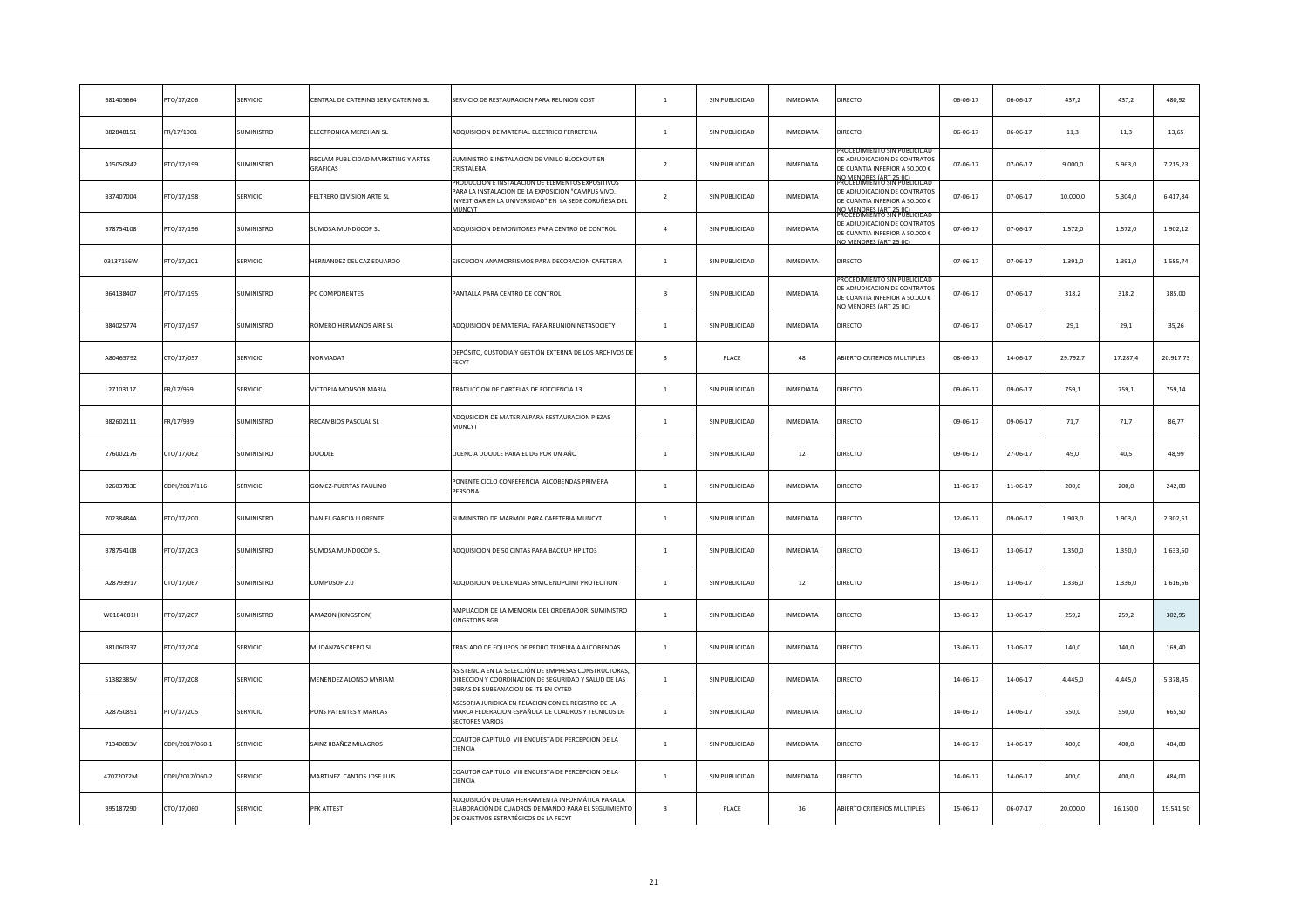| | | | | | | | | | | | | | |
|---|---|---|---|---|---|---|---|---|---|---|---|---|---|
| B81405664 | PTO/17/206 | SERVICIO | CENTRAL DE CATERING SERVICATERING SL | SERVICIO DE RESTAURACION PARA REUNION COST | 1 | SIN PUBLICIDAD | INMEDIATA | DIRECTO | 06-06-17 | 06-06-17 | 437,2 | 437,2 | 480,92 |
| B82848151 | FR/17/1001 | SUMINISTRO | ELECTRONICA MERCHAN SL | ADQUISICION DE MATERIAL ELECTRICO FERRETERIA | 1 | SIN PUBLICIDAD | INMEDIATA | DIRECTO | 06-06-17 | 06-06-17 | 11,3 | 11,3 | 13,65 |
| A15050842 | PTO/17/199 | SUMINISTRO | RECLAM PUBLICIDAD MARKETING Y ARTES GRAFICAS | SUMINISTRO E INSTALACION DE VINILO BLOCKOUT EN CRISTALERA | 2 | SIN PUBLICIDAD | INMEDIATA | PROCEDIMIENTO SIN PUBLICIDAD DE ADJUDICACION DE CONTRATOS DE CUANTIA INFERIOR A 50.000 € NO MENORES (ART 25 IC) | 07-06-17 | 07-06-17 | 9.000,0 | 5.963,0 | 7.215,23 |
| B37407004 | PTO/17/198 | SERVICIO | FELTRERO DIVISION ARTE SL | PRODUCCION E INSTALACION DE ELEMENTOS EXPOSITIVOS PARA LA INSTALACION DE LA EXPOSICION "CAMPUS VIVO. INVESTIGAR EN LA UNIVERSIDAD" EN LA SEDE CORUÑESA DEL MUNCYT | 2 | SIN PUBLICIDAD | INMEDIATA | PROCEDIMIENTO SIN PUBLICIDAD DE ADJUDICACION DE CONTRATOS DE CUANTIA INFERIOR A 50.000 € NO MENORES (ART 25 IC) | 07-06-17 | 07-06-17 | 10.000,0 | 5.304,0 | 6.417,84 |
| B78754108 | PTO/17/196 | SUMINISTRO | SUMOSA MUNDOCOP SL | ADQUISICION DE MONITORES PARA CENTRO DE CONTROL | 4 | SIN PUBLICIDAD | INMEDIATA | PROCEDIMIENTO SIN PUBLICIDAD DE ADJUDICACION DE CONTRATOS DE CUANTIA INFERIOR A 50.000 € NO MENORES (ART 25 IC) | 07-06-17 | 07-06-17 | 1.572,0 | 1.572,0 | 1.902,12 |
| 03137156W | PTO/17/201 | SERVICIO | HERNANDEZ DEL CAZ EDUARDO | EJECUCION ANAMORFISMOS PARA DECORACION CAFETERIA | 1 | SIN PUBLICIDAD | INMEDIATA | DIRECTO | 07-06-17 | 07-06-17 | 1.391,0 | 1.391,0 | 1.585,74 |
| B64138407 | PTO/17/195 | SUMINISTRO | PC COMPONENTES | PANTALLA PARA CENTRO DE CONTROL | 3 | SIN PUBLICIDAD | INMEDIATA | PROCEDIMIENTO SIN PUBLICIDAD DE ADJUDICACION DE CONTRATOS DE CUANTIA INFERIOR A 50.000 € NO MENORES (ART 25 IC) | 07-06-17 | 07-06-17 | 318,2 | 318,2 | 385,00 |
| B84025774 | PTO/17/197 | SUMINISTRO | ROMERO HERMANOS AIRE SL | ADQUISICION DE MATERIAL PARA REUNION NET4SOCIETY | 1 | SIN PUBLICIDAD | INMEDIATA | DIRECTO | 07-06-17 | 07-06-17 | 29,1 | 29,1 | 35,26 |
| A80465792 | CTO/17/057 | SERVICIO | NORMADAT | DEPÓSITO, CUSTODIA Y GESTIÓN EXTERNA DE LOS ARCHIVOS DE FECYT | 3 | PLACE | 48 | ABIERTO CRITERIOS MULTIPLES | 08-06-17 | 14-06-17 | 29.792,7 | 17.287,4 | 20.917,73 |
| L2710311Z | FR/17/959 | SERVICIO | VICTORIA MONSON MARIA | TRADUCCION DE CARTELAS DE FOTCIENCIA 13 | 1 | SIN PUBLICIDAD | INMEDIATA | DIRECTO | 09-06-17 | 09-06-17 | 759,1 | 759,1 | 759,14 |
| B82602111 | FR/17/939 | SUMINISTRO | RECAMBIOS PASCUAL SL | ADQUSICION DE MATERIALPARA RESTAURACION PIEZAS MUNCYT | 1 | SIN PUBLICIDAD | INMEDIATA | DIRECTO | 09-06-17 | 09-06-17 | 71,7 | 71,7 | 86,77 |
| 276002176 | CTO/17/062 | SUMINISTRO | DOODLE | LICENCIA DOODLE PARA EL DG POR UN AÑO | 1 | SIN PUBLICIDAD | 12 | DIRECTO | 09-06-17 | 27-06-17 | 49,0 | 40,5 | 48,99 |
| 02603783E | CDPI/2017/116 | SERVICIO | GOMEZ-PUERTAS PAULINO | PONENTE CICLO CONFERENCIA ALCOBENDAS PRIMERA PERSONA | 1 | SIN PUBLICIDAD | INMEDIATA | DIRECTO | 11-06-17 | 11-06-17 | 200,0 | 200,0 | 242,00 |
| 70238484A | PTO/17/200 | SUMINISTRO | DANIEL GARCIA LLORENTE | SUMINISTRO DE MARMOL PARA CAFETERIA MUNCYT | 1 | SIN PUBLICIDAD | INMEDIATA | DIRECTO | 12-06-17 | 09-06-17 | 1.903,0 | 1.903,0 | 2.302,61 |
| B78754108 | PTO/17/203 | SUMINISTRO | SUMOSA MUNDOCOP SL | ADQUISICION DE 50 CINTAS PARA BACKUP HP LTO3 | 1 | SIN PUBLICIDAD | INMEDIATA | DIRECTO | 13-06-17 | 13-06-17 | 1.350,0 | 1.350,0 | 1.633,50 |
| A28793917 | CTO/17/067 | SUMINISTRO | COMPUSOF 2.0 | ADQUISICION DE LICENCIAS SYMC ENDPOINT PROTECTION | 1 | SIN PUBLICIDAD | 12 | DIRECTO | 13-06-17 | 13-06-17 | 1.336,0 | 1.336,0 | 1.616,56 |
| W0184081H | PTO/17/207 | SUMINISTRO | AMAZON (KINGSTON) | AMPLIACION DE LA MEMORIA DEL ORDENADOR. SUMINISTRO KINGSTONS 8GB | 1 | SIN PUBLICIDAD | INMEDIATA | DIRECTO | 13-06-17 | 13-06-17 | 259,2 | 259,2 | 302,95 |
| B81060337 | PTO/17/204 | SERVICIO | MUDANZAS CREPO SL | TRASLADO DE EQUIPOS DE PEDRO TEIXEIRA A ALCOBENDAS | 1 | SIN PUBLICIDAD | INMEDIATA | DIRECTO | 13-06-17 | 13-06-17 | 140,0 | 140,0 | 169,40 |
| 51382385V | PTO/17/208 | SERVICIO | MENENDEZ ALONSO MYRIAM | ASISTENCIA EN LA SELECCIÓN DE EMPRESAS CONSTRUCTORAS, DIRECCION Y COORDINACION DE SEGURIDAD Y SALUD DE LAS OBRAS DE SUBSANACION DE ITE EN CYTED | 1 | SIN PUBLICIDAD | INMEDIATA | DIRECTO | 14-06-17 | 14-06-17 | 4.445,0 | 4.445,0 | 5.378,45 |
| A28750891 | PTO/17/205 | SERVICIO | PONS PATENTES Y MARCAS | ASESORIA JURIDICA EN RELACION CON EL REGISTRO DE LA MARCA FEDERACION ESPAÑOLA DE CUADROS Y TECNICOS DE SECTORES VARIOS | 1 | SIN PUBLICIDAD | INMEDIATA | DIRECTO | 14-06-17 | 14-06-17 | 550,0 | 550,0 | 665,50 |
| 71340083V | CDPI/2017/060-1 | SERVICIO | SAINZ IIBAÑEZ MILAGROS | COAUTOR CAPITULO VIII ENCUESTA DE PERCEPCION DE LA CIENCIA | 1 | SIN PUBLICIDAD | INMEDIATA | DIRECTO | 14-06-17 | 14-06-17 | 400,0 | 400,0 | 484,00 |
| 47072072M | CDPI/2017/060-2 | SERVICIO | MARTINEZ CANTOS JOSE LUIS | COAUTOR CAPITULO VIII ENCUESTA DE PERCEPCION DE LA CIENCIA | 1 | SIN PUBLICIDAD | INMEDIATA | DIRECTO | 14-06-17 | 14-06-17 | 400,0 | 400,0 | 484,00 |
| B95187290 | CTO/17/060 | SERVICIO | PFK ATTEST | ADQUISICIÓN DE UNA HERRAMIENTA INFORMÁTICA PARA LA ELABORACIÓN DE CUADROS DE MANDO PARA EL SEGUIMIENTO DE OBJETIVOS ESTRATÉGICOS DE LA FECYT | 3 | PLACE | 36 | ABIERTO CRITERIOS MULTIPLES | 15-06-17 | 06-07-17 | 20.000,0 | 16.150,0 | 19.541,50 |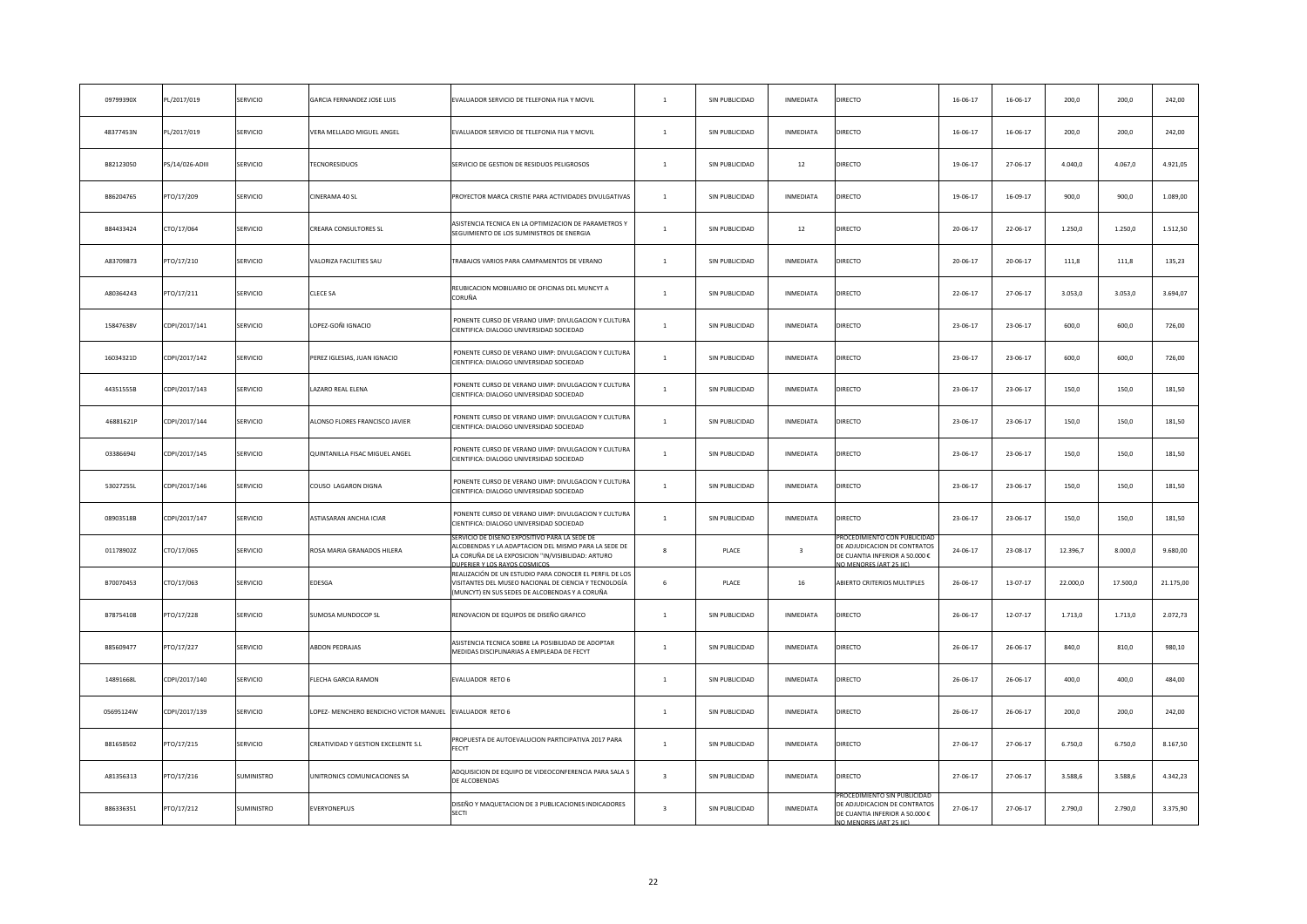| | | | | | | | | | | | | | |
|---|---|---|---|---|---|---|---|---|---|---|---|---|---|
| 09799390X | PL/2017/019 | SERVICIO | GARCIA FERNANDEZ JOSE LUIS | EVALUADOR SERVICIO DE TELEFONIA FIJA Y MOVIL | 1 | SIN PUBLICIDAD | INMEDIATA | DIRECTO | 16-06-17 | 16-06-17 | 200,0 | 200,0 | 242,00 |
| 48377453N | PL/2017/019 | SERVICIO | VERA MELLADO MIGUEL ANGEL | EVALUADOR SERVICIO DE TELEFONIA FIJA Y MOVIL | 1 | SIN PUBLICIDAD | INMEDIATA | DIRECTO | 16-06-17 | 16-06-17 | 200,0 | 200,0 | 242,00 |
| B82123050 | PS/14/026-ADIII | SERVICIO | TECNORESIDUOS | SERVICIO DE GESTION DE RESIDUOS PELIGROSOS | 1 | SIN PUBLICIDAD | 12 | DIRECTO | 19-06-17 | 27-06-17 | 4.040,0 | 4.067,0 | 4.921,05 |
| B86204765 | PTO/17/209 | SERVICIO | CINERAMA 40 SL | PROYECTOR MARCA CRISTIE PARA ACTIVIDADES DIVULGATIVAS | 1 | SIN PUBLICIDAD | INMEDIATA | DIRECTO | 19-06-17 | 16-09-17 | 900,0 | 900,0 | 1.089,00 |
| B84433424 | CTO/17/064 | SERVICIO | CREARA CONSULTORES SL | ASISTENCIA TECNICA EN LA OPTIMIZACION DE PARAMETROS Y SEGUIMIENTO DE LOS SUMINISTROS DE ENERGIA | 1 | SIN PUBLICIDAD | 12 | DIRECTO | 20-06-17 | 22-06-17 | 1.250,0 | 1.250,0 | 1.512,50 |
| A83709873 | PTO/17/210 | SERVICIO | VALORIZA FACILITIES SAU | TRABAJOS VARIOS PARA CAMPAMENTOS DE VERANO | 1 | SIN PUBLICIDAD | INMEDIATA | DIRECTO | 20-06-17 | 20-06-17 | 111,8 | 111,8 | 135,23 |
| A80364243 | PTO/17/211 | SERVICIO | CLECE SA | REUBICACION MOBILIARIO DE OFICINAS DEL MUNCYT A CORUÑA | 1 | SIN PUBLICIDAD | INMEDIATA | DIRECTO | 22-06-17 | 27-06-17 | 3.053,0 | 3.053,0 | 3.694,07 |
| 15847638V | CDPI/2017/141 | SERVICIO | LOPEZ-GOÑI IGNACIO | PONENTE CURSO DE VERANO UIMP: DIVULGACION Y CULTURA CIENTIFICA: DIALOGO UNIVERSIDAD SOCIEDAD | 1 | SIN PUBLICIDAD | INMEDIATA | DIRECTO | 23-06-17 | 23-06-17 | 600,0 | 600,0 | 726,00 |
| 16034321D | CDPI/2017/142 | SERVICIO | PEREZ IGLESIAS, JUAN IGNACIO | PONENTE CURSO DE VERANO UIMP: DIVULGACION Y CULTURA CIENTIFICA: DIALOGO UNIVERSIDAD SOCIEDAD | 1 | SIN PUBLICIDAD | INMEDIATA | DIRECTO | 23-06-17 | 23-06-17 | 600,0 | 600,0 | 726,00 |
| 44351555B | CDPI/2017/143 | SERVICIO | LAZARO REAL ELENA | PONENTE CURSO DE VERANO UIMP: DIVULGACION Y CULTURA CIENTIFICA: DIALOGO UNIVERSIDAD SOCIEDAD | 1 | SIN PUBLICIDAD | INMEDIATA | DIRECTO | 23-06-17 | 23-06-17 | 150,0 | 150,0 | 181,50 |
| 46881621P | CDPI/2017/144 | SERVICIO | ALONSO FLORES FRANCISCO JAVIER | PONENTE CURSO DE VERANO UIMP: DIVULGACION Y CULTURA CIENTIFICA: DIALOGO UNIVERSIDAD SOCIEDAD | 1 | SIN PUBLICIDAD | INMEDIATA | DIRECTO | 23-06-17 | 23-06-17 | 150,0 | 150,0 | 181,50 |
| 03386694J | CDPI/2017/145 | SERVICIO | QUINTANILLA FISAC MIGUEL ANGEL | PONENTE CURSO DE VERANO UIMP: DIVULGACION Y CULTURA CIENTIFICA: DIALOGO UNIVERSIDAD SOCIEDAD | 1 | SIN PUBLICIDAD | INMEDIATA | DIRECTO | 23-06-17 | 23-06-17 | 150,0 | 150,0 | 181,50 |
| 53027255L | CDPI/2017/146 | SERVICIO | COUSO LAGARON DIGNA | PONENTE CURSO DE VERANO UIMP: DIVULGACION Y CULTURA CIENTIFICA: DIALOGO UNIVERSIDAD SOCIEDAD | 1 | SIN PUBLICIDAD | INMEDIATA | DIRECTO | 23-06-17 | 23-06-17 | 150,0 | 150,0 | 181,50 |
| 08903518B | CDPI/2017/147 | SERVICIO | ASTIASARAN ANCHIA ICIAR | PONENTE CURSO DE VERANO UIMP: DIVULGACION Y CULTURA CIENTIFICA: DIALOGO UNIVERSIDAD SOCIEDAD | 1 | SIN PUBLICIDAD | INMEDIATA | DIRECTO | 23-06-17 | 23-06-17 | 150,0 | 150,0 | 181,50 |
| 01178902Z | CTO/17/065 | SERVICIO | ROSA MARIA GRANADOS HILERA | SERVICIO DE DISEÑO EXPOSITIVO PARA LA SEDE DE ALCOBENDAS Y LA ADAPTACION DEL MISMO PARA LA SEDE DE LA CORUÑA DE LA EXPOSICION "IN/VISIBILIDAD: ARTURO DUPERIER Y LOS RAYOS COSMICOS | 8 | PLACE | 3 | PROCEDIMIENTO CON PUBLICIDAD DE ADJUDICACION DE CONTRATOS DE CUANTIA INFERIOR A 50.000 € NO MENORES (ART 25 IIC) | 24-06-17 | 23-08-17 | 12.396,7 | 8.000,0 | 9.680,00 |
| B70070453 | CTO/17/063 | SERVICIO | EDESGA | REALIZACIÓN DE UN ESTUDIO PARA CONOCER EL PERFIL DE LOS VISITANTES DEL MUSEO NACIONAL DE CIENCIA Y TECNOLOGÍA (MUNCYT) EN SUS SEDES DE ALCOBENDAS Y A CORUÑA | 6 | PLACE | 16 | ABIERTO CRITERIOS MULTIPLES | 26-06-17 | 13-07-17 | 22.000,0 | 17.500,0 | 21.175,00 |
| B78754108 | PTO/17/228 | SERVICIO | SUMOSA MUNDOCOP SL | RENOVACION DE EQUIPOS DE DISEÑO GRAFICO | 1 | SIN PUBLICIDAD | INMEDIATA | DIRECTO | 26-06-17 | 12-07-17 | 1.713,0 | 1.713,0 | 2.072,73 |
| B85609477 | PTO/17/227 | SERVICIO | ABDON PEDRAJAS | ASISTENCIA TECNICA SOBRE LA POSIBILIDAD DE ADOPTAR MEDIDAS DISCIPLINARIAS A EMPLEADA DE FECYT | 1 | SIN PUBLICIDAD | INMEDIATA | DIRECTO | 26-06-17 | 26-06-17 | 840,0 | 810,0 | 980,10 |
| 14891668L | CDPI/2017/140 | SERVICIO | FLECHA GARCIA RAMON | EVALUADOR RETO 6 | 1 | SIN PUBLICIDAD | INMEDIATA | DIRECTO | 26-06-17 | 26-06-17 | 400,0 | 400,0 | 484,00 |
| 05695124W | CDPI/2017/139 | SERVICIO | LOPEZ- MENCHERO BENDICHO VICTOR MANUEL | EVALUADOR RETO 6 | 1 | SIN PUBLICIDAD | INMEDIATA | DIRECTO | 26-06-17 | 26-06-17 | 200,0 | 200,0 | 242,00 |
| B81658502 | PTO/17/215 | SERVICIO | CREATIVIDAD Y GESTION EXCELENTE S.L | PROPUESTA DE AUTOEVALUCION PARTICIPATIVA 2017 PARA FECYT | 1 | SIN PUBLICIDAD | INMEDIATA | DIRECTO | 27-06-17 | 27-06-17 | 6.750,0 | 6.750,0 | 8.167,50 |
| A81356313 | PTO/17/216 | SUMINISTRO | UNITRONICS COMUNICACIONES SA | ADQUISICION DE EQUIPO DE VIDEOCONFERENCIA PARA SALA 5 DE ALCOBENDAS | 3 | SIN PUBLICIDAD | INMEDIATA | DIRECTO | 27-06-17 | 27-06-17 | 3.588,6 | 3.588,6 | 4.342,23 |
| B86336351 | PTO/17/212 | SUMINISTRO | EVERYONEPLUS | DISEÑO Y MAQUETACION DE 3 PUBLICACIONES INDICADORES SECTI | 3 | SIN PUBLICIDAD | INMEDIATA | PROCEDIMIENTO SIN PUBLICIDAD DE ADJUDICACION DE CONTRATOS DE CUANTIA INFERIOR A 50.000 € NO MENORES (ART 25 IIC) | 27-06-17 | 27-06-17 | 2.790,0 | 2.790,0 | 3.375,90 |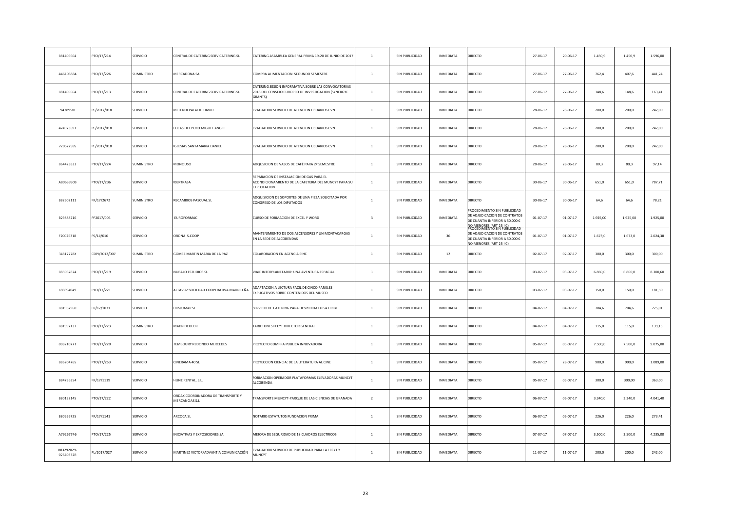| B81405664 | PTO/17/214 | SERVICIO | CENTRAL DE CATERING SERVICATERING SL | CATERING ASAMBLEA GENERAL PRIMA 19-20 DE JUNIO DE 2017 | 1 | SIN PUBLICIDAD | INMEDIATA | DIRECTO | 27-06-17 | 20-06-17 | 1.450,9 | 1.450,9 | 1.596,00 |
|---|---|---|---|---|---|---|---|---|---|---|---|---|---|
| A46103834 | PTO/17/226 | SUMINISTRO | MERCADONA SA | COMPRA ALIMENTACION SEGUNDO SEMESTRE | 1 | SIN PUBLICIDAD | INMEDIATA | DIRECTO | 27-06-17 | 27-06-17 | 762,4 | 407,6 | 441,24 |
| B81405664 | PTO/17/213 | SERVICIO | CENTRAL DE CATERING SERVICATERING SL | CATERING SESION INFORMATIVA SOBRE LAS CONVOCATORIAS 2018 DEL CONSEJO EUROPEO DE INVESTIGACION (SYNERGYE GRANTS) | 1 | SIN PUBLICIDAD | INMEDIATA | DIRECTO | 27-06-17 | 27-06-17 | 148,6 | 148,6 | 163,41 |
| 942895N | PL/2017/018 | SERVICIO | MELENDI PALACIO DAVID | EVALUADOR SERVICIO DE ATENCION USUARIOS CVN | 1 | SIN PUBLICIDAD | INMEDIATA | DIRECTO | 28-06-17 | 28-06-17 | 200,0 | 200,0 | 242,00 |
| 47497369T | PL/2017/018 | SERVICIO | LUCAS DEL POZO MIGUEL ANGEL | EVALUADOR SERVICIO DE ATENCION USUARIOS CVN | 1 | SIN PUBLICIDAD | INMEDIATA | DIRECTO | 28-06-17 | 28-06-17 | 200,0 | 200,0 | 242,00 |
| 72052759S | PL/2017/018 | SERVICIO | IGLESIAS SANTAMARIA DANIEL | EVALUADOR SERVICIO DE ATENCION USUARIOS CVN | 1 | SIN PUBLICIDAD | INMEDIATA | DIRECTO | 28-06-17 | 28-06-17 | 200,0 | 200,0 | 242,00 |
| B64423833 | PTO/17/224 | SUMINISTRO | MONOUSO | ADQUSICION DE VASOS DE CAFÉ PARA 2º SEMESTRE | 1 | SIN PUBLICIDAD | INMEDIATA | DIRECTO | 28-06-17 | 28-06-17 | 80,3 | 80,3 | 97,14 |
| A80639503 | PTO/17/236 | SERVICIO | IBERTRASA | REPARACION DE INSTALACION DE GAS PARA EL ACONDICIONAMIENTO DE LA CAFETERIA DEL MUNCYT PARA SU EXPLOTACION | 1 | SIN PUBLICIDAD | INMEDIATA | DIRECTO | 30-06-17 | 30-06-17 | 651,0 | 651,0 | 787,71 |
| B82602111 | FR/17/2672 | SUMINISTRO | RECAMBIOS PASCUAL SL | ADQUISICION DE SOPORTES DE UNA PIEZA SOLICITADA POR CONGRESO DE LOS DIPUTADOS | 1 | SIN PUBLICIDAD | INMEDIATA | DIRECTO | 30-06-17 | 30-06-17 | 64,6 | 64,6 | 78,21 |
| B29888716 | PF2017/005 | SERVICIO | EUROFORMAC | CURSO DE FORMACION DE EXCEL Y WORD | 3 | SIN PUBLICIDAD | INMEDIATA | PROCEDIMIENTO SIN PUBLICIDAD DE ADJUDICACION DE CONTRATOS DE CUANTIA INFERIOR A 50.000 € NO MENORES (ART 25 IIC) | 01-07-17 | 01-07-17 | 1.925,00 | 1.925,00 | 1.925,00 |
| F20025318 | PS/14/016 | SERVICIO | ORONA S.COOP | MANTENIMIENTO DE DOS ASCENSORES Y UN MONTACARGAS EN LA SEDE DE ALCOBENDAS | 1 | SIN PUBLICIDAD | 36 | PROCEDIMIENTO SIN PUBLICIDAD DE ADJUDICACION DE CONTRATOS DE CUANTIA INFERIOR A 50.000 € NO MENORES (ART 25 IIC) | 01-07-17 | 01-07-17 | 1.673,0 | 1.673,0 | 2.024,38 |
| 34817778X | CDPI/2012/007 | SUMINISTRO | GOMEZ MARTIN MARIA DE LA PAZ | COLABORACION EN AGENCIA SINC | 1 | SIN PUBLICIDAD | 12 | DIRECTO | 02-07-17 | 02-07-17 | 300,0 | 300,0 | 300,00 |
| B85067874 | PTO/17/219 | SERVICIO | NUBALO ESTUDIOS SL | VIAJE INTERPLANETARIO: UNA AVENTURA ESPACIAL | 1 | SIN PUBLICIDAD | INMEDIATA | DIRECTO | 03-07-17 | 03-07-17 | 6.860,0 | 6.860,0 | 8.300,60 |
| F86694049 | PTO/17/221 | SERVICIO | ALTAVOZ SOCIEDAD COOPERATIVA MADRILEÑA | ADAPTACION A LECTURA FACIL DE CINCO PANELES EXPLICATIVOS SOBRE CONTENIDOS DEL MUSEO | 1 | SIN PUBLICIDAD | INMEDIATA | DIRECTO | 03-07-17 | 03-07-17 | 150,0 | 150,0 | 181,50 |
| B81967960 | FR/17/1071 | SERVICIO | DOSJUMAR SL | SERVICIO DE CATERING PARA DESPEDIDA LUISA URIBE | 1 | SIN PUBLICIDAD | INMEDIATA | DIRECTO | 04-07-17 | 04-07-17 | 704,6 | 704,6 | 775,01 |
| B81997132 | PTO/17/223 | SUMINISTRO | MADRIDCOLOR | TARJETONES FECYT DIRECTOR GENERAL | 1 | SIN PUBLICIDAD | INMEDIATA | DIRECTO | 04-07-17 | 04-07-17 | 115,0 | 115,0 | 139,15 |
| 00821077T | PTO/17/220 | SERVICIO | TEMBOURY REDONDO MERCEDES | PROYECTO COMPRA PUBLICA INNOVADORA | 1 | SIN PUBLICIDAD | INMEDIATA | DIRECTO | 05-07-17 | 05-07-17 | 7.500,0 | 7.500,0 | 9.075,00 |
| B86204765 | PTO/17/253 | SERVICIO | CINERAMA 40 SL | PROYECCION CIENCIA: DE LA LITERATURA AL CINE | 1 | SIN PUBLICIDAD | INMEDIATA | DIRECTO | 05-07-17 | 28-07-17 | 900,0 | 900,0 | 1.089,00 |
| B84736354 | FR/17/1119 | SERVICIO | HUNE RENTAL, S.L. | FORMACION OPERADOR PLATAFORMAS ELEVADORAS MUNCYT ALCOBENDA | 1 | SIN PUBLICIDAD | INMEDIATA | DIRECTO | 05-07-17 | 05-07-17 | 300,0 | 300,00 | 363,00 |
| B80132145 | PTO/17/222 | SERVICIO | ORDAX COORDINADORA DE TRANSPORTE Y MERCANCIAS S.L | TRANSPORTE MUNCYT-PARQUE DE LAS CIENCIAS DE GRANADA | 2 | SIN PUBLICIDAD | INMEDIATA | DIRECTO | 06-07-17 | 06-07-17 | 3.340,0 | 3.340,0 | 4.041,40 |
| B80956725 | FR/17/1141 | SERVICIO | ARCOCA SL | NOTARIO ESTATUTOS FUNDACION PRIMA | 1 | SIN PUBLICIDAD | INMEDIATA | DIRECTO | 06-07-17 | 06-07-17 | 226,0 | 226,0 | 273,41 |
| A79267746 | PTO/17/225 | SERVICIO | INICIATIVAS Y EXPOSICIONES SA | MEJORA DE SEGURIDAD DE 18 CUADROS ELECTRICOS | 1 | SIN PUBLICIDAD | INMEDIATA | DIRECTO | 07-07-17 | 07-07-17 | 3.500,0 | 3.500,0 | 4.235,00 |
| B83292029-02640332R | PL/2017/027 | SERVICIO | MARTINEZ VICTOR/ADVANTIA COMUNICACIÓN | EVALUADOR SERVICIO DE PUBLICIDAD PARA LA FECYT Y MUNCYT | 1 | SIN PUBLICIDAD | INMEDIATA | DIRECTO | 11-07-17 | 11-07-17 | 200,0 | 200,0 | 242,00 |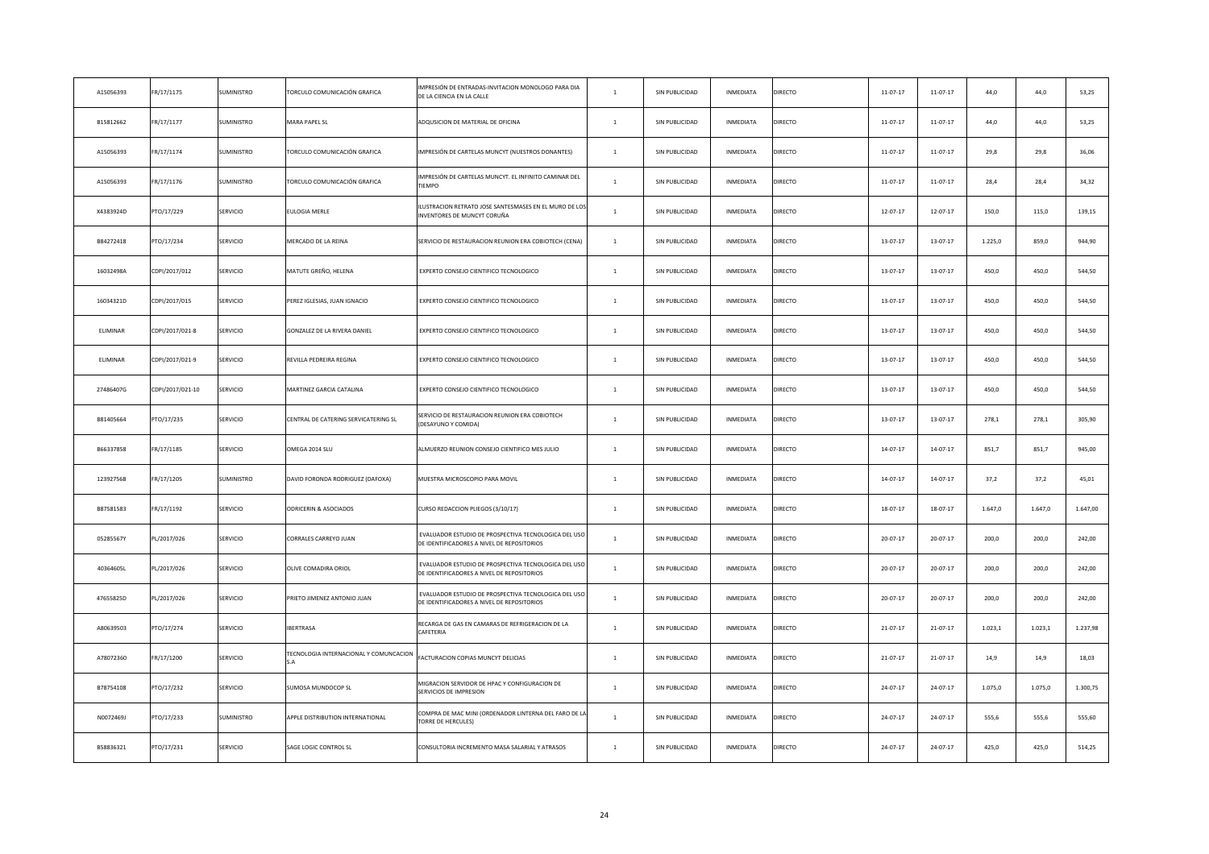| A15056393 | FR/17/1175 | SUMINISTRO | TORCULO COMUNICACIÓN GRAFICA | IMPRESIÓN DE ENTRADAS-INVITACION MONOLOGO PARA DIA DE LA CIENCIA EN LA CALLE | 1 | SIN PUBLICIDAD | INMEDIATA | DIRECTO | 11-07-17 | 11-07-17 | 44,0 | 44,0 | 53,25 |
|---|---|---|---|---|---|---|---|---|---|---|---|---|---|
| B15812662 | FR/17/1177 | SUMINISTRO | MARA PAPEL SL | ADQUSICION DE MATERIAL DE OFICINA | 1 | SIN PUBLICIDAD | INMEDIATA | DIRECTO | 11-07-17 | 11-07-17 | 44,0 | 44,0 | 53,25 |
| A15056393 | FR/17/1174 | SUMINISTRO | TORCULO COMUNICACIÓN GRAFICA | IMPRESIÓN DE CARTELAS MUNCYT (NUESTROS DONANTES) | 1 | SIN PUBLICIDAD | INMEDIATA | DIRECTO | 11-07-17 | 11-07-17 | 29,8 | 29,8 | 36,06 |
| A15056393 | FR/17/1176 | SUMINISTRO | TORCULO COMUNICACIÓN GRAFICA | IMPRESIÓN DE CARTELAS MUNCYT: EL INFINITO CAMINAR DEL TIEMPO | 1 | SIN PUBLICIDAD | INMEDIATA | DIRECTO | 11-07-17 | 11-07-17 | 28,4 | 28,4 | 34,32 |
| X4383924D | PTO/17/229 | SERVICIO | EULOGIA MERLE | ILUSTRACION RETRATO JOSE SANTESMASES EN EL MURO DE LOS INVENTORES DE MUNCYT CORUÑA | 1 | SIN PUBLICIDAD | INMEDIATA | DIRECTO | 12-07-17 | 12-07-17 | 150,0 | 115,0 | 139,15 |
| B84272418 | PTO/17/234 | SERVICIO | MERCADO DE LA REINA | SERVICIO DE RESTAURACION REUNION ERA COBIOTECH (CENA) | 1 | SIN PUBLICIDAD | INMEDIATA | DIRECTO | 13-07-17 | 13-07-17 | 1.225,0 | 859,0 | 944,90 |
| 16032498A | CDPI/2017/012 | SERVICIO | MATUTE GREÑO, HELENA | EXPERTO CONSEJO CIENTIFICO TECNOLOGICO | 1 | SIN PUBLICIDAD | INMEDIATA | DIRECTO | 13-07-17 | 13-07-17 | 450,0 | 450,0 | 544,50 |
| 16034321D | CDPI/2017/015 | SERVICIO | PEREZ IGLESIAS, JUAN IGNACIO | EXPERTO CONSEJO CIENTIFICO TECNOLOGICO | 1 | SIN PUBLICIDAD | INMEDIATA | DIRECTO | 13-07-17 | 13-07-17 | 450,0 | 450,0 | 544,50 |
| ELIMINAR | CDPI/2017/021-8 | SERVICIO | GONZALEZ DE LA RIVERA DANIEL | EXPERTO CONSEJO CIENTIFICO TECNOLOGICO | 1 | SIN PUBLICIDAD | INMEDIATA | DIRECTO | 13-07-17 | 13-07-17 | 450,0 | 450,0 | 544,50 |
| ELIMINAR | CDPI/2017/021-9 | SERVICIO | REVILLA PEDREIRA REGINA | EXPERTO CONSEJO CIENTIFICO TECNOLOGICO | 1 | SIN PUBLICIDAD | INMEDIATA | DIRECTO | 13-07-17 | 13-07-17 | 450,0 | 450,0 | 544,50 |
| 27486407G | CDPI/2017/021-10 | SERVICIO | MARTINEZ GARCIA CATALINA | EXPERTO CONSEJO CIENTIFICO TECNOLOGICO | 1 | SIN PUBLICIDAD | INMEDIATA | DIRECTO | 13-07-17 | 13-07-17 | 450,0 | 450,0 | 544,50 |
| B81405664 | PTO/17/235 | SERVICIO | CENTRAL DE CATERING SERVICATERING SL | SERVICIO DE RESTAURACION REUNION ERA COBIOTECH (DESAYUNO Y COMIDA) | 1 | SIN PUBLICIDAD | INMEDIATA | DIRECTO | 13-07-17 | 13-07-17 | 278,1 | 278,1 | 305,90 |
| B66337858 | FR/17/1185 | SERVICIO | OMEGA 2014 SLU | ALMUERZO REUNION CONSEJO CIENTIFICO MES JULIO | 1 | SIN PUBLICIDAD | INMEDIATA | DIRECTO | 14-07-17 | 14-07-17 | 851,7 | 851,7 | 945,00 |
| 12392756B | FR/17/1205 | SUMINISTRO | DAVID FORONDA RODRIGUEZ (DAFOXA) | MUESTRA MICROSCOPIO PARA MOVIL | 1 | SIN PUBLICIDAD | INMEDIATA | DIRECTO | 14-07-17 | 14-07-17 | 37,2 | 37,2 | 45,01 |
| B87581583 | FR/17/1192 | SERVICIO | ODRICERIN & ASOCIADOS | CURSO REDACCION PLIEGOS (3/10/17) | 1 | SIN PUBLICIDAD | INMEDIATA | DIRECTO | 18-07-17 | 18-07-17 | 1.647,0 | 1.647,0 | 1.647,00 |
| 05285567Y | PL/2017/026 | SERVICIO | CORRALES CARREYO JUAN | EVALUADOR ESTUDIO DE PROSPECTIVA TECNOLOGICA DEL USO DE IDENTIFICADORES A NIVEL DE REPOSITORIOS | 1 | SIN PUBLICIDAD | INMEDIATA | DIRECTO | 20-07-17 | 20-07-17 | 200,0 | 200,0 | 242,00 |
| 40364605L | PL/2017/026 | SERVICIO | OLIVE COMADIRA ORIOL | EVALUADOR ESTUDIO DE PROSPECTIVA TECNOLOGICA DEL USO DE IDENTIFICADORES A NIVEL DE REPOSITORIOS | 1 | SIN PUBLICIDAD | INMEDIATA | DIRECTO | 20-07-17 | 20-07-17 | 200,0 | 200,0 | 242,00 |
| 47655825D | PL/2017/026 | SERVICIO | PRIETO JIMENEZ ANTONIO JUAN | EVALUADOR ESTUDIO DE PROSPECTIVA TECNOLOGICA DEL USO DE IDENTIFICADORES A NIVEL DE REPOSITORIOS | 1 | SIN PUBLICIDAD | INMEDIATA | DIRECTO | 20-07-17 | 20-07-17 | 200,0 | 200,0 | 242,00 |
| A80639503 | PTO/17/274 | SERVICIO | IBERTRASA | RECARGA DE GAS EN CAMARAS DE REFRIGERACION DE LA CAFETERIA | 1 | SIN PUBLICIDAD | INMEDIATA | DIRECTO | 21-07-17 | 21-07-17 | 1.023,1 | 1.023,1 | 1.237,98 |
| A78072360 | FR/17/1200 | SERVICIO | TECNOLOGIA INTERNACIONAL Y COMUNCACION S.A | FACTURACION COPIAS MUNCYT DELICIAS | 1 | SIN PUBLICIDAD | INMEDIATA | DIRECTO | 21-07-17 | 21-07-17 | 14,9 | 14,9 | 18,03 |
| B78754108 | PTO/17/232 | SERVICIO | SUMOSA MUNDOCOP SL | MIGRACION SERVIDOR DE HPAC Y CONFIGURACION DE SERVICIOS DE IMPRESION | 1 | SIN PUBLICIDAD | INMEDIATA | DIRECTO | 24-07-17 | 24-07-17 | 1.075,0 | 1.075,0 | 1.300,75 |
| N0072469J | PTO/17/233 | SUMINISTRO | APPLE DISTRIBUTION INTERNATIONAL | COMPRA DE MAC MINI (ORDENADOR LINTERNA DEL FARO DE LA TORRE DE HERCULES) | 1 | SIN PUBLICIDAD | INMEDIATA | DIRECTO | 24-07-17 | 24-07-17 | 555,6 | 555,6 | 555,60 |
| B58836321 | PTO/17/231 | SERVICIO | SAGE LOGIC CONTROL SL | CONSULTORIA INCREMENTO MASA SALARIAL Y ATRASOS | 1 | SIN PUBLICIDAD | INMEDIATA | DIRECTO | 24-07-17 | 24-07-17 | 425,0 | 425,0 | 514,25 |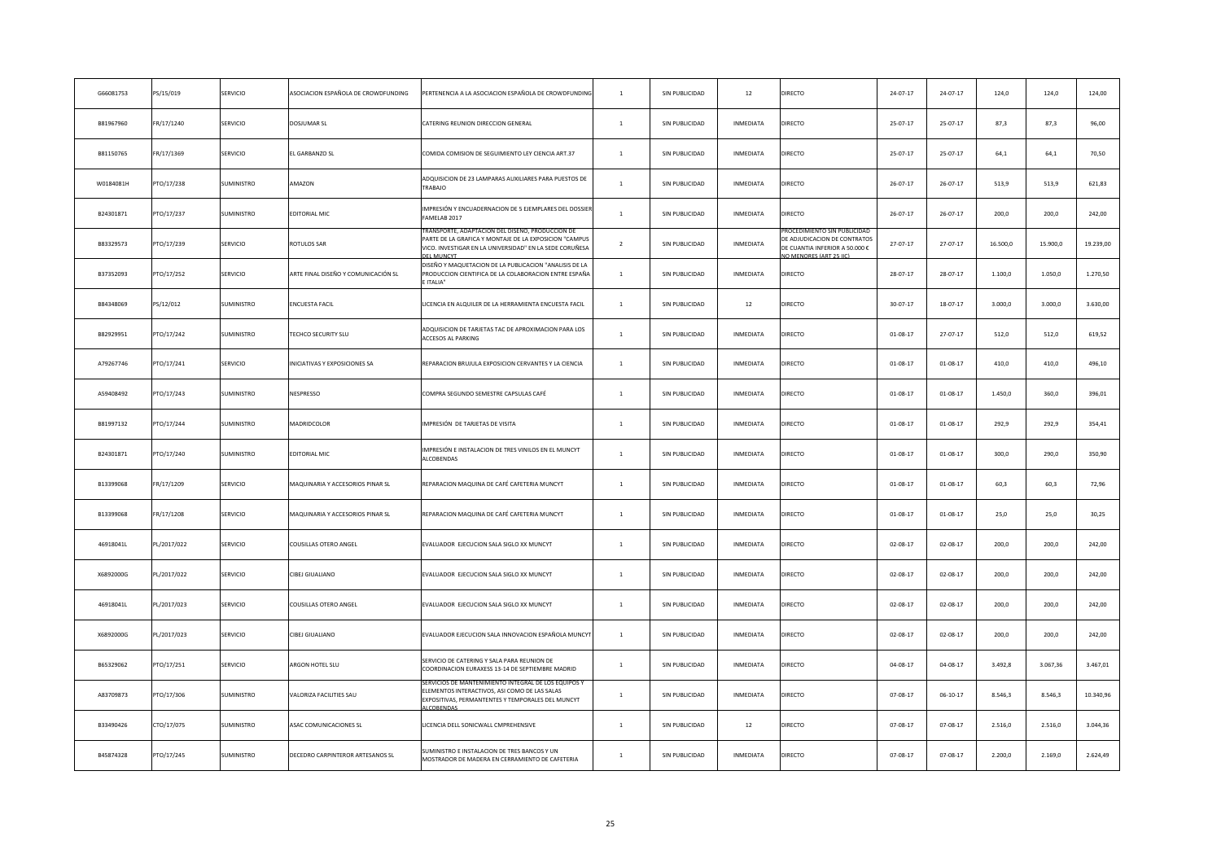| | | | | | | | | | | | | | |
|---|---|---|---|---|---|---|---|---|---|---|---|---|---|
| G66081753 | PS/15/019 | SERVICIO | ASOCIACION ESPAÑOLA DE CROWDFUNDING | PERTENENCIA A LA ASOCIACION ESPAÑOLA DE CROWDFUNDING | 1 | SIN PUBLICIDAD | 12 | DIRECTO | 24-07-17 | 24-07-17 | 124,0 | 124,0 | 124,00 |
| B81967960 | FR/17/1240 | SERVICIO | DOSJUMAR SL | CATERING REUNION DIRECCION GENERAL | 1 | SIN PUBLICIDAD | INMEDIATA | DIRECTO | 25-07-17 | 25-07-17 | 87,3 | 87,3 | 96,00 |
| B81150765 | FR/17/1369 | SERVICIO | EL GARBANZO SL | COMIDA COMISION DE SEGUIMIENTO LEY CIENCIA ART.37 | 1 | SIN PUBLICIDAD | INMEDIATA | DIRECTO | 25-07-17 | 25-07-17 | 64,1 | 64,1 | 70,50 |
| W0184081H | PTO/17/238 | SUMINISTRO | AMAZON | ADQUISICION DE 23 LAMPARAS AUXILIARES PARA PUESTOS DE TRABAJO | 1 | SIN PUBLICIDAD | INMEDIATA | DIRECTO | 26-07-17 | 26-07-17 | 513,9 | 513,9 | 621,83 |
| B24301871 | PTO/17/237 | SUMINISTRO | EDITORIAL MIC | IMPRESIÓN Y ENCUADERNACION DE 5 EJEMPLARES DEL DOSSIER FAMELAB 2017 | 1 | SIN PUBLICIDAD | INMEDIATA | DIRECTO | 26-07-17 | 26-07-17 | 200,0 | 200,0 | 242,00 |
| B83329573 | PTO/17/239 | SERVICIO | ROTULOS SAR | TRANSPORTE, ADAPTACION DEL DISEÑO, PRODUCCION DE PARTE DE LA GRAFICA Y MONTAJE DE LA EXPOSICION "CAMPUS VICO. INVESTIGAR EN LA UNIVERSIDAD" EN LA SEDE CORUÑESA DEL MUNCYT | 2 | SIN PUBLICIDAD | INMEDIATA | PROCEDIMIENTO SIN PUBLICIDAD DE ADJUDICACION DE CONTRATOS DE CUANTIA INFERIOR A 50.000 € NO MENORES (ART 25 IC) | 27-07-17 | 27-07-17 | 16.500,0 | 15.900,0 | 19.239,00 |
| B37352093 | PTO/17/252 | SERVICIO | ARTE FINAL DISEÑO Y COMUNICACIÓN SL | DISEÑO Y MAQUETACION DE LA PUBLICACION "ANALISIS DE LA PRODUCCION CIENTIFICA DE LA COLABORACION ENTRE ESPAÑA E ITALIA" | 1 | SIN PUBLICIDAD | INMEDIATA | DIRECTO | 28-07-17 | 28-07-17 | 1.100,0 | 1.050,0 | 1.270,50 |
| B84348069 | PS/12/012 | SUMINISTRO | ENCUESTA FACIL | LICENCIA EN ALQUILER DE LA HERRAMIENTA ENCUESTA FACIL | 1 | SIN PUBLICIDAD | 12 | DIRECTO | 30-07-17 | 18-07-17 | 3.000,0 | 3.000,0 | 3.630,00 |
| B82929951 | PTO/17/242 | SUMINISTRO | TECHCO SECURITY SLU | ADQUISICION DE TARJETAS TAC DE APROXIMACION PARA LOS ACCESOS AL PARKING | 1 | SIN PUBLICIDAD | INMEDIATA | DIRECTO | 01-08-17 | 27-07-17 | 512,0 | 512,0 | 619,52 |
| A79267746 | PTO/17/241 | SERVICIO | INICIATIVAS Y EXPOSICIONES SA | REPARACION BRUJULA EXPOSICION CERVANTES Y LA CIENCIA | 1 | SIN PUBLICIDAD | INMEDIATA | DIRECTO | 01-08-17 | 01-08-17 | 410,0 | 410,0 | 496,10 |
| A59408492 | PTO/17/243 | SUMINISTRO | NESPRESSO | COMPRA SEGUNDO SEMESTRE CAPSULAS CAFÉ | 1 | SIN PUBLICIDAD | INMEDIATA | DIRECTO | 01-08-17 | 01-08-17 | 1.450,0 | 360,0 | 396,01 |
| B81997132 | PTO/17/244 | SUMINISTRO | MADRIDCOLOR | IMPRESIÓN DE TARJETAS DE VISITA | 1 | SIN PUBLICIDAD | INMEDIATA | DIRECTO | 01-08-17 | 01-08-17 | 292,9 | 292,9 | 354,41 |
| B24301871 | PTO/17/240 | SUMINISTRO | EDITORIAL MIC | IMPRESIÓN E INSTALACION DE TRES VINILOS EN EL MUNCYT ALCOBENDAS | 1 | SIN PUBLICIDAD | INMEDIATA | DIRECTO | 01-08-17 | 01-08-17 | 300,0 | 290,0 | 350,90 |
| B13399068 | FR/17/1209 | SERVICIO | MAQUINARIA Y ACCESORIOS PINAR SL | REPARACION MAQUINA DE CAFÉ CAFETERIA MUNCYT | 1 | SIN PUBLICIDAD | INMEDIATA | DIRECTO | 01-08-17 | 01-08-17 | 60,3 | 60,3 | 72,96 |
| B13399068 | FR/17/1208 | SERVICIO | MAQUINARIA Y ACCESORIOS PINAR SL | REPARACION MAQUINA DE CAFÉ CAFETERIA MUNCYT | 1 | SIN PUBLICIDAD | INMEDIATA | DIRECTO | 01-08-17 | 01-08-17 | 25,0 | 25,0 | 30,25 |
| 46918041L | PL/2017/022 | SERVICIO | COUSILLAS OTERO ANGEL | EVALUADOR EJECUCION SALA SIGLO XX MUNCYT | 1 | SIN PUBLICIDAD | INMEDIATA | DIRECTO | 02-08-17 | 02-08-17 | 200,0 | 200,0 | 242,00 |
| X6892000G | PL/2017/022 | SERVICIO | CIBEJ GIUALIANO | EVALUADOR EJECUCION SALA SIGLO XX MUNCYT | 1 | SIN PUBLICIDAD | INMEDIATA | DIRECTO | 02-08-17 | 02-08-17 | 200,0 | 200,0 | 242,00 |
| 46918041L | PL/2017/023 | SERVICIO | COUSILLAS OTERO ANGEL | EVALUADOR EJECUCION SALA SIGLO XX MUNCYT | 1 | SIN PUBLICIDAD | INMEDIATA | DIRECTO | 02-08-17 | 02-08-17 | 200,0 | 200,0 | 242,00 |
| X6892000G | PL/2017/023 | SERVICIO | CIBEJ GIUALIANO | EVALUADOR EJECUCION SALA INNOVACION ESPAÑOLA MUNCYT | 1 | SIN PUBLICIDAD | INMEDIATA | DIRECTO | 02-08-17 | 02-08-17 | 200,0 | 200,0 | 242,00 |
| B65329062 | PTO/17/251 | SERVICIO | ARGON HOTEL SLU | SERVICIO DE CATERING Y SALA PARA REUNION DE COORDINACION EURAXESS 13-14 DE SEPTIEMBRE MADRID | 1 | SIN PUBLICIDAD | INMEDIATA | DIRECTO | 04-08-17 | 04-08-17 | 3.492,8 | 3.067,36 | 3.467,01 |
| A83709873 | PTO/17/306 | SUMINISTRO | VALORIZA FACILITIES SAU | SERVICIOS DE MANTENIMIENTO INTEGRAL DE LOS EQUIPOS Y ELEMENTOS INTERACTIVOS, ASI COMO DE LAS SALAS EXPOSITIVAS, PERMANTENTES Y TEMPORALES DEL MUNCYT ALCOBENDAS | 1 | SIN PUBLICIDAD | INMEDIATA | DIRECTO | 07-08-17 | 06-10-17 | 8.546,3 | 8.546,3 | 10.340,96 |
| B33490426 | CTO/17/075 | SUMINISTRO | ASAC COMUNICACIONES SL | LICENCIA DELL SONICWALL CMPREHENSIVE | 1 | SIN PUBLICIDAD | 12 | DIRECTO | 07-08-17 | 07-08-17 | 2.516,0 | 2.516,0 | 3.044,36 |
| B45874328 | PTO/17/245 | SUMINISTRO | DECEDRO CARPINTEROR ARTESANOS SL | SUMINISTRO E INSTALACION DE TRES BANCOS Y UN MOSTRADOR DE MADERA EN CERRAMIENTO DE CAFETERIA | 1 | SIN PUBLICIDAD | INMEDIATA | DIRECTO | 07-08-17 | 07-08-17 | 2.200,0 | 2.169,0 | 2.624,49 |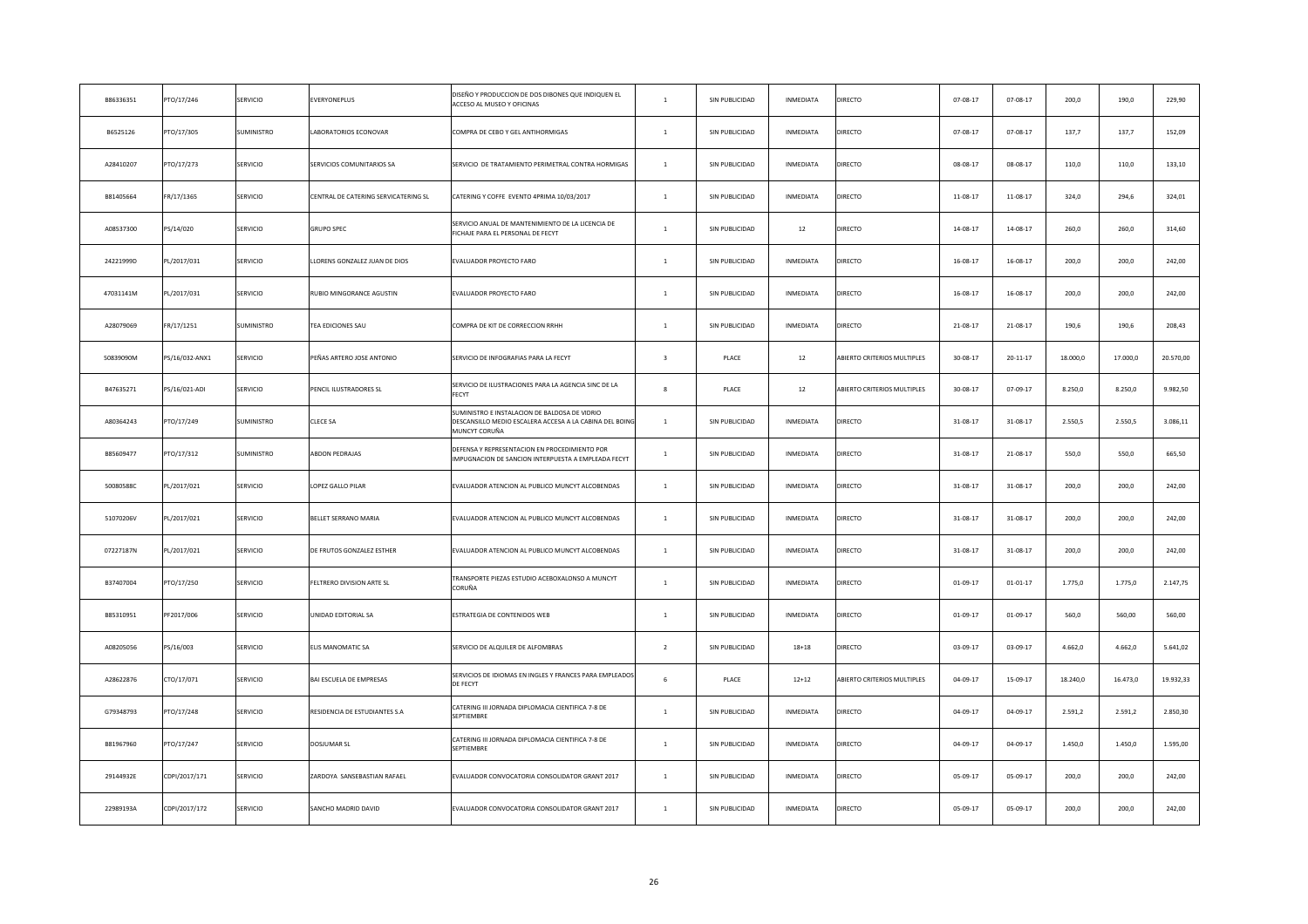| | | | | | | | | | | | | | |
|---|---|---|---|---|---|---|---|---|---|---|---|---|---|
| B86336351 | PTO/17/246 | SERVICIO | EVERYONEPLUS | DISEÑO Y PRODUCCION DE DOS DIBONES QUE INDIQUEN EL ACCESO AL MUSEO Y OFICINAS | 1 | SIN PUBLICIDAD | INMEDIATA | DIRECTO | 07-08-17 | 07-08-17 | 200,0 | 190,0 | 229,90 |
| B6525126 | PTO/17/305 | SUMINISTRO | LABORATORIOS ECONOVAR | COMPRA DE CEBO Y GEL ANTIHORMIGAS | 1 | SIN PUBLICIDAD | INMEDIATA | DIRECTO | 07-08-17 | 07-08-17 | 137,7 | 137,7 | 152,09 |
| A28410207 | PTO/17/273 | SERVICIO | SERVICIOS COMUNITARIOS SA | SERVICIO DE TRATAMIENTO PERIMETRAL CONTRA HORMIGAS | 1 | SIN PUBLICIDAD | INMEDIATA | DIRECTO | 08-08-17 | 08-08-17 | 110,0 | 110,0 | 133,10 |
| B81405664 | FR/17/1365 | SERVICIO | CENTRAL DE CATERING SERVICATERING SL | CATERING Y COFFE EVENTO 4PRIMA 10/03/2017 | 1 | SIN PUBLICIDAD | INMEDIATA | DIRECTO | 11-08-17 | 11-08-17 | 324,0 | 294,6 | 324,01 |
| A08537300 | PS/14/020 | SERVICIO | GRUPO SPEC | SERVICIO ANUAL DE MANTENIMIENTO DE LA LICENCIA DE FICHAJE PARA EL PERSONAL DE FECYT | 1 | SIN PUBLICIDAD | 12 | DIRECTO | 14-08-17 | 14-08-17 | 260,0 | 260,0 | 314,60 |
| 24221999D | PL/2017/031 | SERVICIO | LLORENS GONZALEZ JUAN DE DIOS | EVALUADOR PROYECTO FARO | 1 | SIN PUBLICIDAD | INMEDIATA | DIRECTO | 16-08-17 | 16-08-17 | 200,0 | 200,0 | 242,00 |
| 47031141M | PL/2017/031 | SERVICIO | RUBIO MINGORANCE AGUSTIN | EVALUADOR PROYECTO FARO | 1 | SIN PUBLICIDAD | INMEDIATA | DIRECTO | 16-08-17 | 16-08-17 | 200,0 | 200,0 | 242,00 |
| A28079069 | FR/17/1251 | SUMINISTRO | TEA EDICIONES SAU | COMPRA DE KIT DE CORRECCION RRHH | 1 | SIN PUBLICIDAD | INMEDIATA | DIRECTO | 21-08-17 | 21-08-17 | 190,6 | 190,6 | 208,43 |
| 50839090M | PS/16/032-ANX1 | SERVICIO | PEÑAS ARTERO JOSE ANTONIO | SERVICIO DE INFOGRAFIAS PARA LA FECYT | 3 | PLACE | 12 | ABIERTO CRITERIOS MULTIPLES | 30-08-17 | 20-11-17 | 18.000,0 | 17.000,0 | 20.570,00 |
| B47635271 | PS/16/021-ADI | SERVICIO | PENCIL ILUSTRADORES SL | SERVICIO DE ILUSTRACIONES PARA LA AGENCIA SINC DE LA FECYT | 8 | PLACE | 12 | ABIERTO CRITERIOS MULTIPLES | 30-08-17 | 07-09-17 | 8.250,0 | 8.250,0 | 9.982,50 |
| A80364243 | PTO/17/249 | SUMINISTRO | CLECE SA | SUMINISTRO E INSTALACION DE BALDOSA DE VIDRIO DESCANSILLO MEDIO ESCALERA ACCESA A LA CABINA DEL BOING MUNCYT CORUÑA | 1 | SIN PUBLICIDAD | INMEDIATA | DIRECTO | 31-08-17 | 31-08-17 | 2.550,5 | 2.550,5 | 3.086,11 |
| B85609477 | PTO/17/312 | SUMINISTRO | ABDON PEDRAJAS | DEFENSA Y REPRESENTACION EN PROCEDIMIENTO POR IMPUGNACION DE SANCION INTERPUESTA A EMPLEADA FECYT | 1 | SIN PUBLICIDAD | INMEDIATA | DIRECTO | 31-08-17 | 21-08-17 | 550,0 | 550,0 | 665,50 |
| 50080588C | PL/2017/021 | SERVICIO | LOPEZ GALLO PILAR | EVALUADOR ATENCION AL PUBLICO MUNCYT ALCOBENDAS | 1 | SIN PUBLICIDAD | INMEDIATA | DIRECTO | 31-08-17 | 31-08-17 | 200,0 | 200,0 | 242,00 |
| 51070206V | PL/2017/021 | SERVICIO | BELLET SERRANO MARIA | EVALUADOR ATENCION AL PUBLICO MUNCYT ALCOBENDAS | 1 | SIN PUBLICIDAD | INMEDIATA | DIRECTO | 31-08-17 | 31-08-17 | 200,0 | 200,0 | 242,00 |
| 07227187N | PL/2017/021 | SERVICIO | DE FRUTOS GONZALEZ ESTHER | EVALUADOR ATENCION AL PUBLICO MUNCYT ALCOBENDAS | 1 | SIN PUBLICIDAD | INMEDIATA | DIRECTO | 31-08-17 | 31-08-17 | 200,0 | 200,0 | 242,00 |
| B37407004 | PTO/17/250 | SERVICIO | FELTRERO DIVISION ARTE SL | TRANSPORTE PIEZAS ESTUDIO ACEBOXALONSO A MUNCYT CORUÑA | 1 | SIN PUBLICIDAD | INMEDIATA | DIRECTO | 01-09-17 | 01-01-17 | 1.775,0 | 1.775,0 | 2.147,75 |
| B85310951 | PF2017/006 | SERVICIO | UNIDAD EDITORIAL SA | ESTRATEGIA DE CONTENIDOS WEB | 1 | SIN PUBLICIDAD | INMEDIATA | DIRECTO | 01-09-17 | 01-09-17 | 560,0 | 560,00 | 560,00 |
| A08205056 | PS/16/003 | SERVICIO | ELIS MANOMATIC SA | SERVICIO DE ALQUILER DE ALFOMBRAS | 2 | SIN PUBLICIDAD | 18+18 | DIRECTO | 03-09-17 | 03-09-17 | 4.662,0 | 4.662,0 | 5.641,02 |
| A28622876 | CTO/17/071 | SERVICIO | BAI ESCUELA DE EMPRESAS | SERVICIOS DE IDIOMAS EN INGLES Y FRANCES PARA EMPLEADOS DE FECYT | 6 | PLACE | 12+12 | ABIERTO CRITERIOS MULTIPLES | 04-09-17 | 15-09-17 | 18.240,0 | 16.473,0 | 19.932,33 |
| G79348793 | PTO/17/248 | SERVICIO | RESIDENCIA DE ESTUDIANTES S.A | CATERING III JORNADA DIPLOMACIA CIENTIFICA 7-8 DE SEPTIEMBRE | 1 | SIN PUBLICIDAD | INMEDIATA | DIRECTO | 04-09-17 | 04-09-17 | 2.591,2 | 2.591,2 | 2.850,30 |
| B81967960 | PTO/17/247 | SERVICIO | DOSJUMAR SL | CATERING III JORNADA DIPLOMACIA CIENTIFICA 7-8 DE SEPTIEMBRE | 1 | SIN PUBLICIDAD | INMEDIATA | DIRECTO | 04-09-17 | 04-09-17 | 1.450,0 | 1.450,0 | 1.595,00 |
| 29144932E | CDPI/2017/171 | SERVICIO | ZARDOYA SANSEBASTIAN RAFAEL | EVALUADOR CONVOCATORIA CONSOLIDATOR GRANT 2017 | 1 | SIN PUBLICIDAD | INMEDIATA | DIRECTO | 05-09-17 | 05-09-17 | 200,0 | 200,0 | 242,00 |
| 22989193A | CDPI/2017/172 | SERVICIO | SANCHO MADRID DAVID | EVALUADOR CONVOCATORIA CONSOLIDATOR GRANT 2017 | 1 | SIN PUBLICIDAD | INMEDIATA | DIRECTO | 05-09-17 | 05-09-17 | 200,0 | 200,0 | 242,00 |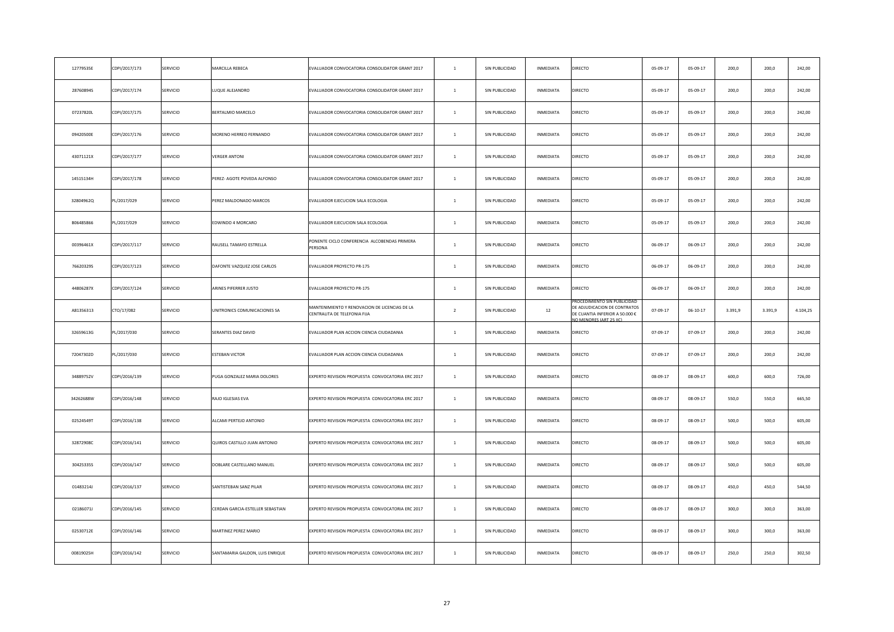| | | | | | | | | | | | | | |
|---|---|---|---|---|---|---|---|---|---|---|---|---|---|
| 12779535E | CDPI/2017/173 | SERVICIO | MARCILLA REBECA | EVALUADOR CONVOCATORIA CONSOLIDATOR GRANT 2017 | 1 | SIN PUBLICIDAD | INMEDIATA | DIRECTO | 05-09-17 | 05-09-17 | 200,0 | 200,0 | 242,00 |
| 28760894S | CDPI/2017/174 | SERVICIO | LUQUE ALEJANDRO | EVALUADOR CONVOCATORIA CONSOLIDATOR GRANT 2017 | 1 | SIN PUBLICIDAD | INMEDIATA | DIRECTO | 05-09-17 | 05-09-17 | 200,0 | 200,0 | 242,00 |
| 07237820L | CDPI/2017/175 | SERVICIO | BERTALMIO MARCELO | EVALUADOR CONVOCATORIA CONSOLIDATOR GRANT 2017 | 1 | SIN PUBLICIDAD | INMEDIATA | DIRECTO | 05-09-17 | 05-09-17 | 200,0 | 200,0 | 242,00 |
| 09420500E | CDPI/2017/176 | SERVICIO | MORENO HERREO FERNANDO | EVALUADOR CONVOCATORIA CONSOLIDATOR GRANT 2017 | 1 | SIN PUBLICIDAD | INMEDIATA | DIRECTO | 05-09-17 | 05-09-17 | 200,0 | 200,0 | 242,00 |
| 43071121X | CDPI/2017/177 | SERVICIO | VERGER ANTONI | EVALUADOR CONVOCATORIA CONSOLIDATOR GRANT 2017 | 1 | SIN PUBLICIDAD | INMEDIATA | DIRECTO | 05-09-17 | 05-09-17 | 200,0 | 200,0 | 242,00 |
| 14515134H | CDPI/2017/178 | SERVICIO | PEREZ- AGOTE POVEDA ALFONSO | EVALUADOR CONVOCATORIA CONSOLIDATOR GRANT 2017 | 1 | SIN PUBLICIDAD | INMEDIATA | DIRECTO | 05-09-17 | 05-09-17 | 200,0 | 200,0 | 242,00 |
| 32804962Q | PL/2017/029 | SERVICIO | PEREZ MALDONADO MARCOS | EVALUADOR EJECUCION SALA ECOLOGIA | 1 | SIN PUBLICIDAD | INMEDIATA | DIRECTO | 05-09-17 | 05-09-17 | 200,0 | 200,0 | 242,00 |
| B06485866 | PL/2017/029 | SERVICIO | EDWINDO 4 MORCARO | EVALUADOR EJECUCION SALA ECOLOGIA | 1 | SIN PUBLICIDAD | INMEDIATA | DIRECTO | 05-09-17 | 05-09-17 | 200,0 | 200,0 | 242,00 |
| 00396461X | CDPI/2017/117 | SERVICIO | RAUSELL TAMAYO ESTRELLA | PONENTE CICLO CONFERENCIA ALCOBENDAS PRIMERA PERSONA | 1 | SIN PUBLICIDAD | INMEDIATA | DIRECTO | 06-09-17 | 06-09-17 | 200,0 | 200,0 | 242,00 |
| 76620329S | CDPI/2017/123 | SERVICIO | DAFONTE VAZQUEZ JOSE CARLOS | EVALUADOR PROYECTO PR-175 | 1 | SIN PUBLICIDAD | INMEDIATA | DIRECTO | 06-09-17 | 06-09-17 | 200,0 | 200,0 | 242,00 |
| 44806287X | CDPI/2017/124 | SERVICIO | ARINES PIFERRER JUSTO | EVALUADOR PROYECTO PR-175 | 1 | SIN PUBLICIDAD | INMEDIATA | DIRECTO | 06-09-17 | 06-09-17 | 200,0 | 200,0 | 242,00 |
| A81356313 | CTO/17/082 | SERVICIO | UNITRONICS COMUNICACIONES SA | MANTENIMIENTO Y RENOVACION DE LICENCIAS DE LA CENTRALITA DE TELEFONIA FIJA | 2 | SIN PUBLICIDAD | 12 | PROCEDIMIENTO SIN PUBLICIDAD DE ADJUDICACION DE CONTRATOS DE CUANTIA INFERIOR A 50.000 € NO MENORES (ART 25 IC) | 07-09-17 | 06-10-17 | 3.391,9 | 3.391,9 | 4.104,25 |
| 32659613G | PL/2017/030 | SERVICIO | SERANTES DIAZ DAVID | EVALUADOR PLAN ACCION CIENCIA CIUDADANIA | 1 | SIN PUBLICIDAD | INMEDIATA | DIRECTO | 07-09-17 | 07-09-17 | 200,0 | 200,0 | 242,00 |
| 72047302D | PL/2017/030 | SERVICIO | ESTEBAN VICTOR | EVALUADOR PLAN ACCION CIENCIA CIUDADANIA | 1 | SIN PUBLICIDAD | INMEDIATA | DIRECTO | 07-09-17 | 07-09-17 | 200,0 | 200,0 | 242,00 |
| 34889752V | CDPI/2016/139 | SERVICIO | PUGA GONZALEZ MARIA DOLORES | EXPERTO REVISION PROPUESTA CONVOCATORIA ERC 2017 | 1 | SIN PUBLICIDAD | INMEDIATA | DIRECTO | 08-09-17 | 08-09-17 | 600,0 | 600,0 | 726,00 |
| 34262688W | CDPI/2016/148 | SERVICIO | RAJO IGLESIAS EVA | EXPERTO REVISION PROPUESTA CONVOCATORIA ERC 2017 | 1 | SIN PUBLICIDAD | INMEDIATA | DIRECTO | 08-09-17 | 08-09-17 | 550,0 | 550,0 | 665,50 |
| 02524549T | CDPI/2016/138 | SERVICIO | ALCAMI PERTEJO ANTONIO | EXPERTO REVISION PROPUESTA CONVOCATORIA ERC 2017 | 1 | SIN PUBLICIDAD | INMEDIATA | DIRECTO | 08-09-17 | 08-09-17 | 500,0 | 500,0 | 605,00 |
| 32872908C | CDPI/2016/141 | SERVICIO | QUIROS CASTILLO JUAN ANTONIO | EXPERTO REVISION PROPUESTA CONVOCATORIA ERC 2017 | 1 | SIN PUBLICIDAD | INMEDIATA | DIRECTO | 08-09-17 | 08-09-17 | 500,0 | 500,0 | 605,00 |
| 30425335S | CDPI/2016/147 | SERVICIO | DOBLARE CASTELLANO MANUEL | EXPERTO REVISION PROPUESTA CONVOCATORIA ERC 2017 | 1 | SIN PUBLICIDAD | INMEDIATA | DIRECTO | 08-09-17 | 08-09-17 | 500,0 | 500,0 | 605,00 |
| 01483214J | CDPI/2016/137 | SERVICIO | SANTISTEBAN SANZ PILAR | EXPERTO REVISION PROPUESTA CONVOCATORIA ERC 2017 | 1 | SIN PUBLICIDAD | INMEDIATA | DIRECTO | 08-09-17 | 08-09-17 | 450,0 | 450,0 | 544,50 |
| 02186071J | CDPI/2016/145 | SERVICIO | CERDAN GARCIA-ESTELLER SEBASTIAN | EXPERTO REVISION PROPUESTA CONVOCATORIA ERC 2017 | 1 | SIN PUBLICIDAD | INMEDIATA | DIRECTO | 08-09-17 | 08-09-17 | 300,0 | 300,0 | 363,00 |
| 02530712E | CDPI/2016/146 | SERVICIO | MARTINEZ PEREZ MARIO | EXPERTO REVISION PROPUESTA CONVOCATORIA ERC 2017 | 1 | SIN PUBLICIDAD | INMEDIATA | DIRECTO | 08-09-17 | 08-09-17 | 300,0 | 300,0 | 363,00 |
| 00819025H | CDPI/2016/142 | SERVICIO | SANTAMARIA GALDON, LUIS ENRIQUE | EXPERTO REVISION PROPUESTA CONVOCATORIA ERC 2017 | 1 | SIN PUBLICIDAD | INMEDIATA | DIRECTO | 08-09-17 | 08-09-17 | 250,0 | 250,0 | 302,50 |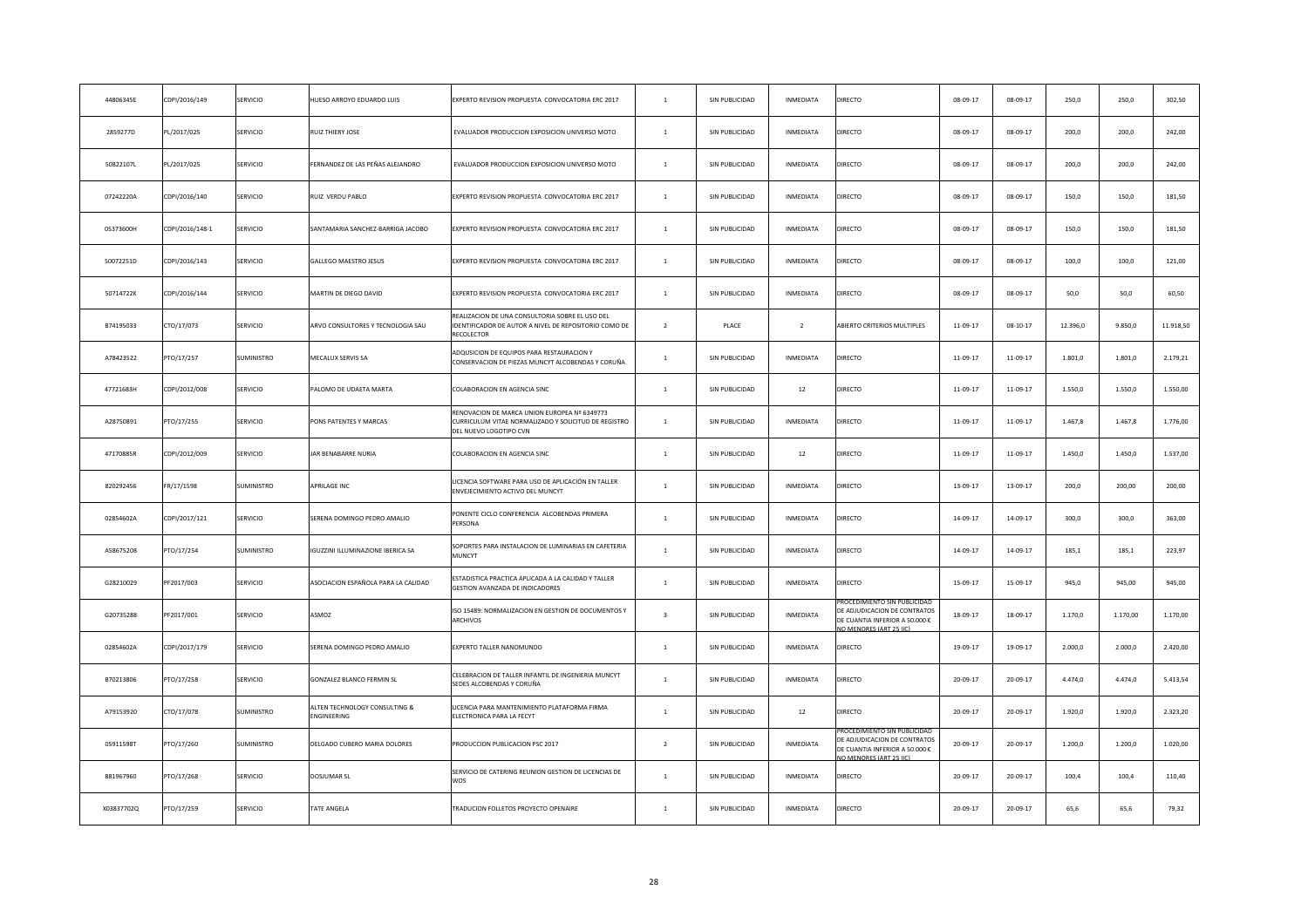| | | | | | | | | | | | | | |
|---|---|---|---|---|---|---|---|---|---|---|---|---|---|
| 44806345E | CDPI/2016/149 | SERVICIO | HUESO ARROYO EDUARDO LUIS | EXPERTO REVISION PROPUESTA CONVOCATORIA ERC 2017 | 1 | SIN PUBLICIDAD | INMEDIATA | DIRECTO | 08-09-17 | 08-09-17 | 250,0 | 250,0 | 302,50 |
| 2859277D | PL/2017/025 | SERVICIO | RUIZ THIERY JOSE | EVALUADOR PRODUCCION EXPOSICION UNIVERSO MOTO | 1 | SIN PUBLICIDAD | INMEDIATA | DIRECTO | 08-09-17 | 08-09-17 | 200,0 | 200,0 | 242,00 |
| 50822107L | PL/2017/025 | SERVICIO | FERNANDEZ DE LAS PEÑAS ALEJANDRO | EVALUADOR PRODUCCION EXPOSICION UNIVERSO MOTO | 1 | SIN PUBLICIDAD | INMEDIATA | DIRECTO | 08-09-17 | 08-09-17 | 200,0 | 200,0 | 242,00 |
| 07242220A | CDPI/2016/140 | SERVICIO | RUIZ VERDU PABLO | EXPERTO REVISION PROPUESTA CONVOCATORIA ERC 2017 | 1 | SIN PUBLICIDAD | INMEDIATA | DIRECTO | 08-09-17 | 08-09-17 | 150,0 | 150,0 | 181,50 |
| 05373600H | CDPI/2016/148-1 | SERVICIO | SANTAMARIA SANCHEZ-BARRIGA JACOBO | EXPERTO REVISION PROPUESTA CONVOCATORIA ERC 2017 | 1 | SIN PUBLICIDAD | INMEDIATA | DIRECTO | 08-09-17 | 08-09-17 | 150,0 | 150,0 | 181,50 |
| 50072251D | CDPI/2016/143 | SERVICIO | GALLEGO MAESTRO JESUS | EXPERTO REVISION PROPUESTA CONVOCATORIA ERC 2017 | 1 | SIN PUBLICIDAD | INMEDIATA | DIRECTO | 08-09-17 | 08-09-17 | 100,0 | 100,0 | 121,00 |
| 50714722K | CDPI/2016/144 | SERVICIO | MARTIN DE DIEGO DAVID | EXPERTO REVISION PROPUESTA CONVOCATORIA ERC 2017 | 1 | SIN PUBLICIDAD | INMEDIATA | DIRECTO | 08-09-17 | 08-09-17 | 50,0 | 50,0 | 60,50 |
| B74195033 | CTO/17/073 | SERVICIO | ARVO CONSULTORES Y TECNOLOGIA SAU | REALIZACION DE UNA CONSULTORIA SOBRE EL USO DEL IDENTIFICADOR DE AUTOR A NIVEL DE REPOSITORIO COMO DE RECOLECTOR | 2 | PLACE | 2 | ABIERTO CRITERIOS MULTIPLES | 11-09-17 | 08-10-17 | 12.396,0 | 9.850,0 | 11.918,50 |
| A78423522 | PTO/17/257 | SUMINISTRO | MECALUX SERVIS SA | ADQUSICION DE EQUIPOS PARA RESTAURACION Y CONSERVACION DE PIEZAS MUNCYT ALCOBENDAS Y CORUÑA | 1 | SIN PUBLICIDAD | INMEDIATA | DIRECTO | 11-09-17 | 11-09-17 | 1.801,0 | 1.801,0 | 2.179,21 |
| 47721683H | CDPI/2012/008 | SERVICIO | PALOMO DE UDAETA MARTA | COLABORACION EN AGENCIA SINC | 1 | SIN PUBLICIDAD | 12 | DIRECTO | 11-09-17 | 11-09-17 | 1.550,0 | 1.550,0 | 1.550,00 |
| A28750891 | PTO/17/255 | SERVICIO | PONS PATENTES Y MARCAS | RENOVACION DE MARCA UNION EUROPEA Nº 6349773 CURRICULUM VITAE NORMALIZADO Y SOLICITUD DE REGISTRO DEL NUEVO LOGOTIPO CVN | 1 | SIN PUBLICIDAD | INMEDIATA | DIRECTO | 11-09-17 | 11-09-17 | 1.467,8 | 1.467,8 | 1.776,00 |
| 47170885R | CDPI/2012/009 | SERVICIO | JAR BENABARRE NURIA | COLABORACION EN AGENCIA SINC | 1 | SIN PUBLICIDAD | 12 | DIRECTO | 11-09-17 | 11-09-17 | 1.450,0 | 1.450,0 | 1.537,00 |
| 820292456 | FR/17/1598 | SUMINISTRO | APRILAGE INC | LICENCIA SOFTWARE PARA USO DE APLICACIÓN EN TALLER ENVEJECIMIENTO ACTIVO DEL MUNCYT | 1 | SIN PUBLICIDAD | INMEDIATA | DIRECTO | 13-09-17 | 13-09-17 | 200,0 | 200,00 | 200,00 |
| 02854602A | CDPI/2017/121 | SERVICIO | SERENA DOMINGO PEDRO AMALIO | PONENTE CICLO CONFERENCIA ALCOBENDAS PRIMERA PERSONA | 1 | SIN PUBLICIDAD | INMEDIATA | DIRECTO | 14-09-17 | 14-09-17 | 300,0 | 300,0 | 363,00 |
| A58675208 | PTO/17/254 | SUMINISTRO | IGUZZINI ILLUMINAZIONE IBERICA SA | SOPORTES PARA INSTALACION DE LUMINARIAS EN CAFETERIA MUNCYT | 1 | SIN PUBLICIDAD | INMEDIATA | DIRECTO | 14-09-17 | 14-09-17 | 185,1 | 185,1 | 223,97 |
| G28210029 | PF2017/003 | SERVICIO | ASOCIACION ESPAÑOLA PARA LA CALIDAD | ESTADISTICA PRACTICA APLICADA A LA CALIDAD Y TALLER GESTION AVANZADA DE INDICADORES | 1 | SIN PUBLICIDAD | INMEDIATA | DIRECTO | 15-09-17 | 15-09-17 | 945,0 | 945,00 | 945,00 |
| G20735288 | PF2017/001 | SERVICIO | ASMOZ | ISO 15489: NORMALIZACION EN GESTION DE DOCUMENTOS Y ARCHIVOS | 3 | SIN PUBLICIDAD | INMEDIATA | PROCEDIMIENTO SIN PUBLICIDAD DE ADJUDICACION DE CONTRATOS DE CUANTIA INFERIOR A 50.000 € NO MENORES (ART 25 IIC) | 18-09-17 | 18-09-17 | 1.170,0 | 1.170,00 | 1.170,00 |
| 02854602A | CDPI/2017/179 | SERVICIO | SERENA DOMINGO PEDRO AMALIO | EXPERTO TALLER NANOMUNDO | 1 | SIN PUBLICIDAD | INMEDIATA | DIRECTO | 19-09-17 | 19-09-17 | 2.000,0 | 2.000,0 | 2.420,00 |
| B70213806 | PTO/17/258 | SERVICIO | GONZALEZ BLANCO FERMIN SL | CELEBRACION DE TALLER INFANTIL DE INGENIERIA MUNCYT SEDES ALCOBENDAS Y CORUÑA | 1 | SIN PUBLICIDAD | INMEDIATA | DIRECTO | 20-09-17 | 20-09-17 | 4.474,0 | 4.474,0 | 5.413,54 |
| A79153920 | CTO/17/078 | SUMINISTRO | ALTEN TECHNOLOGY CONSULTING & ENGINEERING | LICENCIA PARA MANTENIMIENTO PLATAFORMA FIRMA ELECTRONICA PARA LA FECYT | 1 | SIN PUBLICIDAD | 12 | DIRECTO | 20-09-17 | 20-09-17 | 1.920,0 | 1.920,0 | 2.323,20 |
| 05911598T | PTO/17/260 | SUMINISTRO | DELGADO CUBERO MARIA DOLORES | PRODUCCION PUBLICACION PSC 2017 | 2 | SIN PUBLICIDAD | INMEDIATA | PROCEDIMIENTO SIN PUBLICIDAD DE ADJUDICACION DE CONTRATOS DE CUANTIA INFERIOR A 50.000 € NO MENORES (ART 25 IIC) | 20-09-17 | 20-09-17 | 1.200,0 | 1.200,0 | 1.020,00 |
| B81967960 | PTO/17/268 | SERVICIO | DOSJUMAR SL | SERVICIO DE CATERING REUNION GESTION DE LICENCIAS DE WOS | 1 | SIN PUBLICIDAD | INMEDIATA | DIRECTO | 20-09-17 | 20-09-17 | 100,4 | 100,4 | 110,40 |
| X03837702Q | PTO/17/259 | SERVICIO | TATE ANGELA | TRADUCION FOLLETOS PROYECTO OPENAIRE | 1 | SIN PUBLICIDAD | INMEDIATA | DIRECTO | 20-09-17 | 20-09-17 | 65,6 | 65,6 | 79,32 |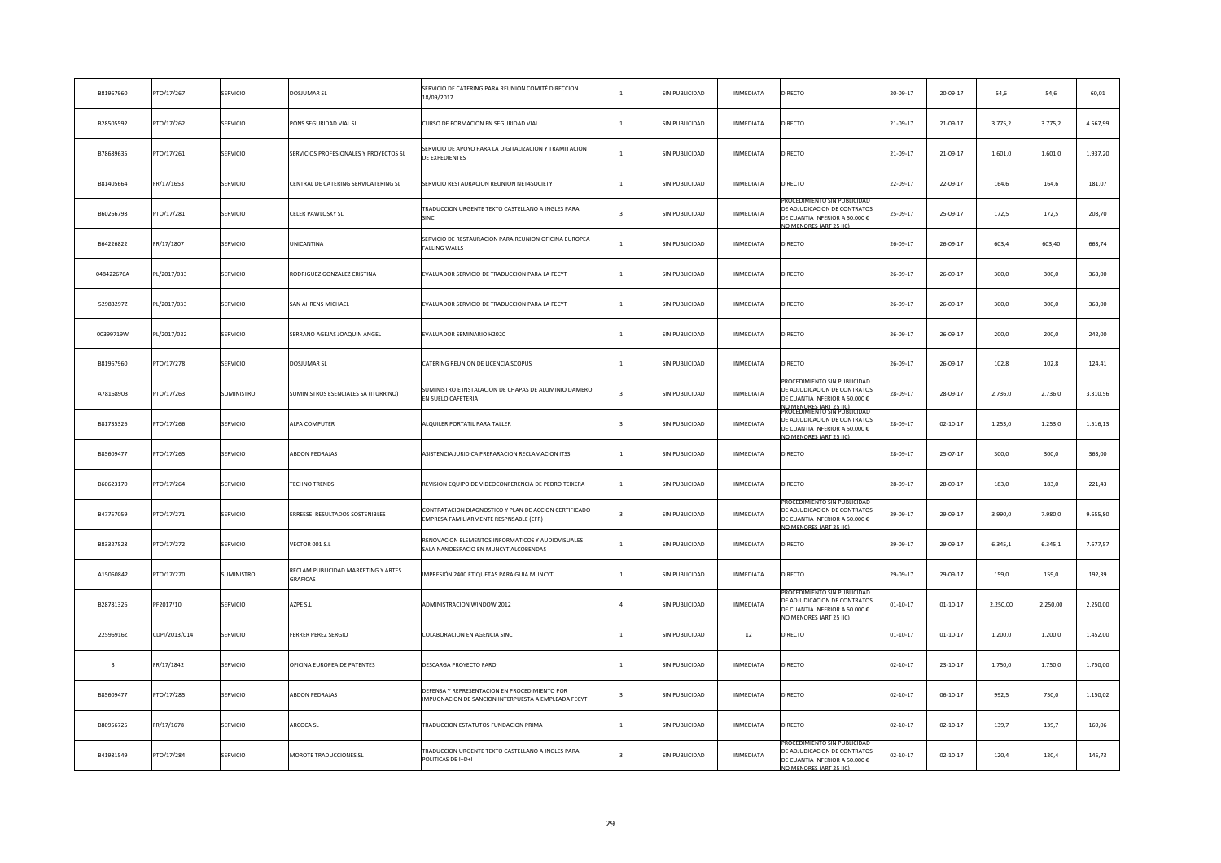| | | | | | | | | | | | | | |
|---|---|---|---|---|---|---|---|---|---|---|---|---|---|
| B81967960 | PTO/17/267 | SERVICIO | DOSJUMAR SL | SERVICIO DE CATERING PARA REUNION COMITÉ DIRECCION 18/09/2017 | 1 | SIN PUBLICIDAD | INMEDIATA | DIRECTO | 20-09-17 | 20-09-17 | 54,6 | 54,6 | 60,01 |
| B28505592 | PTO/17/262 | SERVICIO | PONS SEGURIDAD VIAL SL | CURSO DE FORMACION EN SEGURIDAD VIAL | 1 | SIN PUBLICIDAD | INMEDIATA | DIRECTO | 21-09-17 | 21-09-17 | 3.775,2 | 3.775,2 | 4.567,99 |
| B78689635 | PTO/17/261 | SERVICIO | SERVICIOS PROFESIONALES Y PROYECTOS SL | SERVICIO DE APOYO PARA LA DIGITALIZACION Y TRAMITACION DE EXPEDIENTES | 1 | SIN PUBLICIDAD | INMEDIATA | DIRECTO | 21-09-17 | 21-09-17 | 1.601,0 | 1.601,0 | 1.937,20 |
| B81405664 | FR/17/1653 | SERVICIO | CENTRAL DE CATERING SERVICATERING SL | SERVICIO RESTAURACION REUNION NET4SOCIETY | 1 | SIN PUBLICIDAD | INMEDIATA | DIRECTO | 22-09-17 | 22-09-17 | 164,6 | 164,6 | 181,07 |
| B60266798 | PTO/17/281 | SERVICIO | CELER PAWLOSKY SL | TRADUCCION URGENTE TEXTO CASTELLANO A INGLES PARA SINC | 3 | SIN PUBLICIDAD | INMEDIATA | PROCEDIMIENTO SIN PUBLICIDAD DE ADJUDICACION DE CONTRATOS DE CUANTIA INFERIOR A 50.000 € NO MENORES (ART 25 IIC) | 25-09-17 | 25-09-17 | 172,5 | 172,5 | 208,70 |
| B64226822 | FR/17/1807 | SERVICIO | UNICANTINA | SERVICIO DE RESTAURACION PARA REUNION OFICINA EUROPEA FALLING WALLS | 1 | SIN PUBLICIDAD | INMEDIATA | DIRECTO | 26-09-17 | 26-09-17 | 603,4 | 603,40 | 663,74 |
| 048422676A | PL/2017/033 | SERVICIO | RODRIGUEZ GONZALEZ CRISTINA | EVALUADOR SERVICIO DE TRADUCCION PARA LA FECYT | 1 | SIN PUBLICIDAD | INMEDIATA | DIRECTO | 26-09-17 | 26-09-17 | 300,0 | 300,0 | 363,00 |
| 52983297Z | PL/2017/033 | SERVICIO | SAN AHRENS MICHAEL | EVALUADOR SERVICIO DE TRADUCCION PARA LA FECYT | 1 | SIN PUBLICIDAD | INMEDIATA | DIRECTO | 26-09-17 | 26-09-17 | 300,0 | 300,0 | 363,00 |
| 00399719W | PL/2017/032 | SERVICIO | SERRANO AGEJAS JOAQUIN ANGEL | EVALUADOR SEMINARIO H2020 | 1 | SIN PUBLICIDAD | INMEDIATA | DIRECTO | 26-09-17 | 26-09-17 | 200,0 | 200,0 | 242,00 |
| B81967960 | PTO/17/278 | SERVICIO | DOSJUMAR SL | CATERING REUNION DE LICENCIA SCOPUS | 1 | SIN PUBLICIDAD | INMEDIATA | DIRECTO | 26-09-17 | 26-09-17 | 102,8 | 102,8 | 124,41 |
| A78168903 | PTO/17/263 | SUMINISTRO | SUMINISTROS ESENCIALES SA (ITURRINO) | SUMINISTRO E INSTALACION DE CHAPAS DE ALUMINIO DAMERO EN SUELO CAFETERIA | 3 | SIN PUBLICIDAD | INMEDIATA | PROCEDIMIENTO SIN PUBLICIDAD DE ADJUDICACION DE CONTRATOS DE CUANTIA INFERIOR A 50.000 € NO MENORES (ART 25 IIC) | 28-09-17 | 28-09-17 | 2.736,0 | 2.736,0 | 3.310,56 |
| B81735326 | PTO/17/266 | SERVICIO | ALFA COMPUTER | ALQUILER PORTATIL PARA TALLER | 3 | SIN PUBLICIDAD | INMEDIATA | PROCEDIMIENTO SIN PUBLICIDAD DE ADJUDICACION DE CONTRATOS DE CUANTIA INFERIOR A 50.000 € NO MENORES (ART 25 IIC) | 28-09-17 | 02-10-17 | 1.253,0 | 1.253,0 | 1.516,13 |
| B85609477 | PTO/17/265 | SERVICIO | ABDON PEDRAJAS | ASISTENCIA JURIDICA PREPARACION RECLAMACION ITSS | 1 | SIN PUBLICIDAD | INMEDIATA | DIRECTO | 28-09-17 | 25-07-17 | 300,0 | 300,0 | 363,00 |
| B60623170 | PTO/17/264 | SERVICIO | TECHNO TRENDS | REVISION EQUIPO DE VIDEOCONFERENCIA DE PEDRO TEIXERA | 1 | SIN PUBLICIDAD | INMEDIATA | DIRECTO | 28-09-17 | 28-09-17 | 183,0 | 183,0 | 221,43 |
| B47757059 | PTO/17/271 | SERVICIO | ERREESE RESULTADOS SOSTENIBLES | CONTRATACION DIAGNOSTICO Y PLAN DE ACCION CERTIFICADO EMPRESA FAMILIARMENTE RESPNSABLE (EFR) | 3 | SIN PUBLICIDAD | INMEDIATA | PROCEDIMIENTO SIN PUBLICIDAD DE ADJUDICACION DE CONTRATOS DE CUANTIA INFERIOR A 50.000 € NO MENORES (ART 25 IIC) | 29-09-17 | 29-09-17 | 3.990,0 | 7.980,0 | 9.655,80 |
| B83327528 | PTO/17/272 | SERVICIO | VECTOR 001 S.L | RENOVACION ELEMENTOS INFORMATICOS Y AUDIOVISUALES SALA NANOESPACIO EN MUNCYT ALCOBENDAS | 1 | SIN PUBLICIDAD | INMEDIATA | DIRECTO | 29-09-17 | 29-09-17 | 6.345,1 | 6.345,1 | 7.677,57 |
| A15050842 | PTO/17/270 | SUMINISTRO | RECLAM PUBLICIDAD MARKETING Y ARTES GRAFICAS | IMPRESIÓN 2400 ETIQUETAS PARA GUIA MUNCYT | 1 | SIN PUBLICIDAD | INMEDIATA | DIRECTO | 29-09-17 | 29-09-17 | 159,0 | 159,0 | 192,39 |
| B28781326 | PF2017/10 | SERVICIO | AZPE S.L | ADMINISTRACION WINDOW 2012 | 4 | SIN PUBLICIDAD | INMEDIATA | PROCEDIMIENTO SIN PUBLICIDAD DE ADJUDICACION DE CONTRATOS DE CUANTIA INFERIOR A 50.000 € NO MENORES (ART 25 IIC) | 01-10-17 | 01-10-17 | 2.250,00 | 2.250,00 | 2.250,00 |
| 22596916Z | CDPI/2013/014 | SERVICIO | FERRER PEREZ SERGIO | COLABORACION EN AGENCIA SINC | 1 | SIN PUBLICIDAD | 12 | DIRECTO | 01-10-17 | 01-10-17 | 1.200,0 | 1.200,0 | 1.452,00 |
| 3 | FR/17/1842 | SERVICIO | OFICINA EUROPEA DE PATENTES | DESCARGA PROYECTO FARO | 1 | SIN PUBLICIDAD | INMEDIATA | DIRECTO | 02-10-17 | 23-10-17 | 1.750,0 | 1.750,0 | 1.750,00 |
| B85609477 | PTO/17/285 | SERVICIO | ABDON PEDRAJAS | DEFENSA Y REPRESENTACION EN PROCEDIMIENTO POR IMPUGNACION DE SANCION INTERPUESTA A EMPLEADA FECYT | 3 | SIN PUBLICIDAD | INMEDIATA | DIRECTO | 02-10-17 | 06-10-17 | 992,5 | 750,0 | 1.150,02 |
| B80956725 | FR/17/1678 | SERVICIO | ARCOCA SL | TRADUCCION ESTATUTOS FUNDACION PRIMA | 1 | SIN PUBLICIDAD | INMEDIATA | DIRECTO | 02-10-17 | 02-10-17 | 139,7 | 139,7 | 169,06 |
| B41981549 | PTO/17/284 | SERVICIO | MOROTE TRADUCCIONES SL | TRADUCCION URGENTE TEXTO CASTELLANO A INGLES PARA POLITICAS DE I+D+I | 3 | SIN PUBLICIDAD | INMEDIATA | PROCEDIMIENTO SIN PUBLICIDAD DE ADJUDICACION DE CONTRATOS DE CUANTIA INFERIOR A 50.000 € NO MENORES (ART 25 IIC) | 02-10-17 | 02-10-17 | 120,4 | 120,4 | 145,73 |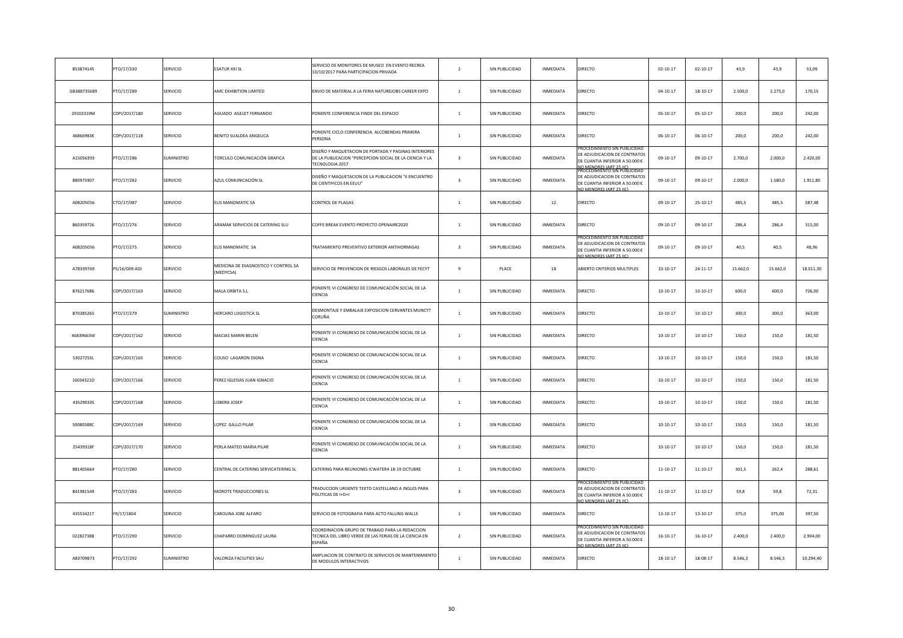| | | | | | | | | | | | | | |
|---|---|---|---|---|---|---|---|---|---|---|---|---|---|
| B53874145 | PTO/17/330 | SERVICIO | ESATUR XXI SL | SERVICIO DE MONITORES DE MUSEO EN EVENTO RECREA 10/10/2017 PARA PARTICIPACION PRIVADA | 2 | SIN PUBLICIDAD | INMEDIATA | DIRECTO | 02-10-17 | 02-10-17 | 43,9 | 43,9 | 53,09 |
| GB388735689 | PTO/17/289 | SERVICIO | AMC EXHIBITION LIMITED | ENVIO DE MATERIAL A LA FERIA NATUREJOBS CAREER EXPO | 1 | SIN PUBLICIDAD | INMEDIATA | DIRECTO | 04-10-17 | 18-10-17 | 2.500,0 | 2.275,0 | 170,15 |
| 29102319M | CDPI/2017/180 | SERVICIO | AGUADO AGELET FERNANDO | PONENTE CONFERENCIA FINDE DEL ESPACIO | 1 | SIN PUBLICIDAD | INMEDIATA | DIRECTO | 05-10-17 | 05-10-17 | 200,0 | 200,0 | 242,00 |
| 46866983K | CDPI/2017/118 | SERVICIO | BENITO SUALDEA ANGELICA | PONENTE CICLO CONFERENCIA ALCOBENDAS PRIMERA PERSONA | 1 | SIN PUBLICIDAD | INMEDIATA | DIRECTO | 06-10-17 | 06-10-17 | 200,0 | 200,0 | 242,00 |
| A15056393 | PTO/17/286 | SUMINISTRO | TORCULO COMUNICACIÓN GRAFICA | DISEÑO Y MAQUETACION DE PORTADA Y PAGINAS INTERIORES DE LA PUBLICACION "PERCEPCION SOCIAL DE LA CIENCIA Y LA TECNOLOGIA 2017 | 3 | SIN PUBLICIDAD | INMEDIATA | PROCEDIMIENTO SIN PUBLICIDAD DE ADJUDICACION DE CONTRATOS DE CUANTIA INFERIOR A 50.000 € NO MENORES (ART 25 IC) | 09-10-17 | 09-10-17 | 2.700,0 | 2.000,0 | 2.420,00 |
| B80975907 | PTO/17/282 | SERVICIO | AZUL COMUNICACIÓN SL | DISEÑO Y MAQUETACION DE LA PUBLICACION "II ENCUENTRO DE CIENTIFICOS EN EEUU" | 3 | SIN PUBLICIDAD | INMEDIATA | PROCEDIMIENTO SIN PUBLICIDAD DE ADJUDICACION DE CONTRATOS DE CUANTIA INFERIOR A 50.000 € NO MENORES (ART 25 IC) | 09-10-17 | 09-10-17 | 2.000,0 | 1.580,0 | 1.911,80 |
| A08205056 | CTO/17/087 | SERVICIO | ELIS MANOMATIC SA | CONTROL DE PLAGAS | 1 | SIN PUBLICIDAD | 12 | DIRECTO | 09-10-17 | 25-10-17 | 485,5 | 485,5 | 587,48 |
| B60359726 | PTO/17/276 | SERVICIO | ARAMAK SERVICIOS DE CATERING SLU | COFFE BREAK EVENTO PROYECTO OPENAIRE2020 | 1 | SIN PUBLICIDAD | INMEDIATA | DIRECTO | 09-10-17 | 09-10-17 | 286,4 | 286,4 | 315,00 |
| A08205056 | PTO/17/275 | SERVICIO | ELIS MANOMATIC SA | TRATAMIENTO PREVENTIVO EXTERIOR ANTIHORMIGAS | 3 | SIN PUBLICIDAD | INMEDIATA | PROCEDIMIENTO SIN PUBLICIDAD DE ADJUDICACION DE CONTRATOS DE CUANTIA INFERIOR A 50.000 € NO MENORES (ART 25 IC) | 09-10-17 | 09-10-17 | 40,5 | 40,5 | 48,96 |
| A78339769 | PS/16/009-ADI | SERVICIO | MEDICINA DE DIAGNOSTICO Y CONTROL SA (MEDYCSA) | SERVICIO DE PREVENCION DE RIESGOS LABORALES DE FECYT | 9 | PLACE | 18 | ABIERTO CRITERIOS MULTIPLES | 10-10-17 | 24-11-17 | 15.662,0 | 15.662,0 | 18.011,30 |
| B76217686 | CDPI/2017/163 | SERVICIO | MALA ORBITA S.L | PONENTE VI CONGRESO DE COMUNICACIÓN SOCIAL DE LA CIENCIA | 1 | SIN PUBLICIDAD | INMEDIATA | DIRECTO | 10-10-17 | 10-10-17 | 600,0 | 600,0 | 726,00 |
| B70385265 | PTO/17/279 | SUMINISTRO | HERCARO LOGISTICA SL | DESMONTAJE Y EMBALAJE EXPOSICION CERVANTES MUNCYT CORUÑA | 1 | SIN PUBLICIDAD | INMEDIATA | DIRECTO | 10-10-17 | 10-10-17 | 300,0 | 300,0 | 363,00 |
| 46839663W | CDPI/2017/162 | SERVICIO | MACIAS MARIN BELEN | PONENTE VI CONGRESO DE COMUNICACIÓN SOCIAL DE LA CIENCIA | 1 | SIN PUBLICIDAD | INMEDIATA | DIRECTO | 10-10-17 | 10-10-17 | 150,0 | 150,0 | 181,50 |
| 53027255L | CDPI/2017/165 | SERVICIO | COUSO LAGARON DIGNA | PONENTE VI CONGRESO DE COMUNICACIÓN SOCIAL DE LA CIENCIA | 1 | SIN PUBLICIDAD | INMEDIATA | DIRECTO | 10-10-17 | 10-10-17 | 150,0 | 150,0 | 181,50 |
| 16034321D | CDPI/2017/166 | SERVICIO | PEREZ IGLESIAS JUAN IGNACIO | PONENTE VI CONGRESO DE COMUNICACIÓN SOCIAL DE LA CIENCIA | 1 | SIN PUBLICIDAD | INMEDIATA | DIRECTO | 10-10-17 | 10-10-17 | 150,0 | 150,0 | 181,50 |
| 43529033S | CDPI/2017/168 | SERVICIO | LOBERA JOSEP | PONENTE VI CONGRESO DE COMUNICACIÓN SOCIAL DE LA CIENCIA | 1 | SIN PUBLICIDAD | INMEDIATA | DIRECTO | 10-10-17 | 10-10-17 | 150,0 | 150,0 | 181,50 |
| 50080588C | CDPI/2017/169 | SERVICIO | LOPEZ GALLO PILAR | PONENTE VI CONGRESO DE COMUNICACIÓN SOCIAL DE LA CIENCIA | 1 | SIN PUBLICIDAD | INMEDIATA | DIRECTO | 10-10-17 | 10-10-17 | 150,0 | 150,0 | 181,50 |
| 25439318F | CDPI/2017/170 | SERVICIO | PERLA MATEO MARIA PILAR | PONENTE VI CONGRESO DE COMUNICACIÓN SOCIAL DE LA CIENCIA | 1 | SIN PUBLICIDAD | INMEDIATA | DIRECTO | 10-10-17 | 10-10-17 | 150,0 | 150,0 | 181,50 |
| B81405664 | PTO/17/280 | SERVICIO | CENTRAL DE CATERING SERVICATERING SL | CATERING PARA REUNIONES ICWATER4 18-19 OCTUBRE | 1 | SIN PUBLICIDAD | INMEDIATA | DIRECTO | 11-10-17 | 11-10-17 | 301,5 | 262,4 | 288,61 |
| B41981549 | PTO/17/283 | SERVICIO | MOROTE TRADUCCIONES SL | TRADUCCION URGENTE TEXTO CASTELLANO A INGLES PARA POLITICAS DE I+D+I | 3 | SIN PUBLICIDAD | INMEDIATA | PROCEDIMIENTO SIN PUBLICIDAD DE ADJUDICACION DE CONTRATOS DE CUANTIA INFERIOR A 50.000 € NO MENORES (ART 25 IC) | 11-10-17 | 11-10-17 | 59,8 | 59,8 | 72,31 |
| 43553421T | FR/17/1804 | SERVICIO | CAROLINA JOBE ALFARO | SERVICIO DE FOTOGRAFIA PARA ACTO FALLING WALLS | 1 | SIN PUBLICIDAD | INMEDIATA | DIRECTO | 13-10-17 | 13-10-17 | 375,0 | 375,00 | 397,50 |
| 02282738B | PTO/17/290 | SERVICIO | CHAPARRO DOMINGUEZ LAURA | COORDINACION GRUPO DE TRABAJO PARA LA REDACCION TECNICA DEL LIBRO VERDE DE LAS FERIAS DE LA CIENCIA EN ESPAÑA | 2 | SIN PUBLICIDAD | INMEDIATA | PROCEDIMIENTO SIN PUBLICIDAD DE ADJUDICACION DE CONTRATOS DE CUANTIA INFERIOR A 50.000 € NO MENORES (ART 25 IC) | 16-10-17 | 16-10-17 | 2.400,0 | 2.400,0 | 2.904,00 |
| A83709873 | PTO/17/292 | SUMINISTRO | VALORIZA FACILITIES SAU | AMPLIACION DE CONTRATO DE SERVICIOS DE MANTENIMIENTO DE MODULOS INTERACTIVOS | 1 | SIN PUBLICIDAD | INMEDIATA | DIRECTO | 18-10-17 | 18-08-17 | 8.546,3 | 8.546,3 | 10.294,40 |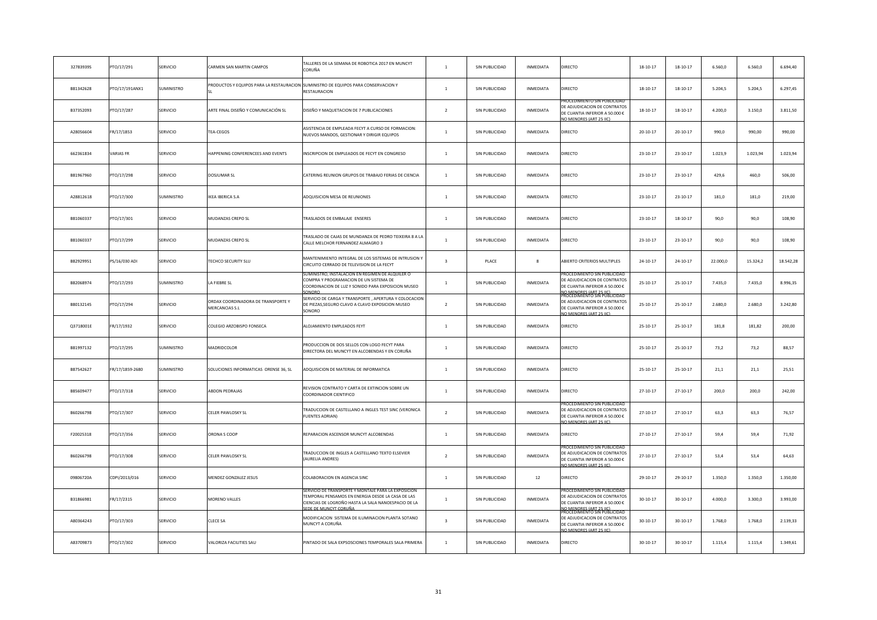| | | | | | | | | | | | | | |
|---|---|---|---|---|---|---|---|---|---|---|---|---|---|
| 32783939S | PTO/17/291 | SERVICIO | CARMEN SAN MARTIN CAMPOS | TALLERES DE LA SEMANA DE ROBOTICA 2017 EN MUNCYT CORUÑA | 1 | SIN PUBLICIDAD | INMEDIATA | DIRECTO | 18-10-17 | 18-10-17 | 6.560,0 | 6.560,0 | 6.694,40 |
| B81342628 | PTO/17/191ANX1 | SUMINISTRO | PRODUCTOS Y EQUIPOS PARA LA RESTAURACION SL | SUMINISTRO DE EQUIPOS PARA CONSERVACION Y RESTAURACION | 1 | SIN PUBLICIDAD | INMEDIATA | DIRECTO | 18-10-17 | 18-10-17 | 5.204,5 | 5.204,5 | 6.297,45 |
| B37352093 | PTO/17/287 | SERVICIO | ARTE FINAL DISEÑO Y COMUNICACIÓN SL | DISEÑO Y MAQUETACION DE 7 PUBLICACIONES | 2 | SIN PUBLICIDAD | INMEDIATA | PROCEDIMIENTO SIN PUBLICIDAD DE ADJUDICACION DE CONTRATOS DE CUANTIA INFERIOR A 50.000 € NO MENORES (ART 25 IIC) | 18-10-17 | 18-10-17 | 4.200,0 | 3.150,0 | 3.811,50 |
| A28056604 | FR/17/1853 | SERVICIO | TEA-CEGOS | ASISTENCIA DE EMPLEADA FECYT A CURSO DE FORMACION: NUEVOS MANDOS, GESTIONAR Y DIRIGIR EQUIPOS | 1 | SIN PUBLICIDAD | INMEDIATA | DIRECTO | 20-10-17 | 20-10-17 | 990,0 | 990,00 | 990,00 |
| 662361834 | VARIAS FR | SERVICIO | HAPPENING CONFERENCEES AND EVENTS | INSCRIPCION DE EMPLEADOS DE FECYT EN CONGRESO | 1 | SIN PUBLICIDAD | INMEDIATA | DIRECTO | 23-10-17 | 23-10-17 | 1.023,9 | 1.023,94 | 1.023,94 |
| B81967960 | PTO/17/298 | SERVICIO | DOSJUMAR SL | CATERING REUNION GRUPOS DE TRABAJO FERIAS DE CIENCIA | 1 | SIN PUBLICIDAD | INMEDIATA | DIRECTO | 23-10-17 | 23-10-17 | 429,6 | 460,0 | 506,00 |
| A28812618 | PTO/17/300 | SUMINISTRO | IKEA IBERICA S.A | ADQUISICION MESA DE REUNIONES | 1 | SIN PUBLICIDAD | INMEDIATA | DIRECTO | 23-10-17 | 23-10-17 | 181,0 | 181,0 | 219,00 |
| B81060337 | PTO/17/301 | SERVICIO | MUDANZAS CREPO SL | TRASLADOS DE EMBALAJE ENSERES | 1 | SIN PUBLICIDAD | INMEDIATA | DIRECTO | 23-10-17 | 18-10-17 | 90,0 | 90,0 | 108,90 |
| B81060337 | PTO/17/299 | SERVICIO | MUDANZAS CREPO SL | TRASLADO DE CAJAS DE MUNDANZA DE PEDRO TEIXEIRA 8 A LA CALLE MELCHOR FERNANDEZ ALMAGRO 3 | 1 | SIN PUBLICIDAD | INMEDIATA | DIRECTO | 23-10-17 | 23-10-17 | 90,0 | 90,0 | 108,90 |
| B82929951 | PS/16/030 ADI | SERVICIO | TECHCO SECURITY SLU | MANTENIMIENTO INTEGRAL DE LOS SISTEMAS DE INTRUSION Y CIRCUITO CERRADO DE TELEVISION DE LA FECYT | 3 | PLACE | 8 | ABIERTO CRITERIOS MULTIPLES | 24-10-17 | 24-10-17 | 22.000,0 | 15.324,2 | 18.542,28 |
| B82068974 | PTO/17/293 | SUMINISTRO | LA FIEBRE SL | SUMINISTRO, INSTALACION EN REGIMEN DE ALQUILER O COMPRA Y PROGRAMACION DE UN SISTEMA DE COORDINACION DE LUZ Y SONIDO PARA EXPOSICION MUSEO SONORO | 1 | SIN PUBLICIDAD | INMEDIATA | PROCEDIMIENTO SIN PUBLICIDAD DE ADJUDICACION DE CONTRATOS DE CUANTIA INFERIOR A 50.000 € NO MENORES (ART 25 IIC) | 25-10-17 | 25-10-17 | 7.435,0 | 7.435,0 | 8.996,35 |
| B80132145 | PTO/17/294 | SERVICIO | ORDAX COORDINADORA DE TRANSPORTE Y MERCANCIAS S.L | SERVICIO DE CARGA Y TRANSPORTE , APERTURA Y COLOCACION DE PIEZAS,SEGURO CLAVO A CLAVO EXPOSICION MUSEO SONORO | 2 | SIN PUBLICIDAD | INMEDIATA | PROCEDIMIENTO SIN PUBLICIDAD DE ADJUDICACION DE CONTRATOS DE CUANTIA INFERIOR A 50.000 € NO MENORES (ART 25 IIC) | 25-10-17 | 25-10-17 | 2.680,0 | 2.680,0 | 3.242,80 |
| Q3718001E | FR/17/1932 | SERVICIO | COLEGIO ARZOBISPO FONSECA | ALOJAMIENTO EMPLEADOS FEYT | 1 | SIN PUBLICIDAD | INMEDIATA | DIRECTO | 25-10-17 | 25-10-17 | 181,8 | 181,82 | 200,00 |
| B81997132 | PTO/17/295 | SUMINISTRO | MADRIDCOLOR | PRODUCCION DE DOS SELLOS CON LOGO FECYT PARA DIRECTORA DEL MUNCYT EN ALCOBENDAS Y EN CORUÑA | 1 | SIN PUBLICIDAD | INMEDIATA | DIRECTO | 25-10-17 | 25-10-17 | 73,2 | 73,2 | 88,57 |
| B87542627 | FR/17/1859-2680 | SUMINISTRO | SOLUCIONES INFORMATICAS ORENSE 36, SL | ADQUISICION DE MATERIAL DE INFORMATICA | 1 | SIN PUBLICIDAD | INMEDIATA | DIRECTO | 25-10-17 | 25-10-17 | 21,1 | 21,1 | 25,51 |
| B85609477 | PTO/17/318 | SERVICIO | ABDON PEDRAJAS | REVISION CONTRATO Y CARTA DE EXTINCION SOBRE UN COORDINADOR CIENTIFICO | 1 | SIN PUBLICIDAD | INMEDIATA | DIRECTO | 27-10-17 | 27-10-17 | 200,0 | 200,0 | 242,00 |
| B60266798 | PTO/17/307 | SERVICIO | CELER PAWLOSKY SL | TRADUCCION DE CASTELLANO A INGLES TEST SINC (VERONICA FUENTES ADRIAN) | 2 | SIN PUBLICIDAD | INMEDIATA | PROCEDIMIENTO SIN PUBLICIDAD DE ADJUDICACION DE CONTRATOS DE CUANTIA INFERIOR A 50.000 € NO MENORES (ART 25 IIC) | 27-10-17 | 27-10-17 | 63,3 | 63,3 | 76,57 |
| F20025318 | PTO/17/356 | SERVICIO | ORONA S COOP | REPARACION ASCENSOR MUNCYT ALCOBENDAS | 1 | SIN PUBLICIDAD | INMEDIATA | DIRECTO | 27-10-17 | 27-10-17 | 59,4 | 59,4 | 71,92 |
| B60266798 | PTO/17/308 | SERVICIO | CELER PAWLOSKY SL | TRADUCCION DE INGLES A CASTELLANO TEXTO ELSEVIER (AURELIA ANDRES) | 2 | SIN PUBLICIDAD | INMEDIATA | PROCEDIMIENTO SIN PUBLICIDAD DE ADJUDICACION DE CONTRATOS DE CUANTIA INFERIOR A 50.000 € NO MENORES (ART 25 IIC) | 27-10-17 | 27-10-17 | 53,4 | 53,4 | 64,63 |
| 09806720A | CDPI/2013/016 | SERVICIO | MENDEZ GONZALEZ JESUS | COLABORACION EN AGENCIA SINC | 1 | SIN PUBLICIDAD | 12 | DIRECTO | 29-10-17 | 29-10-17 | 1.350,0 | 1.350,0 | 1.350,00 |
| B31866981 | FR/17/2315 | SERVICIO | MORENO VALLES | SERVICIO DE TRANSPORTE Y MONTAJE PARA LA EXPOSICION TEMPORAL PENSAMOS EN ENERGIA DESDE LA CASA DE LAS CIENCIAS DE LOGROÑO HASTA LA SALA NANOESPACIO DE LA SEDE DE MUNCYT CORUÑA | 1 | SIN PUBLICIDAD | INMEDIATA | PROCEDIMIENTO SIN PUBLICIDAD DE ADJUDICACION DE CONTRATOS DE CUANTIA INFERIOR A 50.000 € NO MENORES (ART 25 IIC) | 30-10-17 | 30-10-17 | 4.000,0 | 3.300,0 | 3.993,00 |
| A80364243 | PTO/17/303 | SERVICIO | CLECE SA | MODIFICACION SISTEMA DE ILUMINACION PLANTA SOTANO MUNCYT A CORUÑA | 3 | SIN PUBLICIDAD | INMEDIATA | PROCEDIMIENTO SIN PUBLICIDAD DE ADJUDICACION DE CONTRATOS DE CUANTIA INFERIOR A 50.000 € NO MENORES (ART 25 IIC) | 30-10-17 | 30-10-17 | 1.768,0 | 1.768,0 | 2.139,33 |
| A83709873 | PTO/17/302 | SERVICIO | VALORIZA FACILITIES SAU | PINTADO DE SALA EXPSOSCIONES TEMPORALES SALA PRIMERA | 1 | SIN PUBLICIDAD | INMEDIATA | DIRECTO | 30-10-17 | 30-10-17 | 1.115,4 | 1.115,4 | 1.349,61 |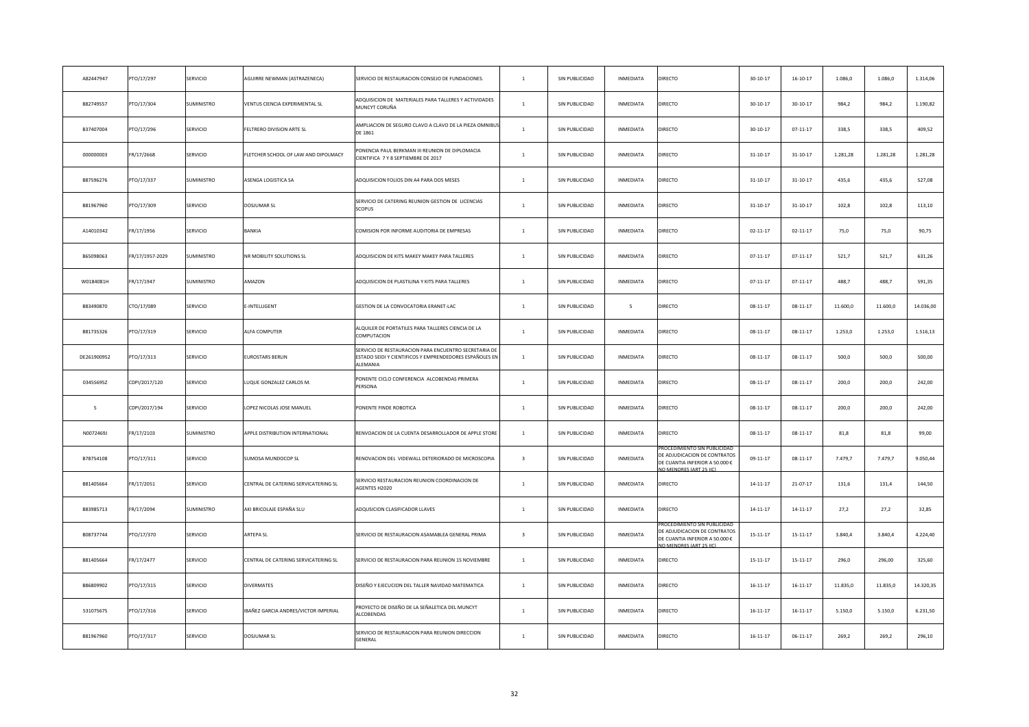| | | | | | | | | | | | | | |
|---|---|---|---|---|---|---|---|---|---|---|---|---|---|
| A82447947 | PTO/17/297 | SERVICIO | AGUIRRE NEWMAN (ASTRAZENECA) | SERVICIO DE RESTAURACION CONSEJO DE FUNDACIONES. | 1 | SIN PUBLICIDAD | INMEDIATA | DIRECTO | 30-10-17 | 16-10-17 | 1.086,0 | 1.086,0 | 1.314,06 |
| B82749557 | PTO/17/304 | SUMINISTRO | VENTUS CIENCIA EXPERIMENTAL SL | ADQUISICION DE MATERIALES PARA TALLERES Y ACTIVIDADES MUNCYT CORUÑA | 1 | SIN PUBLICIDAD | INMEDIATA | DIRECTO | 30-10-17 | 30-10-17 | 984,2 | 984,2 | 1.190,82 |
| B37407004 | PTO/17/296 | SERVICIO | FELTRERO DIVISION ARTE SL | AMPLIACION DE SEGURO CLAVO A CLAVO DE LA PIEZA OMNIBUS DE 1861 | 1 | SIN PUBLICIDAD | INMEDIATA | DIRECTO | 30-10-17 | 07-11-17 | 338,5 | 338,5 | 409,52 |
| 000000003 | FR/17/2668 | SERVICIO | FLETCHER SCHOOL OF LAW AND DIPOLMACY | PONENCIA PAUL BERKMAN III REUNION DE DIPLOMACIA CIENTIFICA 7 Y 8 SEPTIEMBRE DE 2017 | 1 | SIN PUBLICIDAD | INMEDIATA | DIRECTO | 31-10-17 | 31-10-17 | 1.281,28 | 1.281,28 | 1.281,28 |
| B87596276 | PTO/17/337 | SUMINISTRO | ASENGA LOGISTICA SA | ADQUISICION FOLIOS DIN A4 PARA DOS MESES | 1 | SIN PUBLICIDAD | INMEDIATA | DIRECTO | 31-10-17 | 31-10-17 | 435,6 | 435,6 | 527,08 |
| B81967960 | PTO/17/309 | SERVICIO | DOSJUMAR SL | SERVICIO DE CATERING REUNION GESTION DE LICENCIAS SCOPUS | 1 | SIN PUBLICIDAD | INMEDIATA | DIRECTO | 31-10-17 | 31-10-17 | 102,8 | 102,8 | 113,10 |
| A14010342 | FR/17/1956 | SERVICIO | BANKIA | COMISION POR INFORME AUDITORIA DE EMPRESAS | 1 | SIN PUBLICIDAD | INMEDIATA | DIRECTO | 02-11-17 | 02-11-17 | 75,0 | 75,0 | 90,75 |
| B65098063 | FR/17/1957-2029 | SUMINISTRO | NR MOBILITY SOLUTIONS SL | ADQUISICION DE KITS MAKEY MAKEY PARA TALLERES | 1 | SIN PUBLICIDAD | INMEDIATA | DIRECTO | 07-11-17 | 07-11-17 | 521,7 | 521,7 | 631,26 |
| W0184081H | FR/17/1947 | SUMINISTRO | AMAZON | ADQUISICION DE PLASTILINA Y KITS PARA TALLERES | 1 | SIN PUBLICIDAD | INMEDIATA | DIRECTO | 07-11-17 | 07-11-17 | 488,7 | 488,7 | 591,35 |
| B83490870 | CTO/17/089 | SERVICIO | E-INTELLIGENT | GESTION DE LA CONVOCATORIA ERANET-LAC | 1 | SIN PUBLICIDAD | 5 | DIRECTO | 08-11-17 | 08-11-17 | 11.600,0 | 11.600,0 | 14.036,00 |
| B81735326 | PTO/17/319 | SERVICIO | ALFA COMPUTER | ALQUILER DE PORTATILES PARA TALLERES CIENCIA DE LA COMPUTACION | 1 | SIN PUBLICIDAD | INMEDIATA | DIRECTO | 08-11-17 | 08-11-17 | 1.253,0 | 1.253,0 | 1.516,13 |
| DE261900952 | PTO/17/313 | SERVICIO | EUROSTARS BERLIN | SERVICIO DE RESTAURACION PARA ENCUENTRO SECRETARIA DE ESTADO SEIDI Y CIENTIFICOS Y EMPRENDEDORES ESPAÑOLES EN ALEMANIA | 1 | SIN PUBLICIDAD | INMEDIATA | DIRECTO | 08-11-17 | 08-11-17 | 500,0 | 500,0 | 500,00 |
| 03455695Z | CDPI/2017/120 | SERVICIO | LUQUE GONZALEZ CARLOS M. | PONENTE CICLO CONFERENCIA ALCOBENDAS PRIMERA PERSONA | 1 | SIN PUBLICIDAD | INMEDIATA | DIRECTO | 08-11-17 | 08-11-17 | 200,0 | 200,0 | 242,00 |
| 5 | CDPI/2017/194 | SERVICIO | LOPEZ NICOLAS JOSE MANUEL | PONENTE FINDE ROBOTICA | 1 | SIN PUBLICIDAD | INMEDIATA | DIRECTO | 08-11-17 | 08-11-17 | 200,0 | 200,0 | 242,00 |
| N0072469J | FR/17/2103 | SUMINISTRO | APPLE DISTRIBUTION INTERNATIONAL | RENVOACION DE LA CUENTA DESARROLLADOR DE APPLE STORE | 1 | SIN PUBLICIDAD | INMEDIATA | DIRECTO | 08-11-17 | 08-11-17 | 81,8 | 81,8 | 99,00 |
| B78754108 | PTO/17/311 | SERVICIO | SUMOSA MUNDOCOP SL | RENOVACION DEL VIDEWALL DETERIORADO DE MICROSCOPIA | 3 | SIN PUBLICIDAD | INMEDIATA | PROCEDIMIENTO SIN PUBLICIDAD DE ADJUDICACION DE CONTRATOS DE CUANTIA INFERIOR A 50.000 € NO MENORES (ART 25 IIC) | 09-11-17 | 08-11-17 | 7.479,7 | 7.479,7 | 9.050,44 |
| B81405664 | FR/17/2051 | SERVICIO | CENTRAL DE CATERING SERVICATERING SL | SERVICIO RESTAURACION REUNION COORDINACION DE AGENTES H2020 | 1 | SIN PUBLICIDAD | INMEDIATA | DIRECTO | 14-11-17 | 21-07-17 | 131,6 | 131,4 | 144,50 |
| B83985713 | FR/17/2094 | SUMINISTRO | AKI BRICOLAJE ESPAÑA SLU | ADQUSICION CLASIFICADOR LLAVES | 1 | SIN PUBLICIDAD | INMEDIATA | DIRECTO | 14-11-17 | 14-11-17 | 27,2 | 27,2 | 32,85 |
| B08737744 | PTO/17/370 | SERVICIO | ARTEPA SL | SERVICIO DE RESTAURACION ASAMABLEA GENERAL PRIMA | 3 | SIN PUBLICIDAD | INMEDIATA | PROCEDIMIENTO SIN PUBLICIDAD DE ADJUDICACION DE CONTRATOS DE CUANTIA INFERIOR A 50.000 € NO MENORES (ART 25 IIC) | 15-11-17 | 15-11-17 | 3.840,4 | 3.840,4 | 4.224,40 |
| B81405664 | FR/17/2477 | SERVICIO | CENTRAL DE CATERING SERVICATERING SL | SERVICIO DE RESTAURACION PARA REUNION 15 NOVIEMBRE | 1 | SIN PUBLICIDAD | INMEDIATA | DIRECTO | 15-11-17 | 15-11-17 | 296,0 | 296,00 | 325,60 |
| B86809902 | PTO/17/315 | SERVICIO | DIVERMATES | DISEÑO Y EJECUCION DEL TALLER NAVIDAD MATEMATICA | 1 | SIN PUBLICIDAD | INMEDIATA | DIRECTO | 16-11-17 | 16-11-17 | 11.835,0 | 11.835,0 | 14.320,35 |
| 53107567S | PTO/17/316 | SERVICIO | IBAÑEZ GARCIA ANDRES/VICTOR IMPERIAL | PROYECTO DE DISEÑO DE LA SEÑALETICA DEL MUNCYT ALCOBENDAS | 1 | SIN PUBLICIDAD | INMEDIATA | DIRECTO | 16-11-17 | 16-11-17 | 5.150,0 | 5.150,0 | 6.231,50 |
| B81967960 | PTO/17/317 | SERVICIO | DOSJUMAR SL | SERVICIO DE RESTAURACION PARA REUNION DIRECCION GENERAL | 1 | SIN PUBLICIDAD | INMEDIATA | DIRECTO | 16-11-17 | 06-11-17 | 269,2 | 269,2 | 296,10 |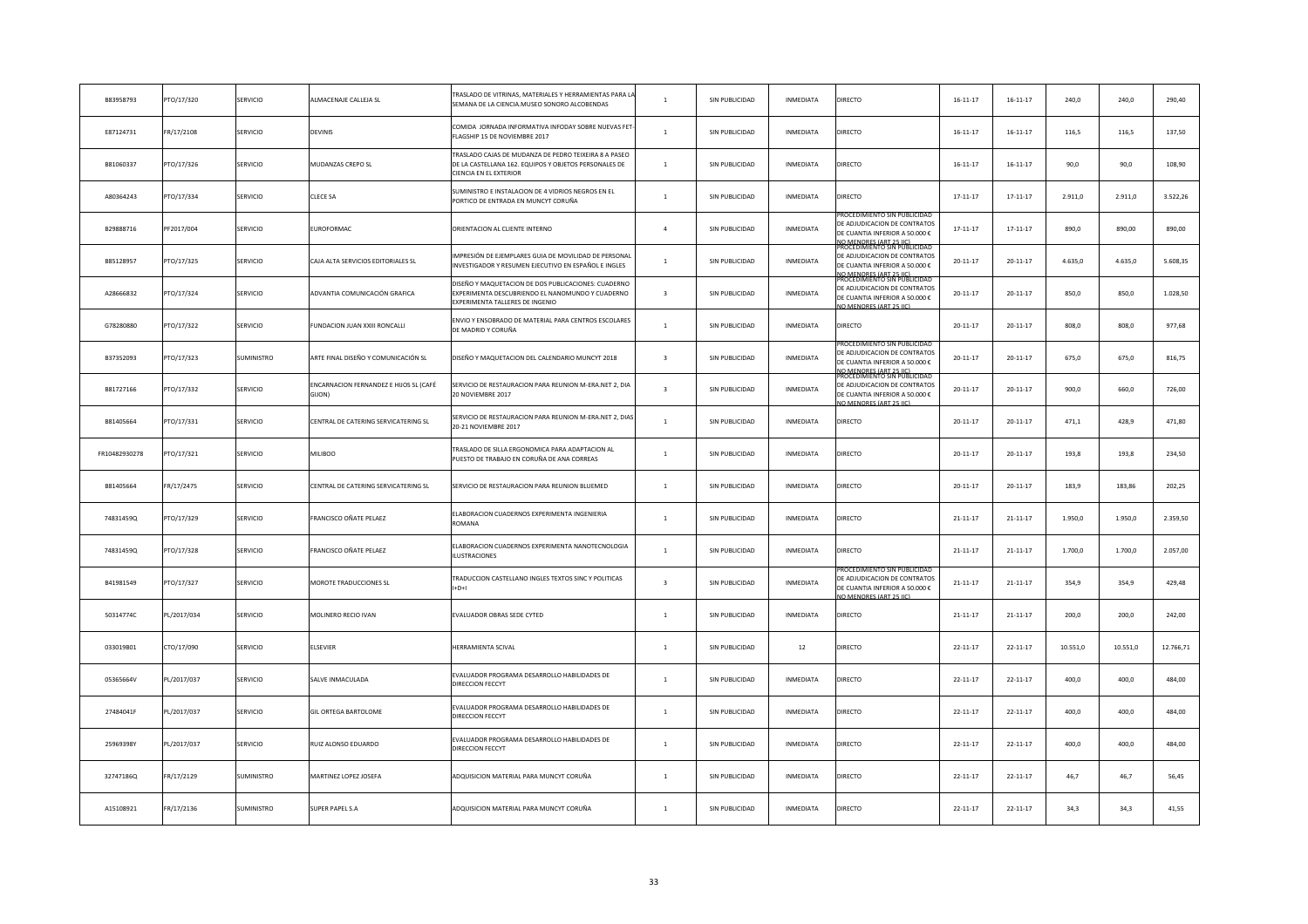| B83958793 | PTO/17/320 | SERVICIO | ALMACENAJE CALLEJA SL | TRASLADO DE VITRINAS, MATERIALES Y HERRAMIENTAS PARA LA SEMANA DE LA CIENCIA.MUSEO SONORO ALCOBENDAS | 1 | SIN PUBLICIDAD | INMEDIATA | DIRECTO | 16-11-17 | 16-11-17 | 240,0 | 240,0 | 290,40 |
|---|---|---|---|---|---|---|---|---|---|---|---|---|---|
| E87124731 | FR/17/2108 | SERVICIO | DEVINIS | COMIDA JORNADA INFORMATIVA INFODAY SOBRE NUEVAS FET-FLAGSHIP 15 DE NOVIEMBRE 2017 | 1 | SIN PUBLICIDAD | INMEDIATA | DIRECTO | 16-11-17 | 16-11-17 | 116,5 | 116,5 | 137,50 |
| B81060337 | PTO/17/326 | SERVICIO | MUDANZAS CREPO SL | TRASLADO CAJAS DE MUDANZA DE PEDRO TEIXEIRA 8 A PASEO DE LA CASTELLANA 162. EQUIPOS Y OBJETOS PERSONALES DE CIENCIA EN EL EXTERIOR | 1 | SIN PUBLICIDAD | INMEDIATA | DIRECTO | 16-11-17 | 16-11-17 | 90,0 | 90,0 | 108,90 |
| A80364243 | PTO/17/334 | SERVICIO | CLECE SA | SUMINISTRO E INSTALACION DE 4 VIDRIOS NEGROS EN EL PORTICO DE ENTRADA EN MUNCYT CORUÑA | 1 | SIN PUBLICIDAD | INMEDIATA | DIRECTO | 17-11-17 | 17-11-17 | 2.911,0 | 2.911,0 | 3.522,26 |
| B29888716 | PF2017/004 | SERVICIO | EUROFORMAC | ORIENTACION AL CLIENTE INTERNO | 4 | SIN PUBLICIDAD | INMEDIATA | PROCEDIMIENTO SIN PUBLICIDAD DE ADJUDICACION DE CONTRATOS DE CUANTIA INFERIOR A 50.000 € NO MENORES (ART 25 IIC) | 17-11-17 | 17-11-17 | 890,0 | 890,00 | 890,00 |
| B85128957 | PTO/17/325 | SERVICIO | CAJA ALTA SERVICIOS EDITORIALES SL | IMPRESIÓN DE EJEMPLARES GUIA DE MOVILIDAD DE PERSONAL INVESTIGADOR Y RESUMEN EJECUTIVO EN ESPAÑOL E INGLES | 1 | SIN PUBLICIDAD | INMEDIATA | PROCEDIMIENTO SIN PUBLICIDAD DE ADJUDICACION DE CONTRATOS DE CUANTIA INFERIOR A 50.000 € NO MENORES (ART 25 IIC) | 20-11-17 | 20-11-17 | 4.635,0 | 4.635,0 | 5.608,35 |
| A28666832 | PTO/17/324 | SERVICIO | ADVANTIA COMUNICACIÓN GRAFICA | DISEÑO Y MAQUETACION DE DOS PUBLICACIONES: CUADERNO EXPERIMENTA DESCUBRIENDO EL NANOMUNDO Y CUADERNO EXPERIMENTA TALLERES DE INGENIO | 3 | SIN PUBLICIDAD | INMEDIATA | PROCEDIMIENTO SIN PUBLICIDAD DE ADJUDICACION DE CONTRATOS DE CUANTIA INFERIOR A 50.000 € NO MENORES (ART 25 IIC) | 20-11-17 | 20-11-17 | 850,0 | 850,0 | 1.028,50 |
| G78280880 | PTO/17/322 | SERVICIO | FUNDACION JUAN XXIII RONCALLI | ENVIO Y ENSOBRADO DE MATERIAL PARA CENTROS ESCOLARES DE MADRID Y CORUÑA | 1 | SIN PUBLICIDAD | INMEDIATA | DIRECTO | 20-11-17 | 20-11-17 | 808,0 | 808,0 | 977,68 |
| B37352093 | PTO/17/323 | SUMINISTRO | ARTE FINAL DISEÑO Y COMUNICACIÓN SL | DISEÑO Y MAQUETACION DEL CALENDARIO MUNCYT 2018 | 3 | SIN PUBLICIDAD | INMEDIATA | PROCEDIMIENTO SIN PUBLICIDAD DE ADJUDICACION DE CONTRATOS DE CUANTIA INFERIOR A 50.000 € NO MENORES (ART 25 IIC) | 20-11-17 | 20-11-17 | 675,0 | 675,0 | 816,75 |
| B81727166 | PTO/17/332 | SERVICIO | ENCARNACION FERNANDEZ E HIJOS SL (CAFÉ GIJON) | SERVICIO DE RESTAURACION PARA REUNION M-ERA.NET 2, DIA 20 NOVIEMBRE 2017 | 3 | SIN PUBLICIDAD | INMEDIATA | PROCEDIMIENTO SIN PUBLICIDAD DE ADJUDICACION DE CONTRATOS DE CUANTIA INFERIOR A 50.000 € NO MENORES (ART 25 IIC) | 20-11-17 | 20-11-17 | 900,0 | 660,0 | 726,00 |
| B81405664 | PTO/17/331 | SERVICIO | CENTRAL DE CATERING SERVICATERING SL | SERVICIO DE RESTAURACION PARA REUNION M-ERA.NET 2, DIAS 20-21 NOVIEMBRE 2017 | 1 | SIN PUBLICIDAD | INMEDIATA | DIRECTO | 20-11-17 | 20-11-17 | 471,1 | 428,9 | 471,80 |
| FR10482930278 | PTO/17/321 | SERVICIO | MILIBOO | TRASLADO DE SILLA ERGONOMICA PARA ADAPTACION AL PUESTO DE TRABAJO EN CORUÑA DE ANA CORREAS | 1 | SIN PUBLICIDAD | INMEDIATA | DIRECTO | 20-11-17 | 20-11-17 | 193,8 | 193,8 | 234,50 |
| B81405664 | FR/17/2475 | SERVICIO | CENTRAL DE CATERING SERVICATERING SL | SERVICIO DE RESTAURACION PARA REUNION BLUEMED | 1 | SIN PUBLICIDAD | INMEDIATA | DIRECTO | 20-11-17 | 20-11-17 | 183,9 | 183,86 | 202,25 |
| 74831459Q | PTO/17/329 | SERVICIO | FRANCISCO OÑATE PELAEZ | ELABORACION CUADERNOS EXPERIMENTA INGENIERIA ROMANA | 1 | SIN PUBLICIDAD | INMEDIATA | DIRECTO | 21-11-17 | 21-11-17 | 1.950,0 | 1.950,0 | 2.359,50 |
| 74831459Q | PTO/17/328 | SERVICIO | FRANCISCO OÑATE PELAEZ | ELABORACION CUADERNOS EXPERIMENTA NANOTECNOLOGIA ILUSTRACIONES | 1 | SIN PUBLICIDAD | INMEDIATA | DIRECTO | 21-11-17 | 21-11-17 | 1.700,0 | 1.700,0 | 2.057,00 |
| B41981549 | PTO/17/327 | SERVICIO | MOROTE TRADUCCIONES SL | TRADUCCION CASTELLANO INGLES TEXTOS SINC Y POLITICAS I+D+I | 3 | SIN PUBLICIDAD | INMEDIATA | PROCEDIMIENTO SIN PUBLICIDAD DE ADJUDICACION DE CONTRATOS DE CUANTIA INFERIOR A 50.000 € NO MENORES (ART 25 IIC) | 21-11-17 | 21-11-17 | 354,9 | 354,9 | 429,48 |
| 50314774C | PL/2017/034 | SERVICIO | MOLINERO RECIO IVAN | EVALUADOR OBRAS SEDE CYTED | 1 | SIN PUBLICIDAD | INMEDIATA | DIRECTO | 21-11-17 | 21-11-17 | 200,0 | 200,0 | 242,00 |
| 033019801 | CTO/17/090 | SERVICIO | ELSEVIER | HERRAMIENTA SCIVAL | 1 | SIN PUBLICIDAD | 12 | DIRECTO | 22-11-17 | 22-11-17 | 10.551,0 | 10.551,0 | 12.766,71 |
| 05365664V | PL/2017/037 | SERVICIO | SALVE INMACULADA | EVALUADOR PROGRAMA DESARROLLO HABILIDADES DE DIRECCION FECCYT | 1 | SIN PUBLICIDAD | INMEDIATA | DIRECTO | 22-11-17 | 22-11-17 | 400,0 | 400,0 | 484,00 |
| 27484041F | PL/2017/037 | SERVICIO | GIL ORTEGA BARTOLOME | EVALUADOR PROGRAMA DESARROLLO HABILIDADES DE DIRECCION FECCYT | 1 | SIN PUBLICIDAD | INMEDIATA | DIRECTO | 22-11-17 | 22-11-17 | 400,0 | 400,0 | 484,00 |
| 25969398Y | PL/2017/037 | SERVICIO | RUIZ ALONSO EDUARDO | EVALUADOR PROGRAMA DESARROLLO HABILIDADES DE DIRECCION FECCYT | 1 | SIN PUBLICIDAD | INMEDIATA | DIRECTO | 22-11-17 | 22-11-17 | 400,0 | 400,0 | 484,00 |
| 32747186Q | FR/17/2129 | SUMINISTRO | MARTINEZ LOPEZ JOSEFA | ADQUISICION MATERIAL PARA MUNCYT CORUÑA | 1 | SIN PUBLICIDAD | INMEDIATA | DIRECTO | 22-11-17 | 22-11-17 | 46,7 | 46,7 | 56,45 |
| A15108921 | FR/17/2136 | SUMINISTRO | SUPER PAPEL S.A | ADQUISICION MATERIAL PARA MUNCYT CORUÑA | 1 | SIN PUBLICIDAD | INMEDIATA | DIRECTO | 22-11-17 | 22-11-17 | 34,3 | 34,3 | 41,55 |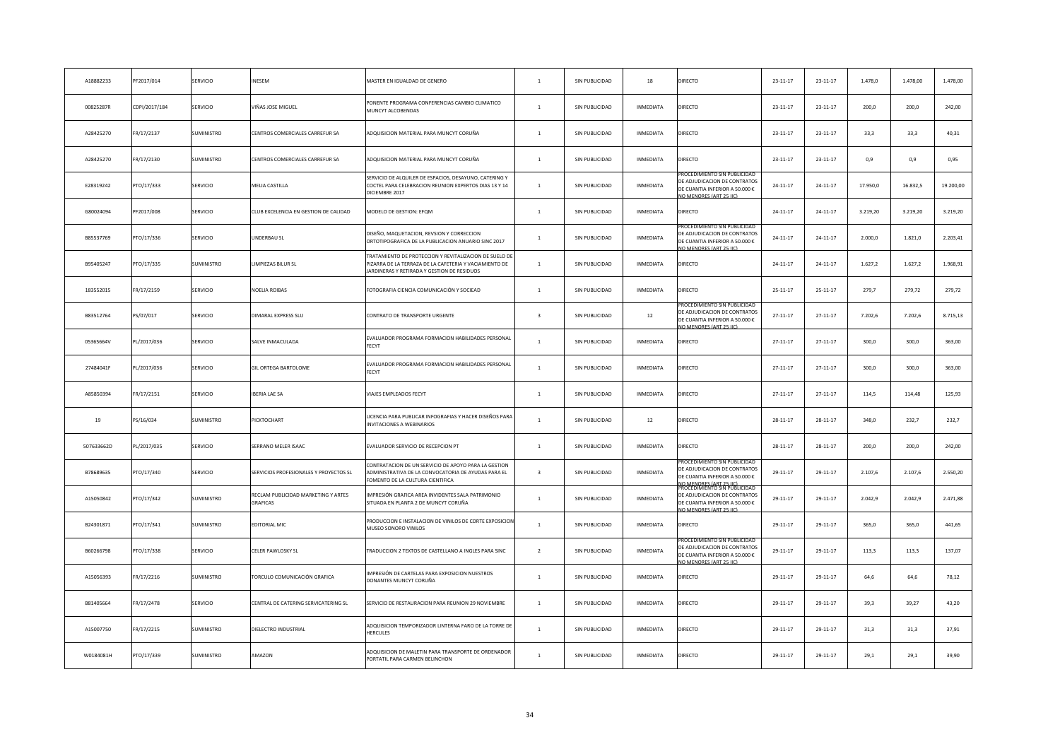| | | | | | | | | | | | | | |
|---|---|---|---|---|---|---|---|---|---|---|---|---|---|
| A18882233 | PF2017/014 | SERVICIO | INESEM | MASTER EN IGUALDAD DE GENERO | 1 | SIN PUBLICIDAD | 18 | DIRECTO | 23-11-17 | 23-11-17 | 1.478,0 | 1.478,00 | 1.478,00 |
| 00825287R | CDPI/2017/184 | SERVICIO | VIÑAS JOSE MIGUEL | PONENTE PROGRAMA CONFERENCIAS CAMBIO CLIMATICO MUNCYT ALCOBENDAS | 1 | SIN PUBLICIDAD | INMEDIATA | DIRECTO | 23-11-17 | 23-11-17 | 200,0 | 200,0 | 242,00 |
| A28425270 | FR/17/2137 | SUMINISTRO | CENTROS COMERCIALES CARREFUR SA | ADQUISICION MATERIAL PARA MUNCYT CORUÑA | 1 | SIN PUBLICIDAD | INMEDIATA | DIRECTO | 23-11-17 | 23-11-17 | 33,3 | 33,3 | 40,31 |
| A28425270 | FR/17/2130 | SUMINISTRO | CENTROS COMERCIALES CARREFUR SA | ADQUISICION MATERIAL PARA MUNCYT CORUÑA | 1 | SIN PUBLICIDAD | INMEDIATA | DIRECTO | 23-11-17 | 23-11-17 | 0,9 | 0,9 | 0,95 |
| E28319242 | PTO/17/333 | SERVICIO | MELIA CASTILLA | SERVICIO DE ALQUILER DE ESPACIOS, DESAYUNO, CATERING Y COCTEL PARA CELEBRACION REUNION EXPERTOS DIAS 13 Y 14 DICIEMBRE 2017 | 1 | SIN PUBLICIDAD | INMEDIATA | PROCEDIMIENTO SIN PUBLICIDAD DE ADJUDICACION DE CONTRATOS DE CUANTIA INFERIOR A 50.000 € NO MENORES (ART 25 IC) | 24-11-17 | 24-11-17 | 17.950,0 | 16.832,5 | 19.200,00 |
| G80024094 | PF2017/008 | SERVICIO | CLUB EXCELENCIA EN GESTION DE CALIDAD | MODELO DE GESTION: EFQM | 1 | SIN PUBLICIDAD | INMEDIATA | DIRECTO | 24-11-17 | 24-11-17 | 3.219,20 | 3.219,20 | 3.219,20 |
| B85537769 | PTO/17/336 | SERVICIO | UNDERBAU SL | DISEÑO, MAQUETACION, REVSION Y CORRECCION ORTOTIPOGRAFICA DE LA PUBLICACION ANUARIO SINC 2017 | 1 | SIN PUBLICIDAD | INMEDIATA | PROCEDIMIENTO SIN PUBLICIDAD DE ADJUDICACION DE CONTRATOS DE CUANTIA INFERIOR A 50.000 € NO MENORES (ART 25 IC) | 24-11-17 | 24-11-17 | 2.000,0 | 1.821,0 | 2.203,41 |
| B95405247 | PTO/17/335 | SUMINISTRO | LIMPIEZAS BILUR SL | TRATAMIENTO DE PROTECCION Y REVITALIZACION DE SUELO DE PIZARRA DE LA TERRAZA DE LA CAFETERIA Y VACIAMIENTO DE JARDINERAS Y RETIRADA Y GESTION DE RESIDUOS | 1 | SIN PUBLICIDAD | INMEDIATA | DIRECTO | 24-11-17 | 24-11-17 | 1.627,2 | 1.627,2 | 1.968,91 |
| 183552015 | FR/17/2159 | SERVICIO | NOELIA ROIBAS | FOTOGRAFIA CIENCIA COMUNICACIÓN Y SOCIEAD | 1 | SIN PUBLICIDAD | INMEDIATA | DIRECTO | 25-11-17 | 25-11-17 | 279,7 | 279,72 | 279,72 |
| B83512764 | PS/07/017 | SERVICIO | DIMARAL EXPRESS SLU | CONTRATO DE TRANSPORTE URGENTE | 3 | SIN PUBLICIDAD | 12 | PROCEDIMIENTO SIN PUBLICIDAD DE ADJUDICACION DE CONTRATOS DE CUANTIA INFERIOR A 50.000 € NO MENORES (ART 25 IC) | 27-11-17 | 27-11-17 | 7.202,6 | 7.202,6 | 8.715,13 |
| 05365664V | PL/2017/036 | SERVICIO | SALVE INMACULADA | EVALUADOR PROGRAMA FORMACION HABILIDADES PERSONAL FECYT | 1 | SIN PUBLICIDAD | INMEDIATA | DIRECTO | 27-11-17 | 27-11-17 | 300,0 | 300,0 | 363,00 |
| 27484041F | PL/2017/036 | SERVICIO | GIL ORTEGA BARTOLOME | EVALUADOR PROGRAMA FORMACION HABILIDADES PERSONAL FECYT | 1 | SIN PUBLICIDAD | INMEDIATA | DIRECTO | 27-11-17 | 27-11-17 | 300,0 | 300,0 | 363,00 |
| A85850394 | FR/17/2151 | SERVICIO | IBERIA LAE SA | VIAJES EMPLEADOS FECYT | 1 | SIN PUBLICIDAD | INMEDIATA | DIRECTO | 27-11-17 | 27-11-17 | 114,5 | 114,48 | 125,93 |
| 19 | PS/16/034 | SUMINISTRO | PICKTOCHART | LICENCIA PARA PUBLICAR INFOGRAFIAS Y HACER DISEÑOS PARA INVITACIONES A WEBINARIOS | 1 | SIN PUBLICIDAD | 12 | DIRECTO | 28-11-17 | 28-11-17 | 348,0 | 232,7 | 232,7 |
| 507633662D | PL/2017/035 | SERVICIO | SERRANO MELER ISAAC | EVALUADOR SERVICIO DE RECEPCION PT | 1 | SIN PUBLICIDAD | INMEDIATA | DIRECTO | 28-11-17 | 28-11-17 | 200,0 | 200,0 | 242,00 |
| B78689635 | PTO/17/340 | SERVICIO | SERVICIOS PROFESIONALES Y PROYECTOS SL | CONTRATACION DE UN SERVICIO DE APOYO PARA LA GESTION ADMINISTRATIVA DE LA CONVOCATORIA DE AYUDAS PARA EL FOMENTO DE LA CULTURA CIENTIFICA | 3 | SIN PUBLICIDAD | INMEDIATA | PROCEDIMIENTO SIN PUBLICIDAD DE ADJUDICACION DE CONTRATOS DE CUANTIA INFERIOR A 50.000 € NO MENORES (ART 25 IC) | 29-11-17 | 29-11-17 | 2.107,6 | 2.107,6 | 2.550,20 |
| A15050842 | PTO/17/342 | SUMINISTRO | RECLAM PUBLICIDAD MARKETING Y ARTES GRAFICAS | IMPRESIÓN GRAFICA AREA INVIDENTES SALA PATRIMONIO SITUADA EN PLANTA 2 DE MUNCYT CORUÑA | 1 | SIN PUBLICIDAD | INMEDIATA | PROCEDIMIENTO SIN PUBLICIDAD DE ADJUDICACION DE CONTRATOS DE CUANTIA INFERIOR A 50.000 € NO MENORES (ART 25 IC) | 29-11-17 | 29-11-17 | 2.042,9 | 2.042,9 | 2.471,88 |
| B24301871 | PTO/17/341 | SUMINISTRO | EDITORIAL MIC | PRODUCCION E INSTALACION DE VINILOS DE CORTE EXPOSICION MUSEO SONORO VINILOS | 1 | SIN PUBLICIDAD | INMEDIATA | DIRECTO | 29-11-17 | 29-11-17 | 365,0 | 365,0 | 441,65 |
| B60266798 | PTO/17/338 | SERVICIO | CELER PAWLOSKY SL | TRADUCCION 2 TEXTOS DE CASTELLANO A INGLES PARA SINC | 2 | SIN PUBLICIDAD | INMEDIATA | PROCEDIMIENTO SIN PUBLICIDAD DE ADJUDICACION DE CONTRATOS DE CUANTIA INFERIOR A 50.000 € NO MENORES (ART 25 IC) | 29-11-17 | 29-11-17 | 113,3 | 113,3 | 137,07 |
| A15056393 | FR/17/2216 | SUMINISTRO | TORCULO COMUNICACIÓN GRAFICA | IMPRESIÓN DE CARTELAS PARA EXPOSICION NUESTROS DONANTES MUNCYT CORUÑA | 1 | SIN PUBLICIDAD | INMEDIATA | DIRECTO | 29-11-17 | 29-11-17 | 64,6 | 64,6 | 78,12 |
| B81405664 | FR/17/2478 | SERVICIO | CENTRAL DE CATERING SERVICATERING SL | SERVICIO DE RESTAURACION PARA REUNION 29 NOVIEMBRE | 1 | SIN PUBLICIDAD | INMEDIATA | DIRECTO | 29-11-17 | 29-11-17 | 39,3 | 39,27 | 43,20 |
| A15007750 | FR/17/2215 | SUMINISTRO | DIELECTRO INDUSTRIAL | ADQUISICION TEMPORIZADOR LINTERNA FARO DE LA TORRE DE HERCULES | 1 | SIN PUBLICIDAD | INMEDIATA | DIRECTO | 29-11-17 | 29-11-17 | 31,3 | 31,3 | 37,91 |
| W0184081H | PTO/17/339 | SUMINISTRO | AMAZON | ADQUISICION DE MALETIN PARA TRANSPORTE DE ORDENADOR PORTATIL PARA CARMEN BELINCHON | 1 | SIN PUBLICIDAD | INMEDIATA | DIRECTO | 29-11-17 | 29-11-17 | 29,1 | 29,1 | 39,90 |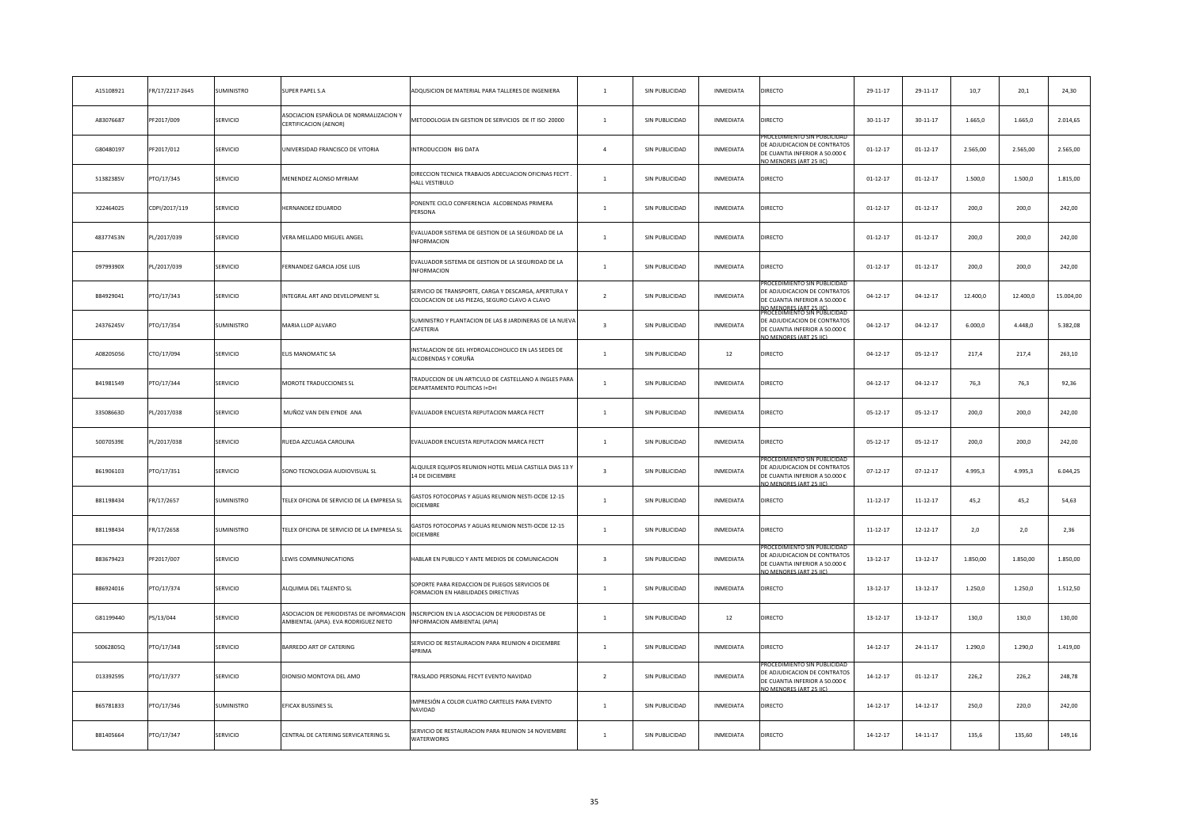| | | | | | | | | | | | | | |
|---|---|---|---|---|---|---|---|---|---|---|---|---|---|
| A15108921 | FR/17/2217-2645 | SUMINISTRO | SUPER PAPEL S.A | ADQUSICION DE MATERIAL PARA TALLERES DE INGENIERA | 1 | SIN PUBLICIDAD | INMEDIATA | DIRECTO | 29-11-17 | 29-11-17 | 10,7 | 20,1 | 24,30 |
| A83076687 | PF2017/009 | SERVICIO | ASOCIACION ESPAÑOLA DE NORMALIZACION Y CERTIFICACION (AENOR) | METODOLOGIA EN GESTION DE SERVICIOS DE IT ISO 20000 | 1 | SIN PUBLICIDAD | INMEDIATA | DIRECTO | 30-11-17 | 30-11-17 | 1.665,0 | 1.665,0 | 2.014,65 |
| G80480197 | PF2017/012 | SERVICIO | UNIVERSIDAD FRANCISCO DE VITORIA | INTRODUCCION BIG DATA | 4 | SIN PUBLICIDAD | INMEDIATA | PROCEDIMIENTO SIN PUBLICIDAD DE ADJUDICACION DE CONTRATOS DE CUANTIA INFERIOR A 50.000 € NO MENORES (ART 25 IIC) | 01-12-17 | 01-12-17 | 2.565,00 | 2.565,00 | 2.565,00 |
| 51382385V | PTO/17/345 | SERVICIO | MENENDEZ ALONSO MYRIAM | DIRECCION TECNICA TRABAJOS ADECUACION OFICINAS FECYT . HALL VESTIBULO | 1 | SIN PUBLICIDAD | INMEDIATA | DIRECTO | 01-12-17 | 01-12-17 | 1.500,0 | 1.500,0 | 1.815,00 |
| X2246402S | CDPI/2017/119 | SERVICIO | HERNANDEZ EDUARDO | PONENTE CICLO CONFERENCIA ALCOBENDAS PRIMERA PERSONA | 1 | SIN PUBLICIDAD | INMEDIATA | DIRECTO | 01-12-17 | 01-12-17 | 200,0 | 200,0 | 242,00 |
| 48377453N | PL/2017/039 | SERVICIO | VERA MELLADO MIGUEL ANGEL | EVALUADOR SISTEMA DE GESTION DE LA SEGURIDAD DE LA INFORMACION | 1 | SIN PUBLICIDAD | INMEDIATA | DIRECTO | 01-12-17 | 01-12-17 | 200,0 | 200,0 | 242,00 |
| 09799390X | PL/2017/039 | SERVICIO | FERNANDEZ GARCIA JOSE LUIS | EVALUADOR SISTEMA DE GESTION DE LA SEGURIDAD DE LA INFORMACION | 1 | SIN PUBLICIDAD | INMEDIATA | DIRECTO | 01-12-17 | 01-12-17 | 200,0 | 200,0 | 242,00 |
| B84929041 | PTO/17/343 | SERVICIO | INTEGRAL ART AND DEVELOPMENT SL | SERVICIO DE TRANSPORTE, CARGA Y DESCARGA, APERTURA Y COLOCACION DE LAS PIEZAS, SEGURO CLAVO A CLAVO | 2 | SIN PUBLICIDAD | INMEDIATA | PROCEDIMIENTO SIN PUBLICIDAD DE ADJUDICACION DE CONTRATOS DE CUANTIA INFERIOR A 50.000 € NO MENORES (ART 25 IIC) | 04-12-17 | 04-12-17 | 12.400,0 | 12.400,0 | 15.004,00 |
| 24376245V | PTO/17/354 | SUMINISTRO | MARIA LLOP ALVARO | SUMINISTRO Y PLANTACION DE LAS 8 JARDINERAS DE LA NUEVA CAFETERIA | 3 | SIN PUBLICIDAD | INMEDIATA | PROCEDIMIENTO SIN PUBLICIDAD DE ADJUDICACION DE CONTRATOS DE CUANTIA INFERIOR A 50.000 € NO MENORES (ART 25 IIC) | 04-12-17 | 04-12-17 | 6.000,0 | 4.448,0 | 5.382,08 |
| A08205056 | CTO/17/094 | SERVICIO | ELIS MANOMATIC SA | INSTALACION DE GEL HYDROALCOHOLICO EN LAS SEDES DE ALCOBENDAS Y CORUÑA | 1 | SIN PUBLICIDAD | 12 | DIRECTO | 04-12-17 | 05-12-17 | 217,4 | 217,4 | 263,10 |
| B41981549 | PTO/17/344 | SERVICIO | MOROTE TRADUCCIONES SL | TRADUCCION DE UN ARTICULO DE CASTELLANO A INGLES PARA DEPARTAMENTO POLITICAS I+D+I | 1 | SIN PUBLICIDAD | INMEDIATA | DIRECTO | 04-12-17 | 04-12-17 | 76,3 | 76,3 | 92,36 |
| 33508663D | PL/2017/038 | SERVICIO | MUÑOZ VAN DEN EYNDE ANA | EVALUADOR ENCUESTA REPUTACION MARCA FECTT | 1 | SIN PUBLICIDAD | INMEDIATA | DIRECTO | 05-12-17 | 05-12-17 | 200,0 | 200,0 | 242,00 |
| 50070539E | PL/2017/038 | SERVICIO | RUEDA AZCUAGA CAROLINA | EVALUADOR ENCUESTA REPUTACION MARCA FECTT | 1 | SIN PUBLICIDAD | INMEDIATA | DIRECTO | 05-12-17 | 05-12-17 | 200,0 | 200,0 | 242,00 |
| B61906103 | PTO/17/351 | SERVICIO | SONO TECNOLOGIA AUDIOVISUAL SL | ALQUILER EQUIPOS REUNION HOTEL MELIA CASTILLA DIAS 13 Y 14 DE DICIEMBRE | 3 | SIN PUBLICIDAD | INMEDIATA | PROCEDIMIENTO SIN PUBLICIDAD DE ADJUDICACION DE CONTRATOS DE CUANTIA INFERIOR A 50.000 € NO MENORES (ART 25 IIC) | 07-12-17 | 07-12-17 | 4.995,3 | 4.995,3 | 6.044,25 |
| B81198434 | FR/17/2657 | SUMINISTRO | TELEX OFICINA DE SERVICIO DE LA EMPRESA SL | GASTOS FOTOCOPIAS Y AGUAS REUNION NESTI-OCDE 12-15 DICIEMBRE | 1 | SIN PUBLICIDAD | INMEDIATA | DIRECTO | 11-12-17 | 11-12-17 | 45,2 | 45,2 | 54,63 |
| B81198434 | FR/17/2658 | SUMINISTRO | TELEX OFICINA DE SERVICIO DE LA EMPRESA SL | GASTOS FOTOCOPIAS Y AGUAS REUNION NESTI-OCDE 12-15 DICIEMBRE | 1 | SIN PUBLICIDAD | INMEDIATA | DIRECTO | 11-12-17 | 12-12-17 | 2,0 | 2,0 | 2,36 |
| B83679423 | PF2017/007 | SERVICIO | LEWIS COMMNUNICATIONS | HABLAR EN PUBLICO Y ANTE MEDIOS DE COMUNICACION | 3 | SIN PUBLICIDAD | INMEDIATA | PROCEDIMIENTO SIN PUBLICIDAD DE ADJUDICACION DE CONTRATOS DE CUANTIA INFERIOR A 50.000 € NO MENORES (ART 25 IIC) | 13-12-17 | 13-12-17 | 1.850,00 | 1.850,00 | 1.850,00 |
| B86924016 | PTO/17/374 | SERVICIO | ALQUIMIA DEL TALENTO SL | SOPORTE PARA REDACCION DE PLIEGOS SERVICIOS DE FORMACION EN HABILIDADES DIRECTIVAS | 1 | SIN PUBLICIDAD | INMEDIATA | DIRECTO | 13-12-17 | 13-12-17 | 1.250,0 | 1.250,0 | 1.512,50 |
| G81199440 | PS/13/044 | SERVICIO | ASOCIACION DE PERIODISTAS DE INFORMACION AMBIENTAL (APIA). EVA RODRIGUEZ NIETO | INSCRIPCION EN LA ASOCIACION DE PERIODISTAS DE INFORMACION AMBIENTAL (APIA) | 1 | SIN PUBLICIDAD | 12 | DIRECTO | 13-12-17 | 13-12-17 | 130,0 | 130,0 | 130,00 |
| 50062805Q | PTO/17/348 | SERVICIO | BARREDO ART OF CATERING | SERVICIO DE RESTAURACION PARA REUNION 4 DICIEMBRE 4PRIMA | 1 | SIN PUBLICIDAD | INMEDIATA | DIRECTO | 14-12-17 | 24-11-17 | 1.290,0 | 1.290,0 | 1.419,00 |
| 01339259S | PTO/17/377 | SERVICIO | DIONISIO MONTOYA DEL AMO | TRASLADO PERSONAL FECYT EVENTO NAVIDAD | 2 | SIN PUBLICIDAD | INMEDIATA | PROCEDIMIENTO SIN PUBLICIDAD DE ADJUDICACION DE CONTRATOS DE CUANTIA INFERIOR A 50.000 € NO MENORES (ART 25 IIC) | 14-12-17 | 01-12-17 | 226,2 | 226,2 | 248,78 |
| B65781833 | PTO/17/346 | SUMINISTRO | EFICAX BUSSINES SL | IMPRESIÓN A COLOR CUATRO CARTELES PARA EVENTO NAVIDAD | 1 | SIN PUBLICIDAD | INMEDIATA | DIRECTO | 14-12-17 | 14-12-17 | 250,0 | 220,0 | 242,00 |
| B81405664 | PTO/17/347 | SERVICIO | CENTRAL DE CATERING SERVICATERING SL | SERVICIO DE RESTAURACION PARA REUNION 14 NOVIEMBRE WATERWORKS | 1 | SIN PUBLICIDAD | INMEDIATA | DIRECTO | 14-12-17 | 14-11-17 | 135,6 | 135,60 | 149,16 |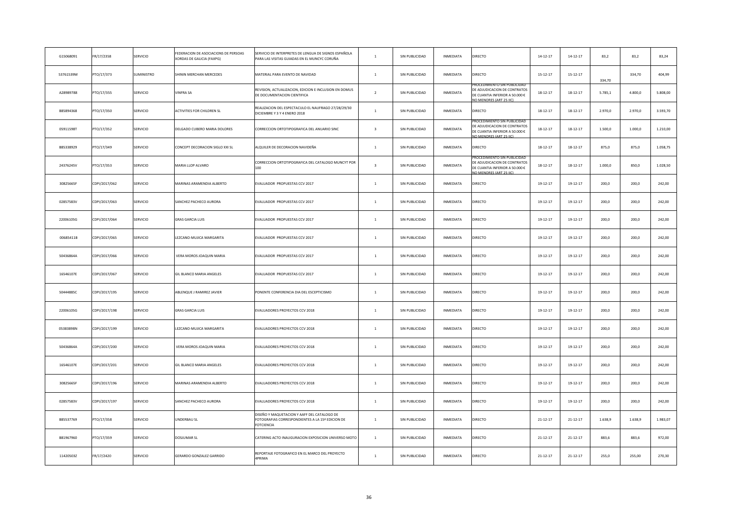| | | | | | | | | | | | | | |
|---|---|---|---|---|---|---|---|---|---|---|---|---|---|
| G15068091 | FR/17/2358 | SERVICIO | FEDERACION DE ASOCIACIONS DE PERSOAS XORDAS DE GALICIA (FAXPG) | SERVICIO DE INTERPRETES DE LENGUA DE SIGNOS ESPAÑOLA PARA LAS VISITAS GUIADAS EN EL MUNCYC CORUÑA | 1 | SIN PUBLICIDAD | INMEDIATA | DIRECTO | 14-12-17 | 14-12-17 | 83,2 | 83,2 | 83,24 |
| 53761539M | PTO/17/373 | SUMINISTRO | SHININ MERCHAN MERCEDES | MATERIAL PARA EVENTO DE NAVIDAD | 1 | SIN PUBLICIDAD | INMEDIATA | DIRECTO | 15-12-17 | 15-12-17 | 334,70 | 334,70 | 404,99 |
| A28989788 | PTO/17/355 | SERVICIO | VINFRA SA | REVISION, ACTUALIZACION, EDICION E INCLUSION EN DOMUS DE DOCUMENTACION CIENTIFICA | 2 | SIN PUBLICIDAD | INMEDIATA | PROCEDIMIENTO SIN PUBLICIDAD DE ADJUDICACION DE CONTRATOS DE CUANTIA INFERIOR A 50.000 € NO MENORES (ART 25 IIC) | 18-12-17 | 18-12-17 | 5.785,1 | 4.800,0 | 5.808,00 |
| B85894368 | PTO/17/350 | SERVICIO | ACTIVITIES FOR CHILDREN SL | REALIZACION DEL ESPECTACULO EL NAUFRAGO 27/28/29/30 DICIEMBRE Y 3 Y 4 ENERO 2018 | 1 | SIN PUBLICIDAD | INMEDIATA | DIRECTO | 18-12-17 | 18-12-17 | 2.970,0 | 2.970,0 | 3.593,70 |
| 05911598T | PTO/17/352 | SERVICIO | DELGADO CUBERO MARIA DOLORES | CORRECCION ORTOTIPOGRAFICA DEL ANUARIO SINC | 3 | SIN PUBLICIDAD | INMEDIATA | PROCEDIMIENTO SIN PUBLICIDAD DE ADJUDICACION DE CONTRATOS DE CUANTIA INFERIOR A 50.000 € NO MENORES (ART 25 IIC) | 18-12-17 | 18-12-17 | 1.500,0 | 1.000,0 | 1.210,00 |
| B85338929 | PTO/17/349 | SERVICIO | CONCEPT DECORACION SIGLO XXI SL | ALQUILER DE DECORACION NAVIDEÑA | 1 | SIN PUBLICIDAD | INMEDIATA | DIRECTO | 18-12-17 | 18-12-17 | 875,0 | 875,0 | 1.058,75 |
| 24376245V | PTO/17/353 | SERVICIO | MARIA LLOP ALVARO | CORRECCION ORTOTIPOGRAFICA DEL CATALOGO MUNCYT POR 100 | 3 | SIN PUBLICIDAD | INMEDIATA | PROCEDIMIENTO SIN PUBLICIDAD DE ADJUDICACION DE CONTRATOS DE CUANTIA INFERIOR A 50.000 € NO MENORES (ART 25 IIC) | 18-12-17 | 18-12-17 | 1.000,0 | 850,0 | 1.028,50 |
| 30825665F | CDPI/2017/062 | SERVICIO | MARINAS ARAMENDIA ALBERTO | EVALUADOR PROPUESTAS CCV 2017 | 1 | SIN PUBLICIDAD | INMEDIATA | DIRECTO | 19-12-17 | 19-12-17 | 200,0 | 200,0 | 242,00 |
| 02857583V | CDPI/2017/063 | SERVICIO | SANCHEZ PACHECO AURORA | EVALUADOR PROPUESTAS CCV 2017 | 1 | SIN PUBLICIDAD | INMEDIATA | DIRECTO | 19-12-17 | 19-12-17 | 200,0 | 200,0 | 242,00 |
| 22006105G | CDPI/2017/064 | SERVICIO | GRAS GARCIA LUIS | EVALUADOR PROPUESTAS CCV 2017 | 1 | SIN PUBLICIDAD | INMEDIATA | DIRECTO | 19-12-17 | 19-12-17 | 200,0 | 200,0 | 242,00 |
| 00685411B | CDPI/2017/065 | SERVICIO | LEZCANO-MUJICA MARGARITA | EVALUADOR PROPUESTAS CCV 2017 | 1 | SIN PUBLICIDAD | INMEDIATA | DIRECTO | 19-12-17 | 19-12-17 | 200,0 | 200,0 | 242,00 |
| 50436864A | CDPI/2017/066 | SERVICIO | VERA MOROS JOAQUIN MARIA | EVALUADOR PROPUESTAS CCV 2017 | 1 | SIN PUBLICIDAD | INMEDIATA | DIRECTO | 19-12-17 | 19-12-17 | 200,0 | 200,0 | 242,00 |
| 16546107E | CDPI/2017/067 | SERVICIO | GIL BLANCO MARIA ANGELES | EVALUADOR PROPUESTAS CCV 2017 | 1 | SIN PUBLICIDAD | INMEDIATA | DIRECTO | 19-12-17 | 19-12-17 | 200,0 | 200,0 | 242,00 |
| 50444885C | CDPI/2017/195 | SERVICIO | ABLENQUE J RAMIREZ JAVIER | PONENTE CONFERENCIA DIA DEL ESCEPTICISMO | 1 | SIN PUBLICIDAD | INMEDIATA | DIRECTO | 19-12-17 | 19-12-17 | 200,0 | 200,0 | 242,00 |
| 22006105G | CDPI/2017/198 | SERVICIO | GRAS GARCIA LUIS | EVALUADORES PROYECTOS CCV 2018 | 1 | SIN PUBLICIDAD | INMEDIATA | DIRECTO | 19-12-17 | 19-12-17 | 200,0 | 200,0 | 242,00 |
| 05383898N | CDPI/2017/199 | SERVICIO | LEZCANO-MUJICA MARGARITA | EVALUADORES PROYECTOS CCV 2018 | 1 | SIN PUBLICIDAD | INMEDIATA | DIRECTO | 19-12-17 | 19-12-17 | 200,0 | 200,0 | 242,00 |
| 50436864A | CDPI/2017/200 | SERVICIO | VERA MOROS JOAQUIN MARIA | EVALUADORES PROYECTOS CCV 2018 | 1 | SIN PUBLICIDAD | INMEDIATA | DIRECTO | 19-12-17 | 19-12-17 | 200,0 | 200,0 | 242,00 |
| 16546107E | CDPI/2017/201 | SERVICIO | GIL BLANCO MARIA ANGELES | EVALUADORES PROYECTOS CCV 2018 | 1 | SIN PUBLICIDAD | INMEDIATA | DIRECTO | 19-12-17 | 19-12-17 | 200,0 | 200,0 | 242,00 |
| 30825665F | CDPI/2017/196 | SERVICIO | MARINAS ARAMENDIA ALBERTO | EVALUADORES PROYECTOS CCV 2018 | 1 | SIN PUBLICIDAD | INMEDIATA | DIRECTO | 19-12-17 | 19-12-17 | 200,0 | 200,0 | 242,00 |
| 02857583V | CDPI/2017/197 | SERVICIO | SANCHEZ PACHECO AURORA | EVALUADORES PROYECTOS CCV 2018 | 1 | SIN PUBLICIDAD | INMEDIATA | DIRECTO | 19-12-17 | 19-12-17 | 200,0 | 200,0 | 242,00 |
| B85537769 | PTO/17/358 | SERVICIO | UNDERBAU SL | DISEÑO Y MAQUETACION Y AAFF DEL CATALOGO DE FOTOGRAFIAS CORRESPONDIENTES A LA 15ª EDICION DE FOTCIENCIA | 1 | SIN PUBLICIDAD | INMEDIATA | DIRECTO | 21-12-17 | 21-12-17 | 1.638,9 | 1.638,9 | 1.983,07 |
| B81967960 | PTO/17/359 | SERVICIO | DOSJUMAR SL | CATERING ACTO INAUGURACION EXPOSICION UNIVERSO MOTO | 1 | SIN PUBLICIDAD | INMEDIATA | DIRECTO | 21-12-17 | 21-12-17 | 883,6 | 883,6 | 972,00 |
| 11420503Z | FR/17/2420 | SERVICIO | GERARDO GONZALEZ GARRIDO | REPORTAJE FOTOGRAFICO EN EL MARCO DEL PROYECTO 4PRIMA | 1 | SIN PUBLICIDAD | INMEDIATA | DIRECTO | 21-12-17 | 21-12-17 | 255,0 | 255,00 | 270,30 |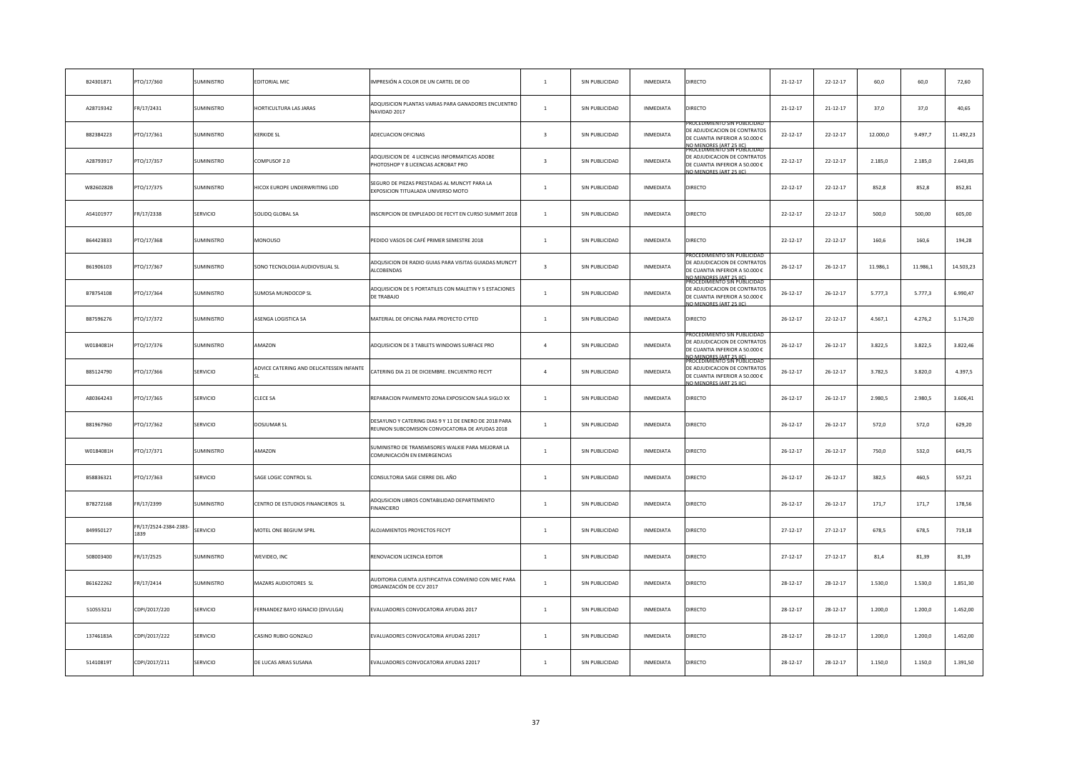| | | | | | | | | | | | | | |
|---|---|---|---|---|---|---|---|---|---|---|---|---|---|
| B24301871 | PTO/17/360 | SUMINISTRO | EDITORIAL MIC | IMPRESIÓN A COLOR DE UN CARTEL DE OD | 1 | SIN PUBLICIDAD | INMEDIATA | DIRECTO | 21-12-17 | 22-12-17 | 60,0 | 60,0 | 72,60 |
| A28719342 | FR/17/2431 | SUMINISTRO | HORTICULTURA LAS JARAS | ADQUISICION PLANTAS VARIAS PARA GANADORES ENCUENTRO NAVIDAD 2017 | 1 | SIN PUBLICIDAD | INMEDIATA | DIRECTO | 21-12-17 | 21-12-17 | 37,0 | 37,0 | 40,65 |
| B82384223 | PTO/17/361 | SUMINISTRO | KERKIDE SL | ADECUACION OFICINAS | 3 | SIN PUBLICIDAD | INMEDIATA | PROCEDIMIENTO SIN PUBLICIDAD DE ADJUDICACION DE CONTRATOS DE CUANTIA INFERIOR A 50.000 € NO MENORES (ART 25 IIC) | 22-12-17 | 22-12-17 | 12.000,0 | 9.497,7 | 11.492,23 |
| A28793917 | PTO/17/357 | SUMINISTRO | COMPUSOF 2.0 | ADQUISICION DE 4 LICENCIAS INFORMATICAS ADOBE PHOTOSHOP Y 8 LICENCIAS ACROBAT PRO | 3 | SIN PUBLICIDAD | INMEDIATA | PROCEDIMIENTO SIN PUBLICIDAD DE ADJUDICACION DE CONTRATOS DE CUANTIA INFERIOR A 50.000 € NO MENORES (ART 25 IIC) | 22-12-17 | 22-12-17 | 2.185,0 | 2.185,0 | 2.643,85 |
| W8260282B | PTO/17/375 | SUMINISTRO | HICOX EUROPE UNDERWRITING LDD | SEGURO DE PIEZAS PRESTADAS AL MUNCYT PARA LA EXPOSICION TITUALADA UNIVERSO MOTO | 1 | SIN PUBLICIDAD | INMEDIATA | DIRECTO | 22-12-17 | 22-12-17 | 852,8 | 852,8 | 852,81 |
| A54101977 | FR/17/2338 | SERVICIO | SOLIDQ GLOBAL SA | INSCRIPCION DE EMPLEADO DE FECYT EN CURSO SUMMIT 2018 | 1 | SIN PUBLICIDAD | INMEDIATA | DIRECTO | 22-12-17 | 22-12-17 | 500,0 | 500,00 | 605,00 |
| B64423833 | PTO/17/368 | SUMINISTRO | MONOUSO | PEDIDO VASOS DE CAFÉ PRIMER SEMESTRE 2018 | 1 | SIN PUBLICIDAD | INMEDIATA | DIRECTO | 22-12-17 | 22-12-17 | 160,6 | 160,6 | 194,28 |
| B61906103 | PTO/17/367 | SUMINISTRO | SONO TECNOLOGIA AUDIOVISUAL SL | ADQUSICION DE RADIO GUIAS PARA VISITAS GUIADAS MUNCYT ALCOBENDAS | 3 | SIN PUBLICIDAD | INMEDIATA | PROCEDIMIENTO SIN PUBLICIDAD DE ADJUDICACION DE CONTRATOS DE CUANTIA INFERIOR A 50.000 € NO MENORES (ART 25 IIC) | 26-12-17 | 26-12-17 | 11.986,1 | 11.986,1 | 14.503,23 |
| B78754108 | PTO/17/364 | SUMINISTRO | SUMOSA MUNDOCOP SL | ADQUISICION DE 5 PORTATILES CON MALETIN Y 5 ESTACIONES DE TRABAJO | 1 | SIN PUBLICIDAD | INMEDIATA | PROCEDIMIENTO SIN PUBLICIDAD DE ADJUDICACION DE CONTRATOS DE CUANTIA INFERIOR A 50.000 € NO MENORES (ART 25 IIC) | 26-12-17 | 26-12-17 | 5.777,3 | 5.777,3 | 6.990,47 |
| B87596276 | PTO/17/372 | SUMINISTRO | ASENGA LOGISTICA SA | MATERIAL DE OFICINA PARA PROYECTO CYTED | 1 | SIN PUBLICIDAD | INMEDIATA | DIRECTO | 26-12-17 | 22-12-17 | 4.567,1 | 4.276,2 | 5.174,20 |
| W0184081H | PTO/17/376 | SUMINISTRO | AMAZON | ADQUISICION DE 3 TABLETS WINDOWS SURFACE PRO | 4 | SIN PUBLICIDAD | INMEDIATA | PROCEDIMIENTO SIN PUBLICIDAD DE ADJUDICACION DE CONTRATOS DE CUANTIA INFERIOR A 50.000 € NO MENORES (ART 25 IIC) | 26-12-17 | 26-12-17 | 3.822,5 | 3.822,5 | 3.822,46 |
| B85124790 | PTO/17/366 | SERVICIO | ADVICE CATERING AND DELICATESSEN INFANTE SL | CATERING DIA 21 DE DICIEMBRE. ENCUENTRO FECYT | 4 | SIN PUBLICIDAD | INMEDIATA | PROCEDIMIENTO SIN PUBLICIDAD DE ADJUDICACION DE CONTRATOS DE CUANTIA INFERIOR A 50.000 € NO MENORES (ART 25 IIC) | 26-12-17 | 26-12-17 | 3.782,5 | 3.820,0 | 4.397,5 |
| A80364243 | PTO/17/365 | SERVICIO | CLECE SA | REPARACION PAVIMENTO ZONA EXPOSICION SALA SIGLO XX | 1 | SIN PUBLICIDAD | INMEDIATA | DIRECTO | 26-12-17 | 26-12-17 | 2.980,5 | 2.980,5 | 3.606,41 |
| B81967960 | PTO/17/362 | SERVICIO | DOSJUMAR SL | DESAYUNO Y CATERING DIAS 9 Y 11 DE ENERO DE 2018 PARA REUNION SUBCOMISION CONVOCATORIA DE AYUDAS 2018 | 1 | SIN PUBLICIDAD | INMEDIATA | DIRECTO | 26-12-17 | 26-12-17 | 572,0 | 572,0 | 629,20 |
| W0184081H | PTO/17/371 | SUMINISTRO | AMAZON | SUMINISTRO DE TRANSMISORES WALKIE PARA MEJORAR LA COMUNICACIÓN EN EMERGENCIAS | 1 | SIN PUBLICIDAD | INMEDIATA | DIRECTO | 26-12-17 | 26-12-17 | 750,0 | 532,0 | 643,75 |
| B58836321 | PTO/17/363 | SERVICIO | SAGE LOGIC CONTROL SL | CONSULTORIA SAGE CIERRE DEL AÑO | 1 | SIN PUBLICIDAD | INMEDIATA | DIRECTO | 26-12-17 | 26-12-17 | 382,5 | 460,5 | 557,21 |
| B78272168 | FR/17/2399 | SUMINISTRO | CENTRO DE ESTUDIOS FINANCIEROS SL | ADQUSICION LIBROS CONTABILIDAD DEPARTEMENTO FINANCIERO | 1 | SIN PUBLICIDAD | INMEDIATA | DIRECTO | 26-12-17 | 26-12-17 | 171,7 | 171,7 | 178,56 |
| 849950127 | FR/17/2524-2384-2383-1839 | SERVICIO | MOTEL ONE BEGIUM SPRL | ALOJAMIENTOS PROYECTOS FECYT | 1 | SIN PUBLICIDAD | INMEDIATA | DIRECTO | 27-12-17 | 27-12-17 | 678,5 | 678,5 | 719,18 |
| 508003400 | FR/17/2525 | SUMINISTRO | WEVIDEO, INC | RENOVACION LICENCIA EDITOR | 1 | SIN PUBLICIDAD | INMEDIATA | DIRECTO | 27-12-17 | 27-12-17 | 81,4 | 81,39 | 81,39 |
| B61622262 | FR/17/2414 | SUMINISTRO | MAZARS AUDIOTORES SL | AUDITORIA CUENTA JUSTIFICATIVA CONVENIO CON MEC PARA ORGANIZACIÓN DE CCV 2017 | 1 | SIN PUBLICIDAD | INMEDIATA | DIRECTO | 28-12-17 | 28-12-17 | 1.530,0 | 1.530,0 | 1.851,30 |
| 51055321J | CDPI/2017/220 | SERVICIO | FERNANDEZ BAYO IGNACIO (DIVULGA) | EVALUADORES CONVOCATORIA AYUDAS 2017 | 1 | SIN PUBLICIDAD | INMEDIATA | DIRECTO | 28-12-17 | 28-12-17 | 1.200,0 | 1.200,0 | 1.452,00 |
| 13746183A | CDPI/2017/222 | SERVICIO | CASINO RUBIO GONZALO | EVALUADORES CONVOCATORIA AYUDAS 22017 | 1 | SIN PUBLICIDAD | INMEDIATA | DIRECTO | 28-12-17 | 28-12-17 | 1.200,0 | 1.200,0 | 1.452,00 |
| 51410819T | CDPI/2017/211 | SERVICIO | DE LUCAS ARIAS SUSANA | EVALUADORES CONVOCATORIA AYUDAS 22017 | 1 | SIN PUBLICIDAD | INMEDIATA | DIRECTO | 28-12-17 | 28-12-17 | 1.150,0 | 1.150,0 | 1.391,50 |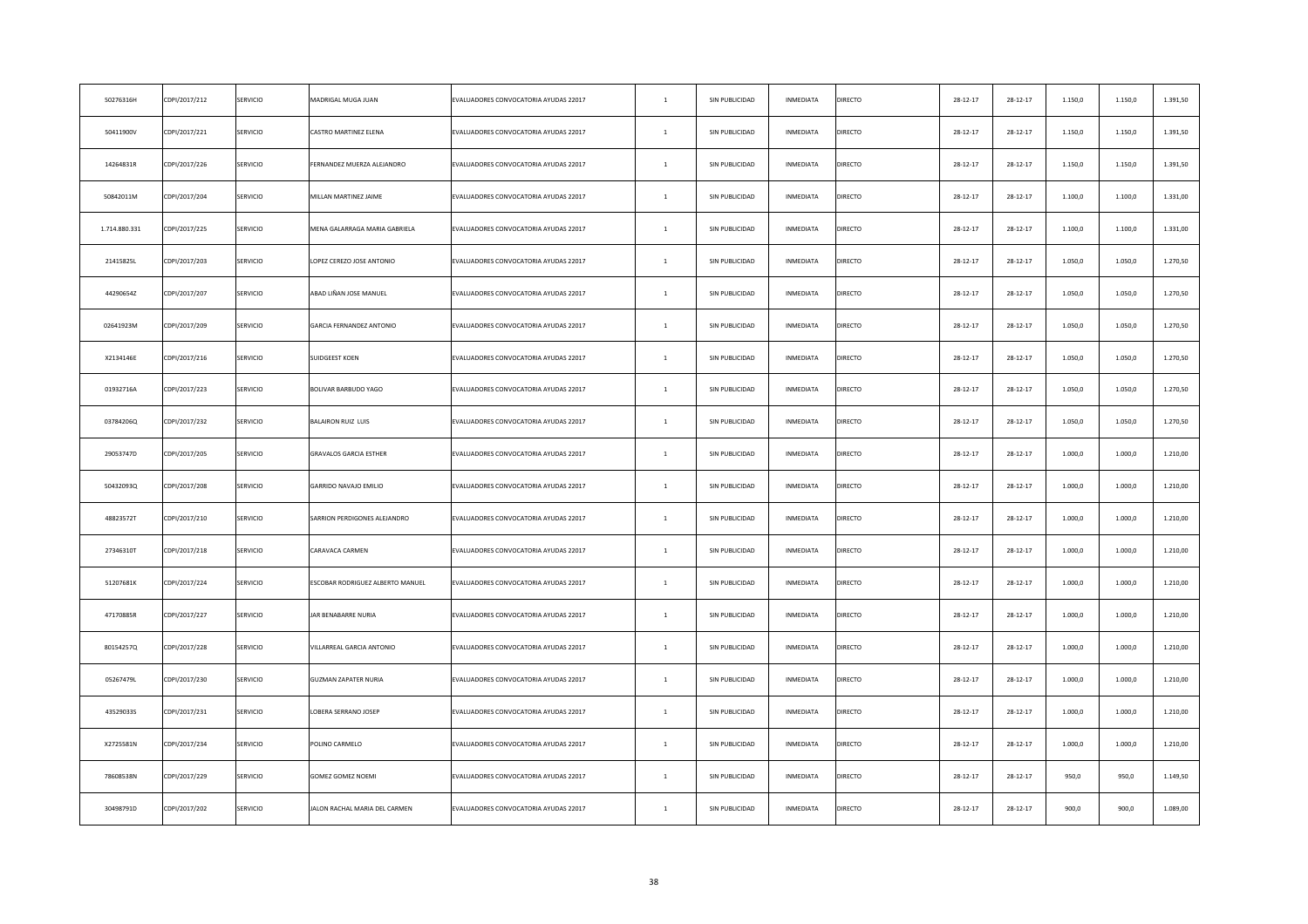| | | | | | | | | | | | | | |
|---|---|---|---|---|---|---|---|---|---|---|---|---|---|
| 50276316H | CDPI/2017/212 | SERVICIO | MADRIGAL MUGA JUAN | EVALUADORES CONVOCATORIA AYUDAS 22017 | 1 | SIN PUBLICIDAD | INMEDIATA | DIRECTO | 28-12-17 | 28-12-17 | 1.150,0 | 1.150,0 | 1.391,50 |
| 50411900V | CDPI/2017/221 | SERVICIO | CASTRO MARTINEZ ELENA | EVALUADORES CONVOCATORIA AYUDAS 22017 | 1 | SIN PUBLICIDAD | INMEDIATA | DIRECTO | 28-12-17 | 28-12-17 | 1.150,0 | 1.150,0 | 1.391,50 |
| 14264831R | CDPI/2017/226 | SERVICIO | FERNANDEZ MUERZA ALEJANDRO | EVALUADORES CONVOCATORIA AYUDAS 22017 | 1 | SIN PUBLICIDAD | INMEDIATA | DIRECTO | 28-12-17 | 28-12-17 | 1.150,0 | 1.150,0 | 1.391,50 |
| 50842011M | CDPI/2017/204 | SERVICIO | MILLAN MARTINEZ JAIME | EVALUADORES CONVOCATORIA AYUDAS 22017 | 1 | SIN PUBLICIDAD | INMEDIATA | DIRECTO | 28-12-17 | 28-12-17 | 1.100,0 | 1.100,0 | 1.331,00 |
| 1.714.880.331 | CDPI/2017/225 | SERVICIO | MENA GALARRAGA MARIA GABRIELA | EVALUADORES CONVOCATORIA AYUDAS 22017 | 1 | SIN PUBLICIDAD | INMEDIATA | DIRECTO | 28-12-17 | 28-12-17 | 1.100,0 | 1.100,0 | 1.331,00 |
| 21415825L | CDPI/2017/203 | SERVICIO | LOPEZ CEREZO JOSE ANTONIO | EVALUADORES CONVOCATORIA AYUDAS 22017 | 1 | SIN PUBLICIDAD | INMEDIATA | DIRECTO | 28-12-17 | 28-12-17 | 1.050,0 | 1.050,0 | 1.270,50 |
| 44290654Z | CDPI/2017/207 | SERVICIO | ABAD LIÑAN JOSE MANUEL | EVALUADORES CONVOCATORIA AYUDAS 22017 | 1 | SIN PUBLICIDAD | INMEDIATA | DIRECTO | 28-12-17 | 28-12-17 | 1.050,0 | 1.050,0 | 1.270,50 |
| 02641923M | CDPI/2017/209 | SERVICIO | GARCIA FERNANDEZ ANTONIO | EVALUADORES CONVOCATORIA AYUDAS 22017 | 1 | SIN PUBLICIDAD | INMEDIATA | DIRECTO | 28-12-17 | 28-12-17 | 1.050,0 | 1.050,0 | 1.270,50 |
| X2134146E | CDPI/2017/216 | SERVICIO | SUIDGEEST KOEN | EVALUADORES CONVOCATORIA AYUDAS 22017 | 1 | SIN PUBLICIDAD | INMEDIATA | DIRECTO | 28-12-17 | 28-12-17 | 1.050,0 | 1.050,0 | 1.270,50 |
| 01932716A | CDPI/2017/223 | SERVICIO | BOLIVAR BARBUDO YAGO | EVALUADORES CONVOCATORIA AYUDAS 22017 | 1 | SIN PUBLICIDAD | INMEDIATA | DIRECTO | 28-12-17 | 28-12-17 | 1.050,0 | 1.050,0 | 1.270,50 |
| 03784206Q | CDPI/2017/232 | SERVICIO | BALAIRON RUIZ LUIS | EVALUADORES CONVOCATORIA AYUDAS 22017 | 1 | SIN PUBLICIDAD | INMEDIATA | DIRECTO | 28-12-17 | 28-12-17 | 1.050,0 | 1.050,0 | 1.270,50 |
| 29053747D | CDPI/2017/205 | SERVICIO | GRAVALOS GARCIA ESTHER | EVALUADORES CONVOCATORIA AYUDAS 22017 | 1 | SIN PUBLICIDAD | INMEDIATA | DIRECTO | 28-12-17 | 28-12-17 | 1.000,0 | 1.000,0 | 1.210,00 |
| 50432093Q | CDPI/2017/208 | SERVICIO | GARRIDO NAVAJO EMILIO | EVALUADORES CONVOCATORIA AYUDAS 22017 | 1 | SIN PUBLICIDAD | INMEDIATA | DIRECTO | 28-12-17 | 28-12-17 | 1.000,0 | 1.000,0 | 1.210,00 |
| 48823572T | CDPI/2017/210 | SERVICIO | SARRION PERDIGONES ALEJANDRO | EVALUADORES CONVOCATORIA AYUDAS 22017 | 1 | SIN PUBLICIDAD | INMEDIATA | DIRECTO | 28-12-17 | 28-12-17 | 1.000,0 | 1.000,0 | 1.210,00 |
| 27346310T | CDPI/2017/218 | SERVICIO | CARAVACA CARMEN | EVALUADORES CONVOCATORIA AYUDAS 22017 | 1 | SIN PUBLICIDAD | INMEDIATA | DIRECTO | 28-12-17 | 28-12-17 | 1.000,0 | 1.000,0 | 1.210,00 |
| 51207681K | CDPI/2017/224 | SERVICIO | ESCOBAR RODRIGUEZ ALBERTO MANUEL | EVALUADORES CONVOCATORIA AYUDAS 22017 | 1 | SIN PUBLICIDAD | INMEDIATA | DIRECTO | 28-12-17 | 28-12-17 | 1.000,0 | 1.000,0 | 1.210,00 |
| 47170885R | CDPI/2017/227 | SERVICIO | JAR BENABARRE NURIA | EVALUADORES CONVOCATORIA AYUDAS 22017 | 1 | SIN PUBLICIDAD | INMEDIATA | DIRECTO | 28-12-17 | 28-12-17 | 1.000,0 | 1.000,0 | 1.210,00 |
| 80154257Q | CDPI/2017/228 | SERVICIO | VILLARREAL GARCIA ANTONIO | EVALUADORES CONVOCATORIA AYUDAS 22017 | 1 | SIN PUBLICIDAD | INMEDIATA | DIRECTO | 28-12-17 | 28-12-17 | 1.000,0 | 1.000,0 | 1.210,00 |
| 05267479L | CDPI/2017/230 | SERVICIO | GUZMAN ZAPATER NURIA | EVALUADORES CONVOCATORIA AYUDAS 22017 | 1 | SIN PUBLICIDAD | INMEDIATA | DIRECTO | 28-12-17 | 28-12-17 | 1.000,0 | 1.000,0 | 1.210,00 |
| 43529033S | CDPI/2017/231 | SERVICIO | LOBERA SERRANO JOSEP | EVALUADORES CONVOCATORIA AYUDAS 22017 | 1 | SIN PUBLICIDAD | INMEDIATA | DIRECTO | 28-12-17 | 28-12-17 | 1.000,0 | 1.000,0 | 1.210,00 |
| X2725581N | CDPI/2017/234 | SERVICIO | POLINO CARMELO | EVALUADORES CONVOCATORIA AYUDAS 22017 | 1 | SIN PUBLICIDAD | INMEDIATA | DIRECTO | 28-12-17 | 28-12-17 | 1.000,0 | 1.000,0 | 1.210,00 |
| 78608538N | CDPI/2017/229 | SERVICIO | GOMEZ GOMEZ NOEMI | EVALUADORES CONVOCATORIA AYUDAS 22017 | 1 | SIN PUBLICIDAD | INMEDIATA | DIRECTO | 28-12-17 | 28-12-17 | 950,0 | 950,0 | 1.149,50 |
| 30498791D | CDPI/2017/202 | SERVICIO | JALON RACHAL MARIA DEL CARMEN | EVALUADORES CONVOCATORIA AYUDAS 22017 | 1 | SIN PUBLICIDAD | INMEDIATA | DIRECTO | 28-12-17 | 28-12-17 | 900,0 | 900,0 | 1.089,00 |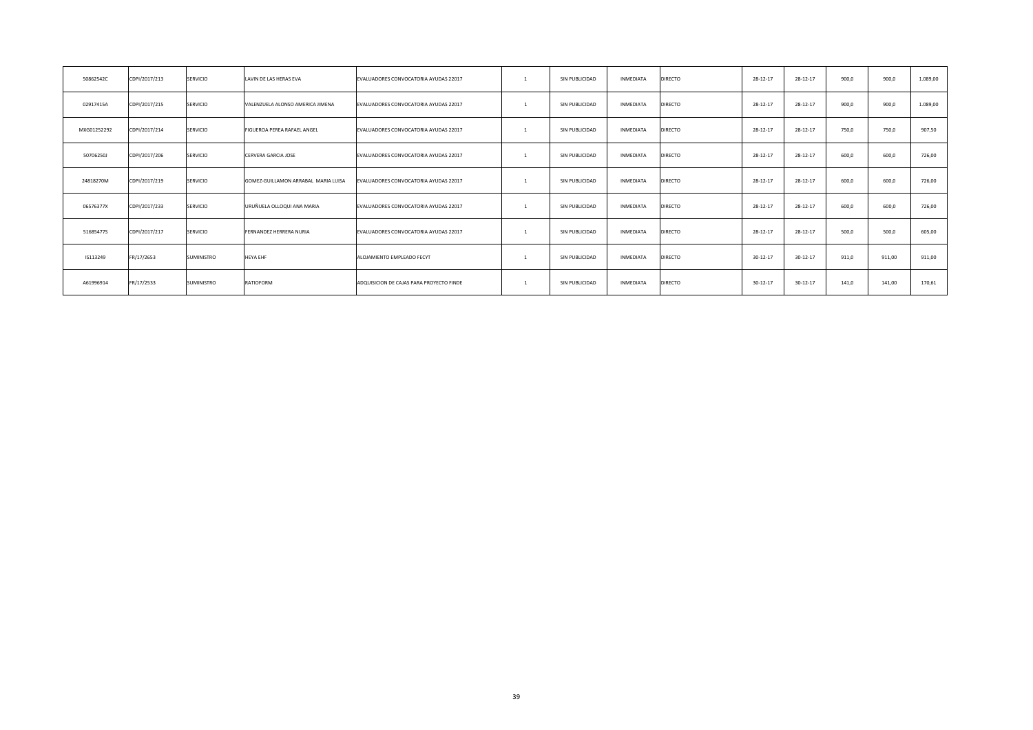| | | | | | | | | | | | | | |
|---|---|---|---|---|---|---|---|---|---|---|---|---|---|
| 50862542C | CDPI/2017/213 | SERVICIO | LAVIN DE LAS HERAS EVA | EVALUADORES CONVOCATORIA AYUDAS 22017 | 1 | SIN PUBLICIDAD | INMEDIATA | DIRECTO | 28-12-17 | 28-12-17 | 900,0 | 900,0 | 1.089,00 |
| 02917415A | CDPI/2017/215 | SERVICIO | VALENZUELA ALONSO AMERICA JIMENA | EVALUADORES CONVOCATORIA AYUDAS 22017 | 1 | SIN PUBLICIDAD | INMEDIATA | DIRECTO | 28-12-17 | 28-12-17 | 900,0 | 900,0 | 1.089,00 |
| MXG01252292 | CDPI/2017/214 | SERVICIO | FIGUEROA PEREA RAFAEL ANGEL | EVALUADORES CONVOCATORIA AYUDAS 22017 | 1 | SIN PUBLICIDAD | INMEDIATA | DIRECTO | 28-12-17 | 28-12-17 | 750,0 | 750,0 | 907,50 |
| 50706250J | CDPI/2017/206 | SERVICIO | CERVERA GARCIA JOSE | EVALUADORES CONVOCATORIA AYUDAS 22017 | 1 | SIN PUBLICIDAD | INMEDIATA | DIRECTO | 28-12-17 | 28-12-17 | 600,0 | 600,0 | 726,00 |
| 24818270M | CDPI/2017/219 | SERVICIO | GOMEZ-GUILLAMON ARRABAL MARIA LUISA | EVALUADORES CONVOCATORIA AYUDAS 22017 | 1 | SIN PUBLICIDAD | INMEDIATA | DIRECTO | 28-12-17 | 28-12-17 | 600,0 | 600,0 | 726,00 |
| 06576377X | CDPI/2017/233 | SERVICIO | URUÑUELA OLLOQUI ANA MARIA | EVALUADORES CONVOCATORIA AYUDAS 22017 | 1 | SIN PUBLICIDAD | INMEDIATA | DIRECTO | 28-12-17 | 28-12-17 | 600,0 | 600,0 | 726,00 |
| 51685477S | CDPI/2017/217 | SERVICIO | FERNANDEZ HERRERA NURIA | EVALUADORES CONVOCATORIA AYUDAS 22017 | 1 | SIN PUBLICIDAD | INMEDIATA | DIRECTO | 28-12-17 | 28-12-17 | 500,0 | 500,0 | 605,00 |
| IS113249 | FR/17/2653 | SUMINISTRO | HEYA EHF | ALOJAMIENTO EMPLEADO FECYT | 1 | SIN PUBLICIDAD | INMEDIATA | DIRECTO | 30-12-17 | 30-12-17 | 911,0 | 911,00 | 911,00 |
| A61996914 | FR/17/2533 | SUMINISTRO | RATIOFORM | ADQUISICION DE CAJAS PARA PROYECTO FINDE | 1 | SIN PUBLICIDAD | INMEDIATA | DIRECTO | 30-12-17 | 30-12-17 | 141,0 | 141,00 | 170,61 |